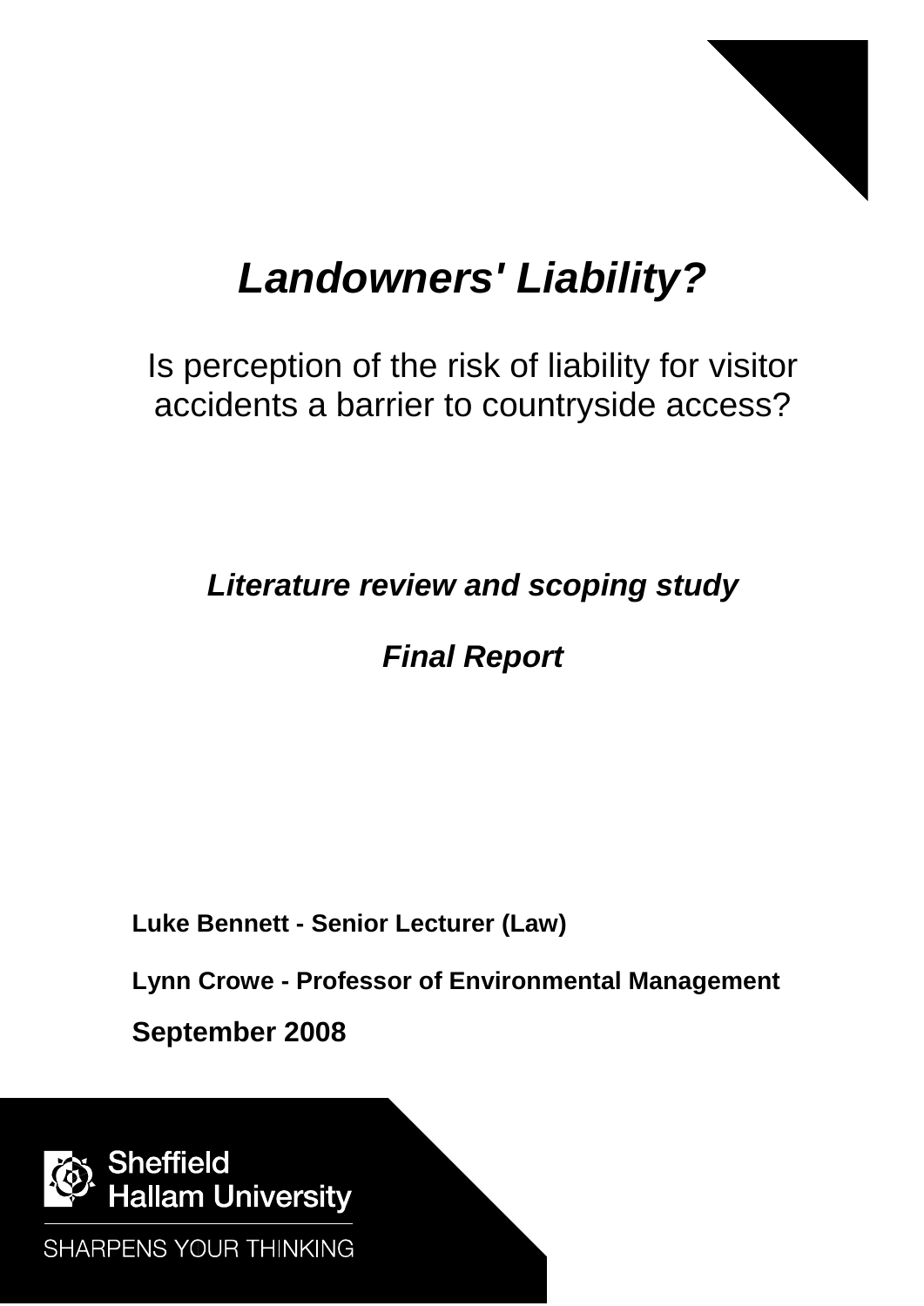# *Landowners' Liability?*

Is perception of the risk of liability for visitor accidents a barrier to countryside access?

***Literature review and scoping study***

***Final Report***

**Luke Bennett - Senior Lecturer (Law)**

**Lynn Crowe - Professor of Environmental Management**

**September 2008**

Sheffield Hallam University

SHARPENS YOUR THINKING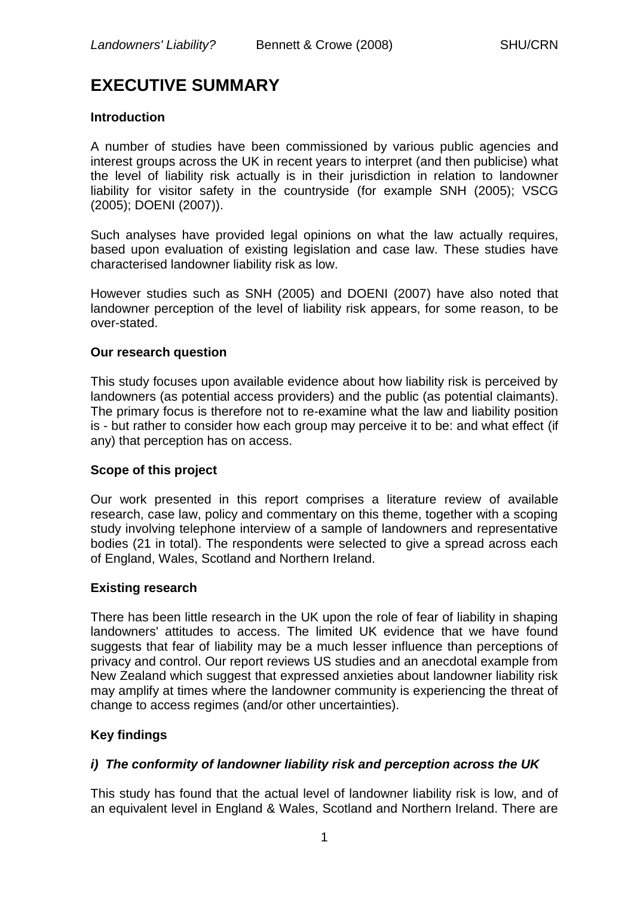# EXECUTIVE SUMMARY

**Introduction**

A number of studies have been commissioned by various public agencies and interest groups across the UK in recent years to interpret (and then publicise) what the level of liability risk actually is in their jurisdiction in relation to landowner liability for visitor safety in the countryside (for example SNH (2005); VSCG (2005); DOENI (2007)).

Such analyses have provided legal opinions on what the law actually requires, based upon evaluation of existing legislation and case law. These studies have characterised landowner liability risk as low.

However studies such as SNH (2005) and DOENI (2007) have also noted that landowner perception of the level of liability risk appears, for some reason, to be over-stated.

**Our research question**

This study focuses upon available evidence about how liability risk is perceived by landowners (as potential access providers) and the public (as potential claimants). The primary focus is therefore not to re-examine what the law and liability position is - but rather to consider how each group may perceive it to be: and what effect (if any) that perception has on access.

**Scope of this project**

Our work presented in this report comprises a literature review of available research, case law, policy and commentary on this theme, together with a scoping study involving telephone interview of a sample of landowners and representative bodies (21 in total). The respondents were selected to give a spread across each of England, Wales, Scotland and Northern Ireland.

**Existing research**

There has been little research in the UK upon the role of fear of liability in shaping landowners' attitudes to access. The limited UK evidence that we have found suggests that fear of liability may be a much lesser influence than perceptions of privacy and control. Our report reviews US studies and an anecdotal example from New Zealand which suggest that expressed anxieties about landowner liability risk may amplify at times where the landowner community is experiencing the threat of change to access regimes (and/or other uncertainties).

**Key findings**

***i) The conformity of landowner liability risk and perception across the UK***

This study has found that the actual level of landowner liability risk is low, and of an equivalent level in England & Wales, Scotland and Northern Ireland. There are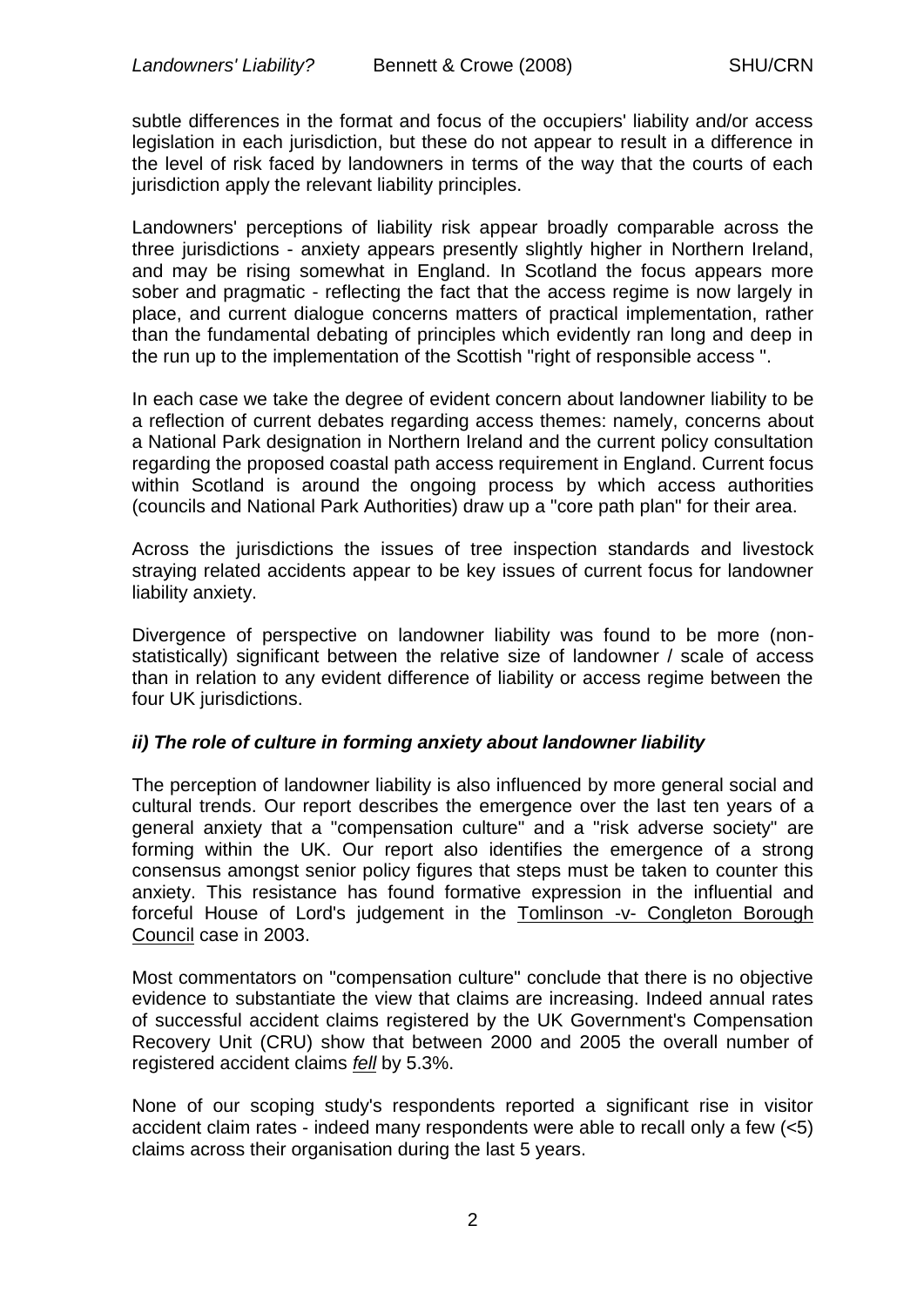subtle differences in the format and focus of the occupiers' liability and/or access legislation in each jurisdiction, but these do not appear to result in a difference in the level of risk faced by landowners in terms of the way that the courts of each jurisdiction apply the relevant liability principles.

Landowners' perceptions of liability risk appear broadly comparable across the three jurisdictions - anxiety appears presently slightly higher in Northern Ireland, and may be rising somewhat in England. In Scotland the focus appears more sober and pragmatic - reflecting the fact that the access regime is now largely in place, and current dialogue concerns matters of practical implementation, rather than the fundamental debating of principles which evidently ran long and deep in the run up to the implementation of the Scottish "right of responsible access ".

In each case we take the degree of evident concern about landowner liability to be a reflection of current debates regarding access themes: namely, concerns about a National Park designation in Northern Ireland and the current policy consultation regarding the proposed coastal path access requirement in England. Current focus within Scotland is around the ongoing process by which access authorities (councils and National Park Authorities) draw up a "core path plan" for their area.

Across the jurisdictions the issues of tree inspection standards and livestock straying related accidents appear to be key issues of current focus for landowner liability anxiety.

Divergence of perspective on landowner liability was found to be more (non-statistically) significant between the relative size of landowner / scale of access than in relation to any evident difference of liability or access regime between the four UK jurisdictions.

### *ii) The role of culture in forming anxiety about landowner liability*

The perception of landowner liability is also influenced by more general social and cultural trends. Our report describes the emergence over the last ten years of a general anxiety that a "compensation culture" and a "risk adverse society" are forming within the UK. Our report also identifies the emergence of a strong consensus amongst senior policy figures that steps must be taken to counter this anxiety. This resistance has found formative expression in the influential and forceful House of Lord's judgement in the <u>Tomlinson -v- Congleton Borough Council</u> case in 2003.

Most commentators on "compensation culture" conclude that there is no objective evidence to substantiate the view that claims are increasing. Indeed annual rates of successful accident claims registered by the UK Government's Compensation Recovery Unit (CRU) show that between 2000 and 2005 the overall number of registered accident claims *<u>fell</u>* by 5.3%.

None of our scoping study's respondents reported a significant rise in visitor accident claim rates - indeed many respondents were able to recall only a few (<5) claims across their organisation during the last 5 years.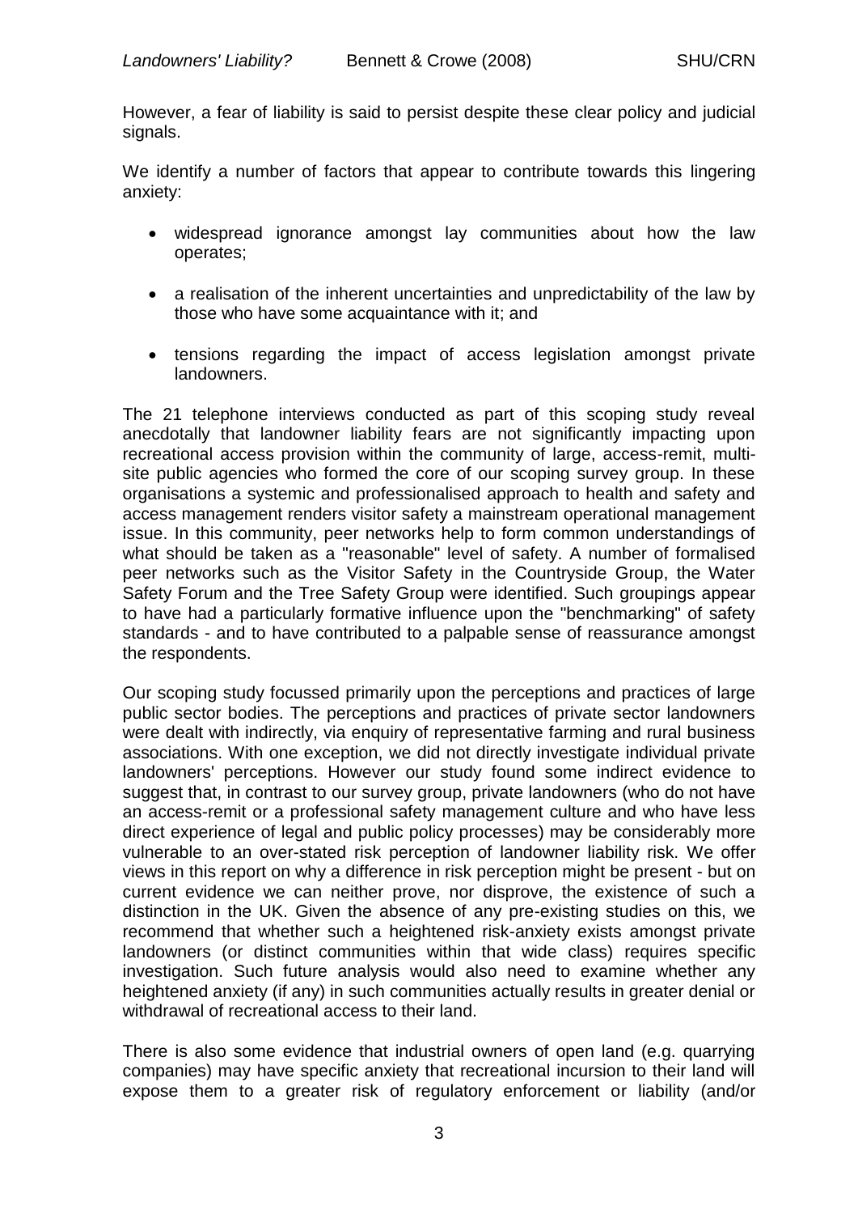However, a fear of liability is said to persist despite these clear policy and judicial signals.

We identify a number of factors that appear to contribute towards this lingering anxiety:

- widespread ignorance amongst lay communities about how the law operates;
- a realisation of the inherent uncertainties and unpredictability of the law by those who have some acquaintance with it; and
- tensions regarding the impact of access legislation amongst private landowners.

The 21 telephone interviews conducted as part of this scoping study reveal anecdotally that landowner liability fears are not significantly impacting upon recreational access provision within the community of large, access-remit, multi-site public agencies who formed the core of our scoping survey group. In these organisations a systemic and professionalised approach to health and safety and access management renders visitor safety a mainstream operational management issue. In this community, peer networks help to form common understandings of what should be taken as a "reasonable" level of safety. A number of formalised peer networks such as the Visitor Safety in the Countryside Group, the Water Safety Forum and the Tree Safety Group were identified. Such groupings appear to have had a particularly formative influence upon the "benchmarking" of safety standards - and to have contributed to a palpable sense of reassurance amongst the respondents.

Our scoping study focussed primarily upon the perceptions and practices of large public sector bodies. The perceptions and practices of private sector landowners were dealt with indirectly, via enquiry of representative farming and rural business associations. With one exception, we did not directly investigate individual private landowners' perceptions. However our study found some indirect evidence to suggest that, in contrast to our survey group, private landowners (who do not have an access-remit or a professional safety management culture and who have less direct experience of legal and public policy processes) may be considerably more vulnerable to an over-stated risk perception of landowner liability risk. We offer views in this report on why a difference in risk perception might be present - but on current evidence we can neither prove, nor disprove, the existence of such a distinction in the UK. Given the absence of any pre-existing studies on this, we recommend that whether such a heightened risk-anxiety exists amongst private landowners (or distinct communities within that wide class) requires specific investigation. Such future analysis would also need to examine whether any heightened anxiety (if any) in such communities actually results in greater denial or withdrawal of recreational access to their land.

There is also some evidence that industrial owners of open land (e.g. quarrying companies) may have specific anxiety that recreational incursion to their land will expose them to a greater risk of regulatory enforcement or liability (and/or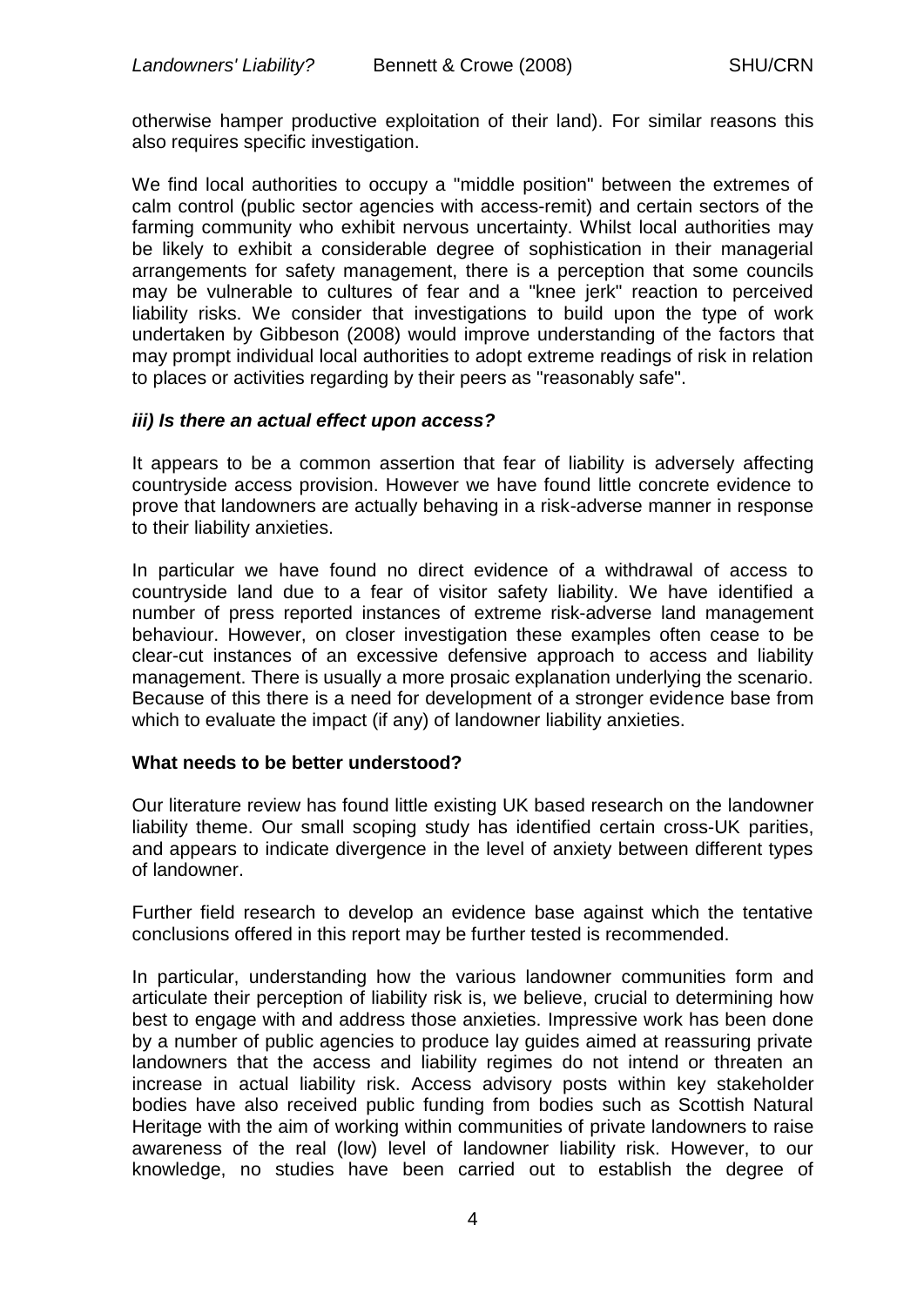otherwise hamper productive exploitation of their land). For similar reasons this also requires specific investigation.

We find local authorities to occupy a "middle position" between the extremes of calm control (public sector agencies with access-remit) and certain sectors of the farming community who exhibit nervous uncertainty. Whilst local authorities may be likely to exhibit a considerable degree of sophistication in their managerial arrangements for safety management, there is a perception that some councils may be vulnerable to cultures of fear and a "knee jerk" reaction to perceived liability risks. We consider that investigations to build upon the type of work undertaken by Gibbeson (2008) would improve understanding of the factors that may prompt individual local authorities to adopt extreme readings of risk in relation to places or activities regarding by their peers as "reasonably safe".

### *iii) Is there an actual effect upon access?*

It appears to be a common assertion that fear of liability is adversely affecting countryside access provision. However we have found little concrete evidence to prove that landowners are actually behaving in a risk-adverse manner in response to their liability anxieties.

In particular we have found no direct evidence of a withdrawal of access to countryside land due to a fear of visitor safety liability. We have identified a number of press reported instances of extreme risk-adverse land management behaviour. However, on closer investigation these examples often cease to be clear-cut instances of an excessive defensive approach to access and liability management. There is usually a more prosaic explanation underlying the scenario. Because of this there is a need for development of a stronger evidence base from which to evaluate the impact (if any) of landowner liability anxieties.

### **What needs to be better understood?**

Our literature review has found little existing UK based research on the landowner liability theme. Our small scoping study has identified certain cross-UK parities, and appears to indicate divergence in the level of anxiety between different types of landowner.

Further field research to develop an evidence base against which the tentative conclusions offered in this report may be further tested is recommended.

In particular, understanding how the various landowner communities form and articulate their perception of liability risk is, we believe, crucial to determining how best to engage with and address those anxieties. Impressive work has been done by a number of public agencies to produce lay guides aimed at reassuring private landowners that the access and liability regimes do not intend or threaten an increase in actual liability risk. Access advisory posts within key stakeholder bodies have also received public funding from bodies such as Scottish Natural Heritage with the aim of working within communities of private landowners to raise awareness of the real (low) level of landowner liability risk. However, to our knowledge, no studies have been carried out to establish the degree of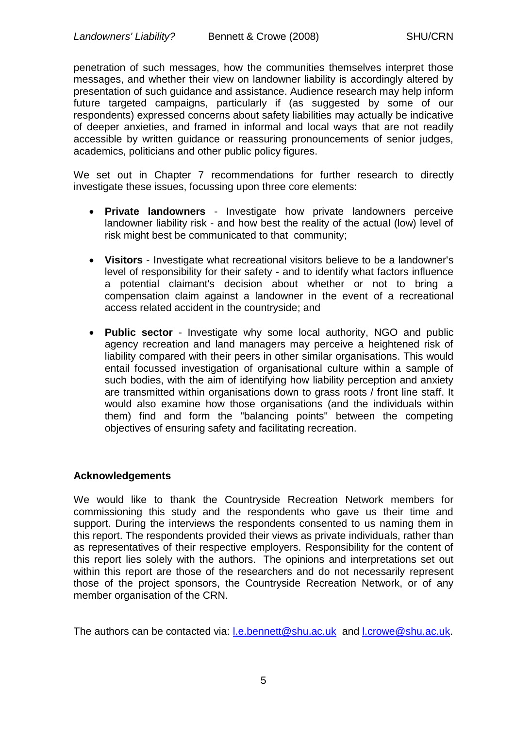penetration of such messages, how the communities themselves interpret those messages, and whether their view on landowner liability is accordingly altered by presentation of such guidance and assistance. Audience research may help inform future targeted campaigns, particularly if (as suggested by some of our respondents) expressed concerns about safety liabilities may actually be indicative of deeper anxieties, and framed in informal and local ways that are not readily accessible by written guidance or reassuring pronouncements of senior judges, academics, politicians and other public policy figures.

We set out in Chapter 7 recommendations for further research to directly investigate these issues, focussing upon three core elements:

- **Private landowners** - Investigate how private landowners perceive landowner liability risk - and how best the reality of the actual (low) level of risk might best be communicated to that community;
- **Visitors** - Investigate what recreational visitors believe to be a landowner's level of responsibility for their safety - and to identify what factors influence a potential claimant's decision about whether or not to bring a compensation claim against a landowner in the event of a recreational access related accident in the countryside; and
- **Public sector** - Investigate why some local authority, NGO and public agency recreation and land managers may perceive a heightened risk of liability compared with their peers in other similar organisations. This would entail focussed investigation of organisational culture within a sample of such bodies, with the aim of identifying how liability perception and anxiety are transmitted within organisations down to grass roots / front line staff. It would also examine how those organisations (and the individuals within them) find and form the "balancing points" between the competing objectives of ensuring safety and facilitating recreation.

**Acknowledgements**

We would like to thank the Countryside Recreation Network members for commissioning this study and the respondents who gave us their time and support. During the interviews the respondents consented to us naming them in this report. The respondents provided their views as private individuals, rather than as representatives of their respective employers. Responsibility for the content of this report lies solely with the authors. The opinions and interpretations set out within this report are those of the researchers and do not necessarily represent those of the project sponsors, the Countryside Recreation Network, or of any member organisation of the CRN.

The authors can be contacted via: l.e.bennett@shu.ac.uk and l.crowe@shu.ac.uk.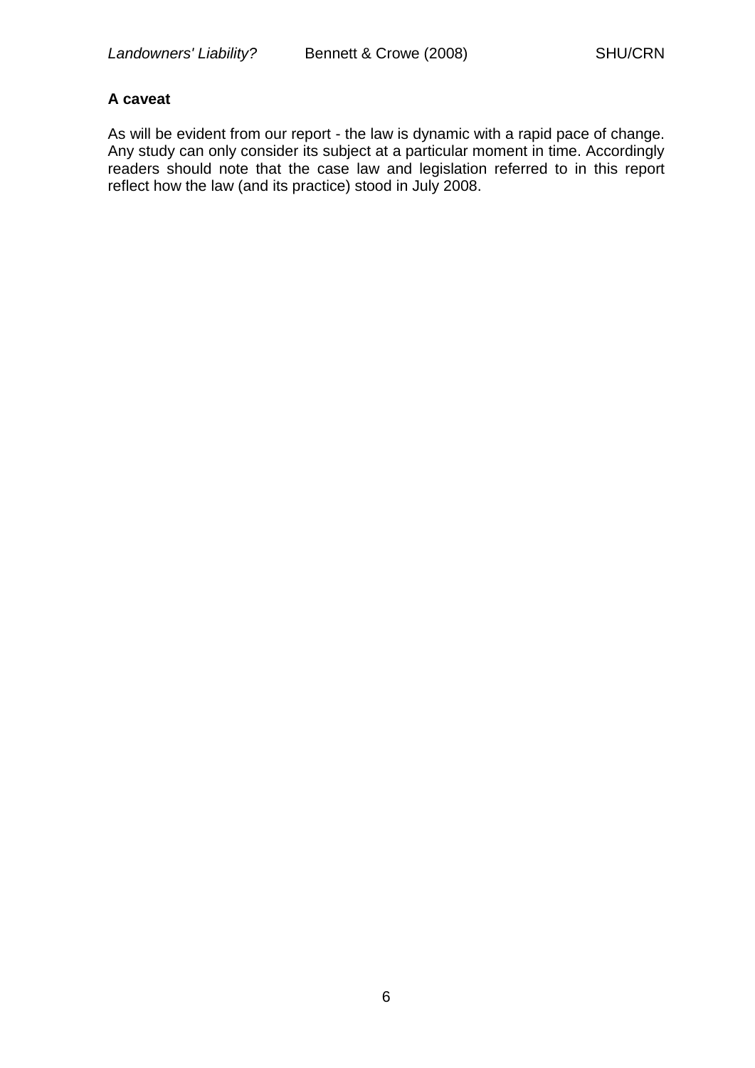**A caveat**

As will be evident from our report - the law is dynamic with a rapid pace of change. Any study can only consider its subject at a particular moment in time. Accordingly readers should note that the case law and legislation referred to in this report reflect how the law (and its practice) stood in July 2008.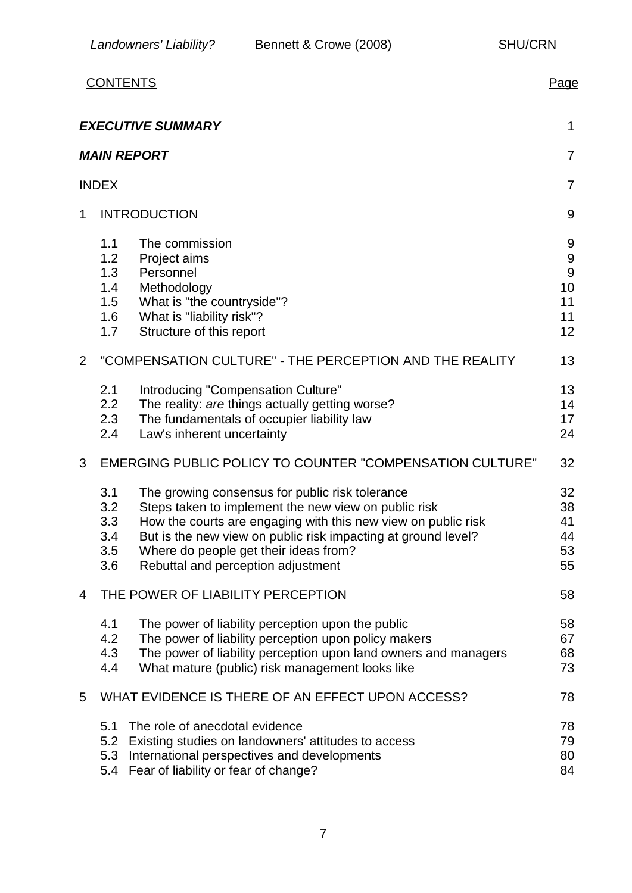CONTENTS Page

| | | |
|---|---|---|
| ***EXECUTIVE SUMMARY*** | | 1 |
| ***MAIN REPORT*** | | 7 |
| INDEX | | 7 |
| 1 | INTRODUCTION | 9 |
| 1.1 | The commission | 9 |
| 1.2 | Project aims | 9 |
| 1.3 | Personnel | 9 |
| 1.4 | Methodology | 10 |
| 1.5 | What is "the countryside"? | 11 |
| 1.6 | What is "liability risk"? | 11 |
| 1.7 | Structure of this report | 12 |
| 2 | "COMPENSATION CULTURE" - THE PERCEPTION AND THE REALITY | 13 |
| 2.1 | Introducing "Compensation Culture" | 13 |
| 2.2 | The reality: *are* things actually getting worse? | 14 |
| 2.3 | The fundamentals of occupier liability law | 17 |
| 2.4 | Law's inherent uncertainty | 24 |
| 3 | EMERGING PUBLIC POLICY TO COUNTER "COMPENSATION CULTURE" | 32 |
| 3.1 | The growing consensus for public risk tolerance | 32 |
| 3.2 | Steps taken to implement the new view on public risk | 38 |
| 3.3 | How the courts are engaging with this new view on public risk | 41 |
| 3.4 | But is the new view on public risk impacting at ground level? | 44 |
| 3.5 | Where do people get their ideas from? | 53 |
| 3.6 | Rebuttal and perception adjustment | 55 |
| 4 | THE POWER OF LIABILITY PERCEPTION | 58 |
| 4.1 | The power of liability perception upon the public | 58 |
| 4.2 | The power of liability perception upon policy makers | 67 |
| 4.3 | The power of liability perception upon land owners and managers | 68 |
| 4.4 | What mature (public) risk management looks like | 73 |
| 5 | WHAT EVIDENCE IS THERE OF AN EFFECT UPON ACCESS? | 78 |
| 5.1 | The role of anecdotal evidence | 78 |
| 5.2 | Existing studies on landowners' attitudes to access | 79 |
| 5.3 | International perspectives and developments | 80 |
| 5.4 | Fear of liability or fear of change? | 84 |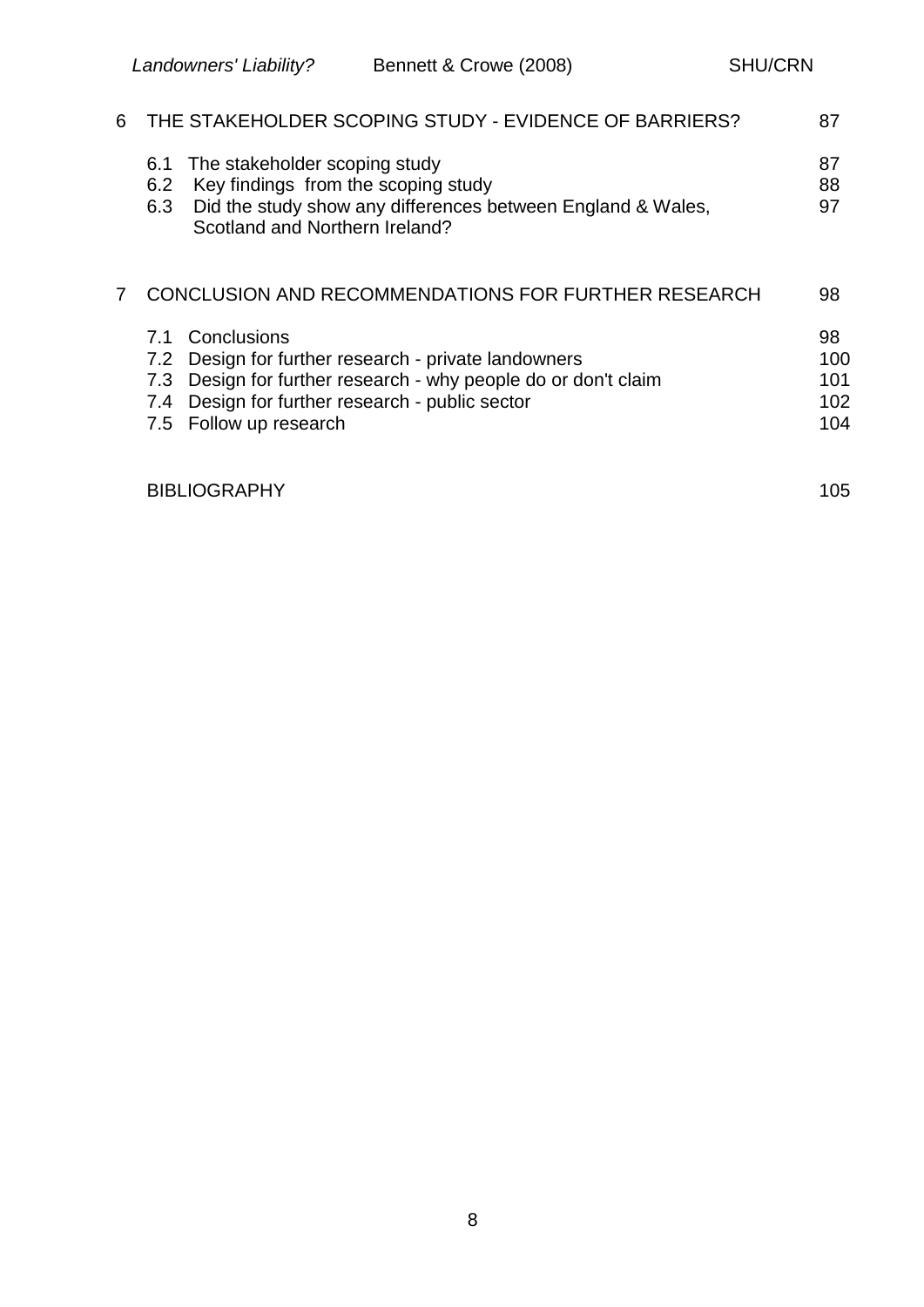| | | |
|---|---|---|
| 6 | THE STAKEHOLDER SCOPING STUDY - EVIDENCE OF BARRIERS? | 87 |
| | 6.1 The stakeholder scoping study | 87 |
| | 6.2 Key findings from the scoping study | 88 |
| | 6.3 Did the study show any differences between England & Wales, Scotland and Northern Ireland? | 97 |
| 7 | CONCLUSION AND RECOMMENDATIONS FOR FURTHER RESEARCH | 98 |
| | 7.1 Conclusions | 98 |
| | 7.2 Design for further research - private landowners | 100 |
| | 7.3 Design for further research - why people do or don't claim | 101 |
| | 7.4 Design for further research - public sector | 102 |
| | 7.5 Follow up research | 104 |
| | BIBLIOGRAPHY | 105 |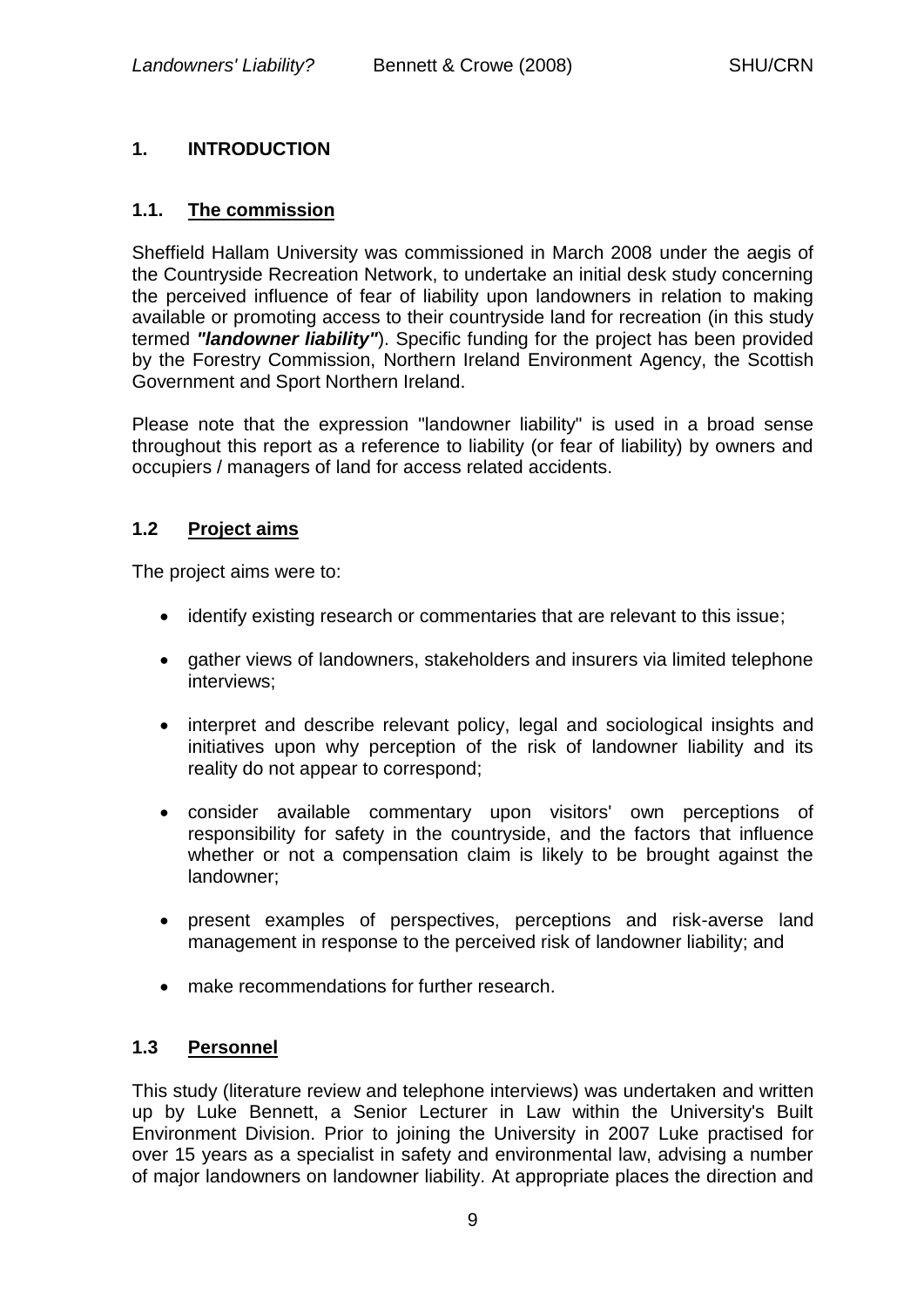## 1. INTRODUCTION

### 1.1. The commission

Sheffield Hallam University was commissioned in March 2008 under the aegis of the Countryside Recreation Network, to undertake an initial desk study concerning the perceived influence of fear of liability upon landowners in relation to making available or promoting access to their countryside land for recreation (in this study termed ***"landowner liability"***). Specific funding for the project has been provided by the Forestry Commission, Northern Ireland Environment Agency, the Scottish Government and Sport Northern Ireland.

Please note that the expression "landowner liability" is used in a broad sense throughout this report as a reference to liability (or fear of liability) by owners and occupiers / managers of land for access related accidents.

### 1.2 Project aims

The project aims were to:

- identify existing research or commentaries that are relevant to this issue;
- gather views of landowners, stakeholders and insurers via limited telephone interviews;
- interpret and describe relevant policy, legal and sociological insights and initiatives upon why perception of the risk of landowner liability and its reality do not appear to correspond;
- consider available commentary upon visitors' own perceptions of responsibility for safety in the countryside, and the factors that influence whether or not a compensation claim is likely to be brought against the landowner;
- present examples of perspectives, perceptions and risk-averse land management in response to the perceived risk of landowner liability; and
- make recommendations for further research.

### 1.3 Personnel

This study (literature review and telephone interviews) was undertaken and written up by Luke Bennett, a Senior Lecturer in Law within the University's Built Environment Division. Prior to joining the University in 2007 Luke practised for over 15 years as a specialist in safety and environmental law, advising a number of major landowners on landowner liability. At appropriate places the direction and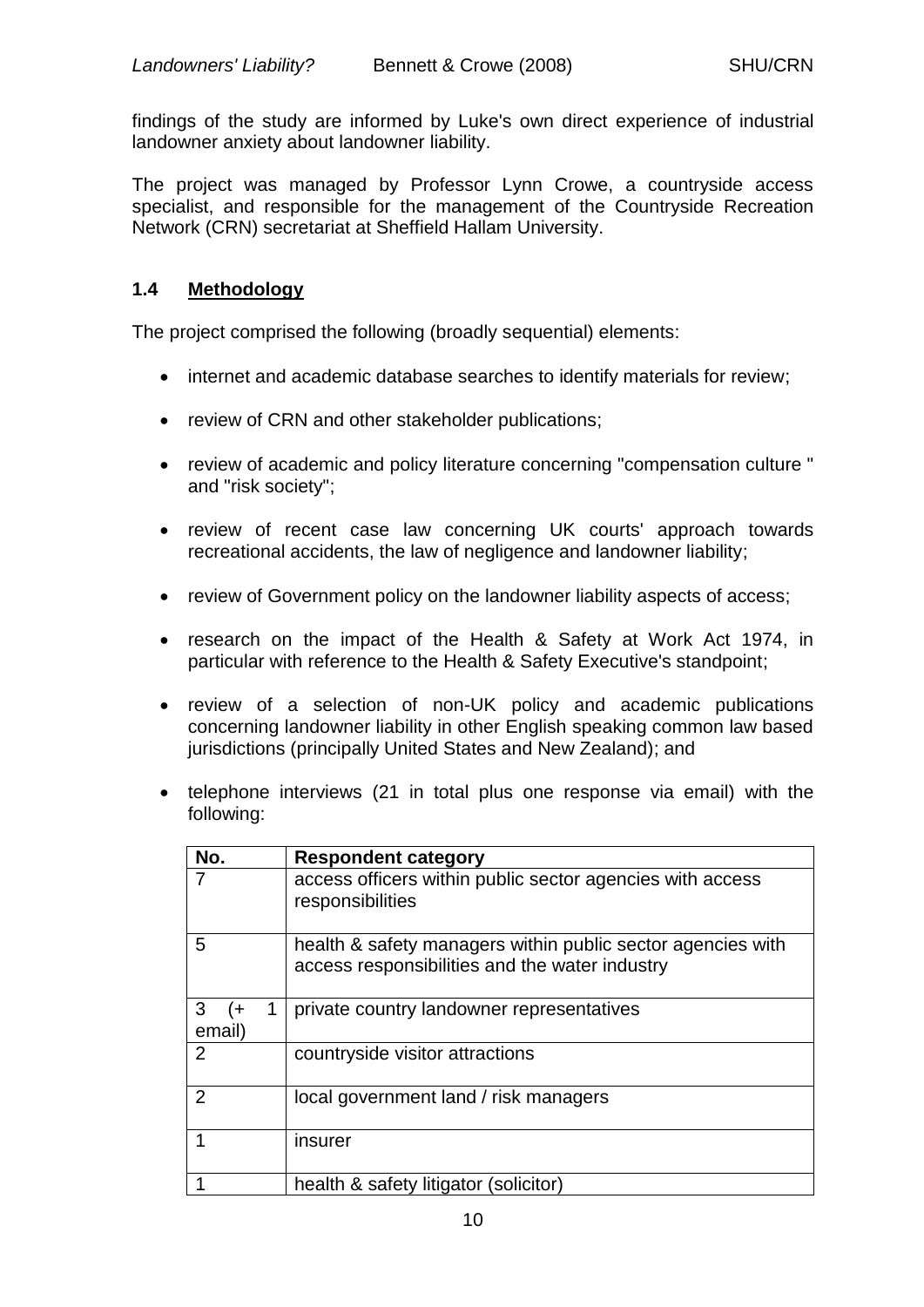findings of the study are informed by Luke's own direct experience of industrial landowner anxiety about landowner liability.

The project was managed by Professor Lynn Crowe, a countryside access specialist, and responsible for the management of the Countryside Recreation Network (CRN) secretariat at Sheffield Hallam University.

### 1.4 Methodology

The project comprised the following (broadly sequential) elements:

- internet and academic database searches to identify materials for review;
- review of CRN and other stakeholder publications;
- review of academic and policy literature concerning "compensation culture " and "risk society";
- review of recent case law concerning UK courts' approach towards recreational accidents, the law of negligence and landowner liability;
- review of Government policy on the landowner liability aspects of access;
- research on the impact of the Health & Safety at Work Act 1974, in particular with reference to the Health & Safety Executive's standpoint;
- review of a selection of non-UK policy and academic publications concerning landowner liability in other English speaking common law based jurisdictions (principally United States and New Zealand); and
- telephone interviews (21 in total plus one response via email) with the following:

| No. | Respondent category |
|---|---|
| 7 | access officers within public sector agencies with access responsibilities |
| 5 | health & safety managers within public sector agencies with access responsibilities and the water industry |
| 3 (+ 1 email) | private country landowner representatives |
| 2 | countryside visitor attractions |
| 2 | local government land / risk managers |
| 1 | insurer |
| 1 | health & safety litigator (solicitor) |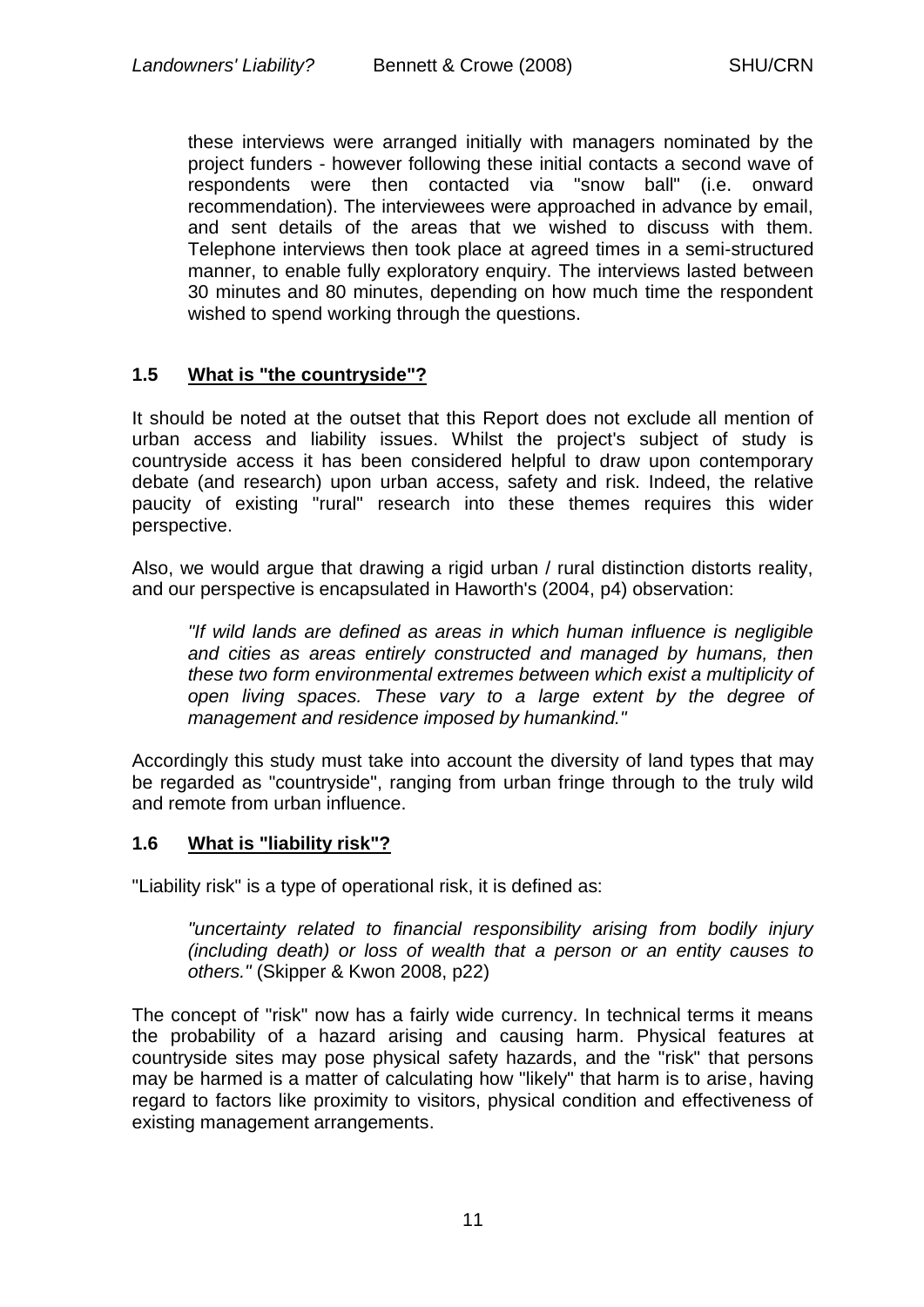these interviews were arranged initially with managers nominated by the project funders - however following these initial contacts a second wave of respondents were then contacted via "snow ball" (i.e. onward recommendation). The interviewees were approached in advance by email, and sent details of the areas that we wished to discuss with them. Telephone interviews then took place at agreed times in a semi-structured manner, to enable fully exploratory enquiry. The interviews lasted between 30 minutes and 80 minutes, depending on how much time the respondent wished to spend working through the questions.

### 1.5 What is "the countryside"?

It should be noted at the outset that this Report does not exclude all mention of urban access and liability issues. Whilst the project's subject of study is countryside access it has been considered helpful to draw upon contemporary debate (and research) upon urban access, safety and risk. Indeed, the relative paucity of existing "rural" research into these themes requires this wider perspective.

Also, we would argue that drawing a rigid urban / rural distinction distorts reality, and our perspective is encapsulated in Haworth's (2004, p4) observation:

> *"If wild lands are defined as areas in which human influence is negligible and cities as areas entirely constructed and managed by humans, then these two form environmental extremes between which exist a multiplicity of open living spaces. These vary to a large extent by the degree of management and residence imposed by humankind."*

Accordingly this study must take into account the diversity of land types that may be regarded as "countryside", ranging from urban fringe through to the truly wild and remote from urban influence.

### 1.6 What is "liability risk"?

"Liability risk" is a type of operational risk, it is defined as:

> *"uncertainty related to financial responsibility arising from bodily injury (including death) or loss of wealth that a person or an entity causes to others."* (Skipper & Kwon 2008, p22)

The concept of "risk" now has a fairly wide currency. In technical terms it means the probability of a hazard arising and causing harm. Physical features at countryside sites may pose physical safety hazards, and the "risk" that persons may be harmed is a matter of calculating how "likely" that harm is to arise, having regard to factors like proximity to visitors, physical condition and effectiveness of existing management arrangements.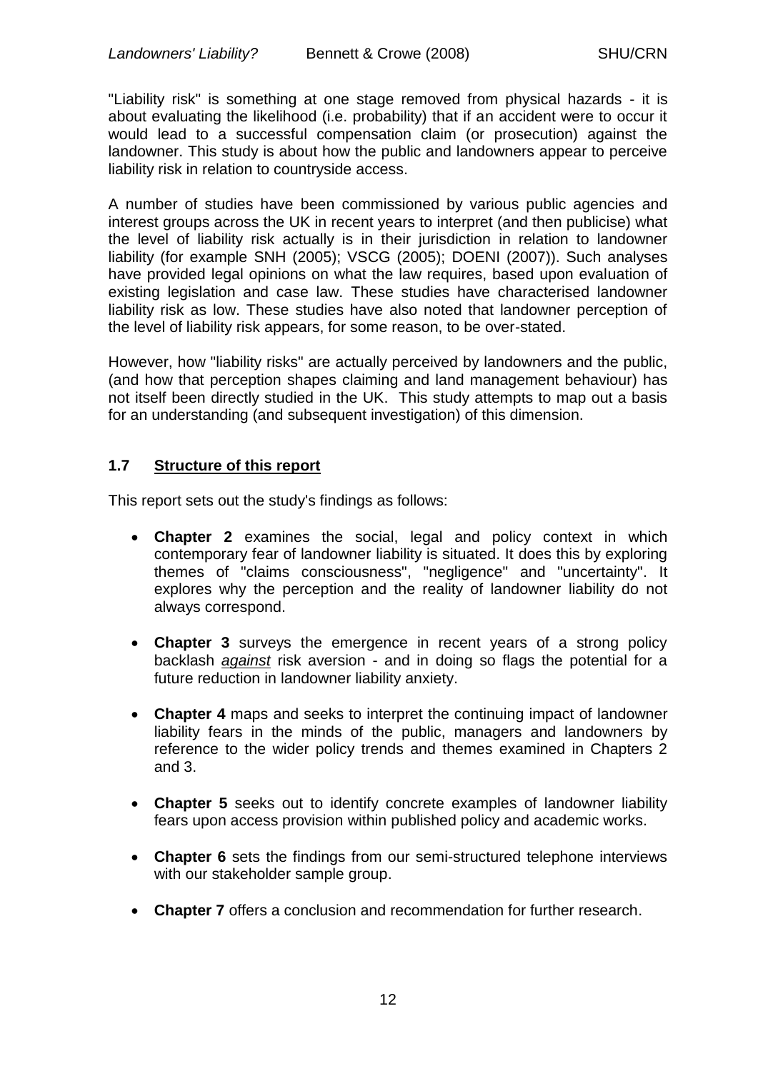"Liability risk" is something at one stage removed from physical hazards - it is about evaluating the likelihood (i.e. probability) that if an accident were to occur it would lead to a successful compensation claim (or prosecution) against the landowner. This study is about how the public and landowners appear to perceive liability risk in relation to countryside access.

A number of studies have been commissioned by various public agencies and interest groups across the UK in recent years to interpret (and then publicise) what the level of liability risk actually is in their jurisdiction in relation to landowner liability (for example SNH (2005); VSCG (2005); DOENI (2007)). Such analyses have provided legal opinions on what the law requires, based upon evaluation of existing legislation and case law. These studies have characterised landowner liability risk as low. These studies have also noted that landowner perception of the level of liability risk appears, for some reason, to be over-stated.

However, how "liability risks" are actually perceived by landowners and the public, (and how that perception shapes claiming and land management behaviour) has not itself been directly studied in the UK. This study attempts to map out a basis for an understanding (and subsequent investigation) of this dimension.

### 1.7 Structure of this report

This report sets out the study's findings as follows:

- **Chapter 2** examines the social, legal and policy context in which contemporary fear of landowner liability is situated. It does this by exploring themes of "claims consciousness", "negligence" and "uncertainty". It explores why the perception and the reality of landowner liability do not always correspond.
- **Chapter 3** surveys the emergence in recent years of a strong policy backlash *against* risk aversion - and in doing so flags the potential for a future reduction in landowner liability anxiety.
- **Chapter 4** maps and seeks to interpret the continuing impact of landowner liability fears in the minds of the public, managers and landowners by reference to the wider policy trends and themes examined in Chapters 2 and 3.
- **Chapter 5** seeks out to identify concrete examples of landowner liability fears upon access provision within published policy and academic works.
- **Chapter 6** sets the findings from our semi-structured telephone interviews with our stakeholder sample group.
- **Chapter 7** offers a conclusion and recommendation for further research.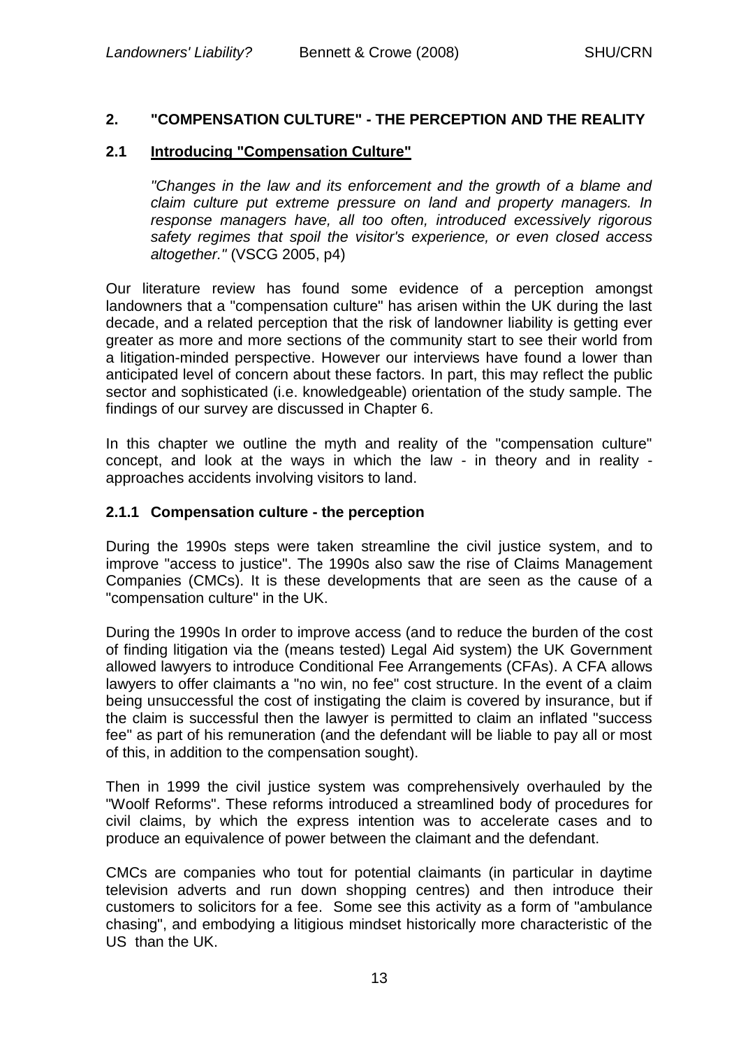## 2. "COMPENSATION CULTURE" - THE PERCEPTION AND THE REALITY

### 2.1 Introducing "Compensation Culture"

> *"Changes in the law and its enforcement and the growth of a blame and claim culture put extreme pressure on land and property managers. In response managers have, all too often, introduced excessively rigorous safety regimes that spoil the visitor's experience, or even closed access altogether."* (VSCG 2005, p4)

Our literature review has found some evidence of a perception amongst landowners that a "compensation culture" has arisen within the UK during the last decade, and a related perception that the risk of landowner liability is getting ever greater as more and more sections of the community start to see their world from a litigation-minded perspective. However our interviews have found a lower than anticipated level of concern about these factors. In part, this may reflect the public sector and sophisticated (i.e. knowledgeable) orientation of the study sample. The findings of our survey are discussed in Chapter 6.

In this chapter we outline the myth and reality of the "compensation culture" concept, and look at the ways in which the law - in theory and in reality - approaches accidents involving visitors to land.

#### 2.1.1 Compensation culture - the perception

During the 1990s steps were taken streamline the civil justice system, and to improve "access to justice". The 1990s also saw the rise of Claims Management Companies (CMCs). It is these developments that are seen as the cause of a "compensation culture" in the UK.

During the 1990s In order to improve access (and to reduce the burden of the cost of finding litigation via the (means tested) Legal Aid system) the UK Government allowed lawyers to introduce Conditional Fee Arrangements (CFAs). A CFA allows lawyers to offer claimants a "no win, no fee" cost structure. In the event of a claim being unsuccessful the cost of instigating the claim is covered by insurance, but if the claim is successful then the lawyer is permitted to claim an inflated "success fee" as part of his remuneration (and the defendant will be liable to pay all or most of this, in addition to the compensation sought).

Then in 1999 the civil justice system was comprehensively overhauled by the "Woolf Reforms". These reforms introduced a streamlined body of procedures for civil claims, by which the express intention was to accelerate cases and to produce an equivalence of power between the claimant and the defendant.

CMCs are companies who tout for potential claimants (in particular in daytime television adverts and run down shopping centres) and then introduce their customers to solicitors for a fee. Some see this activity as a form of "ambulance chasing", and embodying a litigious mindset historically more characteristic of the US than the UK.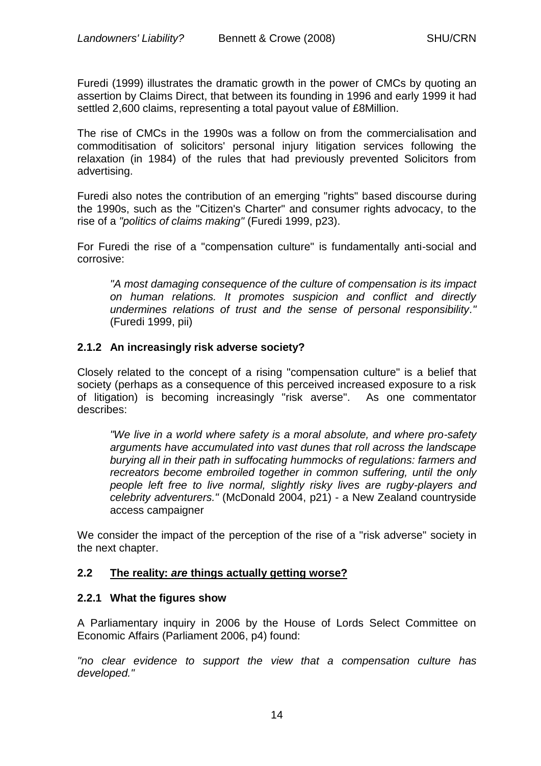Furedi (1999) illustrates the dramatic growth in the power of CMCs by quoting an assertion by Claims Direct, that between its founding in 1996 and early 1999 it had settled 2,600 claims, representing a total payout value of £8Million.

The rise of CMCs in the 1990s was a follow on from the commercialisation and commoditisation of solicitors' personal injury litigation services following the relaxation (in 1984) of the rules that had previously prevented Solicitors from advertising.

Furedi also notes the contribution of an emerging "rights" based discourse during the 1990s, such as the "Citizen's Charter" and consumer rights advocacy, to the rise of a *"politics of claims making"* (Furedi 1999, p23).

For Furedi the rise of a "compensation culture" is fundamentally anti-social and corrosive:

> *"A most damaging consequence of the culture of compensation is its impact on human relations. It promotes suspicion and conflict and directly undermines relations of trust and the sense of personal responsibility."* (Furedi 1999, pii)

### 2.1.2 An increasingly risk adverse society?

Closely related to the concept of a rising "compensation culture" is a belief that society (perhaps as a consequence of this perceived increased exposure to a risk of litigation) is becoming increasingly "risk averse". As one commentator describes:

> *"We live in a world where safety is a moral absolute, and where pro-safety arguments have accumulated into vast dunes that roll across the landscape burying all in their path in suffocating hummocks of regulations: farmers and recreators become embroiled together in common suffering, until the only people left free to live normal, slightly risky lives are rugby-players and celebrity adventurers."* (McDonald 2004, p21) - a New Zealand countryside access campaigner

We consider the impact of the perception of the rise of a "risk adverse" society in the next chapter.

## 2.2 The reality: *are* things actually getting worse?

### 2.2.1 What the figures show

A Parliamentary inquiry in 2006 by the House of Lords Select Committee on Economic Affairs (Parliament 2006, p4) found:

*"no clear evidence to support the view that a compensation culture has developed."*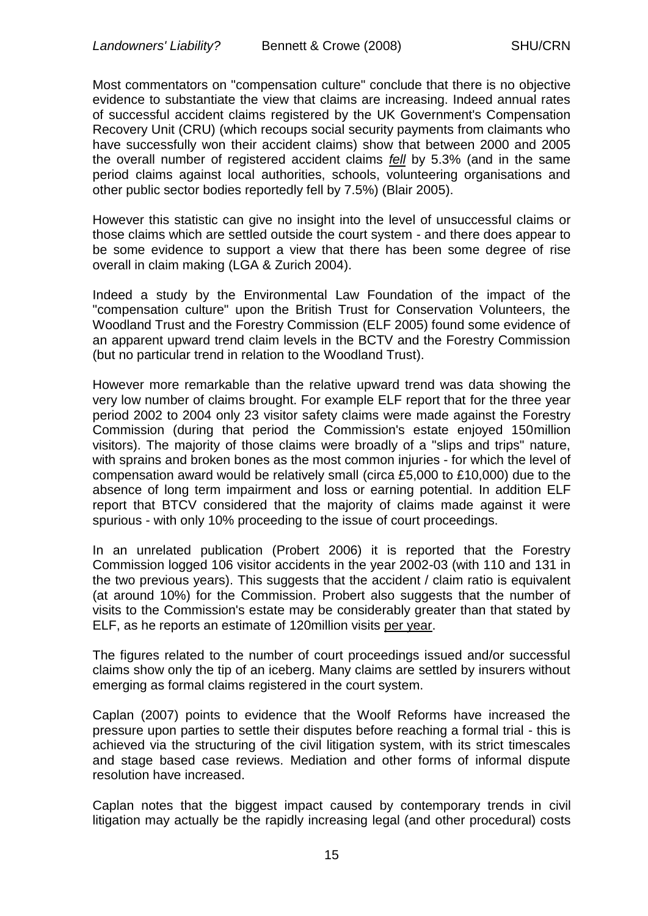Most commentators on "compensation culture" conclude that there is no objective evidence to substantiate the view that claims are increasing. Indeed annual rates of successful accident claims registered by the UK Government's Compensation Recovery Unit (CRU) (which recoups social security payments from claimants who have successfully won their accident claims) show that between 2000 and 2005 the overall number of registered accident claims *fell* by 5.3% (and in the same period claims against local authorities, schools, volunteering organisations and other public sector bodies reportedly fell by 7.5%) (Blair 2005).

However this statistic can give no insight into the level of unsuccessful claims or those claims which are settled outside the court system - and there does appear to be some evidence to support a view that there has been some degree of rise overall in claim making (LGA & Zurich 2004).

Indeed a study by the Environmental Law Foundation of the impact of the "compensation culture" upon the British Trust for Conservation Volunteers, the Woodland Trust and the Forestry Commission (ELF 2005) found some evidence of an apparent upward trend claim levels in the BCTV and the Forestry Commission (but no particular trend in relation to the Woodland Trust).

However more remarkable than the relative upward trend was data showing the very low number of claims brought. For example ELF report that for the three year period 2002 to 2004 only 23 visitor safety claims were made against the Forestry Commission (during that period the Commission's estate enjoyed 150million visitors). The majority of those claims were broadly of a "slips and trips" nature, with sprains and broken bones as the most common injuries - for which the level of compensation award would be relatively small (circa £5,000 to £10,000) due to the absence of long term impairment and loss or earning potential. In addition ELF report that BTCV considered that the majority of claims made against it were spurious - with only 10% proceeding to the issue of court proceedings.

In an unrelated publication (Probert 2006) it is reported that the Forestry Commission logged 106 visitor accidents in the year 2002-03 (with 110 and 131 in the two previous years). This suggests that the accident / claim ratio is equivalent (at around 10%) for the Commission. Probert also suggests that the number of visits to the Commission's estate may be considerably greater than that stated by ELF, as he reports an estimate of 120million visits <u>per year</u>.

The figures related to the number of court proceedings issued and/or successful claims show only the tip of an iceberg. Many claims are settled by insurers without emerging as formal claims registered in the court system.

Caplan (2007) points to evidence that the Woolf Reforms have increased the pressure upon parties to settle their disputes before reaching a formal trial - this is achieved via the structuring of the civil litigation system, with its strict timescales and stage based case reviews. Mediation and other forms of informal dispute resolution have increased.

Caplan notes that the biggest impact caused by contemporary trends in civil litigation may actually be the rapidly increasing legal (and other procedural) costs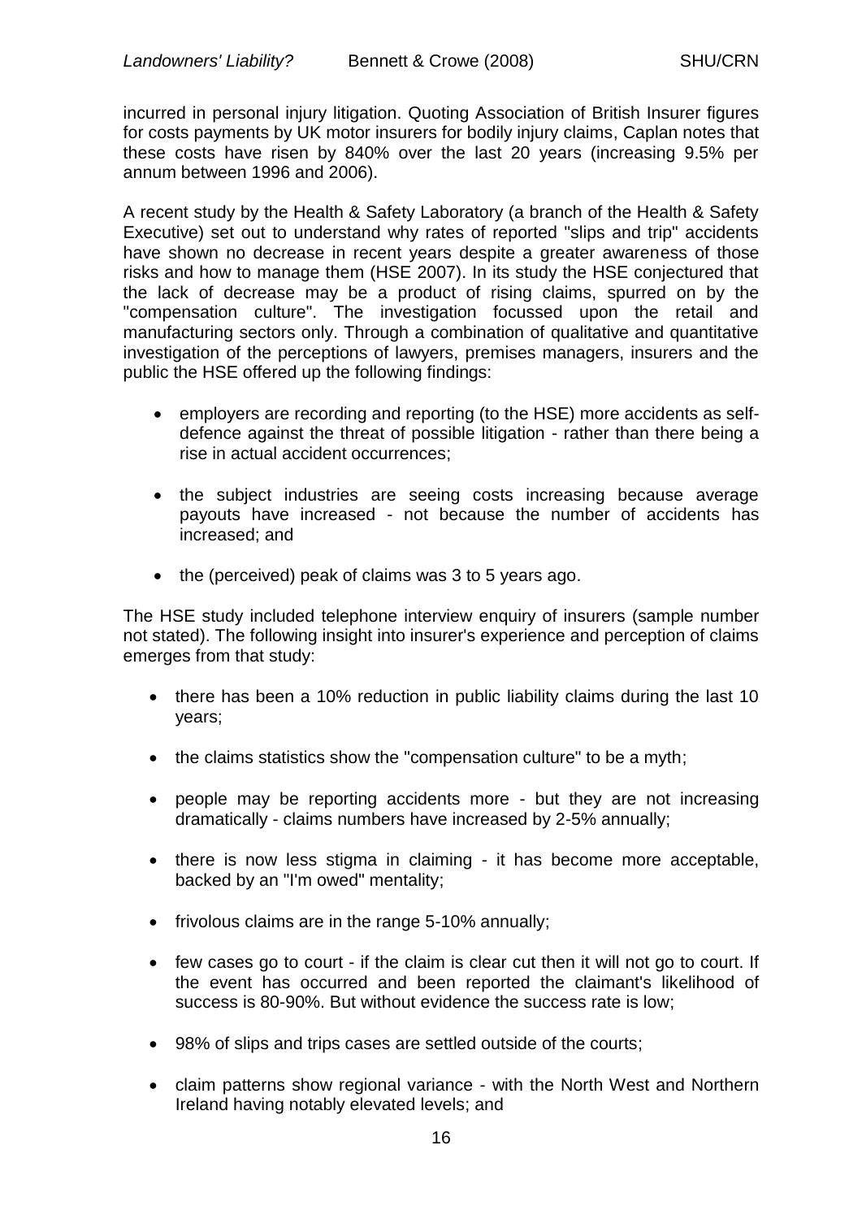incurred in personal injury litigation. Quoting Association of British Insurer figures for costs payments by UK motor insurers for bodily injury claims, Caplan notes that these costs have risen by 840% over the last 20 years (increasing 9.5% per annum between 1996 and 2006).

A recent study by the Health & Safety Laboratory (a branch of the Health & Safety Executive) set out to understand why rates of reported "slips and trip" accidents have shown no decrease in recent years despite a greater awareness of those risks and how to manage them (HSE 2007). In its study the HSE conjectured that the lack of decrease may be a product of rising claims, spurred on by the "compensation culture". The investigation focussed upon the retail and manufacturing sectors only. Through a combination of qualitative and quantitative investigation of the perceptions of lawyers, premises managers, insurers and the public the HSE offered up the following findings:

- employers are recording and reporting (to the HSE) more accidents as self-defence against the threat of possible litigation - rather than there being a rise in actual accident occurrences;
- the subject industries are seeing costs increasing because average payouts have increased - not because the number of accidents has increased; and
- the (perceived) peak of claims was 3 to 5 years ago.

The HSE study included telephone interview enquiry of insurers (sample number not stated). The following insight into insurer's experience and perception of claims emerges from that study:

- there has been a 10% reduction in public liability claims during the last 10 years;
- the claims statistics show the "compensation culture" to be a myth;
- people may be reporting accidents more - but they are not increasing dramatically - claims numbers have increased by 2-5% annually;
- there is now less stigma in claiming - it has become more acceptable, backed by an "I'm owed" mentality;
- frivolous claims are in the range 5-10% annually;
- few cases go to court - if the claim is clear cut then it will not go to court. If the event has occurred and been reported the claimant's likelihood of success is 80-90%. But without evidence the success rate is low;
- 98% of slips and trips cases are settled outside of the courts;
- claim patterns show regional variance - with the North West and Northern Ireland having notably elevated levels; and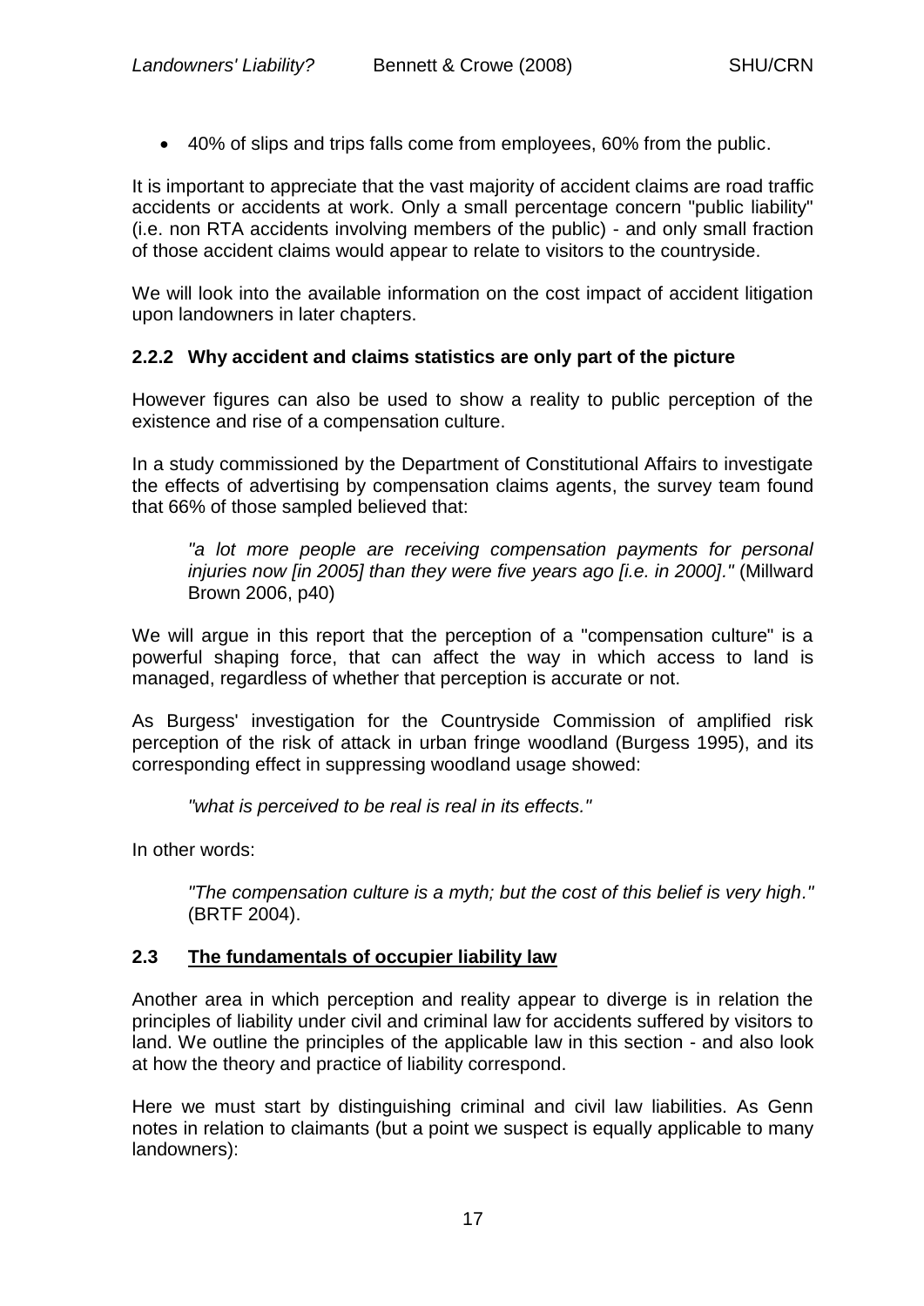- 40% of slips and trips falls come from employees, 60% from the public.

It is important to appreciate that the vast majority of accident claims are road traffic accidents or accidents at work. Only a small percentage concern "public liability" (i.e. non RTA accidents involving members of the public) - and only small fraction of those accident claims would appear to relate to visitors to the countryside.

We will look into the available information on the cost impact of accident litigation upon landowners in later chapters.

### 2.2.2 Why accident and claims statistics are only part of the picture

However figures can also be used to show a reality to public perception of the existence and rise of a compensation culture.

In a study commissioned by the Department of Constitutional Affairs to investigate the effects of advertising by compensation claims agents, the survey team found that 66% of those sampled believed that:

> *"a lot more people are receiving compensation payments for personal injuries now [in 2005] than they were five years ago [i.e. in 2000]."* (Millward Brown 2006, p40)

We will argue in this report that the perception of a "compensation culture" is a powerful shaping force, that can affect the way in which access to land is managed, regardless of whether that perception is accurate or not.

As Burgess' investigation for the Countryside Commission of amplified risk perception of the risk of attack in urban fringe woodland (Burgess 1995), and its corresponding effect in suppressing woodland usage showed:

> *"what is perceived to be real is real in its effects."*

In other words:

> *"The compensation culture is a myth; but the cost of this belief is very high."* (BRTF 2004).

## 2.3 The fundamentals of occupier liability law

Another area in which perception and reality appear to diverge is in relation the principles of liability under civil and criminal law for accidents suffered by visitors to land. We outline the principles of the applicable law in this section - and also look at how the theory and practice of liability correspond.

Here we must start by distinguishing criminal and civil law liabilities. As Genn notes in relation to claimants (but a point we suspect is equally applicable to many landowners):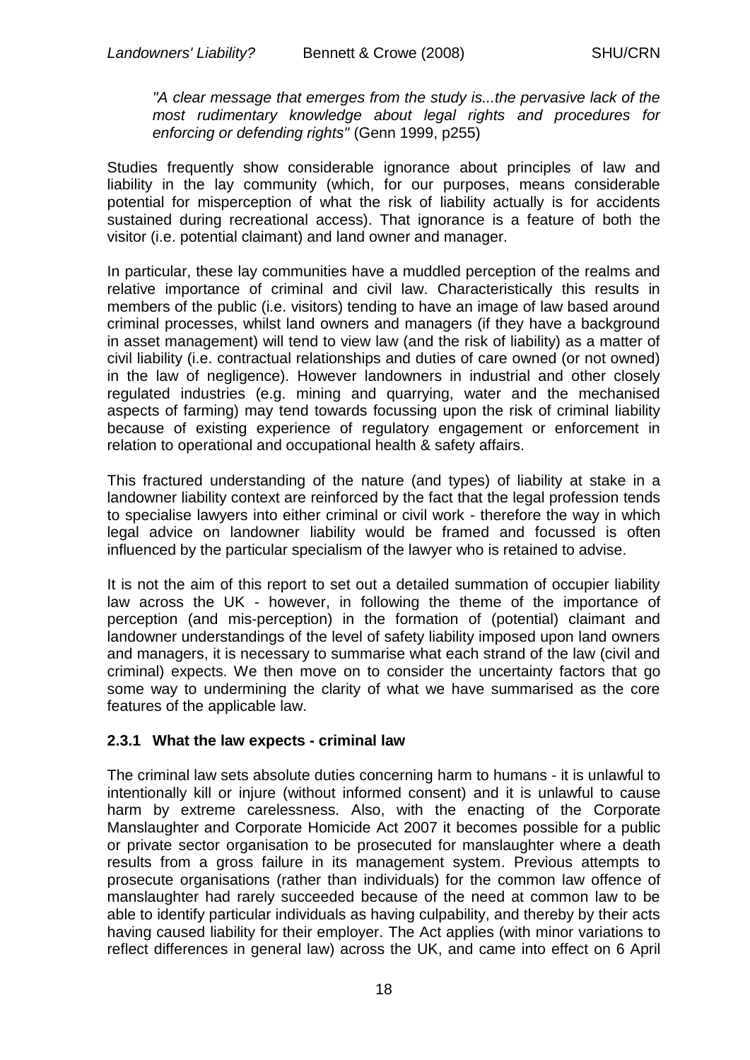*"A clear message that emerges from the study is...the pervasive lack of the most rudimentary knowledge about legal rights and procedures for enforcing or defending rights"* (Genn 1999, p255)

Studies frequently show considerable ignorance about principles of law and liability in the lay community (which, for our purposes, means considerable potential for misperception of what the risk of liability actually is for accidents sustained during recreational access). That ignorance is a feature of both the visitor (i.e. potential claimant) and land owner and manager.

In particular, these lay communities have a muddled perception of the realms and relative importance of criminal and civil law. Characteristically this results in members of the public (i.e. visitors) tending to have an image of law based around criminal processes, whilst land owners and managers (if they have a background in asset management) will tend to view law (and the risk of liability) as a matter of civil liability (i.e. contractual relationships and duties of care owned (or not owned) in the law of negligence). However landowners in industrial and other closely regulated industries (e.g. mining and quarrying, water and the mechanised aspects of farming) may tend towards focussing upon the risk of criminal liability because of existing experience of regulatory engagement or enforcement in relation to operational and occupational health & safety affairs.

This fractured understanding of the nature (and types) of liability at stake in a landowner liability context are reinforced by the fact that the legal profession tends to specialise lawyers into either criminal or civil work - therefore the way in which legal advice on landowner liability would be framed and focussed is often influenced by the particular specialism of the lawyer who is retained to advise.

It is not the aim of this report to set out a detailed summation of occupier liability law across the UK - however, in following the theme of the importance of perception (and mis-perception) in the formation of (potential) claimant and landowner understandings of the level of safety liability imposed upon land owners and managers, it is necessary to summarise what each strand of the law (civil and criminal) expects. We then move on to consider the uncertainty factors that go some way to undermining the clarity of what we have summarised as the core features of the applicable law.

### 2.3.1 What the law expects - criminal law

The criminal law sets absolute duties concerning harm to humans - it is unlawful to intentionally kill or injure (without informed consent) and it is unlawful to cause harm by extreme carelessness. Also, with the enacting of the Corporate Manslaughter and Corporate Homicide Act 2007 it becomes possible for a public or private sector organisation to be prosecuted for manslaughter where a death results from a gross failure in its management system. Previous attempts to prosecute organisations (rather than individuals) for the common law offence of manslaughter had rarely succeeded because of the need at common law to be able to identify particular individuals as having culpability, and thereby by their acts having caused liability for their employer. The Act applies (with minor variations to reflect differences in general law) across the UK, and came into effect on 6 April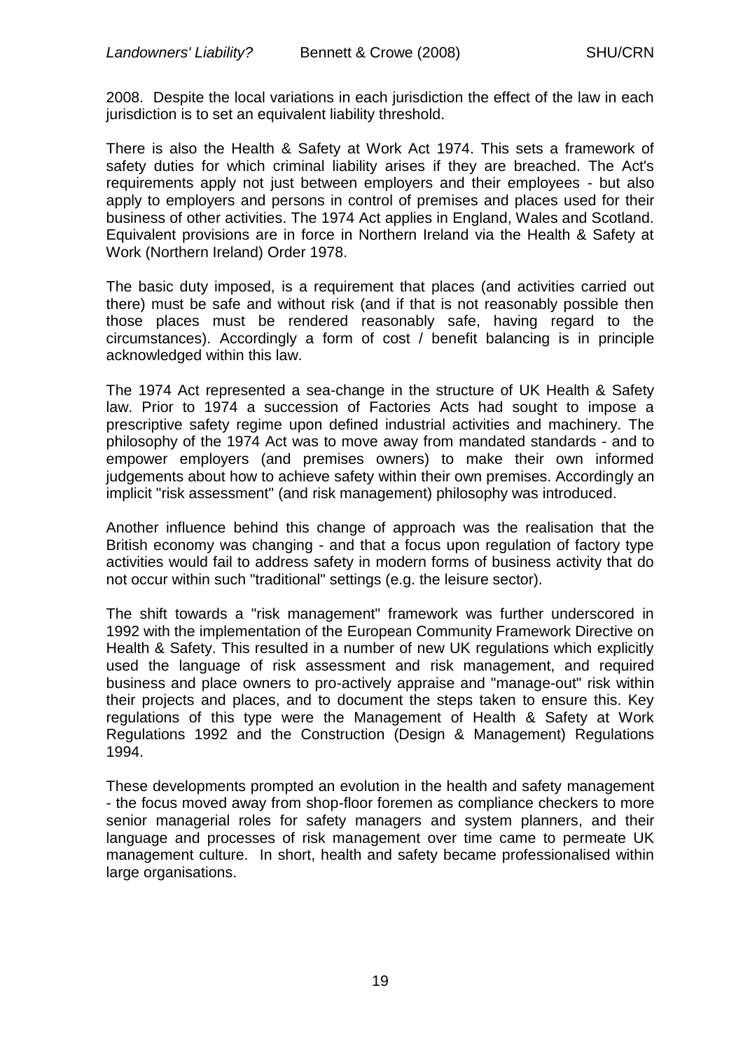2008. Despite the local variations in each jurisdiction the effect of the law in each jurisdiction is to set an equivalent liability threshold.

There is also the Health & Safety at Work Act 1974. This sets a framework of safety duties for which criminal liability arises if they are breached. The Act's requirements apply not just between employers and their employees - but also apply to employers and persons in control of premises and places used for their business of other activities. The 1974 Act applies in England, Wales and Scotland. Equivalent provisions are in force in Northern Ireland via the Health & Safety at Work (Northern Ireland) Order 1978.

The basic duty imposed, is a requirement that places (and activities carried out there) must be safe and without risk (and if that is not reasonably possible then those places must be rendered reasonably safe, having regard to the circumstances). Accordingly a form of cost / benefit balancing is in principle acknowledged within this law.

The 1974 Act represented a sea-change in the structure of UK Health & Safety law. Prior to 1974 a succession of Factories Acts had sought to impose a prescriptive safety regime upon defined industrial activities and machinery. The philosophy of the 1974 Act was to move away from mandated standards - and to empower employers (and premises owners) to make their own informed judgements about how to achieve safety within their own premises. Accordingly an implicit "risk assessment" (and risk management) philosophy was introduced.

Another influence behind this change of approach was the realisation that the British economy was changing - and that a focus upon regulation of factory type activities would fail to address safety in modern forms of business activity that do not occur within such "traditional" settings (e.g. the leisure sector).

The shift towards a "risk management" framework was further underscored in 1992 with the implementation of the European Community Framework Directive on Health & Safety. This resulted in a number of new UK regulations which explicitly used the language of risk assessment and risk management, and required business and place owners to pro-actively appraise and "manage-out" risk within their projects and places, and to document the steps taken to ensure this. Key regulations of this type were the Management of Health & Safety at Work Regulations 1992 and the Construction (Design & Management) Regulations 1994.

These developments prompted an evolution in the health and safety management - the focus moved away from shop-floor foremen as compliance checkers to more senior managerial roles for safety managers and system planners, and their language and processes of risk management over time came to permeate UK management culture. In short, health and safety became professionalised within large organisations.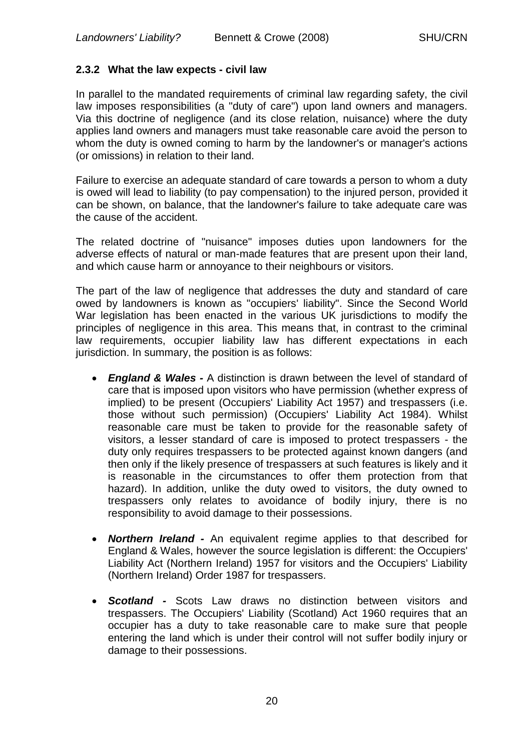### 2.3.2 What the law expects - civil law

In parallel to the mandated requirements of criminal law regarding safety, the civil law imposes responsibilities (a "duty of care") upon land owners and managers. Via this doctrine of negligence (and its close relation, nuisance) where the duty applies land owners and managers must take reasonable care avoid the person to whom the duty is owned coming to harm by the landowner's or manager's actions (or omissions) in relation to their land.

Failure to exercise an adequate standard of care towards a person to whom a duty is owed will lead to liability (to pay compensation) to the injured person, provided it can be shown, on balance, that the landowner's failure to take adequate care was the cause of the accident.

The related doctrine of "nuisance" imposes duties upon landowners for the adverse effects of natural or man-made features that are present upon their land, and which cause harm or annoyance to their neighbours or visitors.

The part of the law of negligence that addresses the duty and standard of care owed by landowners is known as "occupiers' liability". Since the Second World War legislation has been enacted in the various UK jurisdictions to modify the principles of negligence in this area. This means that, in contrast to the criminal law requirements, occupier liability law has different expectations in each jurisdiction. In summary, the position is as follows:

- ***England & Wales -*** A distinction is drawn between the level of standard of care that is imposed upon visitors who have permission (whether express of implied) to be present (Occupiers' Liability Act 1957) and trespassers (i.e. those without such permission) (Occupiers' Liability Act 1984). Whilst reasonable care must be taken to provide for the reasonable safety of visitors, a lesser standard of care is imposed to protect trespassers - the duty only requires trespassers to be protected against known dangers (and then only if the likely presence of trespassers at such features is likely and it is reasonable in the circumstances to offer them protection from that hazard). In addition, unlike the duty owed to visitors, the duty owned to trespassers only relates to avoidance of bodily injury, there is no responsibility to avoid damage to their possessions.

- ***Northern Ireland -*** An equivalent regime applies to that described for England & Wales, however the source legislation is different: the Occupiers' Liability Act (Northern Ireland) 1957 for visitors and the Occupiers' Liability (Northern Ireland) Order 1987 for trespassers.

- ***Scotland -*** Scots Law draws no distinction between visitors and trespassers. The Occupiers' Liability (Scotland) Act 1960 requires that an occupier has a duty to take reasonable care to make sure that people entering the land which is under their control will not suffer bodily injury or damage to their possessions.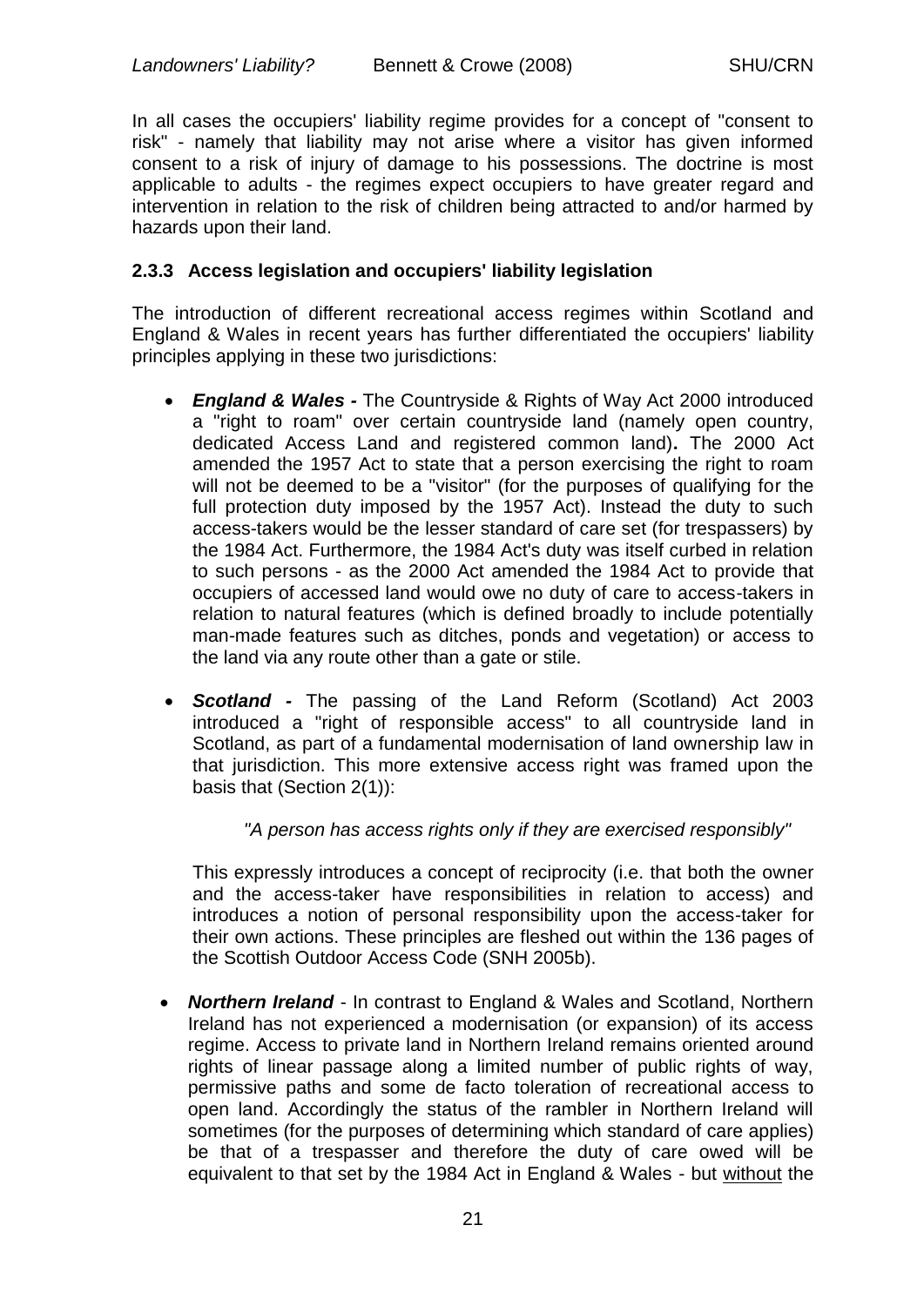In all cases the occupiers' liability regime provides for a concept of "consent to risk" - namely that liability may not arise where a visitor has given informed consent to a risk of injury of damage to his possessions. The doctrine is most applicable to adults - the regimes expect occupiers to have greater regard and intervention in relation to the risk of children being attracted to and/or harmed by hazards upon their land.

### 2.3.3 Access legislation and occupiers' liability legislation

The introduction of different recreational access regimes within Scotland and England & Wales in recent years has further differentiated the occupiers' liability principles applying in these two jurisdictions:

- ***England & Wales -*** The Countryside & Rights of Way Act 2000 introduced a "right to roam" over certain countryside land (namely open country, dedicated Access Land and registered common land)**.** The 2000 Act amended the 1957 Act to state that a person exercising the right to roam will not be deemed to be a "visitor" (for the purposes of qualifying for the full protection duty imposed by the 1957 Act). Instead the duty to such access-takers would be the lesser standard of care set (for trespassers) by the 1984 Act. Furthermore, the 1984 Act's duty was itself curbed in relation to such persons - as the 2000 Act amended the 1984 Act to provide that occupiers of accessed land would owe no duty of care to access-takers in relation to natural features (which is defined broadly to include potentially man-made features such as ditches, ponds and vegetation) or access to the land via any route other than a gate or stile.

- ***Scotland -*** The passing of the Land Reform (Scotland) Act 2003 introduced a "right of responsible access" to all countryside land in Scotland, as part of a fundamental modernisation of land ownership law in that jurisdiction. This more extensive access right was framed upon the basis that (Section 2(1)):

  *"A person has access rights only if they are exercised responsibly"*

  This expressly introduces a concept of reciprocity (i.e. that both the owner and the access-taker have responsibilities in relation to access) and introduces a notion of personal responsibility upon the access-taker for their own actions. These principles are fleshed out within the 136 pages of the Scottish Outdoor Access Code (SNH 2005b).

- ***Northern Ireland*** - In contrast to England & Wales and Scotland, Northern Ireland has not experienced a modernisation (or expansion) of its access regime. Access to private land in Northern Ireland remains oriented around rights of linear passage along a limited number of public rights of way, permissive paths and some de facto toleration of recreational access to open land. Accordingly the status of the rambler in Northern Ireland will sometimes (for the purposes of determining which standard of care applies) be that of a trespasser and therefore the duty of care owed will be equivalent to that set by the 1984 Act in England & Wales - but without the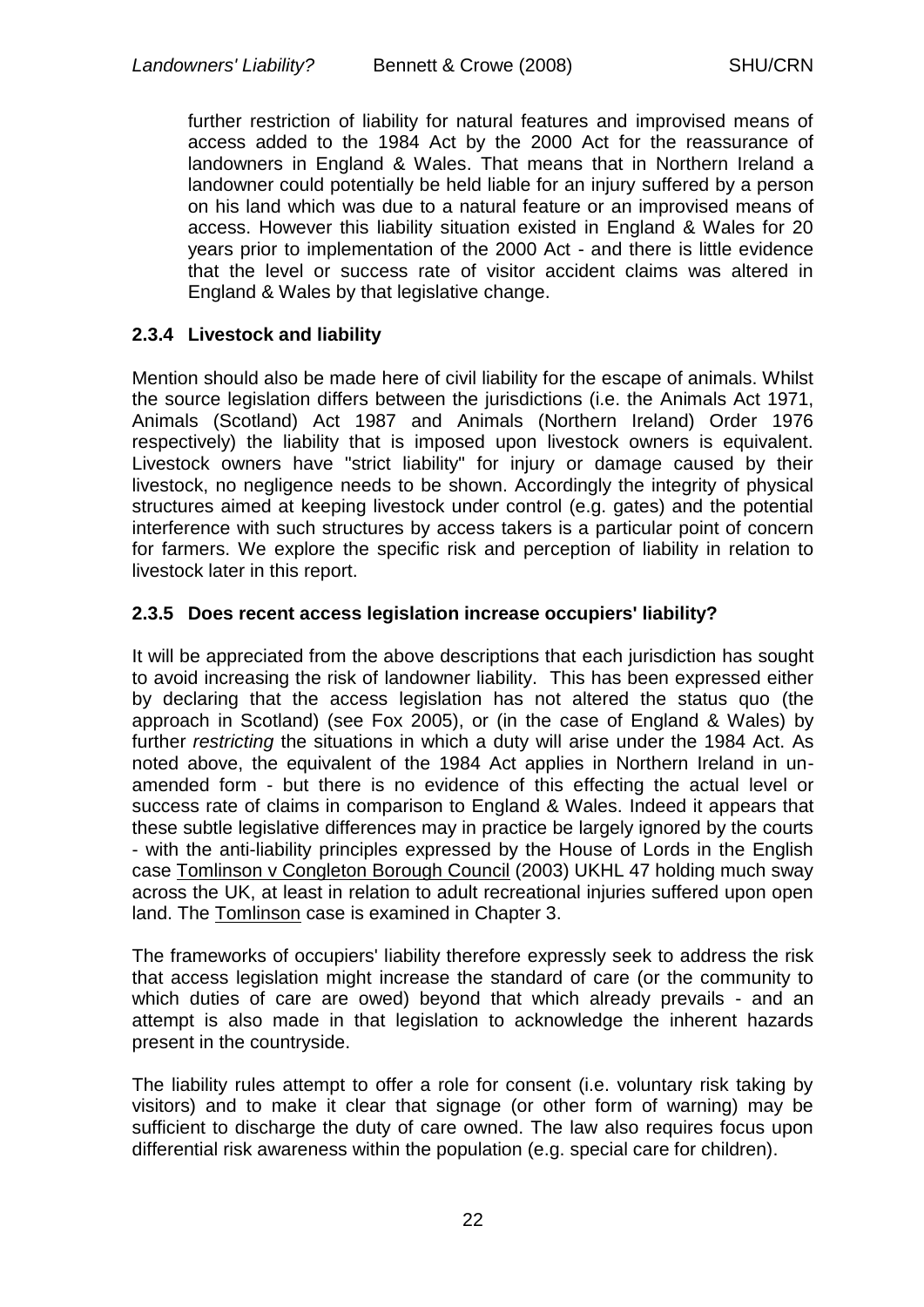further restriction of liability for natural features and improvised means of access added to the 1984 Act by the 2000 Act for the reassurance of landowners in England & Wales. That means that in Northern Ireland a landowner could potentially be held liable for an injury suffered by a person on his land which was due to a natural feature or an improvised means of access. However this liability situation existed in England & Wales for 20 years prior to implementation of the 2000 Act - and there is little evidence that the level or success rate of visitor accident claims was altered in England & Wales by that legislative change.

### 2.3.4 Livestock and liability

Mention should also be made here of civil liability for the escape of animals. Whilst the source legislation differs between the jurisdictions (i.e. the Animals Act 1971, Animals (Scotland) Act 1987 and Animals (Northern Ireland) Order 1976 respectively) the liability that is imposed upon livestock owners is equivalent. Livestock owners have "strict liability" for injury or damage caused by their livestock, no negligence needs to be shown. Accordingly the integrity of physical structures aimed at keeping livestock under control (e.g. gates) and the potential interference with such structures by access takers is a particular point of concern for farmers. We explore the specific risk and perception of liability in relation to livestock later in this report.

### 2.3.5 Does recent access legislation increase occupiers' liability?

It will be appreciated from the above descriptions that each jurisdiction has sought to avoid increasing the risk of landowner liability. This has been expressed either by declaring that the access legislation has not altered the status quo (the approach in Scotland) (see Fox 2005), or (in the case of England & Wales) by further *restricting* the situations in which a duty will arise under the 1984 Act. As noted above, the equivalent of the 1984 Act applies in Northern Ireland in un-amended form - but there is no evidence of this effecting the actual level or success rate of claims in comparison to England & Wales. Indeed it appears that these subtle legislative differences may in practice be largely ignored by the courts - with the anti-liability principles expressed by the House of Lords in the English case Tomlinson v Congleton Borough Council (2003) UKHL 47 holding much sway across the UK, at least in relation to adult recreational injuries suffered upon open land. The Tomlinson case is examined in Chapter 3.

The frameworks of occupiers' liability therefore expressly seek to address the risk that access legislation might increase the standard of care (or the community to which duties of care are owed) beyond that which already prevails - and an attempt is also made in that legislation to acknowledge the inherent hazards present in the countryside.

The liability rules attempt to offer a role for consent (i.e. voluntary risk taking by visitors) and to make it clear that signage (or other form of warning) may be sufficient to discharge the duty of care owned. The law also requires focus upon differential risk awareness within the population (e.g. special care for children).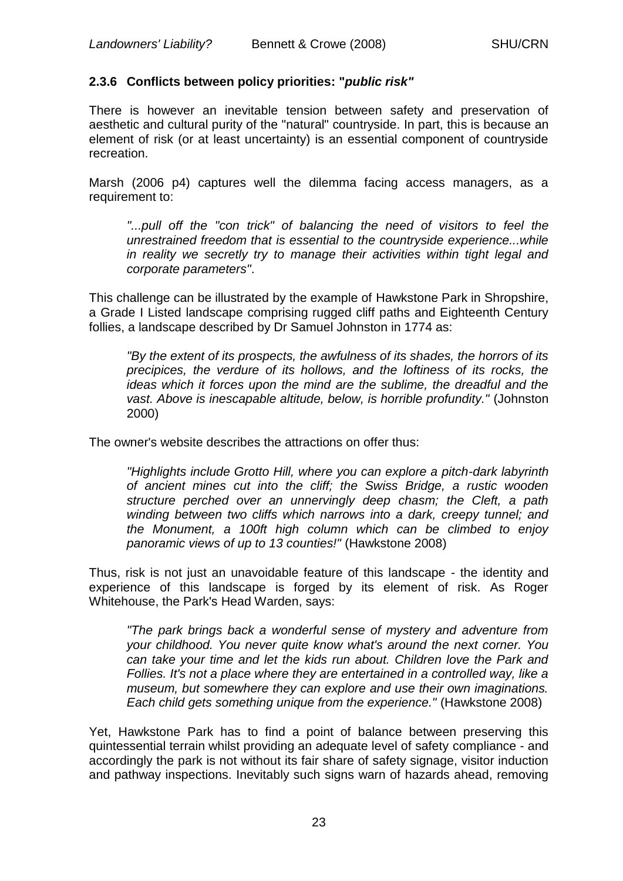### 2.3.6 Conflicts between policy priorities: "*public risk*"

There is however an inevitable tension between safety and preservation of aesthetic and cultural purity of the "natural" countryside. In part, this is because an element of risk (or at least uncertainty) is an essential component of countryside recreation.

Marsh (2006 p4) captures well the dilemma facing access managers, as a requirement to:

> *"...pull off the "con trick" of balancing the need of visitors to feel the unrestrained freedom that is essential to the countryside experience...while in reality we secretly try to manage their activities within tight legal and corporate parameters"*.

This challenge can be illustrated by the example of Hawkstone Park in Shropshire, a Grade I Listed landscape comprising rugged cliff paths and Eighteenth Century follies, a landscape described by Dr Samuel Johnston in 1774 as:

> *"By the extent of its prospects, the awfulness of its shades, the horrors of its precipices, the verdure of its hollows, and the loftiness of its rocks, the ideas which it forces upon the mind are the sublime, the dreadful and the vast. Above is inescapable altitude, below, is horrible profundity."* (Johnston 2000)

The owner's website describes the attractions on offer thus:

> *"Highlights include Grotto Hill, where you can explore a pitch-dark labyrinth of ancient mines cut into the cliff; the Swiss Bridge, a rustic wooden structure perched over an unnervingly deep chasm; the Cleft, a path winding between two cliffs which narrows into a dark, creepy tunnel; and the Monument, a 100ft high column which can be climbed to enjoy panoramic views of up to 13 counties!"* (Hawkstone 2008)

Thus, risk is not just an unavoidable feature of this landscape - the identity and experience of this landscape is forged by its element of risk. As Roger Whitehouse, the Park's Head Warden, says:

> *"The park brings back a wonderful sense of mystery and adventure from your childhood. You never quite know what's around the next corner. You can take your time and let the kids run about. Children love the Park and Follies. It's not a place where they are entertained in a controlled way, like a museum, but somewhere they can explore and use their own imaginations. Each child gets something unique from the experience."* (Hawkstone 2008)

Yet, Hawkstone Park has to find a point of balance between preserving this quintessential terrain whilst providing an adequate level of safety compliance - and accordingly the park is not without its fair share of safety signage, visitor induction and pathway inspections. Inevitably such signs warn of hazards ahead, removing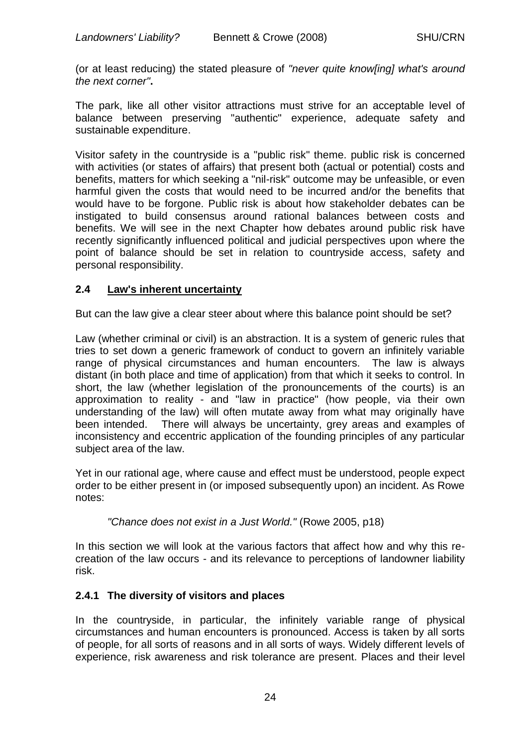(or at least reducing) the stated pleasure of *"never quite know[ing] what's around the next corner"***.**

The park, like all other visitor attractions must strive for an acceptable level of balance between preserving "authentic" experience, adequate safety and sustainable expenditure.

Visitor safety in the countryside is a "public risk" theme. public risk is concerned with activities (or states of affairs) that present both (actual or potential) costs and benefits, matters for which seeking a "nil-risk" outcome may be unfeasible, or even harmful given the costs that would need to be incurred and/or the benefits that would have to be forgone. Public risk is about how stakeholder debates can be instigated to build consensus around rational balances between costs and benefits. We will see in the next Chapter how debates around public risk have recently significantly influenced political and judicial perspectives upon where the point of balance should be set in relation to countryside access, safety and personal responsibility.

## 2.4 Law's inherent uncertainty

But can the law give a clear steer about where this balance point should be set?

Law (whether criminal or civil) is an abstraction. It is a system of generic rules that tries to set down a generic framework of conduct to govern an infinitely variable range of physical circumstances and human encounters. The law is always distant (in both place and time of application) from that which it seeks to control. In short, the law (whether legislation of the pronouncements of the courts) is an approximation to reality - and "law in practice" (how people, via their own understanding of the law) will often mutate away from what may originally have been intended. There will always be uncertainty, grey areas and examples of inconsistency and eccentric application of the founding principles of any particular subject area of the law.

Yet in our rational age, where cause and effect must be understood, people expect order to be either present in (or imposed subsequently upon) an incident. As Rowe notes:

> *"Chance does not exist in a Just World."* (Rowe 2005, p18)

In this section we will look at the various factors that affect how and why this re-creation of the law occurs - and its relevance to perceptions of landowner liability risk.

### 2.4.1 The diversity of visitors and places

In the countryside, in particular, the infinitely variable range of physical circumstances and human encounters is pronounced. Access is taken by all sorts of people, for all sorts of reasons and in all sorts of ways. Widely different levels of experience, risk awareness and risk tolerance are present. Places and their level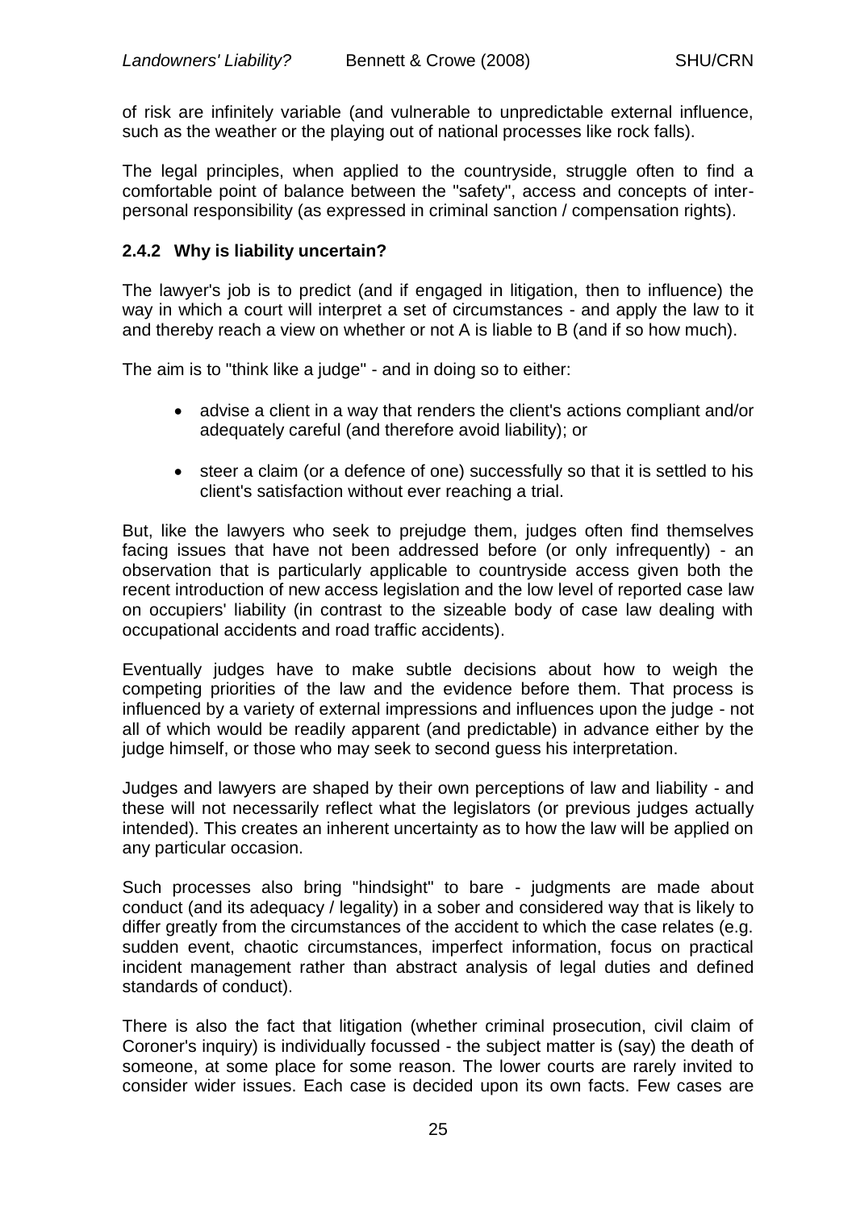of risk are infinitely variable (and vulnerable to unpredictable external influence, such as the weather or the playing out of national processes like rock falls).

The legal principles, when applied to the countryside, struggle often to find a comfortable point of balance between the "safety", access and concepts of inter-personal responsibility (as expressed in criminal sanction / compensation rights).

### 2.4.2 Why is liability uncertain?

The lawyer's job is to predict (and if engaged in litigation, then to influence) the way in which a court will interpret a set of circumstances - and apply the law to it and thereby reach a view on whether or not A is liable to B (and if so how much).

The aim is to "think like a judge" - and in doing so to either:

- advise a client in a way that renders the client's actions compliant and/or adequately careful (and therefore avoid liability); or
- steer a claim (or a defence of one) successfully so that it is settled to his client's satisfaction without ever reaching a trial.

But, like the lawyers who seek to prejudge them, judges often find themselves facing issues that have not been addressed before (or only infrequently) - an observation that is particularly applicable to countryside access given both the recent introduction of new access legislation and the low level of reported case law on occupiers' liability (in contrast to the sizeable body of case law dealing with occupational accidents and road traffic accidents).

Eventually judges have to make subtle decisions about how to weigh the competing priorities of the law and the evidence before them. That process is influenced by a variety of external impressions and influences upon the judge - not all of which would be readily apparent (and predictable) in advance either by the judge himself, or those who may seek to second guess his interpretation.

Judges and lawyers are shaped by their own perceptions of law and liability - and these will not necessarily reflect what the legislators (or previous judges actually intended). This creates an inherent uncertainty as to how the law will be applied on any particular occasion.

Such processes also bring "hindsight" to bare - judgments are made about conduct (and its adequacy / legality) in a sober and considered way that is likely to differ greatly from the circumstances of the accident to which the case relates (e.g. sudden event, chaotic circumstances, imperfect information, focus on practical incident management rather than abstract analysis of legal duties and defined standards of conduct).

There is also the fact that litigation (whether criminal prosecution, civil claim of Coroner's inquiry) is individually focussed - the subject matter is (say) the death of someone, at some place for some reason. The lower courts are rarely invited to consider wider issues. Each case is decided upon its own facts. Few cases are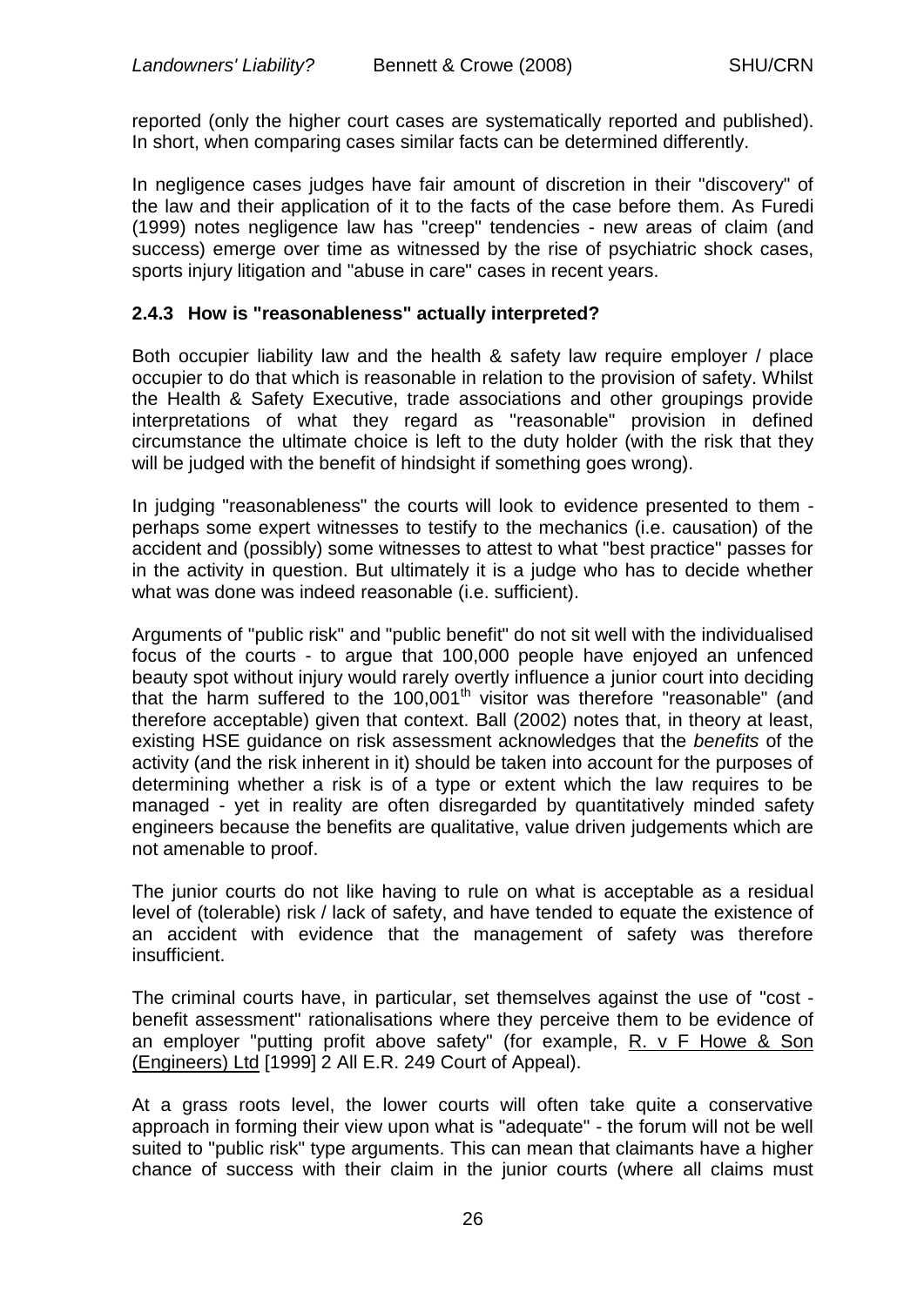reported (only the higher court cases are systematically reported and published). In short, when comparing cases similar facts can be determined differently.

In negligence cases judges have fair amount of discretion in their "discovery" of the law and their application of it to the facts of the case before them. As Furedi (1999) notes negligence law has "creep" tendencies - new areas of claim (and success) emerge over time as witnessed by the rise of psychiatric shock cases, sports injury litigation and "abuse in care" cases in recent years.

### 2.4.3 How is "reasonableness" actually interpreted?

Both occupier liability law and the health & safety law require employer / place occupier to do that which is reasonable in relation to the provision of safety. Whilst the Health & Safety Executive, trade associations and other groupings provide interpretations of what they regard as "reasonable" provision in defined circumstance the ultimate choice is left to the duty holder (with the risk that they will be judged with the benefit of hindsight if something goes wrong).

In judging "reasonableness" the courts will look to evidence presented to them - perhaps some expert witnesses to testify to the mechanics (i.e. causation) of the accident and (possibly) some witnesses to attest to what "best practice" passes for in the activity in question. But ultimately it is a judge who has to decide whether what was done was indeed reasonable (i.e. sufficient).

Arguments of "public risk" and "public benefit" do not sit well with the individualised focus of the courts - to argue that 100,000 people have enjoyed an unfenced beauty spot without injury would rarely overtly influence a junior court into deciding that the harm suffered to the 100,001th visitor was therefore "reasonable" (and therefore acceptable) given that context. Ball (2002) notes that, in theory at least, existing HSE guidance on risk assessment acknowledges that the *benefits* of the activity (and the risk inherent in it) should be taken into account for the purposes of determining whether a risk is of a type or extent which the law requires to be managed - yet in reality are often disregarded by quantitatively minded safety engineers because the benefits are qualitative, value driven judgements which are not amenable to proof.

The junior courts do not like having to rule on what is acceptable as a residual level of (tolerable) risk / lack of safety, and have tended to equate the existence of an accident with evidence that the management of safety was therefore insufficient.

The criminal courts have, in particular, set themselves against the use of "cost - benefit assessment" rationalisations where they perceive them to be evidence of an employer "putting profit above safety" (for example, R. v F Howe & Son (Engineers) Ltd [1999] 2 All E.R. 249 Court of Appeal).

At a grass roots level, the lower courts will often take quite a conservative approach in forming their view upon what is "adequate" - the forum will not be well suited to "public risk" type arguments. This can mean that claimants have a higher chance of success with their claim in the junior courts (where all claims must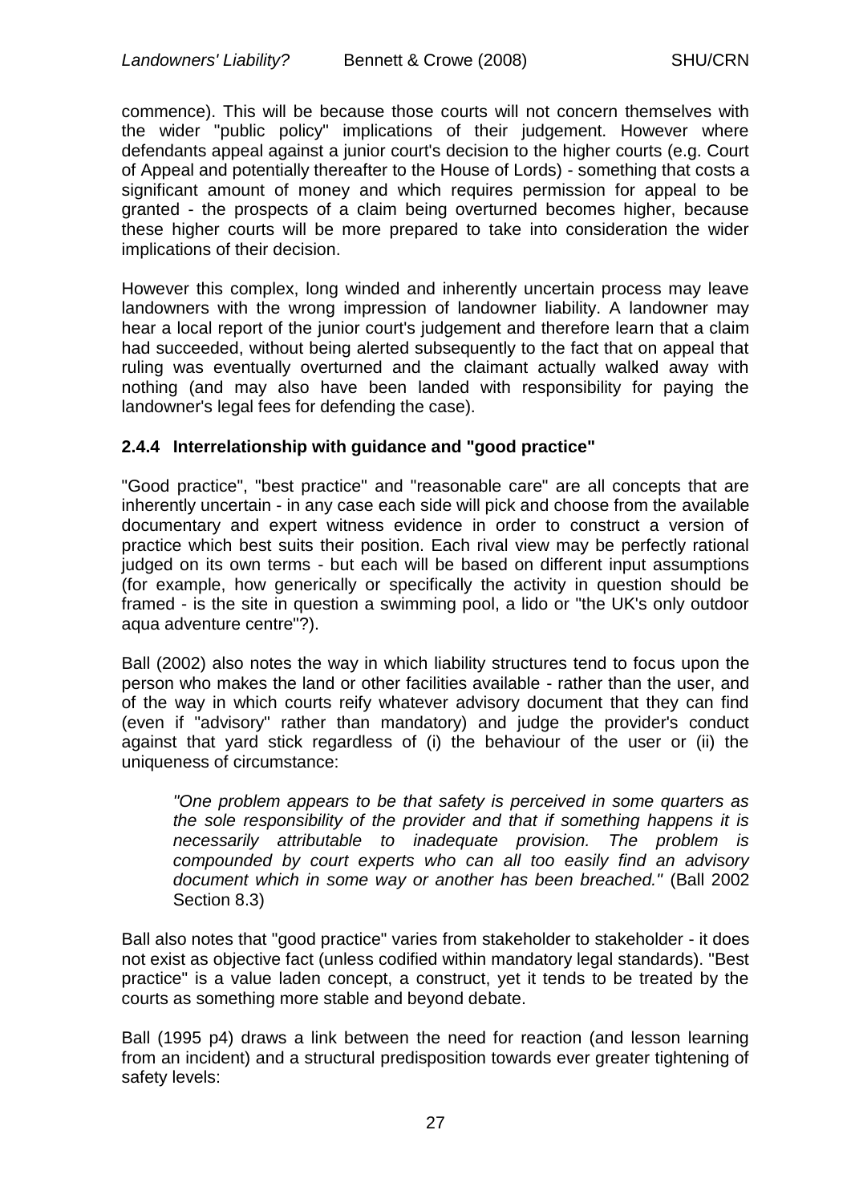commence). This will be because those courts will not concern themselves with the wider "public policy" implications of their judgement. However where defendants appeal against a junior court's decision to the higher courts (e.g. Court of Appeal and potentially thereafter to the House of Lords) - something that costs a significant amount of money and which requires permission for appeal to be granted - the prospects of a claim being overturned becomes higher, because these higher courts will be more prepared to take into consideration the wider implications of their decision.

However this complex, long winded and inherently uncertain process may leave landowners with the wrong impression of landowner liability. A landowner may hear a local report of the junior court's judgement and therefore learn that a claim had succeeded, without being alerted subsequently to the fact that on appeal that ruling was eventually overturned and the claimant actually walked away with nothing (and may also have been landed with responsibility for paying the landowner's legal fees for defending the case).

### 2.4.4 Interrelationship with guidance and "good practice"

"Good practice", "best practice" and "reasonable care" are all concepts that are inherently uncertain - in any case each side will pick and choose from the available documentary and expert witness evidence in order to construct a version of practice which best suits their position. Each rival view may be perfectly rational judged on its own terms - but each will be based on different input assumptions (for example, how generically or specifically the activity in question should be framed - is the site in question a swimming pool, a lido or "the UK's only outdoor aqua adventure centre"?).

Ball (2002) also notes the way in which liability structures tend to focus upon the person who makes the land or other facilities available - rather than the user, and of the way in which courts reify whatever advisory document that they can find (even if "advisory" rather than mandatory) and judge the provider's conduct against that yard stick regardless of (i) the behaviour of the user or (ii) the uniqueness of circumstance:

> *"One problem appears to be that safety is perceived in some quarters as the sole responsibility of the provider and that if something happens it is necessarily attributable to inadequate provision. The problem is compounded by court experts who can all too easily find an advisory document which in some way or another has been breached."* (Ball 2002 Section 8.3)

Ball also notes that "good practice" varies from stakeholder to stakeholder - it does not exist as objective fact (unless codified within mandatory legal standards). "Best practice" is a value laden concept, a construct, yet it tends to be treated by the courts as something more stable and beyond debate.

Ball (1995 p4) draws a link between the need for reaction (and lesson learning from an incident) and a structural predisposition towards ever greater tightening of safety levels: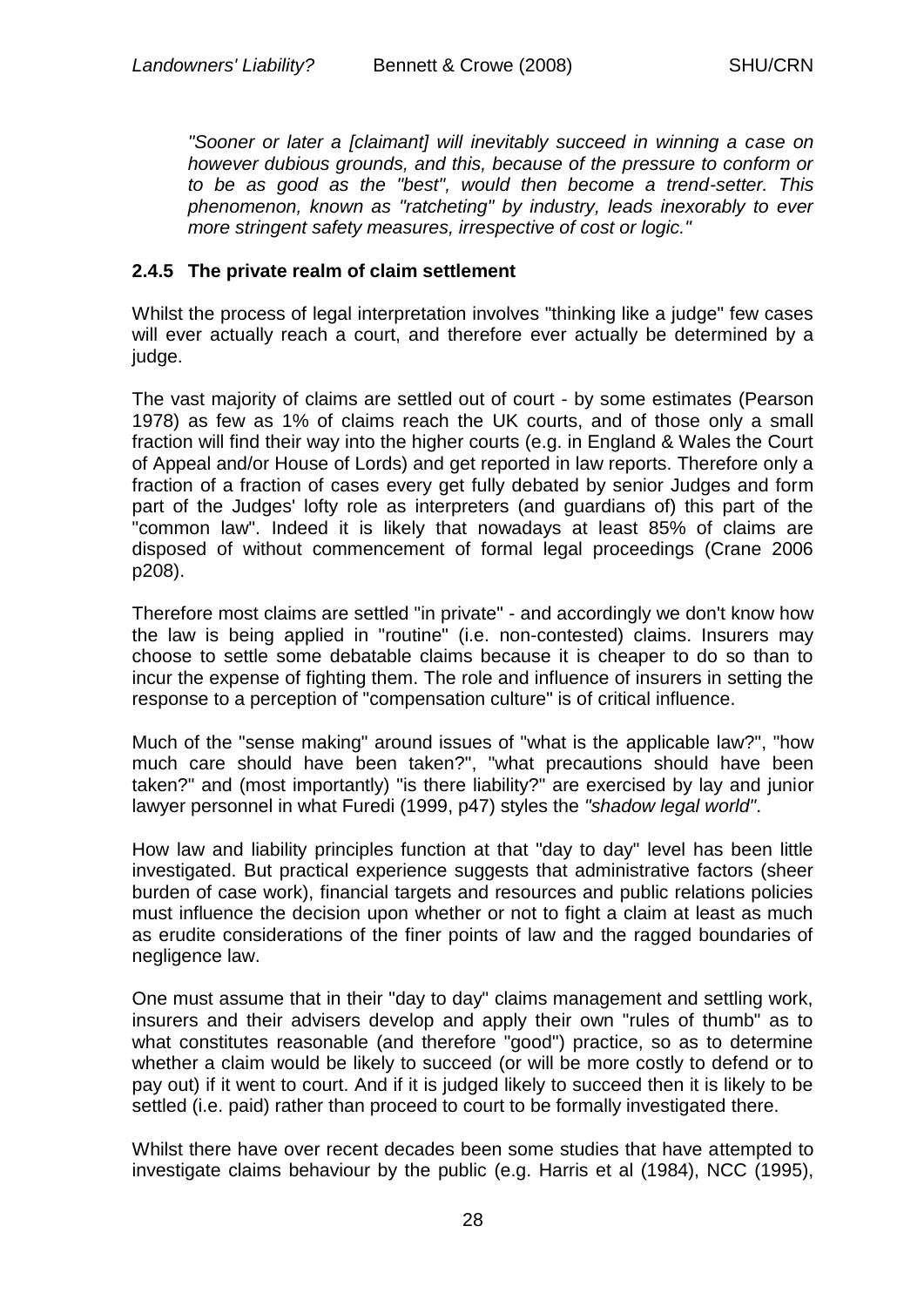*"Sooner or later a [claimant] will inevitably succeed in winning a case on however dubious grounds, and this, because of the pressure to conform or to be as good as the "best", would then become a trend-setter. This phenomenon, known as "ratcheting" by industry, leads inexorably to ever more stringent safety measures, irrespective of cost or logic."*

### 2.4.5 The private realm of claim settlement

Whilst the process of legal interpretation involves "thinking like a judge" few cases will ever actually reach a court, and therefore ever actually be determined by a judge.

The vast majority of claims are settled out of court - by some estimates (Pearson 1978) as few as 1% of claims reach the UK courts, and of those only a small fraction will find their way into the higher courts (e.g. in England & Wales the Court of Appeal and/or House of Lords) and get reported in law reports. Therefore only a fraction of a fraction of cases every get fully debated by senior Judges and form part of the Judges' lofty role as interpreters (and guardians of) this part of the "common law". Indeed it is likely that nowadays at least 85% of claims are disposed of without commencement of formal legal proceedings (Crane 2006 p208).

Therefore most claims are settled "in private" - and accordingly we don't know how the law is being applied in "routine" (i.e. non-contested) claims. Insurers may choose to settle some debatable claims because it is cheaper to do so than to incur the expense of fighting them. The role and influence of insurers in setting the response to a perception of "compensation culture" is of critical influence.

Much of the "sense making" around issues of "what is the applicable law?", "how much care should have been taken?", "what precautions should have been taken?" and (most importantly) "is there liability?" are exercised by lay and junior lawyer personnel in what Furedi (1999, p47) styles the *"shadow legal world"*.

How law and liability principles function at that "day to day" level has been little investigated. But practical experience suggests that administrative factors (sheer burden of case work), financial targets and resources and public relations policies must influence the decision upon whether or not to fight a claim at least as much as erudite considerations of the finer points of law and the ragged boundaries of negligence law.

One must assume that in their "day to day" claims management and settling work, insurers and their advisers develop and apply their own "rules of thumb" as to what constitutes reasonable (and therefore "good") practice, so as to determine whether a claim would be likely to succeed (or will be more costly to defend or to pay out) if it went to court. And if it is judged likely to succeed then it is likely to be settled (i.e. paid) rather than proceed to court to be formally investigated there.

Whilst there have over recent decades been some studies that have attempted to investigate claims behaviour by the public (e.g. Harris et al (1984), NCC (1995),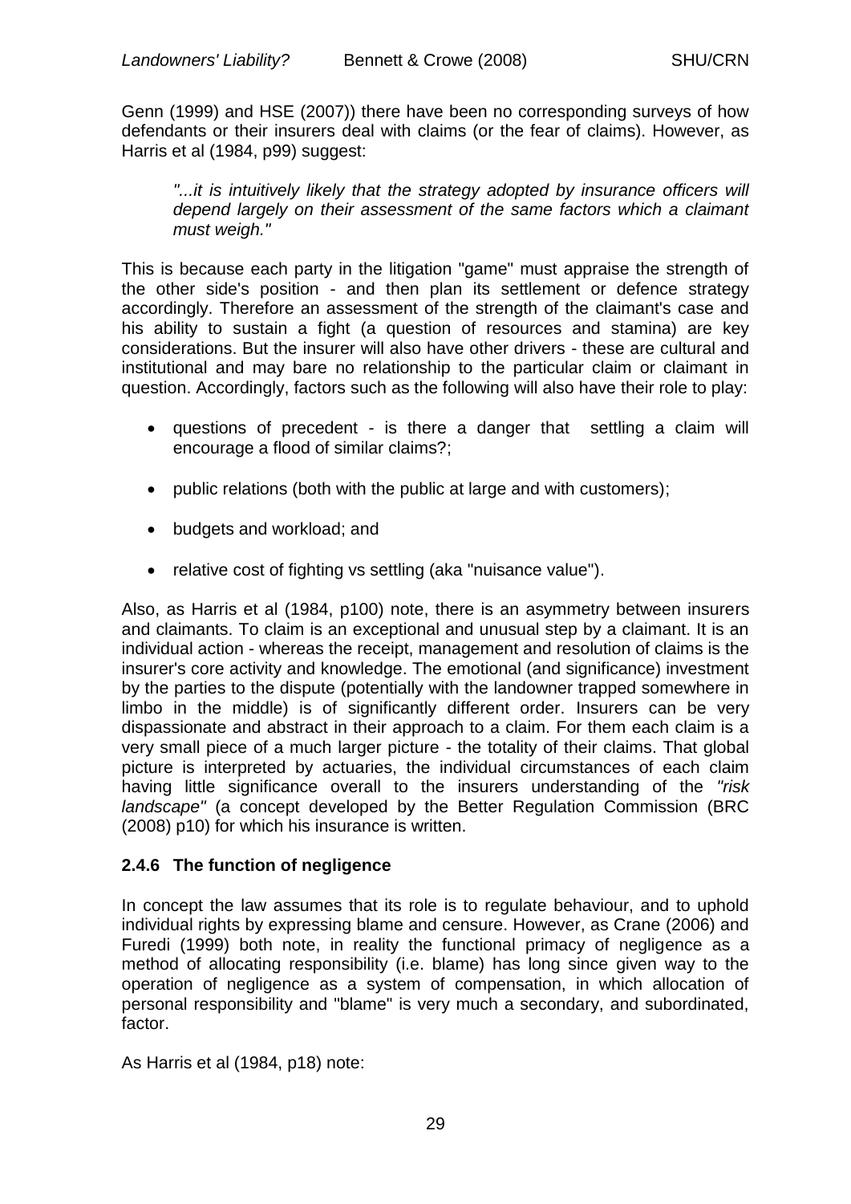Genn (1999) and HSE (2007)) there have been no corresponding surveys of how defendants or their insurers deal with claims (or the fear of claims). However, as Harris et al (1984, p99) suggest:

> *"...it is intuitively likely that the strategy adopted by insurance officers will depend largely on their assessment of the same factors which a claimant must weigh."*

This is because each party in the litigation "game" must appraise the strength of the other side's position - and then plan its settlement or defence strategy accordingly. Therefore an assessment of the strength of the claimant's case and his ability to sustain a fight (a question of resources and stamina) are key considerations. But the insurer will also have other drivers - these are cultural and institutional and may bare no relationship to the particular claim or claimant in question. Accordingly, factors such as the following will also have their role to play:

- questions of precedent - is there a danger that settling a claim will encourage a flood of similar claims?;
- public relations (both with the public at large and with customers);
- budgets and workload; and
- relative cost of fighting vs settling (aka "nuisance value").

Also, as Harris et al (1984, p100) note, there is an asymmetry between insurers and claimants. To claim is an exceptional and unusual step by a claimant. It is an individual action - whereas the receipt, management and resolution of claims is the insurer's core activity and knowledge. The emotional (and significance) investment by the parties to the dispute (potentially with the landowner trapped somewhere in limbo in the middle) is of significantly different order. Insurers can be very dispassionate and abstract in their approach to a claim. For them each claim is a very small piece of a much larger picture - the totality of their claims. That global picture is interpreted by actuaries, the individual circumstances of each claim having little significance overall to the insurers understanding of the *"risk landscape"* (a concept developed by the Better Regulation Commission (BRC (2008) p10) for which his insurance is written.

### 2.4.6 The function of negligence

In concept the law assumes that its role is to regulate behaviour, and to uphold individual rights by expressing blame and censure. However, as Crane (2006) and Furedi (1999) both note, in reality the functional primacy of negligence as a method of allocating responsibility (i.e. blame) has long since given way to the operation of negligence as a system of compensation, in which allocation of personal responsibility and "blame" is very much a secondary, and subordinated, factor.

As Harris et al (1984, p18) note: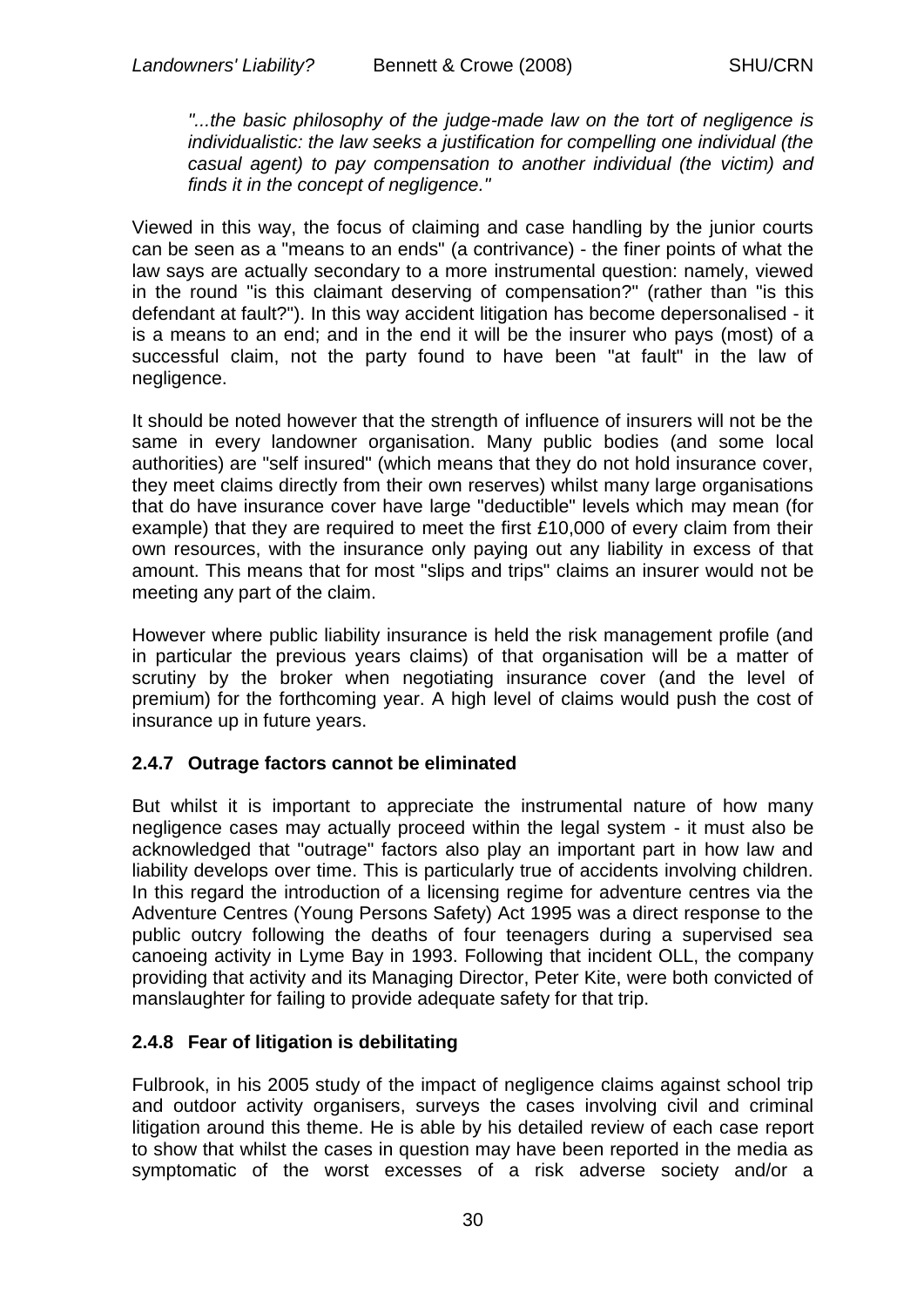*"...the basic philosophy of the judge-made law on the tort of negligence is individualistic: the law seeks a justification for compelling one individual (the casual agent) to pay compensation to another individual (the victim) and finds it in the concept of negligence."*

Viewed in this way, the focus of claiming and case handling by the junior courts can be seen as a "means to an ends" (a contrivance) - the finer points of what the law says are actually secondary to a more instrumental question: namely, viewed in the round "is this claimant deserving of compensation?" (rather than "is this defendant at fault?"). In this way accident litigation has become depersonalised - it is a means to an end; and in the end it will be the insurer who pays (most) of a successful claim, not the party found to have been "at fault" in the law of negligence.

It should be noted however that the strength of influence of insurers will not be the same in every landowner organisation. Many public bodies (and some local authorities) are "self insured" (which means that they do not hold insurance cover, they meet claims directly from their own reserves) whilst many large organisations that do have insurance cover have large "deductible" levels which may mean (for example) that they are required to meet the first £10,000 of every claim from their own resources, with the insurance only paying out any liability in excess of that amount. This means that for most "slips and trips" claims an insurer would not be meeting any part of the claim.

However where public liability insurance is held the risk management profile (and in particular the previous years claims) of that organisation will be a matter of scrutiny by the broker when negotiating insurance cover (and the level of premium) for the forthcoming year. A high level of claims would push the cost of insurance up in future years.

### 2.4.7 Outrage factors cannot be eliminated

But whilst it is important to appreciate the instrumental nature of how many negligence cases may actually proceed within the legal system - it must also be acknowledged that "outrage" factors also play an important part in how law and liability develops over time. This is particularly true of accidents involving children. In this regard the introduction of a licensing regime for adventure centres via the Adventure Centres (Young Persons Safety) Act 1995 was a direct response to the public outcry following the deaths of four teenagers during a supervised sea canoeing activity in Lyme Bay in 1993. Following that incident OLL, the company providing that activity and its Managing Director, Peter Kite, were both convicted of manslaughter for failing to provide adequate safety for that trip.

### 2.4.8 Fear of litigation is debilitating

Fulbrook, in his 2005 study of the impact of negligence claims against school trip and outdoor activity organisers, surveys the cases involving civil and criminal litigation around this theme. He is able by his detailed review of each case report to show that whilst the cases in question may have been reported in the media as symptomatic of the worst excesses of a risk adverse society and/or a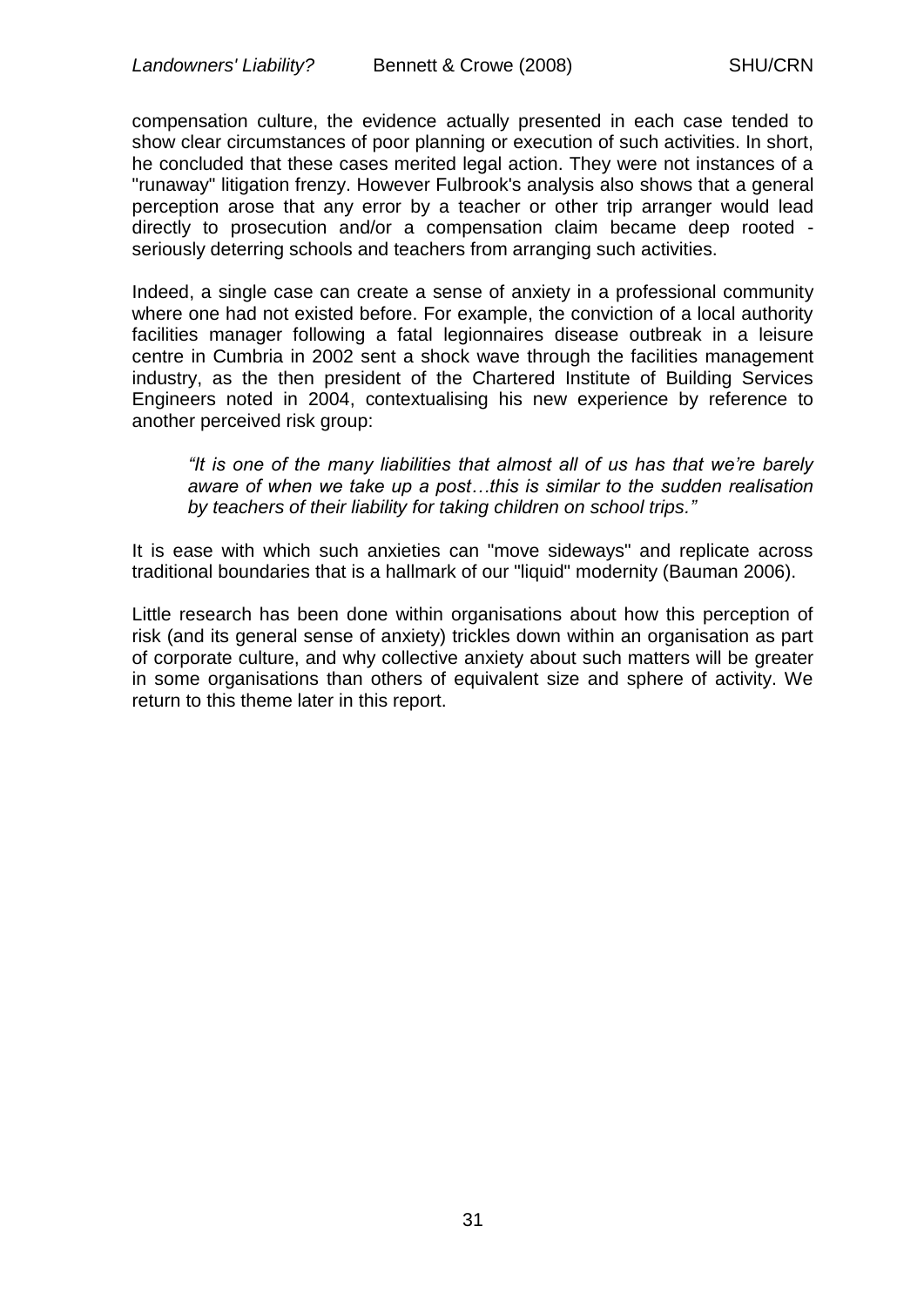compensation culture, the evidence actually presented in each case tended to show clear circumstances of poor planning or execution of such activities. In short, he concluded that these cases merited legal action. They were not instances of a "runaway" litigation frenzy. However Fulbrook's analysis also shows that a general perception arose that any error by a teacher or other trip arranger would lead directly to prosecution and/or a compensation claim became deep rooted - seriously deterring schools and teachers from arranging such activities.

Indeed, a single case can create a sense of anxiety in a professional community where one had not existed before. For example, the conviction of a local authority facilities manager following a fatal legionnaires disease outbreak in a leisure centre in Cumbria in 2002 sent a shock wave through the facilities management industry, as the then president of the Chartered Institute of Building Services Engineers noted in 2004, contextualising his new experience by reference to another perceived risk group:

> *"It is one of the many liabilities that almost all of us has that we're barely aware of when we take up a post…this is similar to the sudden realisation by teachers of their liability for taking children on school trips."*

It is ease with which such anxieties can "move sideways" and replicate across traditional boundaries that is a hallmark of our "liquid" modernity (Bauman 2006).

Little research has been done within organisations about how this perception of risk (and its general sense of anxiety) trickles down within an organisation as part of corporate culture, and why collective anxiety about such matters will be greater in some organisations than others of equivalent size and sphere of activity. We return to this theme later in this report.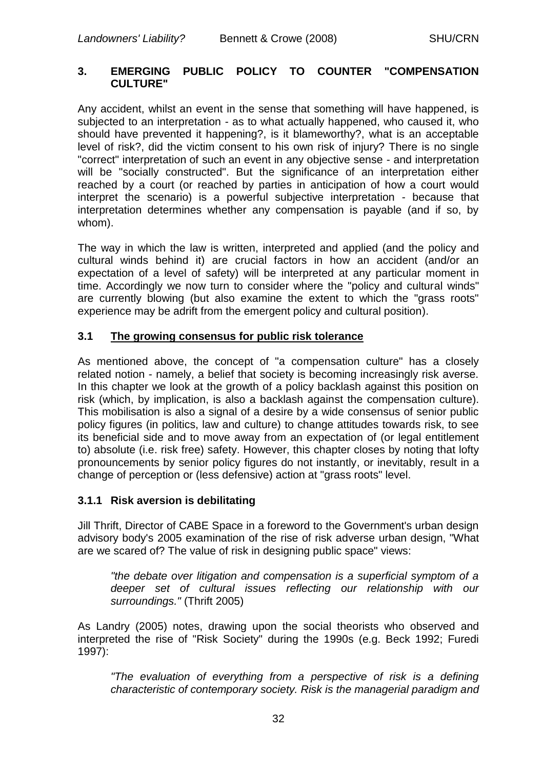## 3. EMERGING PUBLIC POLICY TO COUNTER "COMPENSATION CULTURE"

Any accident, whilst an event in the sense that something will have happened, is subjected to an interpretation - as to what actually happened, who caused it, who should have prevented it happening?, is it blameworthy?, what is an acceptable level of risk?, did the victim consent to his own risk of injury? There is no single "correct" interpretation of such an event in any objective sense - and interpretation will be "socially constructed". But the significance of an interpretation either reached by a court (or reached by parties in anticipation of how a court would interpret the scenario) is a powerful subjective interpretation - because that interpretation determines whether any compensation is payable (and if so, by whom).

The way in which the law is written, interpreted and applied (and the policy and cultural winds behind it) are crucial factors in how an accident (and/or an expectation of a level of safety) will be interpreted at any particular moment in time. Accordingly we now turn to consider where the "policy and cultural winds" are currently blowing (but also examine the extent to which the "grass roots" experience may be adrift from the emergent policy and cultural position).

### 3.1 <u>The growing consensus for public risk tolerance</u>

As mentioned above, the concept of "a compensation culture" has a closely related notion - namely, a belief that society is becoming increasingly risk averse. In this chapter we look at the growth of a policy backlash against this position on risk (which, by implication, is also a backlash against the compensation culture). This mobilisation is also a signal of a desire by a wide consensus of senior public policy figures (in politics, law and culture) to change attitudes towards risk, to see its beneficial side and to move away from an expectation of (or legal entitlement to) absolute (i.e. risk free) safety. However, this chapter closes by noting that lofty pronouncements by senior policy figures do not instantly, or inevitably, result in a change of perception or (less defensive) action at "grass roots" level.

#### 3.1.1 Risk aversion is debilitating

Jill Thrift, Director of CABE Space in a foreword to the Government's urban design advisory body's 2005 examination of the rise of risk adverse urban design, "What are we scared of? The value of risk in designing public space" views:

> *"the debate over litigation and compensation is a superficial symptom of a deeper set of cultural issues reflecting our relationship with our surroundings."* (Thrift 2005)

As Landry (2005) notes, drawing upon the social theorists who observed and interpreted the rise of "Risk Society" during the 1990s (e.g. Beck 1992; Furedi 1997):

> *"The evaluation of everything from a perspective of risk is a defining characteristic of contemporary society. Risk is the managerial paradigm and*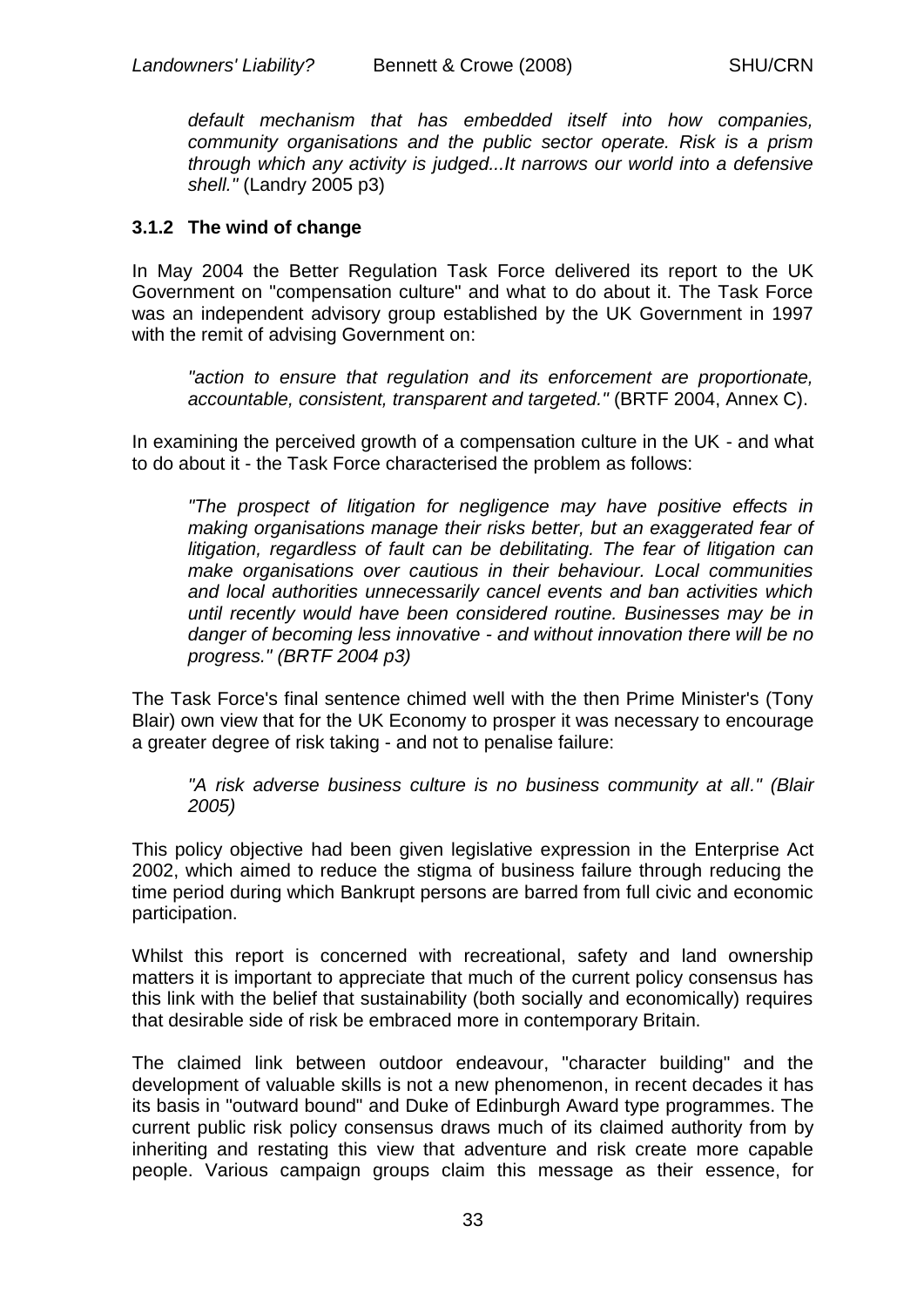*default mechanism that has embedded itself into how companies, community organisations and the public sector operate. Risk is a prism through which any activity is judged...It narrows our world into a defensive shell."* (Landry 2005 p3)

### 3.1.2 The wind of change

In May 2004 the Better Regulation Task Force delivered its report to the UK Government on "compensation culture" and what to do about it. The Task Force was an independent advisory group established by the UK Government in 1997 with the remit of advising Government on:

> *"action to ensure that regulation and its enforcement are proportionate, accountable, consistent, transparent and targeted."* (BRTF 2004, Annex C).

In examining the perceived growth of a compensation culture in the UK - and what to do about it - the Task Force characterised the problem as follows:

> *"The prospect of litigation for negligence may have positive effects in making organisations manage their risks better, but an exaggerated fear of litigation, regardless of fault can be debilitating. The fear of litigation can make organisations over cautious in their behaviour. Local communities and local authorities unnecessarily cancel events and ban activities which until recently would have been considered routine. Businesses may be in danger of becoming less innovative - and without innovation there will be no progress." (BRTF 2004 p3)*

The Task Force's final sentence chimed well with the then Prime Minister's (Tony Blair) own view that for the UK Economy to prosper it was necessary to encourage a greater degree of risk taking - and not to penalise failure:

> *"A risk adverse business culture is no business community at all." (Blair 2005)*

This policy objective had been given legislative expression in the Enterprise Act 2002, which aimed to reduce the stigma of business failure through reducing the time period during which Bankrupt persons are barred from full civic and economic participation.

Whilst this report is concerned with recreational, safety and land ownership matters it is important to appreciate that much of the current policy consensus has this link with the belief that sustainability (both socially and economically) requires that desirable side of risk be embraced more in contemporary Britain.

The claimed link between outdoor endeavour, "character building" and the development of valuable skills is not a new phenomenon, in recent decades it has its basis in "outward bound" and Duke of Edinburgh Award type programmes. The current public risk policy consensus draws much of its claimed authority from by inheriting and restating this view that adventure and risk create more capable people. Various campaign groups claim this message as their essence, for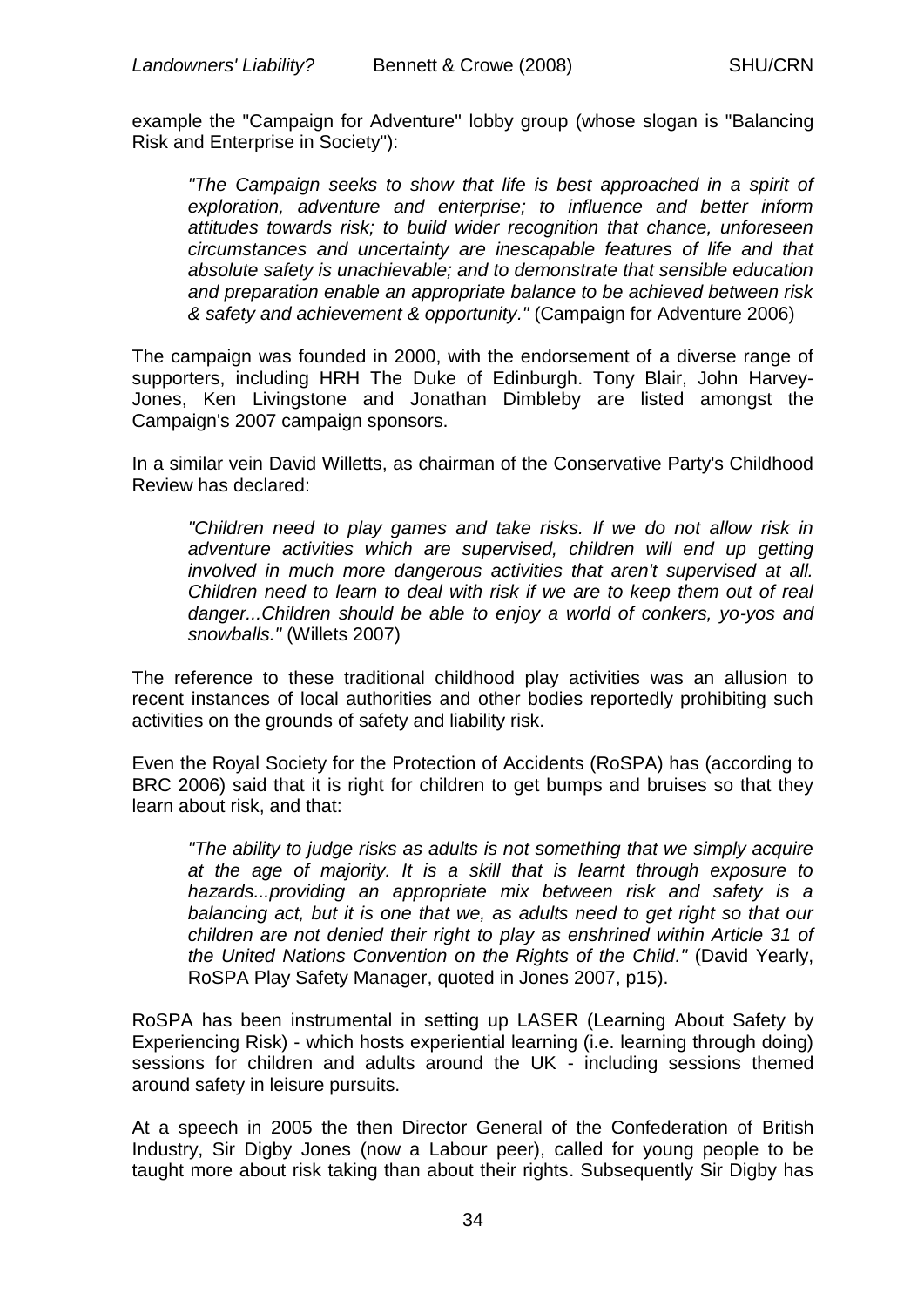example the "Campaign for Adventure" lobby group (whose slogan is "Balancing Risk and Enterprise in Society"):

> *"The Campaign seeks to show that life is best approached in a spirit of exploration, adventure and enterprise; to influence and better inform attitudes towards risk; to build wider recognition that chance, unforeseen circumstances and uncertainty are inescapable features of life and that absolute safety is unachievable; and to demonstrate that sensible education and preparation enable an appropriate balance to be achieved between risk & safety and achievement & opportunity."* (Campaign for Adventure 2006)

The campaign was founded in 2000, with the endorsement of a diverse range of supporters, including HRH The Duke of Edinburgh. Tony Blair, John Harvey-Jones, Ken Livingstone and Jonathan Dimbleby are listed amongst the Campaign's 2007 campaign sponsors.

In a similar vein David Willetts, as chairman of the Conservative Party's Childhood Review has declared:

> *"Children need to play games and take risks. If we do not allow risk in adventure activities which are supervised, children will end up getting involved in much more dangerous activities that aren't supervised at all. Children need to learn to deal with risk if we are to keep them out of real danger...Children should be able to enjoy a world of conkers, yo-yos and snowballs."* (Willets 2007)

The reference to these traditional childhood play activities was an allusion to recent instances of local authorities and other bodies reportedly prohibiting such activities on the grounds of safety and liability risk.

Even the Royal Society for the Protection of Accidents (RoSPA) has (according to BRC 2006) said that it is right for children to get bumps and bruises so that they learn about risk, and that:

> *"The ability to judge risks as adults is not something that we simply acquire at the age of majority. It is a skill that is learnt through exposure to hazards...providing an appropriate mix between risk and safety is a balancing act, but it is one that we, as adults need to get right so that our children are not denied their right to play as enshrined within Article 31 of the United Nations Convention on the Rights of the Child."* (David Yearly, RoSPA Play Safety Manager, quoted in Jones 2007, p15).

RoSPA has been instrumental in setting up LASER (Learning About Safety by Experiencing Risk) - which hosts experiential learning (i.e. learning through doing) sessions for children and adults around the UK - including sessions themed around safety in leisure pursuits.

At a speech in 2005 the then Director General of the Confederation of British Industry, Sir Digby Jones (now a Labour peer), called for young people to be taught more about risk taking than about their rights. Subsequently Sir Digby has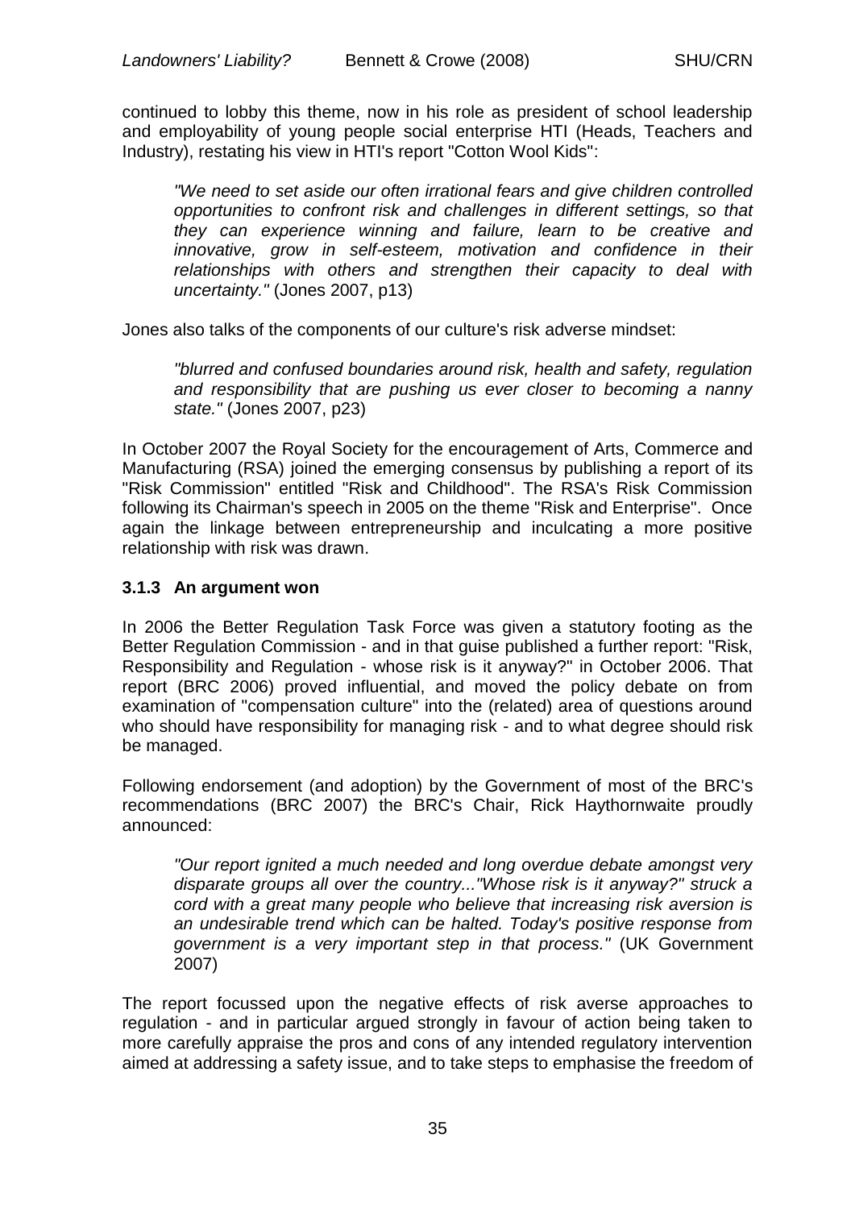continued to lobby this theme, now in his role as president of school leadership and employability of young people social enterprise HTI (Heads, Teachers and Industry), restating his view in HTI's report "Cotton Wool Kids":

> *"We need to set aside our often irrational fears and give children controlled opportunities to confront risk and challenges in different settings, so that they can experience winning and failure, learn to be creative and innovative, grow in self-esteem, motivation and confidence in their relationships with others and strengthen their capacity to deal with uncertainty."* (Jones 2007, p13)

Jones also talks of the components of our culture's risk adverse mindset:

> *"blurred and confused boundaries around risk, health and safety, regulation and responsibility that are pushing us ever closer to becoming a nanny state."* (Jones 2007, p23)

In October 2007 the Royal Society for the encouragement of Arts, Commerce and Manufacturing (RSA) joined the emerging consensus by publishing a report of its "Risk Commission" entitled "Risk and Childhood". The RSA's Risk Commission following its Chairman's speech in 2005 on the theme "Risk and Enterprise". Once again the linkage between entrepreneurship and inculcating a more positive relationship with risk was drawn.

### 3.1.3 An argument won

In 2006 the Better Regulation Task Force was given a statutory footing as the Better Regulation Commission - and in that guise published a further report: "Risk, Responsibility and Regulation - whose risk is it anyway?" in October 2006. That report (BRC 2006) proved influential, and moved the policy debate on from examination of "compensation culture" into the (related) area of questions around who should have responsibility for managing risk - and to what degree should risk be managed.

Following endorsement (and adoption) by the Government of most of the BRC's recommendations (BRC 2007) the BRC's Chair, Rick Haythornwaite proudly announced:

> *"Our report ignited a much needed and long overdue debate amongst very disparate groups all over the country..."Whose risk is it anyway?" struck a cord with a great many people who believe that increasing risk aversion is an undesirable trend which can be halted. Today's positive response from government is a very important step in that process."* (UK Government 2007)

The report focussed upon the negative effects of risk averse approaches to regulation - and in particular argued strongly in favour of action being taken to more carefully appraise the pros and cons of any intended regulatory intervention aimed at addressing a safety issue, and to take steps to emphasise the freedom of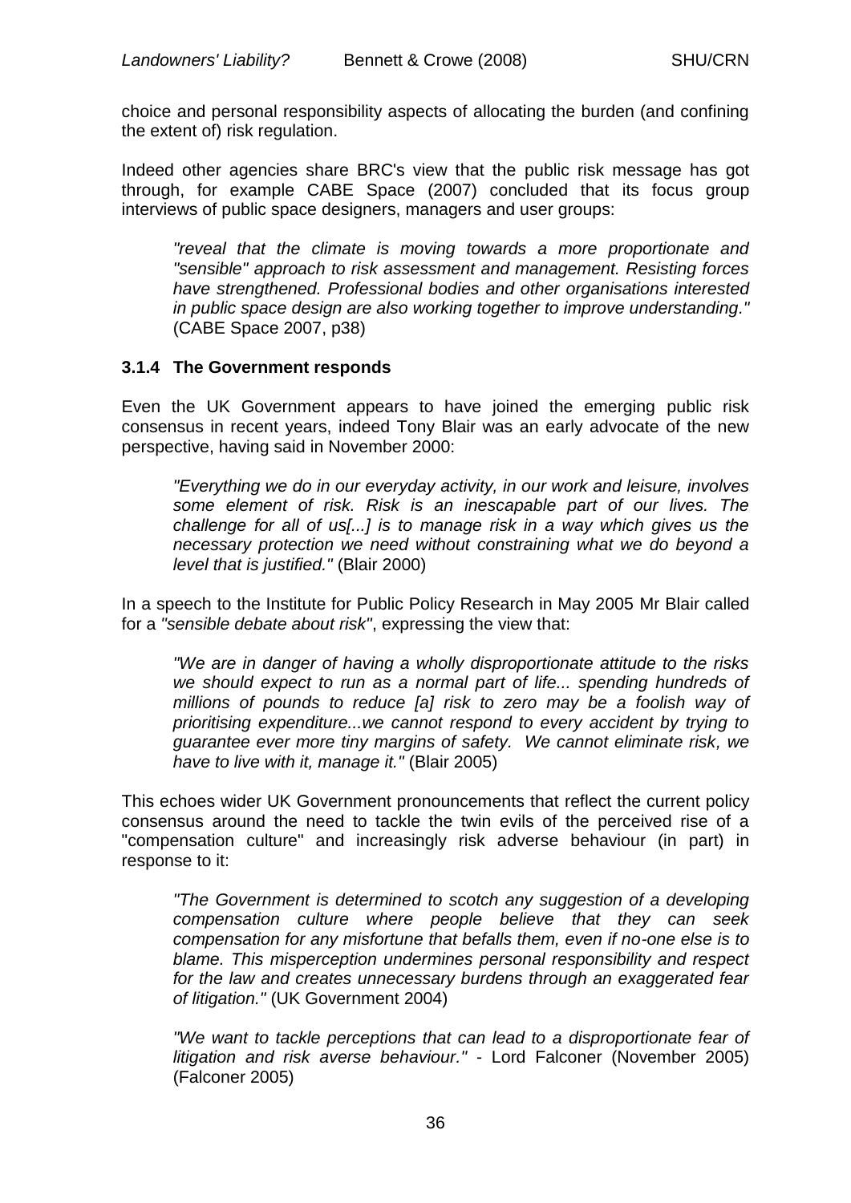choice and personal responsibility aspects of allocating the burden (and confining the extent of) risk regulation.

Indeed other agencies share BRC's view that the public risk message has got through, for example CABE Space (2007) concluded that its focus group interviews of public space designers, managers and user groups:

> *"reveal that the climate is moving towards a more proportionate and "sensible" approach to risk assessment and management. Resisting forces have strengthened. Professional bodies and other organisations interested in public space design are also working together to improve understanding."* (CABE Space 2007, p38)

### 3.1.4 The Government responds

Even the UK Government appears to have joined the emerging public risk consensus in recent years, indeed Tony Blair was an early advocate of the new perspective, having said in November 2000:

> *"Everything we do in our everyday activity, in our work and leisure, involves some element of risk. Risk is an inescapable part of our lives. The challenge for all of us[...] is to manage risk in a way which gives us the necessary protection we need without constraining what we do beyond a level that is justified."* (Blair 2000)

In a speech to the Institute for Public Policy Research in May 2005 Mr Blair called for a *"sensible debate about risk"*, expressing the view that:

> *"We are in danger of having a wholly disproportionate attitude to the risks we should expect to run as a normal part of life... spending hundreds of millions of pounds to reduce [a] risk to zero may be a foolish way of prioritising expenditure...we cannot respond to every accident by trying to guarantee ever more tiny margins of safety. We cannot eliminate risk, we have to live with it, manage it."* (Blair 2005)

This echoes wider UK Government pronouncements that reflect the current policy consensus around the need to tackle the twin evils of the perceived rise of a "compensation culture" and increasingly risk adverse behaviour (in part) in response to it:

> *"The Government is determined to scotch any suggestion of a developing compensation culture where people believe that they can seek compensation for any misfortune that befalls them, even if no-one else is to blame. This misperception undermines personal responsibility and respect for the law and creates unnecessary burdens through an exaggerated fear of litigation."* (UK Government 2004)

> *"We want to tackle perceptions that can lead to a disproportionate fear of litigation and risk averse behaviour."* - Lord Falconer (November 2005) (Falconer 2005)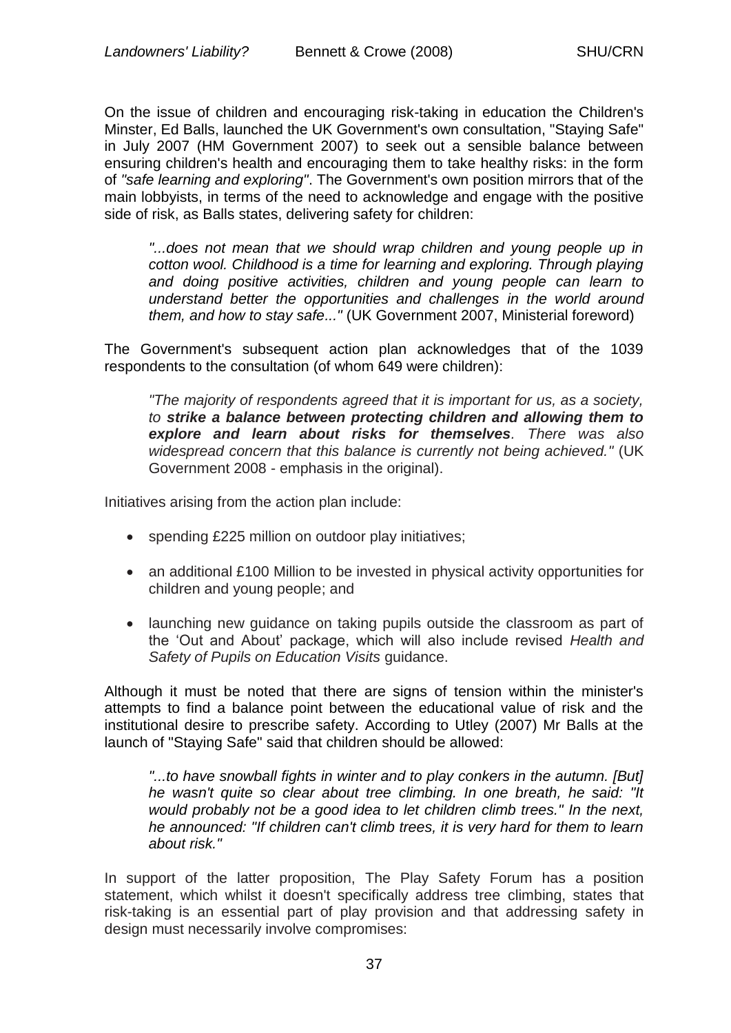On the issue of children and encouraging risk-taking in education the Children's Minster, Ed Balls, launched the UK Government's own consultation, "Staying Safe" in July 2007 (HM Government 2007) to seek out a sensible balance between ensuring children's health and encouraging them to take healthy risks: in the form of *"safe learning and exploring"*. The Government's own position mirrors that of the main lobbyists, in terms of the need to acknowledge and engage with the positive side of risk, as Balls states, delivering safety for children:

> *"...does not mean that we should wrap children and young people up in cotton wool. Childhood is a time for learning and exploring. Through playing and doing positive activities, children and young people can learn to understand better the opportunities and challenges in the world around them, and how to stay safe..."* (UK Government 2007, Ministerial foreword)

The Government's subsequent action plan acknowledges that of the 1039 respondents to the consultation (of whom 649 were children):

> *"The majority of respondents agreed that it is important for us, as a society, to* ***strike a balance between protecting children and allowing them to explore and learn about risks for themselves****. There was also widespread concern that this balance is currently not being achieved."* (UK Government 2008 - emphasis in the original).

Initiatives arising from the action plan include:

- spending £225 million on outdoor play initiatives;
- an additional £100 Million to be invested in physical activity opportunities for children and young people; and
- launching new guidance on taking pupils outside the classroom as part of the 'Out and About' package, which will also include revised *Health and Safety of Pupils on Education Visits* guidance.

Although it must be noted that there are signs of tension within the minister's attempts to find a balance point between the educational value of risk and the institutional desire to prescribe safety. According to Utley (2007) Mr Balls at the launch of "Staying Safe" said that children should be allowed:

> *"...to have snowball fights in winter and to play conkers in the autumn. [But] he wasn't quite so clear about tree climbing. In one breath, he said: "It would probably not be a good idea to let children climb trees." In the next, he announced: "If children can't climb trees, it is very hard for them to learn about risk."*

In support of the latter proposition, The Play Safety Forum has a position statement, which whilst it doesn't specifically address tree climbing, states that risk-taking is an essential part of play provision and that addressing safety in design must necessarily involve compromises: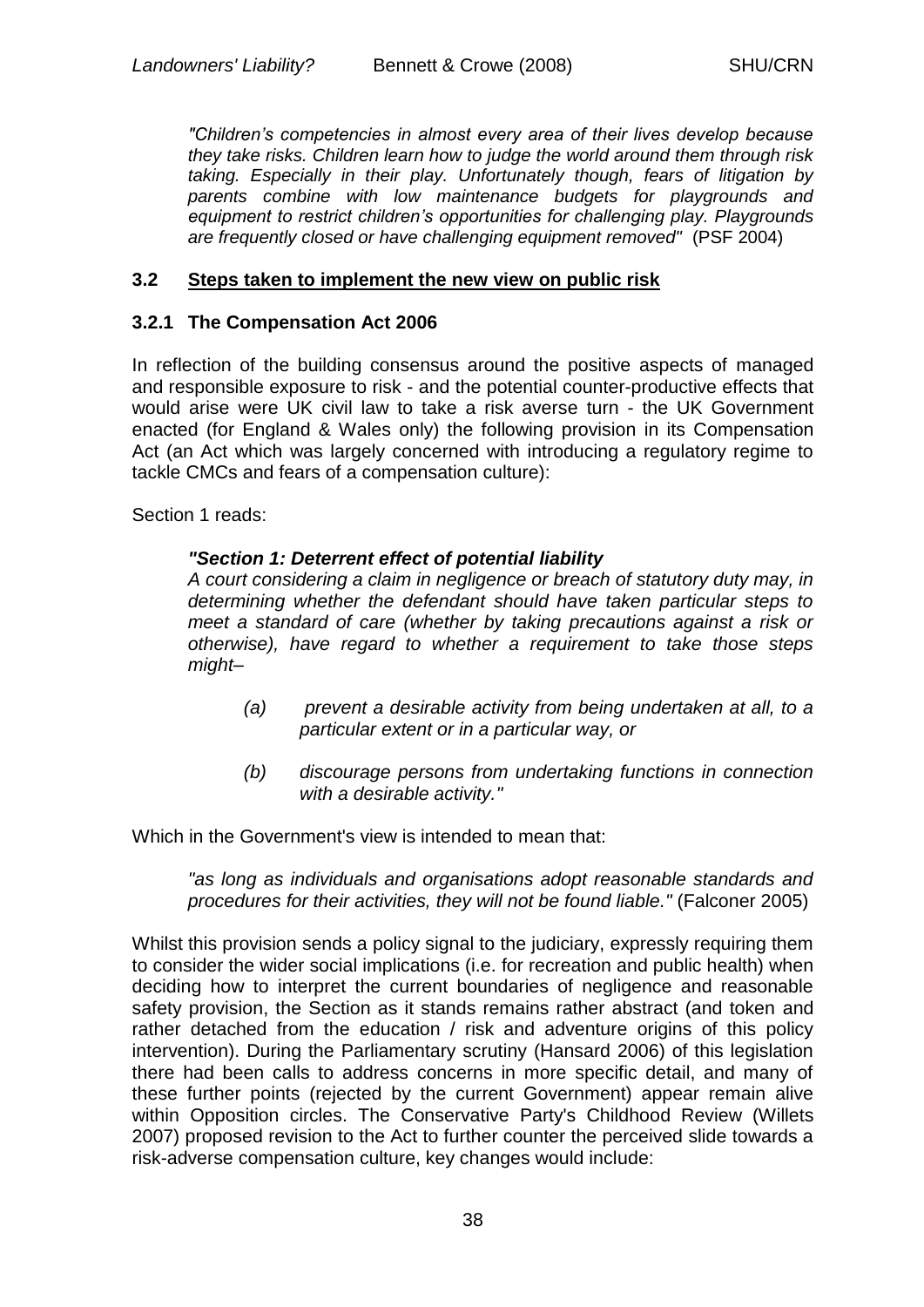*"Children's competencies in almost every area of their lives develop because they take risks. Children learn how to judge the world around them through risk taking. Especially in their play. Unfortunately though, fears of litigation by parents combine with low maintenance budgets for playgrounds and equipment to restrict children's opportunities for challenging play. Playgrounds are frequently closed or have challenging equipment removed"* (PSF 2004)

### 3.2 Steps taken to implement the new view on public risk

#### 3.2.1 The Compensation Act 2006

In reflection of the building consensus around the positive aspects of managed and responsible exposure to risk - and the potential counter-productive effects that would arise were UK civil law to take a risk averse turn - the UK Government enacted (for England & Wales only) the following provision in its Compensation Act (an Act which was largely concerned with introducing a regulatory regime to tackle CMCs and fears of a compensation culture):

Section 1 reads:

> ***"Section 1: Deterrent effect of potential liability***
> *A court considering a claim in negligence or breach of statutory duty may, in determining whether the defendant should have taken particular steps to meet a standard of care (whether by taking precautions against a risk or otherwise), have regard to whether a requirement to take those steps might–*
>
> *(a) prevent a desirable activity from being undertaken at all, to a particular extent or in a particular way, or*
>
> *(b) discourage persons from undertaking functions in connection with a desirable activity."*

Which in the Government's view is intended to mean that:

> *"as long as individuals and organisations adopt reasonable standards and procedures for their activities, they will not be found liable."* (Falconer 2005)

Whilst this provision sends a policy signal to the judiciary, expressly requiring them to consider the wider social implications (i.e. for recreation and public health) when deciding how to interpret the current boundaries of negligence and reasonable safety provision, the Section as it stands remains rather abstract (and token and rather detached from the education / risk and adventure origins of this policy intervention). During the Parliamentary scrutiny (Hansard 2006) of this legislation there had been calls to address concerns in more specific detail, and many of these further points (rejected by the current Government) appear remain alive within Opposition circles. The Conservative Party's Childhood Review (Willets 2007) proposed revision to the Act to further counter the perceived slide towards a risk-adverse compensation culture, key changes would include: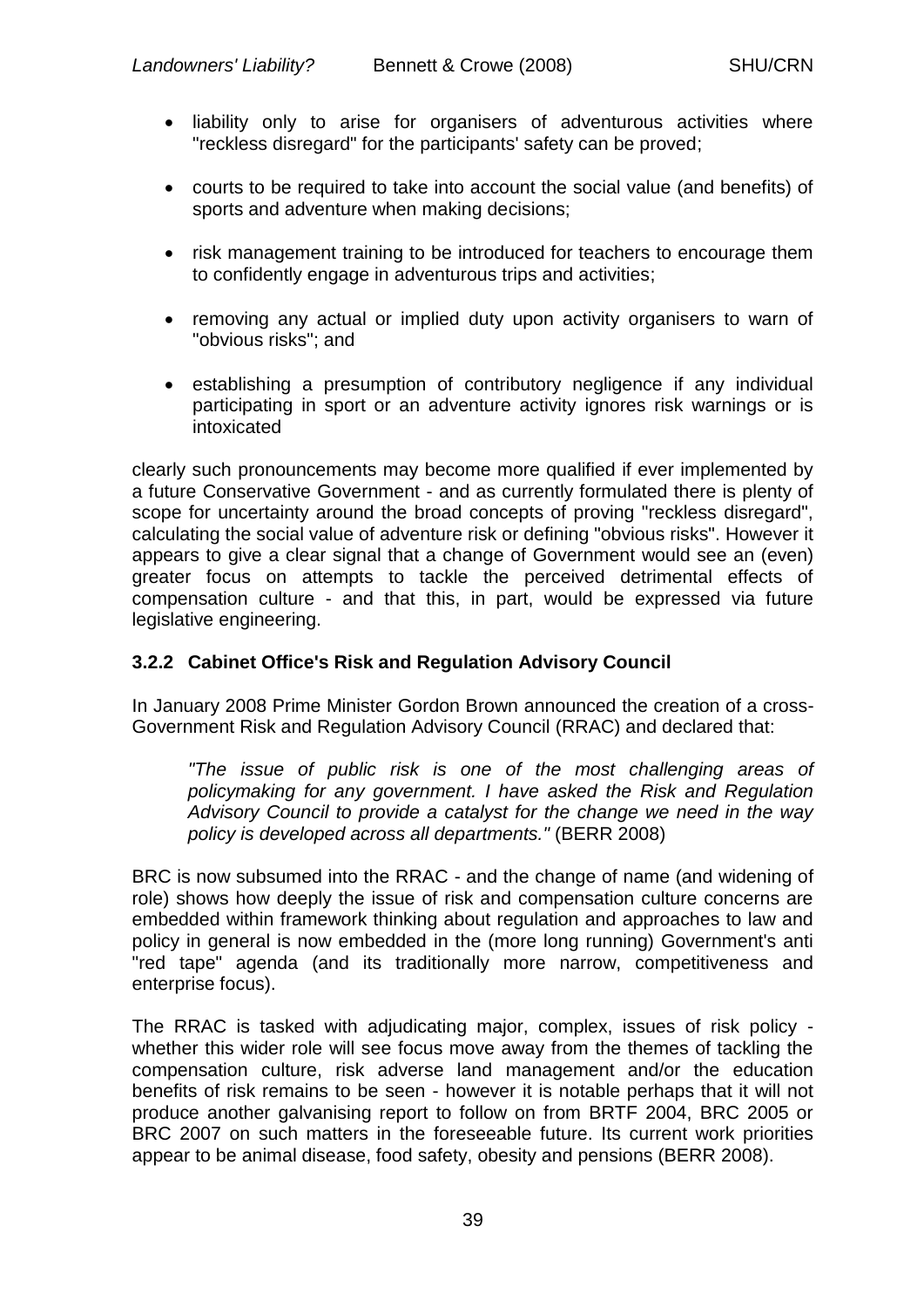- liability only to arise for organisers of adventurous activities where "reckless disregard" for the participants' safety can be proved;
- courts to be required to take into account the social value (and benefits) of sports and adventure when making decisions;
- risk management training to be introduced for teachers to encourage them to confidently engage in adventurous trips and activities;
- removing any actual or implied duty upon activity organisers to warn of "obvious risks"; and
- establishing a presumption of contributory negligence if any individual participating in sport or an adventure activity ignores risk warnings or is intoxicated

clearly such pronouncements may become more qualified if ever implemented by a future Conservative Government - and as currently formulated there is plenty of scope for uncertainty around the broad concepts of proving "reckless disregard", calculating the social value of adventure risk or defining "obvious risks". However it appears to give a clear signal that a change of Government would see an (even) greater focus on attempts to tackle the perceived detrimental effects of compensation culture - and that this, in part, would be expressed via future legislative engineering.

### 3.2.2 Cabinet Office's Risk and Regulation Advisory Council

In January 2008 Prime Minister Gordon Brown announced the creation of a cross-Government Risk and Regulation Advisory Council (RRAC) and declared that:

> *"The issue of public risk is one of the most challenging areas of policymaking for any government. I have asked the Risk and Regulation Advisory Council to provide a catalyst for the change we need in the way policy is developed across all departments."* (BERR 2008)

BRC is now subsumed into the RRAC - and the change of name (and widening of role) shows how deeply the issue of risk and compensation culture concerns are embedded within framework thinking about regulation and approaches to law and policy in general is now embedded in the (more long running) Government's anti "red tape" agenda (and its traditionally more narrow, competitiveness and enterprise focus).

The RRAC is tasked with adjudicating major, complex, issues of risk policy - whether this wider role will see focus move away from the themes of tackling the compensation culture, risk adverse land management and/or the education benefits of risk remains to be seen - however it is notable perhaps that it will not produce another galvanising report to follow on from BRTF 2004, BRC 2005 or BRC 2007 on such matters in the foreseeable future. Its current work priorities appear to be animal disease, food safety, obesity and pensions (BERR 2008).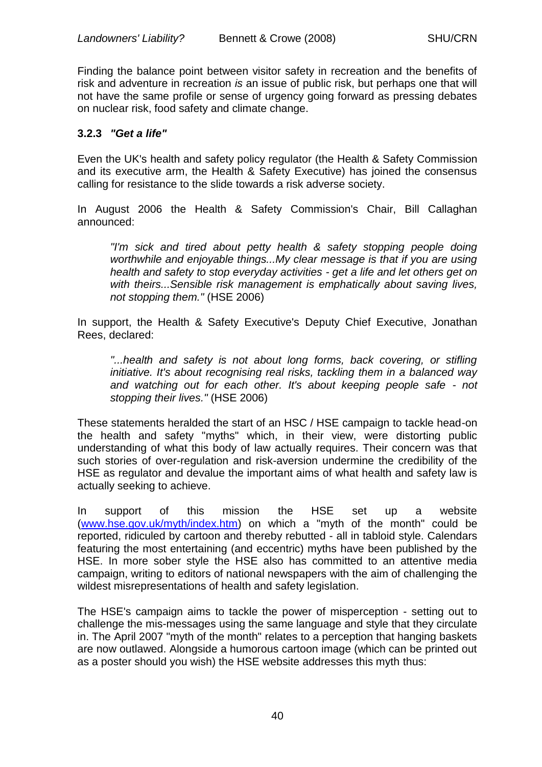Finding the balance point between visitor safety in recreation and the benefits of risk and adventure in recreation *is* an issue of public risk, but perhaps one that will not have the same profile or sense of urgency going forward as pressing debates on nuclear risk, food safety and climate change.

### 3.2.3 *"Get a life"*

Even the UK's health and safety policy regulator (the Health & Safety Commission and its executive arm, the Health & Safety Executive) has joined the consensus calling for resistance to the slide towards a risk adverse society.

In August 2006 the Health & Safety Commission's Chair, Bill Callaghan announced:

> *"I'm sick and tired about petty health & safety stopping people doing worthwhile and enjoyable things...My clear message is that if you are using health and safety to stop everyday activities - get a life and let others get on with theirs...Sensible risk management is emphatically about saving lives, not stopping them."* (HSE 2006)

In support, the Health & Safety Executive's Deputy Chief Executive, Jonathan Rees, declared:

> *"...health and safety is not about long forms, back covering, or stifling initiative. It's about recognising real risks, tackling them in a balanced way and watching out for each other. It's about keeping people safe - not stopping their lives."* (HSE 2006)

These statements heralded the start of an HSC / HSE campaign to tackle head-on the health and safety "myths" which, in their view, were distorting public understanding of what this body of law actually requires. Their concern was that such stories of over-regulation and risk-aversion undermine the credibility of the HSE as regulator and devalue the important aims of what health and safety law is actually seeking to achieve.

In support of this mission the HSE set up a website (www.hse.gov.uk/myth/index.htm) on which a "myth of the month" could be reported, ridiculed by cartoon and thereby rebutted - all in tabloid style. Calendars featuring the most entertaining (and eccentric) myths have been published by the HSE. In more sober style the HSE also has committed to an attentive media campaign, writing to editors of national newspapers with the aim of challenging the wildest misrepresentations of health and safety legislation.

The HSE's campaign aims to tackle the power of misperception - setting out to challenge the mis-messages using the same language and style that they circulate in. The April 2007 "myth of the month" relates to a perception that hanging baskets are now outlawed. Alongside a humorous cartoon image (which can be printed out as a poster should you wish) the HSE website addresses this myth thus: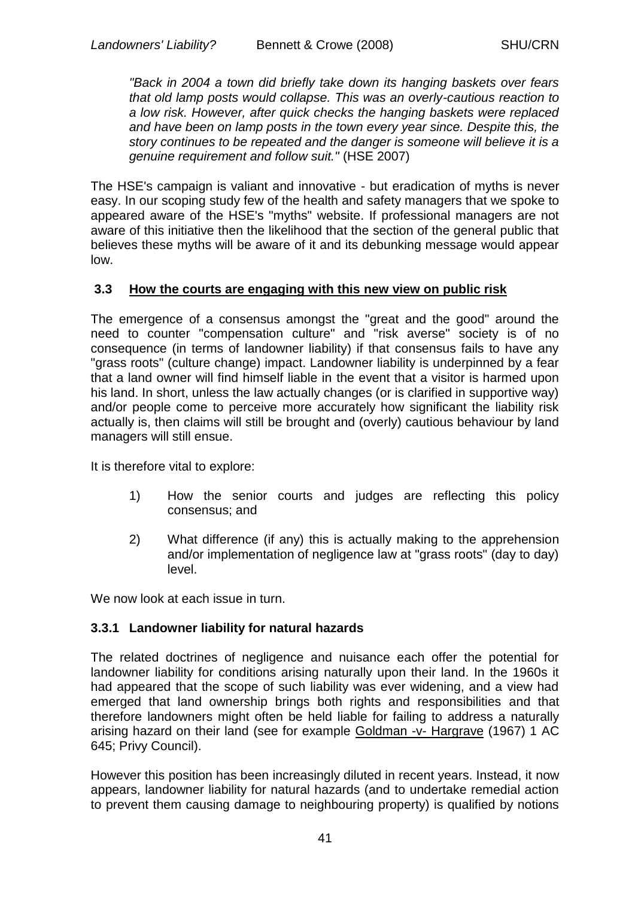*"Back in 2004 a town did briefly take down its hanging baskets over fears that old lamp posts would collapse. This was an overly-cautious reaction to a low risk. However, after quick checks the hanging baskets were replaced and have been on lamp posts in the town every year since. Despite this, the story continues to be repeated and the danger is someone will believe it is a genuine requirement and follow suit."* (HSE 2007)

The HSE's campaign is valiant and innovative - but eradication of myths is never easy. In our scoping study few of the health and safety managers that we spoke to appeared aware of the HSE's "myths" website. If professional managers are not aware of this initiative then the likelihood that the section of the general public that believes these myths will be aware of it and its debunking message would appear low.

### 3.3 <u>How the courts are engaging with this new view on public risk</u>

The emergence of a consensus amongst the "great and the good" around the need to counter "compensation culture" and "risk averse" society is of no consequence (in terms of landowner liability) if that consensus fails to have any "grass roots" (culture change) impact. Landowner liability is underpinned by a fear that a land owner will find himself liable in the event that a visitor is harmed upon his land. In short, unless the law actually changes (or is clarified in supportive way) and/or people come to perceive more accurately how significant the liability risk actually is, then claims will still be brought and (overly) cautious behaviour by land managers will still ensue.

It is therefore vital to explore:

1) How the senior courts and judges are reflecting this policy consensus; and
2) What difference (if any) this is actually making to the apprehension and/or implementation of negligence law at "grass roots" (day to day) level.

We now look at each issue in turn.

#### 3.3.1 Landowner liability for natural hazards

The related doctrines of negligence and nuisance each offer the potential for landowner liability for conditions arising naturally upon their land. In the 1960s it had appeared that the scope of such liability was ever widening, and a view had emerged that land ownership brings both rights and responsibilities and that therefore landowners might often be held liable for failing to address a naturally arising hazard on their land (see for example <u>Goldman -v- Hargrave</u> (1967) 1 AC 645; Privy Council).

However this position has been increasingly diluted in recent years. Instead, it now appears, landowner liability for natural hazards (and to undertake remedial action to prevent them causing damage to neighbouring property) is qualified by notions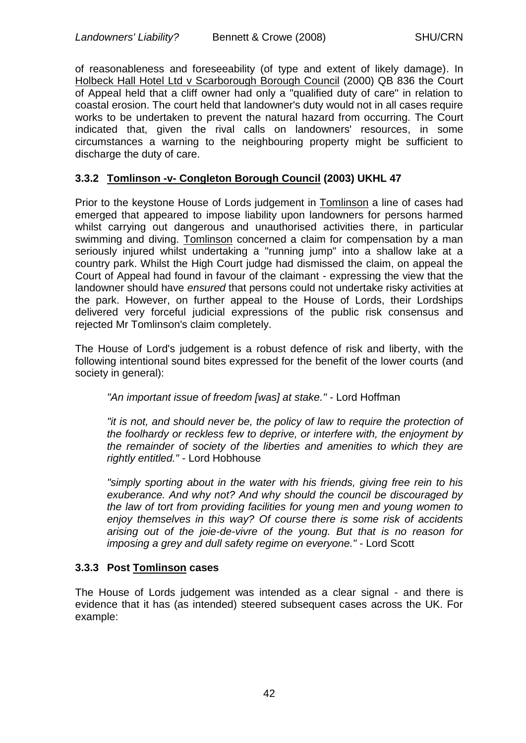of reasonableness and foreseeability (of type and extent of likely damage). In Holbeck Hall Hotel Ltd v Scarborough Borough Council (2000) QB 836 the Court of Appeal held that a cliff owner had only a "qualified duty of care" in relation to coastal erosion. The court held that landowner's duty would not in all cases require works to be undertaken to prevent the natural hazard from occurring. The Court indicated that, given the rival calls on landowners' resources, in some circumstances a warning to the neighbouring property might be sufficient to discharge the duty of care.

### 3.3.2 Tomlinson -v- Congleton Borough Council (2003) UKHL 47

Prior to the keystone House of Lords judgement in Tomlinson a line of cases had emerged that appeared to impose liability upon landowners for persons harmed whilst carrying out dangerous and unauthorised activities there, in particular swimming and diving. Tomlinson concerned a claim for compensation by a man seriously injured whilst undertaking a "running jump" into a shallow lake at a country park. Whilst the High Court judge had dismissed the claim, on appeal the Court of Appeal had found in favour of the claimant - expressing the view that the landowner should have *ensured* that persons could not undertake risky activities at the park. However, on further appeal to the House of Lords, their Lordships delivered very forceful judicial expressions of the public risk consensus and rejected Mr Tomlinson's claim completely.

The House of Lord's judgement is a robust defence of risk and liberty, with the following intentional sound bites expressed for the benefit of the lower courts (and society in general):

> *"An important issue of freedom [was] at stake."* - Lord Hoffman
>
> *"it is not, and should never be, the policy of law to require the protection of the foolhardy or reckless few to deprive, or interfere with, the enjoyment by the remainder of society of the liberties and amenities to which they are rightly entitled."* - Lord Hobhouse
>
> *"simply sporting about in the water with his friends, giving free rein to his exuberance. And why not? And why should the council be discouraged by the law of tort from providing facilities for young men and young women to enjoy themselves in this way? Of course there is some risk of accidents arising out of the joie-de-vivre of the young. But that is no reason for imposing a grey and dull safety regime on everyone."* - Lord Scott

### 3.3.3 Post Tomlinson cases

The House of Lords judgement was intended as a clear signal - and there is evidence that it has (as intended) steered subsequent cases across the UK. For example: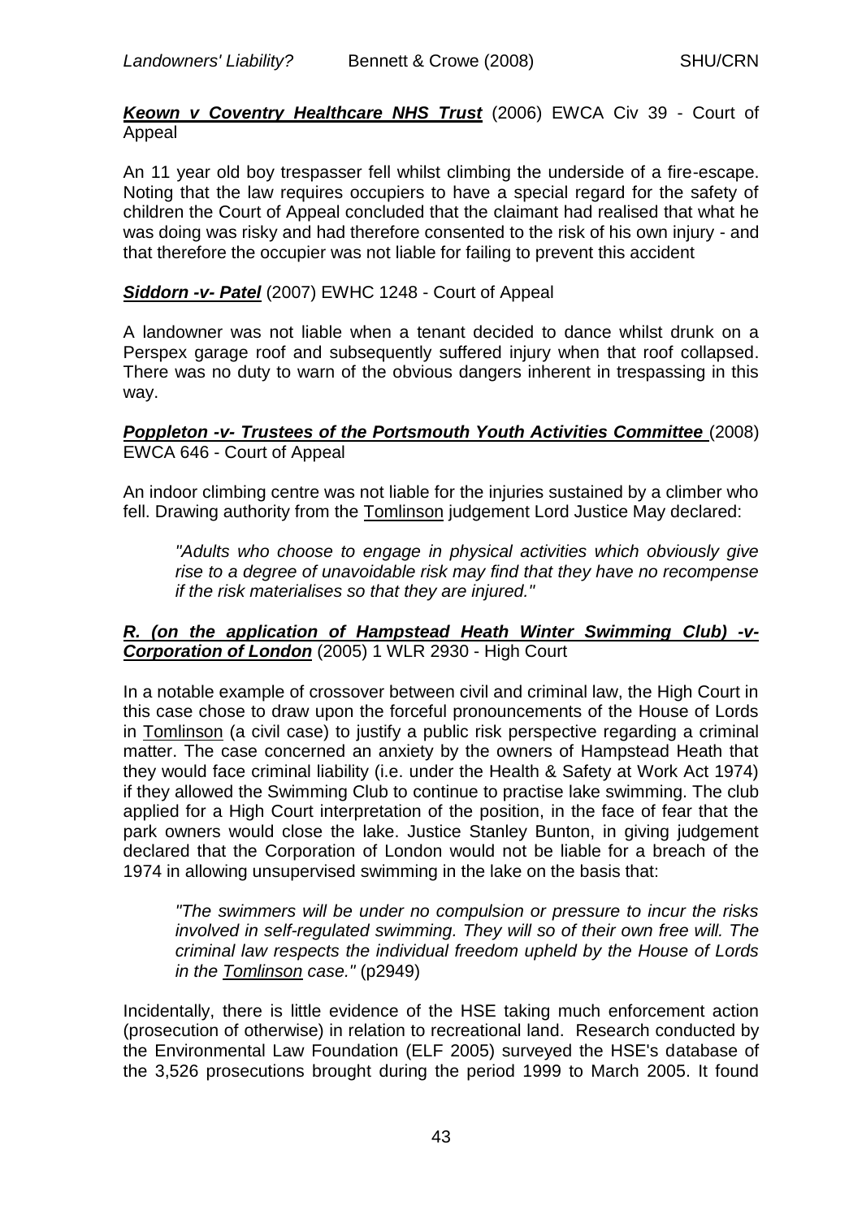***Keown v Coventry Healthcare NHS Trust*** (2006) EWCA Civ 39 - Court of Appeal

An 11 year old boy trespasser fell whilst climbing the underside of a fire-escape. Noting that the law requires occupiers to have a special regard for the safety of children the Court of Appeal concluded that the claimant had realised that what he was doing was risky and had therefore consented to the risk of his own injury - and that therefore the occupier was not liable for failing to prevent this accident

***Siddorn -v- Patel*** (2007) EWHC 1248 - Court of Appeal

A landowner was not liable when a tenant decided to dance whilst drunk on a Perspex garage roof and subsequently suffered injury when that roof collapsed. There was no duty to warn of the obvious dangers inherent in trespassing in this way.

***Poppleton -v- Trustees of the Portsmouth Youth Activities Committee*** (2008) EWCA 646 - Court of Appeal

An indoor climbing centre was not liable for the injuries sustained by a climber who fell. Drawing authority from the Tomlinson judgement Lord Justice May declared:

> *"Adults who choose to engage in physical activities which obviously give rise to a degree of unavoidable risk may find that they have no recompense if the risk materialises so that they are injured."*

***R. (on the application of Hampstead Heath Winter Swimming Club) -v- Corporation of London*** (2005) 1 WLR 2930 - High Court

In a notable example of crossover between civil and criminal law, the High Court in this case chose to draw upon the forceful pronouncements of the House of Lords in Tomlinson (a civil case) to justify a public risk perspective regarding a criminal matter. The case concerned an anxiety by the owners of Hampstead Heath that they would face criminal liability (i.e. under the Health & Safety at Work Act 1974) if they allowed the Swimming Club to continue to practise lake swimming. The club applied for a High Court interpretation of the position, in the face of fear that the park owners would close the lake. Justice Stanley Bunton, in giving judgement declared that the Corporation of London would not be liable for a breach of the 1974 in allowing unsupervised swimming in the lake on the basis that:

> *"The swimmers will be under no compulsion or pressure to incur the risks involved in self-regulated swimming. They will so of their own free will. The criminal law respects the individual freedom upheld by the House of Lords in the Tomlinson case."* (p2949)

Incidentally, there is little evidence of the HSE taking much enforcement action (prosecution of otherwise) in relation to recreational land. Research conducted by the Environmental Law Foundation (ELF 2005) surveyed the HSE's database of the 3,526 prosecutions brought during the period 1999 to March 2005. It found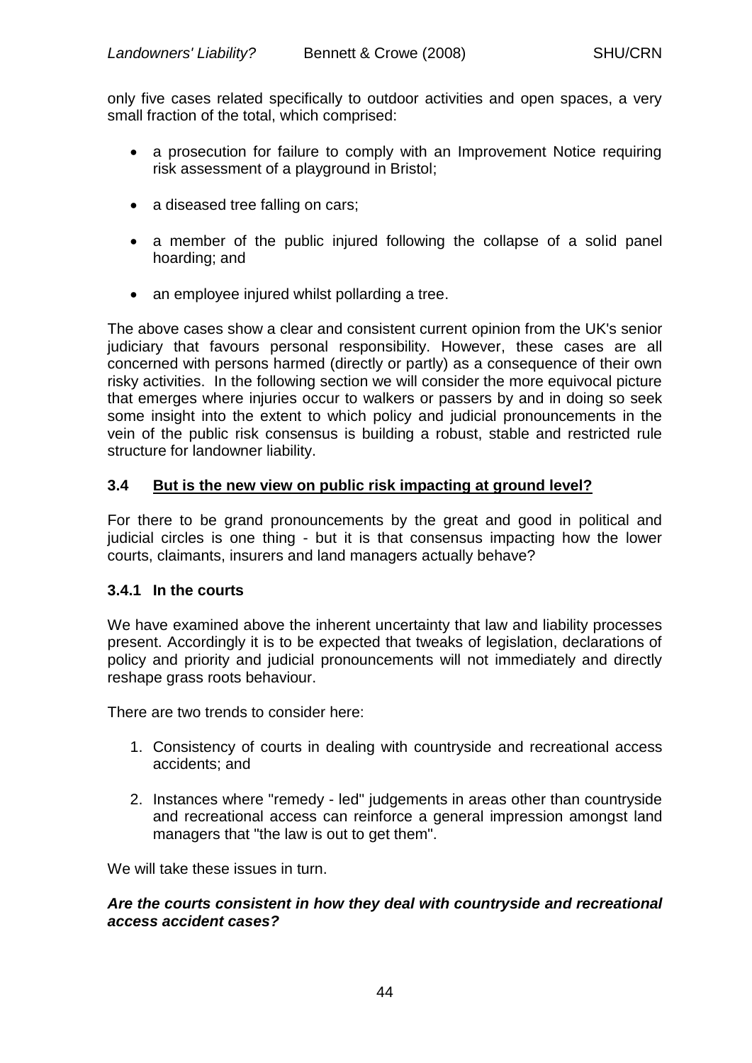only five cases related specifically to outdoor activities and open spaces, a very small fraction of the total, which comprised:

- a prosecution for failure to comply with an Improvement Notice requiring risk assessment of a playground in Bristol;
- a diseased tree falling on cars;
- a member of the public injured following the collapse of a solid panel hoarding; and
- an employee injured whilst pollarding a tree.

The above cases show a clear and consistent current opinion from the UK's senior judiciary that favours personal responsibility. However, these cases are all concerned with persons harmed (directly or partly) as a consequence of their own risky activities. In the following section we will consider the more equivocal picture that emerges where injuries occur to walkers or passers by and in doing so seek some insight into the extent to which policy and judicial pronouncements in the vein of the public risk consensus is building a robust, stable and restricted rule structure for landowner liability.

### 3.4 <u>But is the new view on public risk impacting at ground level?</u>

For there to be grand pronouncements by the great and good in political and judicial circles is one thing - but it is that consensus impacting how the lower courts, claimants, insurers and land managers actually behave?

#### 3.4.1 In the courts

We have examined above the inherent uncertainty that law and liability processes present. Accordingly it is to be expected that tweaks of legislation, declarations of policy and priority and judicial pronouncements will not immediately and directly reshape grass roots behaviour.

There are two trends to consider here:

1. Consistency of courts in dealing with countryside and recreational access accidents; and
2. Instances where "remedy - led" judgements in areas other than countryside and recreational access can reinforce a general impression amongst land managers that "the law is out to get them".

We will take these issues in turn.

***Are the courts consistent in how they deal with countryside and recreational access accident cases?***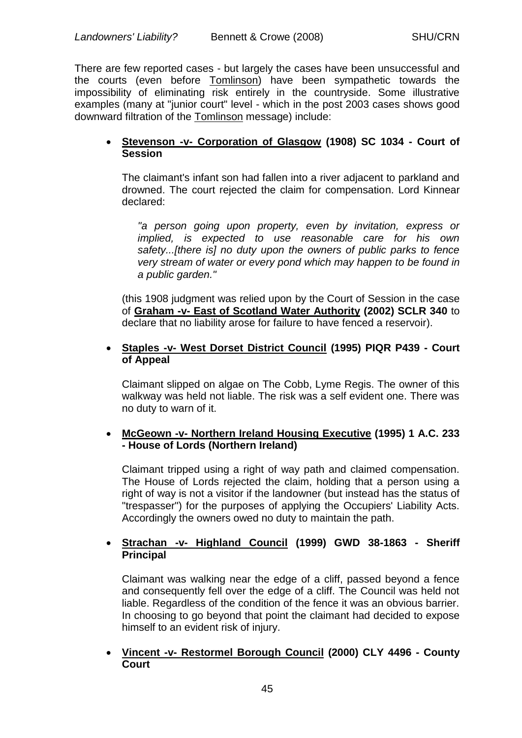There are few reported cases - but largely the cases have been unsuccessful and the courts (even before Tomlinson) have been sympathetic towards the impossibility of eliminating risk entirely in the countryside. Some illustrative examples (many at "junior court" level - which in the post 2003 cases shows good downward filtration of the Tomlinson message) include:

- **Stevenson -v- Corporation of Glasgow (1908) SC 1034 - Court of Session**

  The claimant's infant son had fallen into a river adjacent to parkland and drowned. The court rejected the claim for compensation. Lord Kinnear declared:

  *"a person going upon property, even by invitation, express or implied, is expected to use reasonable care for his own safety...[there is] no duty upon the owners of public parks to fence very stream of water or every pond which may happen to be found in a public garden."*

  (this 1908 judgment was relied upon by the Court of Session in the case of **Graham -v- East of Scotland Water Authority (2002) SCLR 340** to declare that no liability arose for failure to have fenced a reservoir).

- **Staples -v- West Dorset District Council (1995) PIQR P439 - Court of Appeal**

  Claimant slipped on algae on The Cobb, Lyme Regis. The owner of this walkway was held not liable. The risk was a self evident one. There was no duty to warn of it.

- **McGeown -v- Northern Ireland Housing Executive (1995) 1 A.C. 233 - House of Lords (Northern Ireland)**

  Claimant tripped using a right of way path and claimed compensation. The House of Lords rejected the claim, holding that a person using a right of way is not a visitor if the landowner (but instead has the status of "trespasser") for the purposes of applying the Occupiers' Liability Acts. Accordingly the owners owed no duty to maintain the path.

- **Strachan -v- Highland Council (1999) GWD 38-1863 - Sheriff Principal**

  Claimant was walking near the edge of a cliff, passed beyond a fence and consequently fell over the edge of a cliff. The Council was held not liable. Regardless of the condition of the fence it was an obvious barrier. In choosing to go beyond that point the claimant had decided to expose himself to an evident risk of injury.

- **Vincent -v- Restormel Borough Council (2000) CLY 4496 - County Court**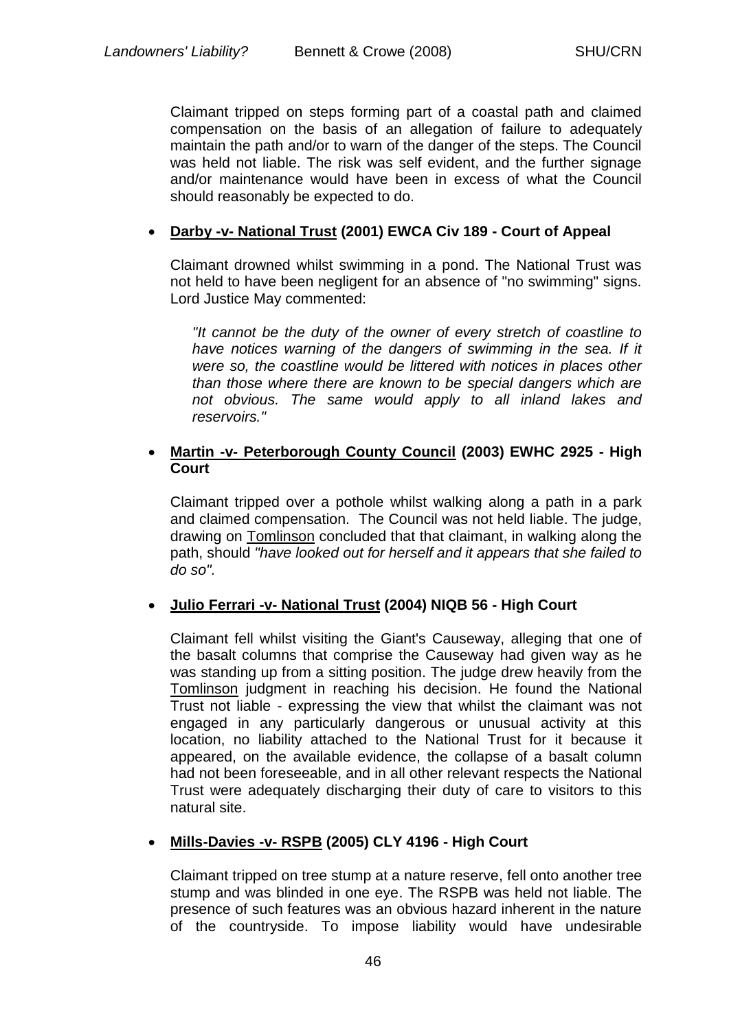Claimant tripped on steps forming part of a coastal path and claimed compensation on the basis of an allegation of failure to adequately maintain the path and/or to warn of the danger of the steps. The Council was held not liable. The risk was self evident, and the further signage and/or maintenance would have been in excess of what the Council should reasonably be expected to do.

- **Darby -v- National Trust (2001) EWCA Civ 189 - Court of Appeal**

  Claimant drowned whilst swimming in a pond. The National Trust was not held to have been negligent for an absence of "no swimming" signs. Lord Justice May commented:

  > *"It cannot be the duty of the owner of every stretch of coastline to have notices warning of the dangers of swimming in the sea. If it were so, the coastline would be littered with notices in places other than those where there are known to be special dangers which are not obvious. The same would apply to all inland lakes and reservoirs."*

- **Martin -v- Peterborough County Council (2003) EWHC 2925 - High Court**

  Claimant tripped over a pothole whilst walking along a path in a park and claimed compensation. The Council was not held liable. The judge, drawing on Tomlinson concluded that that claimant, in walking along the path, should *"have looked out for herself and it appears that she failed to do so".*

- **Julio Ferrari -v- National Trust (2004) NIQB 56 - High Court**

  Claimant fell whilst visiting the Giant's Causeway, alleging that one of the basalt columns that comprise the Causeway had given way as he was standing up from a sitting position. The judge drew heavily from the Tomlinson judgment in reaching his decision. He found the National Trust not liable - expressing the view that whilst the claimant was not engaged in any particularly dangerous or unusual activity at this location, no liability attached to the National Trust for it because it appeared, on the available evidence, the collapse of a basalt column had not been foreseeable, and in all other relevant respects the National Trust were adequately discharging their duty of care to visitors to this natural site.

- **Mills-Davies -v- RSPB (2005) CLY 4196 - High Court**

  Claimant tripped on tree stump at a nature reserve, fell onto another tree stump and was blinded in one eye. The RSPB was held not liable. The presence of such features was an obvious hazard inherent in the nature of the countryside. To impose liability would have undesirable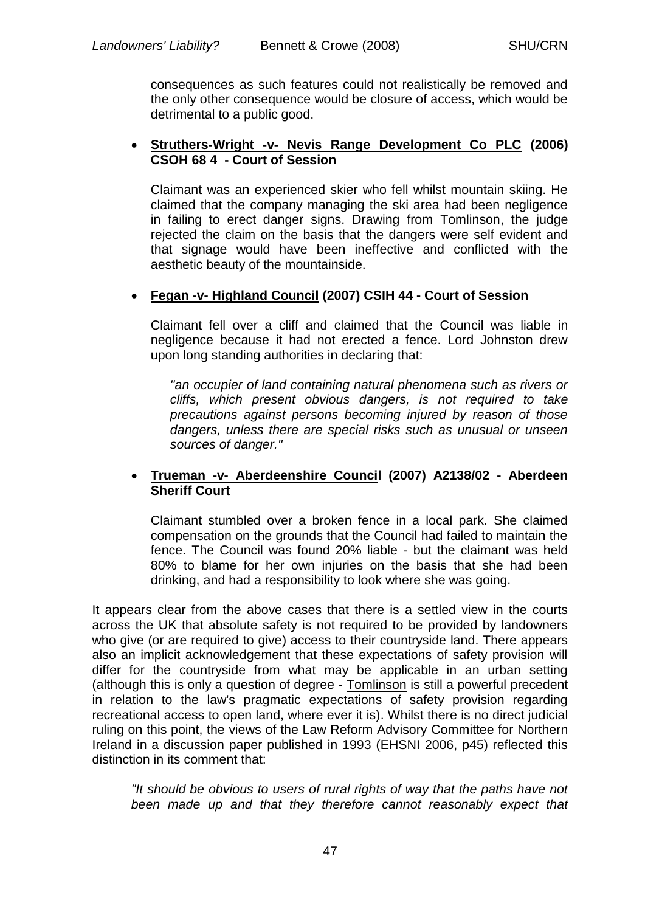consequences as such features could not realistically be removed and the only other consequence would be closure of access, which would be detrimental to a public good.

- **Struthers-Wright -v- Nevis Range Development Co PLC (2006) CSOH 68 4 - Court of Session**

  Claimant was an experienced skier who fell whilst mountain skiing. He claimed that the company managing the ski area had been negligence in failing to erect danger signs. Drawing from Tomlinson, the judge rejected the claim on the basis that the dangers were self evident and that signage would have been ineffective and conflicted with the aesthetic beauty of the mountainside.

- **Fegan -v- Highland Council (2007) CSIH 44 - Court of Session**

  Claimant fell over a cliff and claimed that the Council was liable in negligence because it had not erected a fence. Lord Johnston drew upon long standing authorities in declaring that:

  > *"an occupier of land containing natural phenomena such as rivers or cliffs, which present obvious dangers, is not required to take precautions against persons becoming injured by reason of those dangers, unless there are special risks such as unusual or unseen sources of danger."*

- **Trueman -v- Aberdeenshire Council (2007) A2138/02 - Aberdeen Sheriff Court**

  Claimant stumbled over a broken fence in a local park. She claimed compensation on the grounds that the Council had failed to maintain the fence. The Council was found 20% liable - but the claimant was held 80% to blame for her own injuries on the basis that she had been drinking, and had a responsibility to look where she was going.

It appears clear from the above cases that there is a settled view in the courts across the UK that absolute safety is not required to be provided by landowners who give (or are required to give) access to their countryside land. There appears also an implicit acknowledgement that these expectations of safety provision will differ for the countryside from what may be applicable in an urban setting (although this is only a question of degree - Tomlinson is still a powerful precedent in relation to the law's pragmatic expectations of safety provision regarding recreational access to open land, where ever it is). Whilst there is no direct judicial ruling on this point, the views of the Law Reform Advisory Committee for Northern Ireland in a discussion paper published in 1993 (EHSNI 2006, p45) reflected this distinction in its comment that:

> *"It should be obvious to users of rural rights of way that the paths have not been made up and that they therefore cannot reasonably expect that*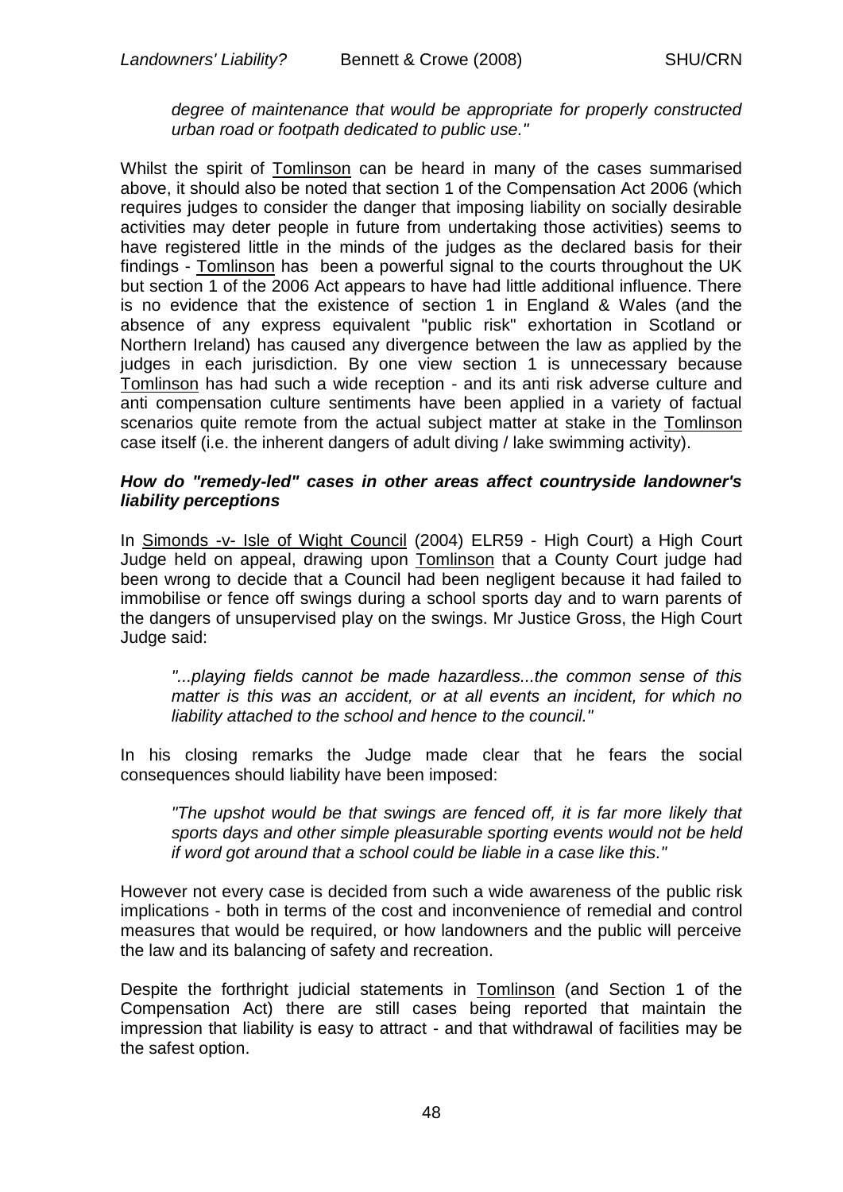> *degree of maintenance that would be appropriate for properly constructed urban road or footpath dedicated to public use."*

Whilst the spirit of Tomlinson can be heard in many of the cases summarised above, it should also be noted that section 1 of the Compensation Act 2006 (which requires judges to consider the danger that imposing liability on socially desirable activities may deter people in future from undertaking those activities) seems to have registered little in the minds of the judges as the declared basis for their findings - Tomlinson has been a powerful signal to the courts throughout the UK but section 1 of the 2006 Act appears to have had little additional influence. There is no evidence that the existence of section 1 in England & Wales (and the absence of any express equivalent "public risk" exhortation in Scotland or Northern Ireland) has caused any divergence between the law as applied by the judges in each jurisdiction. By one view section 1 is unnecessary because Tomlinson has had such a wide reception - and its anti risk adverse culture and anti compensation culture sentiments have been applied in a variety of factual scenarios quite remote from the actual subject matter at stake in the Tomlinson case itself (i.e. the inherent dangers of adult diving / lake swimming activity).

***How do "remedy-led" cases in other areas affect countryside landowner's liability perceptions***

In Simonds -v- Isle of Wight Council (2004) ELR59 - High Court) a High Court Judge held on appeal, drawing upon Tomlinson that a County Court judge had been wrong to decide that a Council had been negligent because it had failed to immobilise or fence off swings during a school sports day and to warn parents of the dangers of unsupervised play on the swings. Mr Justice Gross, the High Court Judge said:

> *"...playing fields cannot be made hazardless...the common sense of this matter is this was an accident, or at all events an incident, for which no liability attached to the school and hence to the council."*

In his closing remarks the Judge made clear that he fears the social consequences should liability have been imposed:

> *"The upshot would be that swings are fenced off, it is far more likely that sports days and other simple pleasurable sporting events would not be held if word got around that a school could be liable in a case like this."*

However not every case is decided from such a wide awareness of the public risk implications - both in terms of the cost and inconvenience of remedial and control measures that would be required, or how landowners and the public will perceive the law and its balancing of safety and recreation.

Despite the forthright judicial statements in Tomlinson (and Section 1 of the Compensation Act) there are still cases being reported that maintain the impression that liability is easy to attract - and that withdrawal of facilities may be the safest option.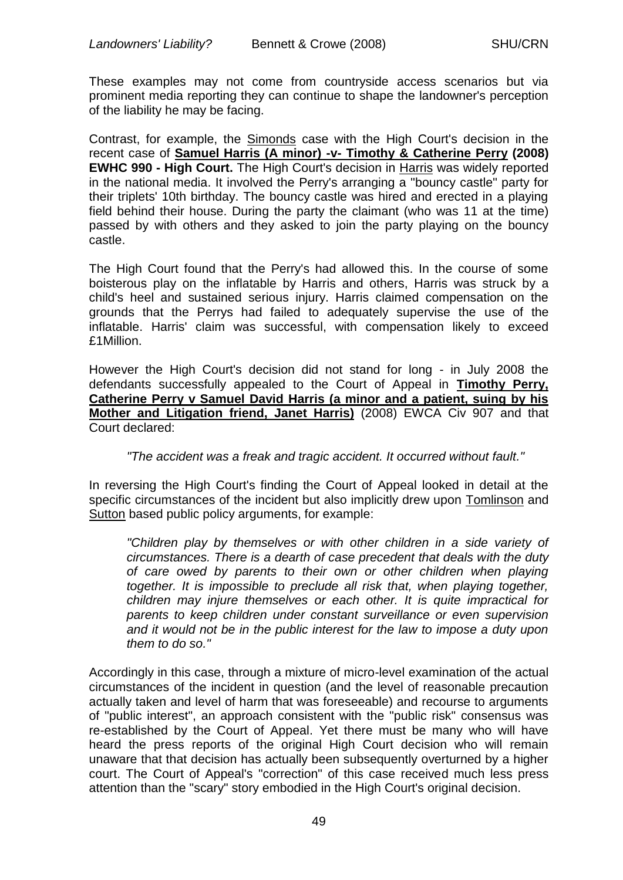These examples may not come from countryside access scenarios but via prominent media reporting they can continue to shape the landowner's perception of the liability he may be facing.

Contrast, for example, the Simonds case with the High Court's decision in the recent case of **Samuel Harris (A minor) -v- Timothy & Catherine Perry (2008) EWHC 990 - High Court.** The High Court's decision in Harris was widely reported in the national media. It involved the Perry's arranging a "bouncy castle" party for their triplets' 10th birthday. The bouncy castle was hired and erected in a playing field behind their house. During the party the claimant (who was 11 at the time) passed by with others and they asked to join the party playing on the bouncy castle.

The High Court found that the Perry's had allowed this. In the course of some boisterous play on the inflatable by Harris and others, Harris was struck by a child's heel and sustained serious injury. Harris claimed compensation on the grounds that the Perrys had failed to adequately supervise the use of the inflatable. Harris' claim was successful, with compensation likely to exceed £1Million.

However the High Court's decision did not stand for long - in July 2008 the defendants successfully appealed to the Court of Appeal in **Timothy Perry, Catherine Perry v Samuel David Harris (a minor and a patient, suing by his Mother and Litigation friend, Janet Harris)** (2008) EWCA Civ 907 and that Court declared:

> *"The accident was a freak and tragic accident. It occurred without fault."*

In reversing the High Court's finding the Court of Appeal looked in detail at the specific circumstances of the incident but also implicitly drew upon Tomlinson and Sutton based public policy arguments, for example:

> *"Children play by themselves or with other children in a side variety of circumstances. There is a dearth of case precedent that deals with the duty of care owed by parents to their own or other children when playing together. It is impossible to preclude all risk that, when playing together, children may injure themselves or each other. It is quite impractical for parents to keep children under constant surveillance or even supervision and it would not be in the public interest for the law to impose a duty upon them to do so."*

Accordingly in this case, through a mixture of micro-level examination of the actual circumstances of the incident in question (and the level of reasonable precaution actually taken and level of harm that was foreseeable) and recourse to arguments of "public interest", an approach consistent with the "public risk" consensus was re-established by the Court of Appeal. Yet there must be many who will have heard the press reports of the original High Court decision who will remain unaware that that decision has actually been subsequently overturned by a higher court. The Court of Appeal's "correction" of this case received much less press attention than the "scary" story embodied in the High Court's original decision.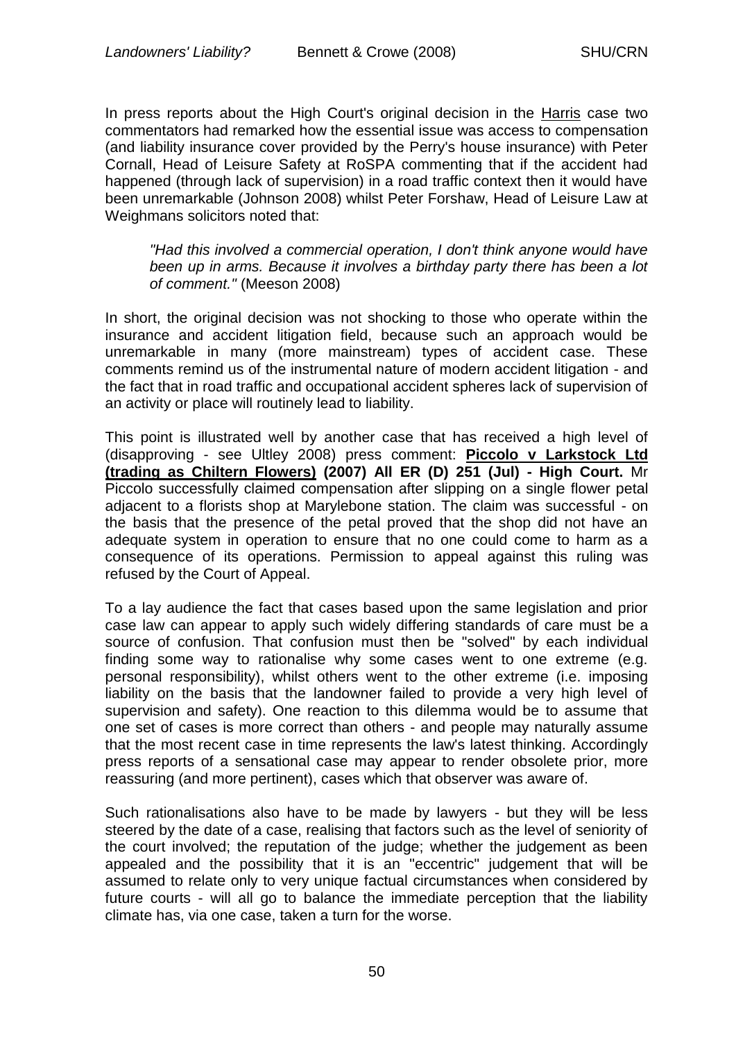In press reports about the High Court's original decision in the Harris case two commentators had remarked how the essential issue was access to compensation (and liability insurance cover provided by the Perry's house insurance) with Peter Cornall, Head of Leisure Safety at RoSPA commenting that if the accident had happened (through lack of supervision) in a road traffic context then it would have been unremarkable (Johnson 2008) whilst Peter Forshaw, Head of Leisure Law at Weighmans solicitors noted that:

> *"Had this involved a commercial operation, I don't think anyone would have been up in arms. Because it involves a birthday party there has been a lot of comment."* (Meeson 2008)

In short, the original decision was not shocking to those who operate within the insurance and accident litigation field, because such an approach would be unremarkable in many (more mainstream) types of accident case. These comments remind us of the instrumental nature of modern accident litigation - and the fact that in road traffic and occupational accident spheres lack of supervision of an activity or place will routinely lead to liability.

This point is illustrated well by another case that has received a high level of (disapproving - see Ultley 2008) press comment: **Piccolo v Larkstock Ltd (trading as Chiltern Flowers) (2007) All ER (D) 251 (Jul) - High Court.** Mr Piccolo successfully claimed compensation after slipping on a single flower petal adjacent to a florists shop at Marylebone station. The claim was successful - on the basis that the presence of the petal proved that the shop did not have an adequate system in operation to ensure that no one could come to harm as a consequence of its operations. Permission to appeal against this ruling was refused by the Court of Appeal.

To a lay audience the fact that cases based upon the same legislation and prior case law can appear to apply such widely differing standards of care must be a source of confusion. That confusion must then be "solved" by each individual finding some way to rationalise why some cases went to one extreme (e.g. personal responsibility), whilst others went to the other extreme (i.e. imposing liability on the basis that the landowner failed to provide a very high level of supervision and safety). One reaction to this dilemma would be to assume that one set of cases is more correct than others - and people may naturally assume that the most recent case in time represents the law's latest thinking. Accordingly press reports of a sensational case may appear to render obsolete prior, more reassuring (and more pertinent), cases which that observer was aware of.

Such rationalisations also have to be made by lawyers - but they will be less steered by the date of a case, realising that factors such as the level of seniority of the court involved; the reputation of the judge; whether the judgement as been appealed and the possibility that it is an "eccentric" judgement that will be assumed to relate only to very unique factual circumstances when considered by future courts - will all go to balance the immediate perception that the liability climate has, via one case, taken a turn for the worse.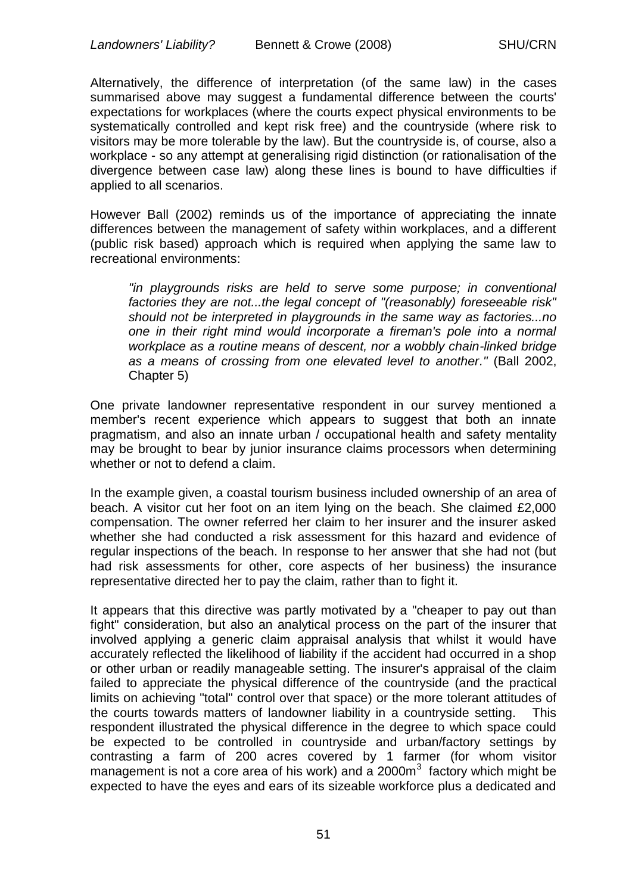Alternatively, the difference of interpretation (of the same law) in the cases summarised above may suggest a fundamental difference between the courts' expectations for workplaces (where the courts expect physical environments to be systematically controlled and kept risk free) and the countryside (where risk to visitors may be more tolerable by the law). But the countryside is, of course, also a workplace - so any attempt at generalising rigid distinction (or rationalisation of the divergence between case law) along these lines is bound to have difficulties if applied to all scenarios.

However Ball (2002) reminds us of the importance of appreciating the innate differences between the management of safety within workplaces, and a different (public risk based) approach which is required when applying the same law to recreational environments:

> *"in playgrounds risks are held to serve some purpose; in conventional factories they are not...the legal concept of "(reasonably) foreseeable risk" should not be interpreted in playgrounds in the same way as factories...no one in their right mind would incorporate a fireman's pole into a normal workplace as a routine means of descent, nor a wobbly chain-linked bridge as a means of crossing from one elevated level to another."* (Ball 2002, Chapter 5)

One private landowner representative respondent in our survey mentioned a member's recent experience which appears to suggest that both an innate pragmatism, and also an innate urban / occupational health and safety mentality may be brought to bear by junior insurance claims processors when determining whether or not to defend a claim.

In the example given, a coastal tourism business included ownership of an area of beach. A visitor cut her foot on an item lying on the beach. She claimed £2,000 compensation. The owner referred her claim to her insurer and the insurer asked whether she had conducted a risk assessment for this hazard and evidence of regular inspections of the beach. In response to her answer that she had not (but had risk assessments for other, core aspects of her business) the insurance representative directed her to pay the claim, rather than to fight it.

It appears that this directive was partly motivated by a "cheaper to pay out than fight" consideration, but also an analytical process on the part of the insurer that involved applying a generic claim appraisal analysis that whilst it would have accurately reflected the likelihood of liability if the accident had occurred in a shop or other urban or readily manageable setting. The insurer's appraisal of the claim failed to appreciate the physical difference of the countryside (and the practical limits on achieving "total" control over that space) or the more tolerant attitudes of the courts towards matters of landowner liability in a countryside setting. This respondent illustrated the physical difference in the degree to which space could be expected to be controlled in countryside and urban/factory settings by contrasting a farm of 200 acres covered by 1 farmer (for whom visitor management is not a core area of his work) and a $2000\text{m}^3$ factory which might be expected to have the eyes and ears of its sizeable workforce plus a dedicated and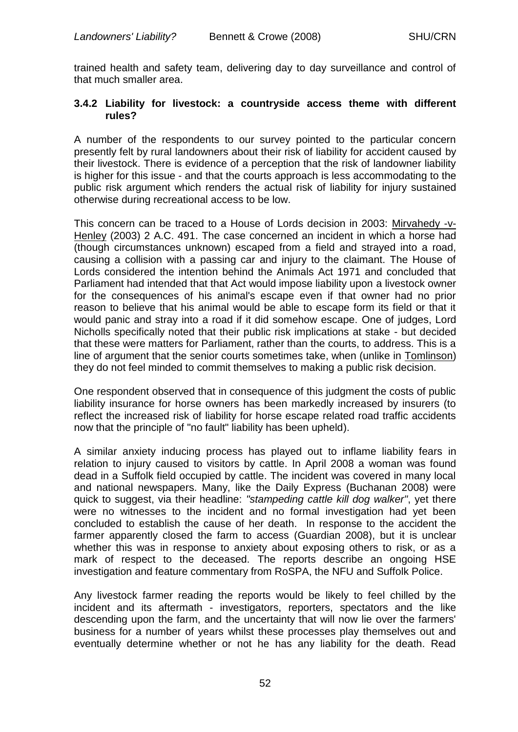trained health and safety team, delivering day to day surveillance and control of that much smaller area.

### 3.4.2 Liability for livestock: a countryside access theme with different rules?

A number of the respondents to our survey pointed to the particular concern presently felt by rural landowners about their risk of liability for accident caused by their livestock. There is evidence of a perception that the risk of landowner liability is higher for this issue - and that the courts approach is less accommodating to the public risk argument which renders the actual risk of liability for injury sustained otherwise during recreational access to be low.

This concern can be traced to a House of Lords decision in 2003: Mirvahedy -v- Henley (2003) 2 A.C. 491. The case concerned an incident in which a horse had (though circumstances unknown) escaped from a field and strayed into a road, causing a collision with a passing car and injury to the claimant. The House of Lords considered the intention behind the Animals Act 1971 and concluded that Parliament had intended that that Act would impose liability upon a livestock owner for the consequences of his animal's escape even if that owner had no prior reason to believe that his animal would be able to escape form its field or that it would panic and stray into a road if it did somehow escape. One of judges, Lord Nicholls specifically noted that their public risk implications at stake - but decided that these were matters for Parliament, rather than the courts, to address. This is a line of argument that the senior courts sometimes take, when (unlike in Tomlinson) they do not feel minded to commit themselves to making a public risk decision.

One respondent observed that in consequence of this judgment the costs of public liability insurance for horse owners has been markedly increased by insurers (to reflect the increased risk of liability for horse escape related road traffic accidents now that the principle of "no fault" liability has been upheld).

A similar anxiety inducing process has played out to inflame liability fears in relation to injury caused to visitors by cattle. In April 2008 a woman was found dead in a Suffolk field occupied by cattle. The incident was covered in many local and national newspapers. Many, like the Daily Express (Buchanan 2008) were quick to suggest, via their headline: *"stampeding cattle kill dog walker"*, yet there were no witnesses to the incident and no formal investigation had yet been concluded to establish the cause of her death. In response to the accident the farmer apparently closed the farm to access (Guardian 2008), but it is unclear whether this was in response to anxiety about exposing others to risk, or as a mark of respect to the deceased. The reports describe an ongoing HSE investigation and feature commentary from RoSPA, the NFU and Suffolk Police.

Any livestock farmer reading the reports would be likely to feel chilled by the incident and its aftermath - investigators, reporters, spectators and the like descending upon the farm, and the uncertainty that will now lie over the farmers' business for a number of years whilst these processes play themselves out and eventually determine whether or not he has any liability for the death. Read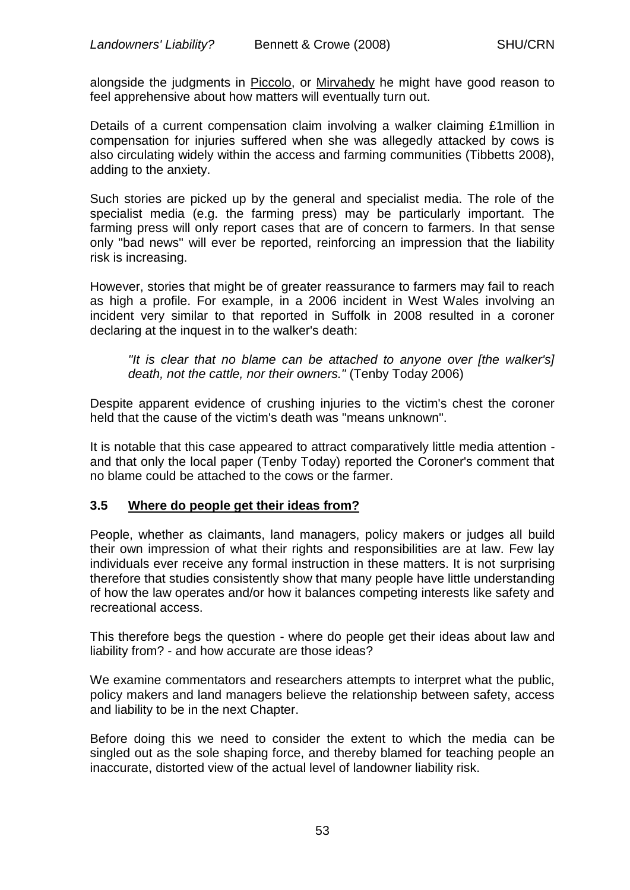alongside the judgments in Piccolo, or Mirvahedy he might have good reason to feel apprehensive about how matters will eventually turn out.

Details of a current compensation claim involving a walker claiming £1million in compensation for injuries suffered when she was allegedly attacked by cows is also circulating widely within the access and farming communities (Tibbetts 2008), adding to the anxiety.

Such stories are picked up by the general and specialist media. The role of the specialist media (e.g. the farming press) may be particularly important. The farming press will only report cases that are of concern to farmers. In that sense only "bad news" will ever be reported, reinforcing an impression that the liability risk is increasing.

However, stories that might be of greater reassurance to farmers may fail to reach as high a profile. For example, in a 2006 incident in West Wales involving an incident very similar to that reported in Suffolk in 2008 resulted in a coroner declaring at the inquest in to the walker's death:

> *"It is clear that no blame can be attached to anyone over [the walker's] death, not the cattle, nor their owners."* (Tenby Today 2006)

Despite apparent evidence of crushing injuries to the victim's chest the coroner held that the cause of the victim's death was "means unknown".

It is notable that this case appeared to attract comparatively little media attention - and that only the local paper (Tenby Today) reported the Coroner's comment that no blame could be attached to the cows or the farmer.

### 3.5 Where do people get their ideas from?

People, whether as claimants, land managers, policy makers or judges all build their own impression of what their rights and responsibilities are at law. Few lay individuals ever receive any formal instruction in these matters. It is not surprising therefore that studies consistently show that many people have little understanding of how the law operates and/or how it balances competing interests like safety and recreational access.

This therefore begs the question - where do people get their ideas about law and liability from? - and how accurate are those ideas?

We examine commentators and researchers attempts to interpret what the public, policy makers and land managers believe the relationship between safety, access and liability to be in the next Chapter.

Before doing this we need to consider the extent to which the media can be singled out as the sole shaping force, and thereby blamed for teaching people an inaccurate, distorted view of the actual level of landowner liability risk.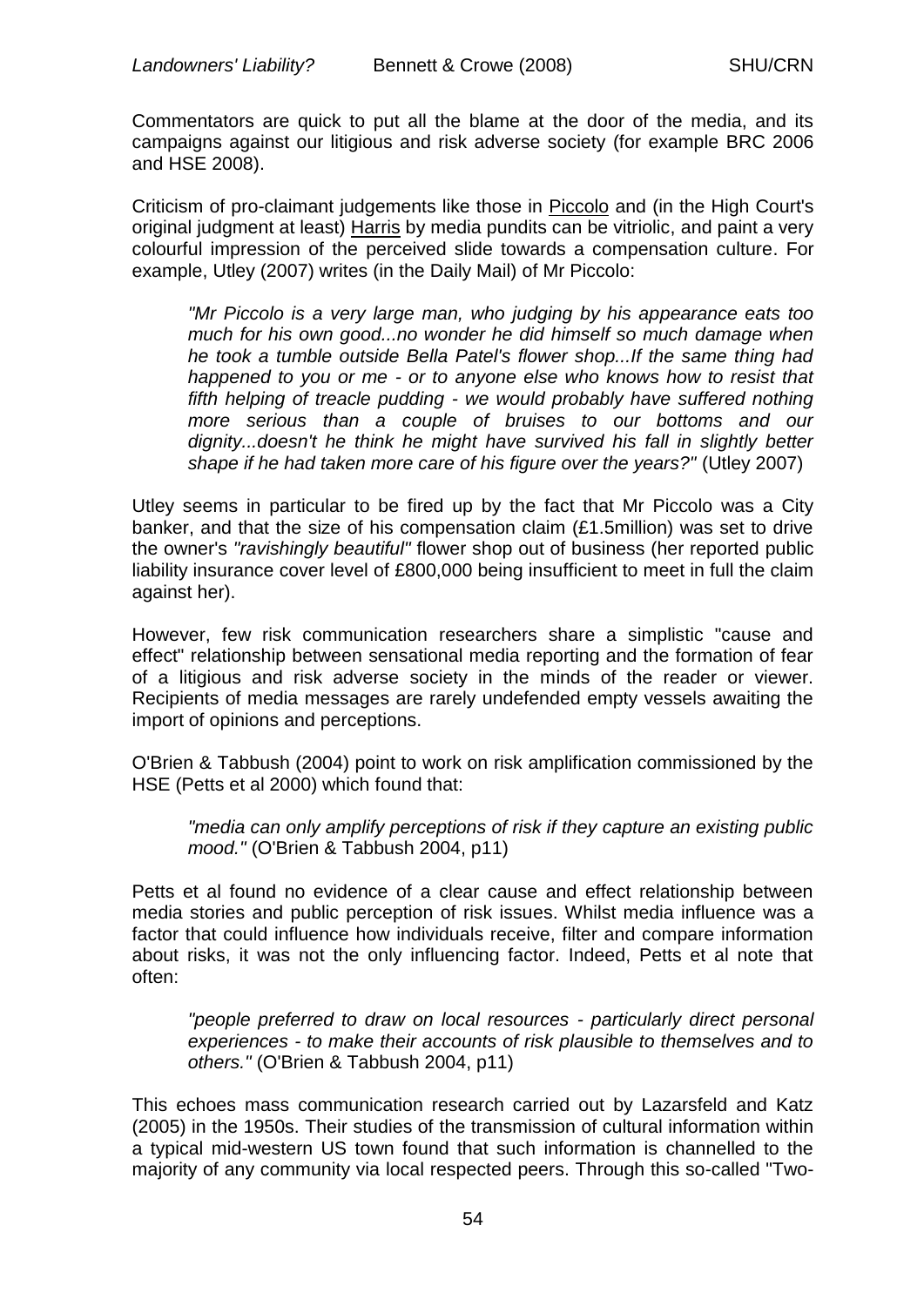Commentators are quick to put all the blame at the door of the media, and its campaigns against our litigious and risk adverse society (for example BRC 2006 and HSE 2008).

Criticism of pro-claimant judgements like those in Piccolo and (in the High Court's original judgment at least) Harris by media pundits can be vitriolic, and paint a very colourful impression of the perceived slide towards a compensation culture. For example, Utley (2007) writes (in the Daily Mail) of Mr Piccolo:

> *"Mr Piccolo is a very large man, who judging by his appearance eats too much for his own good...no wonder he did himself so much damage when he took a tumble outside Bella Patel's flower shop...If the same thing had happened to you or me - or to anyone else who knows how to resist that fifth helping of treacle pudding - we would probably have suffered nothing more serious than a couple of bruises to our bottoms and our dignity...doesn't he think he might have survived his fall in slightly better shape if he had taken more care of his figure over the years?"* (Utley 2007)

Utley seems in particular to be fired up by the fact that Mr Piccolo was a City banker, and that the size of his compensation claim (£1.5million) was set to drive the owner's *"ravishingly beautiful"* flower shop out of business (her reported public liability insurance cover level of £800,000 being insufficient to meet in full the claim against her).

However, few risk communication researchers share a simplistic "cause and effect" relationship between sensational media reporting and the formation of fear of a litigious and risk adverse society in the minds of the reader or viewer. Recipients of media messages are rarely undefended empty vessels awaiting the import of opinions and perceptions.

O'Brien & Tabbush (2004) point to work on risk amplification commissioned by the HSE (Petts et al 2000) which found that:

> *"media can only amplify perceptions of risk if they capture an existing public mood."* (O'Brien & Tabbush 2004, p11)

Petts et al found no evidence of a clear cause and effect relationship between media stories and public perception of risk issues. Whilst media influence was a factor that could influence how individuals receive, filter and compare information about risks, it was not the only influencing factor. Indeed, Petts et al note that often:

> *"people preferred to draw on local resources - particularly direct personal experiences - to make their accounts of risk plausible to themselves and to others."* (O'Brien & Tabbush 2004, p11)

This echoes mass communication research carried out by Lazarsfeld and Katz (2005) in the 1950s. Their studies of the transmission of cultural information within a typical mid-western US town found that such information is channelled to the majority of any community via local respected peers. Through this so-called "Two-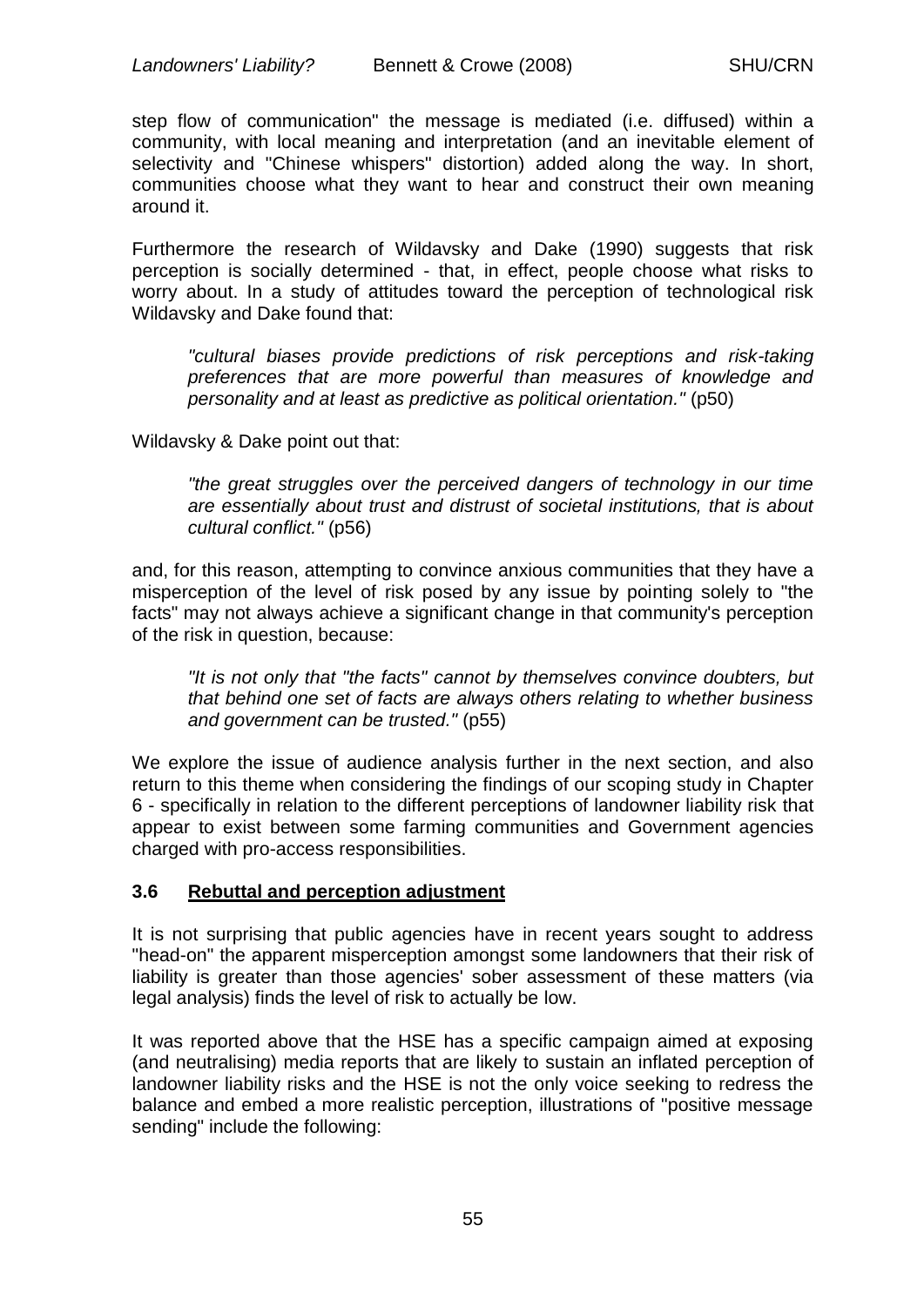step flow of communication" the message is mediated (i.e. diffused) within a community, with local meaning and interpretation (and an inevitable element of selectivity and "Chinese whispers" distortion) added along the way. In short, communities choose what they want to hear and construct their own meaning around it.

Furthermore the research of Wildavsky and Dake (1990) suggests that risk perception is socially determined - that, in effect, people choose what risks to worry about. In a study of attitudes toward the perception of technological risk Wildavsky and Dake found that:

> *"cultural biases provide predictions of risk perceptions and risk-taking preferences that are more powerful than measures of knowledge and personality and at least as predictive as political orientation."* (p50)

Wildavsky & Dake point out that:

> *"the great struggles over the perceived dangers of technology in our time are essentially about trust and distrust of societal institutions, that is about cultural conflict."* (p56)

and, for this reason, attempting to convince anxious communities that they have a misperception of the level of risk posed by any issue by pointing solely to "the facts" may not always achieve a significant change in that community's perception of the risk in question, because:

> *"It is not only that "the facts" cannot by themselves convince doubters, but that behind one set of facts are always others relating to whether business and government can be trusted."* (p55)

We explore the issue of audience analysis further in the next section, and also return to this theme when considering the findings of our scoping study in Chapter 6 - specifically in relation to the different perceptions of landowner liability risk that appear to exist between some farming communities and Government agencies charged with pro-access responsibilities.

### 3.6 Rebuttal and perception adjustment

It is not surprising that public agencies have in recent years sought to address "head-on" the apparent misperception amongst some landowners that their risk of liability is greater than those agencies' sober assessment of these matters (via legal analysis) finds the level of risk to actually be low.

It was reported above that the HSE has a specific campaign aimed at exposing (and neutralising) media reports that are likely to sustain an inflated perception of landowner liability risks and the HSE is not the only voice seeking to redress the balance and embed a more realistic perception, illustrations of "positive message sending" include the following: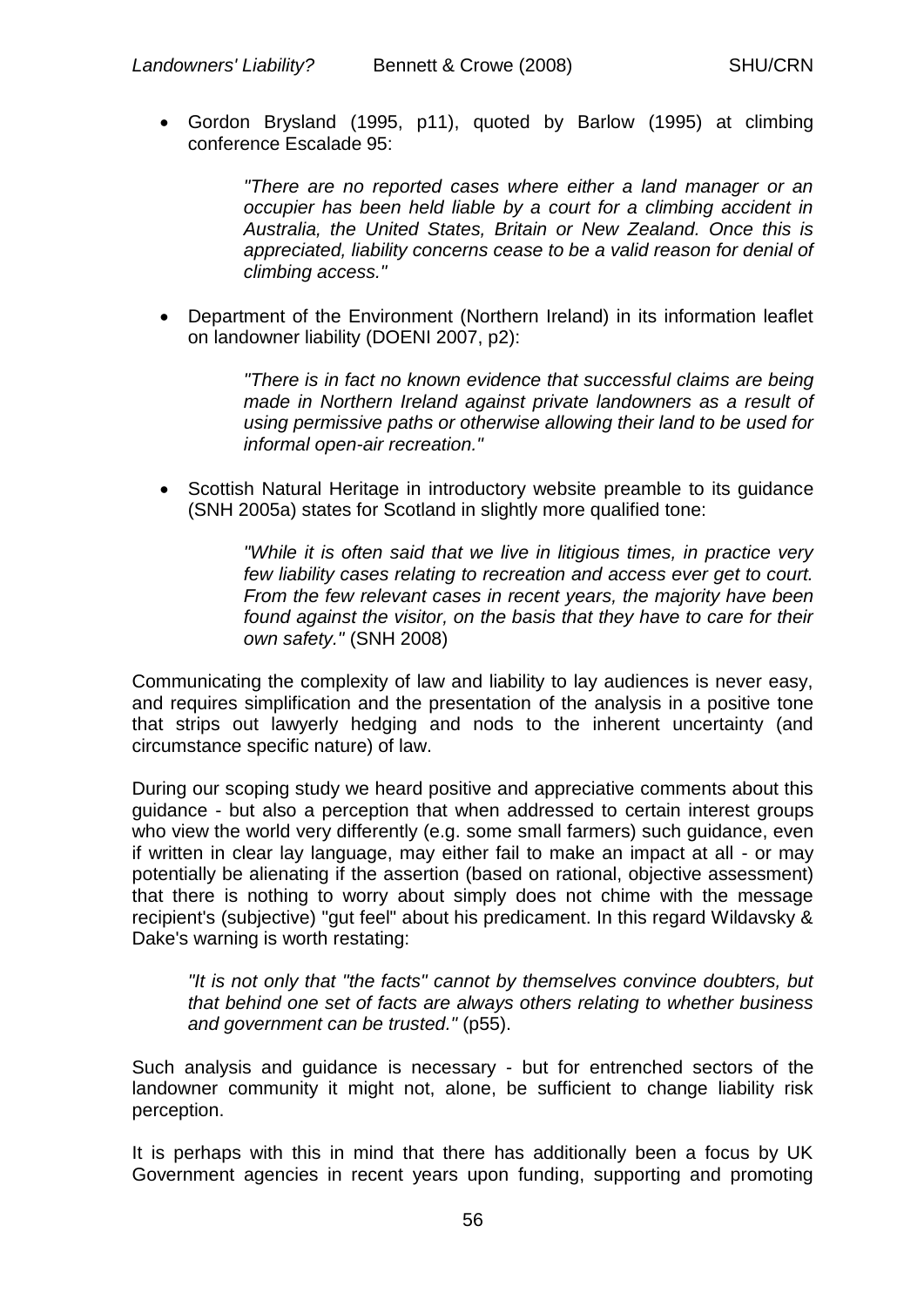- Gordon Brysland (1995, p11), quoted by Barlow (1995) at climbing conference Escalade 95:

  > *"There are no reported cases where either a land manager or an occupier has been held liable by a court for a climbing accident in Australia, the United States, Britain or New Zealand. Once this is appreciated, liability concerns cease to be a valid reason for denial of climbing access."*

- Department of the Environment (Northern Ireland) in its information leaflet on landowner liability (DOENI 2007, p2):

  > *"There is in fact no known evidence that successful claims are being made in Northern Ireland against private landowners as a result of using permissive paths or otherwise allowing their land to be used for informal open-air recreation."*

- Scottish Natural Heritage in introductory website preamble to its guidance (SNH 2005a) states for Scotland in slightly more qualified tone:

  > *"While it is often said that we live in litigious times, in practice very few liability cases relating to recreation and access ever get to court. From the few relevant cases in recent years, the majority have been found against the visitor, on the basis that they have to care for their own safety."* (SNH 2008)

Communicating the complexity of law and liability to lay audiences is never easy, and requires simplification and the presentation of the analysis in a positive tone that strips out lawyerly hedging and nods to the inherent uncertainty (and circumstance specific nature) of law.

During our scoping study we heard positive and appreciative comments about this guidance - but also a perception that when addressed to certain interest groups who view the world very differently (e.g. some small farmers) such guidance, even if written in clear lay language, may either fail to make an impact at all - or may potentially be alienating if the assertion (based on rational, objective assessment) that there is nothing to worry about simply does not chime with the message recipient's (subjective) "gut feel" about his predicament. In this regard Wildavsky & Dake's warning is worth restating:

> *"It is not only that "the facts" cannot by themselves convince doubters, but that behind one set of facts are always others relating to whether business and government can be trusted."* (p55).

Such analysis and guidance is necessary - but for entrenched sectors of the landowner community it might not, alone, be sufficient to change liability risk perception.

It is perhaps with this in mind that there has additionally been a focus by UK Government agencies in recent years upon funding, supporting and promoting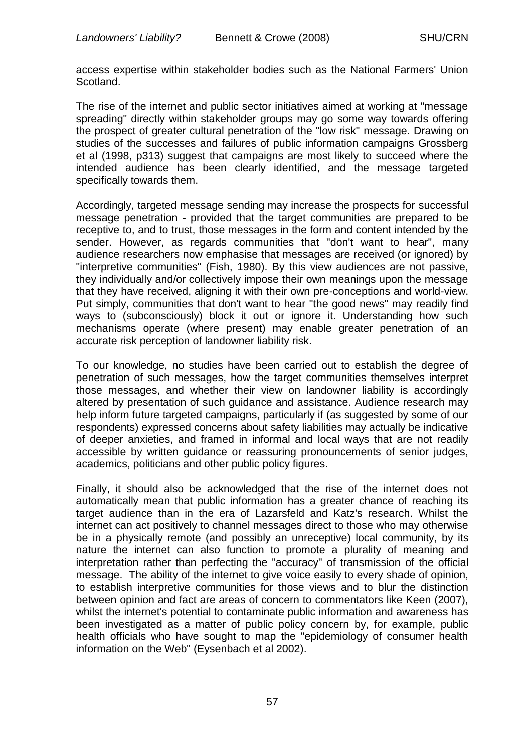access expertise within stakeholder bodies such as the National Farmers' Union Scotland.

The rise of the internet and public sector initiatives aimed at working at "message spreading" directly within stakeholder groups may go some way towards offering the prospect of greater cultural penetration of the "low risk" message. Drawing on studies of the successes and failures of public information campaigns Grossberg et al (1998, p313) suggest that campaigns are most likely to succeed where the intended audience has been clearly identified, and the message targeted specifically towards them.

Accordingly, targeted message sending may increase the prospects for successful message penetration - provided that the target communities are prepared to be receptive to, and to trust, those messages in the form and content intended by the sender. However, as regards communities that "don't want to hear", many audience researchers now emphasise that messages are received (or ignored) by "interpretive communities" (Fish, 1980). By this view audiences are not passive, they individually and/or collectively impose their own meanings upon the message that they have received, aligning it with their own pre-conceptions and world-view. Put simply, communities that don't want to hear "the good news" may readily find ways to (subconsciously) block it out or ignore it. Understanding how such mechanisms operate (where present) may enable greater penetration of an accurate risk perception of landowner liability risk.

To our knowledge, no studies have been carried out to establish the degree of penetration of such messages, how the target communities themselves interpret those messages, and whether their view on landowner liability is accordingly altered by presentation of such guidance and assistance. Audience research may help inform future targeted campaigns, particularly if (as suggested by some of our respondents) expressed concerns about safety liabilities may actually be indicative of deeper anxieties, and framed in informal and local ways that are not readily accessible by written guidance or reassuring pronouncements of senior judges, academics, politicians and other public policy figures.

Finally, it should also be acknowledged that the rise of the internet does not automatically mean that public information has a greater chance of reaching its target audience than in the era of Lazarsfeld and Katz's research. Whilst the internet can act positively to channel messages direct to those who may otherwise be in a physically remote (and possibly an unreceptive) local community, by its nature the internet can also function to promote a plurality of meaning and interpretation rather than perfecting the "accuracy" of transmission of the official message. The ability of the internet to give voice easily to every shade of opinion, to establish interpretive communities for those views and to blur the distinction between opinion and fact are areas of concern to commentators like Keen (2007), whilst the internet's potential to contaminate public information and awareness has been investigated as a matter of public policy concern by, for example, public health officials who have sought to map the "epidemiology of consumer health information on the Web" (Eysenbach et al 2002).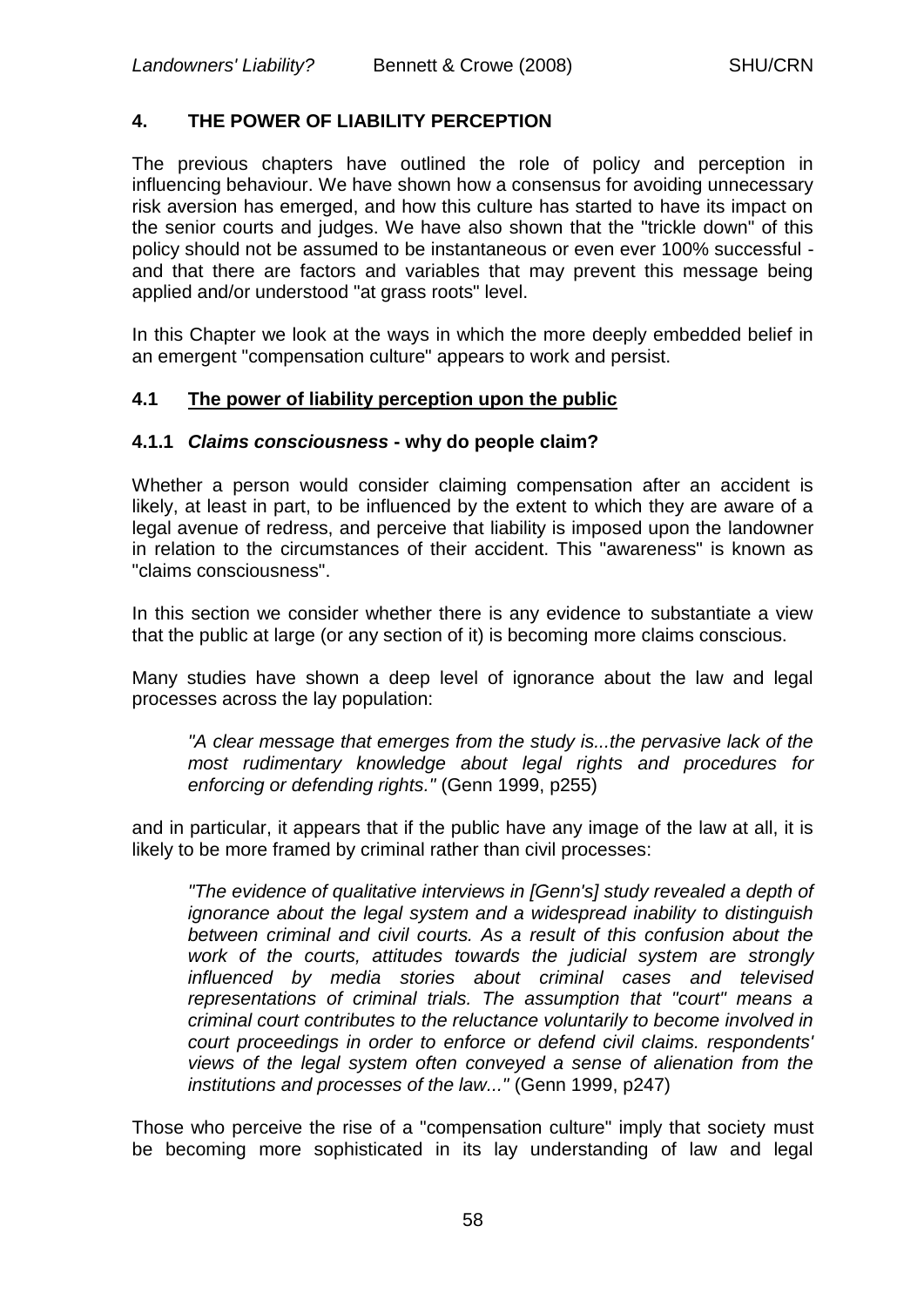## 4. THE POWER OF LIABILITY PERCEPTION

The previous chapters have outlined the role of policy and perception in influencing behaviour. We have shown how a consensus for avoiding unnecessary risk aversion has emerged, and how this culture has started to have its impact on the senior courts and judges. We have also shown that the "trickle down" of this policy should not be assumed to be instantaneous or even ever 100% successful - and that there are factors and variables that may prevent this message being applied and/or understood "at grass roots" level.

In this Chapter we look at the ways in which the more deeply embedded belief in an emergent "compensation culture" appears to work and persist.

### 4.1 The power of liability perception upon the public

#### 4.1.1 *Claims consciousness* - why do people claim?

Whether a person would consider claiming compensation after an accident is likely, at least in part, to be influenced by the extent to which they are aware of a legal avenue of redress, and perceive that liability is imposed upon the landowner in relation to the circumstances of their accident. This "awareness" is known as "claims consciousness".

In this section we consider whether there is any evidence to substantiate a view that the public at large (or any section of it) is becoming more claims conscious.

Many studies have shown a deep level of ignorance about the law and legal processes across the lay population:

> *"A clear message that emerges from the study is...the pervasive lack of the most rudimentary knowledge about legal rights and procedures for enforcing or defending rights."* (Genn 1999, p255)

and in particular, it appears that if the public have any image of the law at all, it is likely to be more framed by criminal rather than civil processes:

> *"The evidence of qualitative interviews in [Genn's] study revealed a depth of ignorance about the legal system and a widespread inability to distinguish between criminal and civil courts. As a result of this confusion about the work of the courts, attitudes towards the judicial system are strongly influenced by media stories about criminal cases and televised representations of criminal trials. The assumption that "court" means a criminal court contributes to the reluctance voluntarily to become involved in court proceedings in order to enforce or defend civil claims. respondents' views of the legal system often conveyed a sense of alienation from the institutions and processes of the law..."* (Genn 1999, p247)

Those who perceive the rise of a "compensation culture" imply that society must be becoming more sophisticated in its lay understanding of law and legal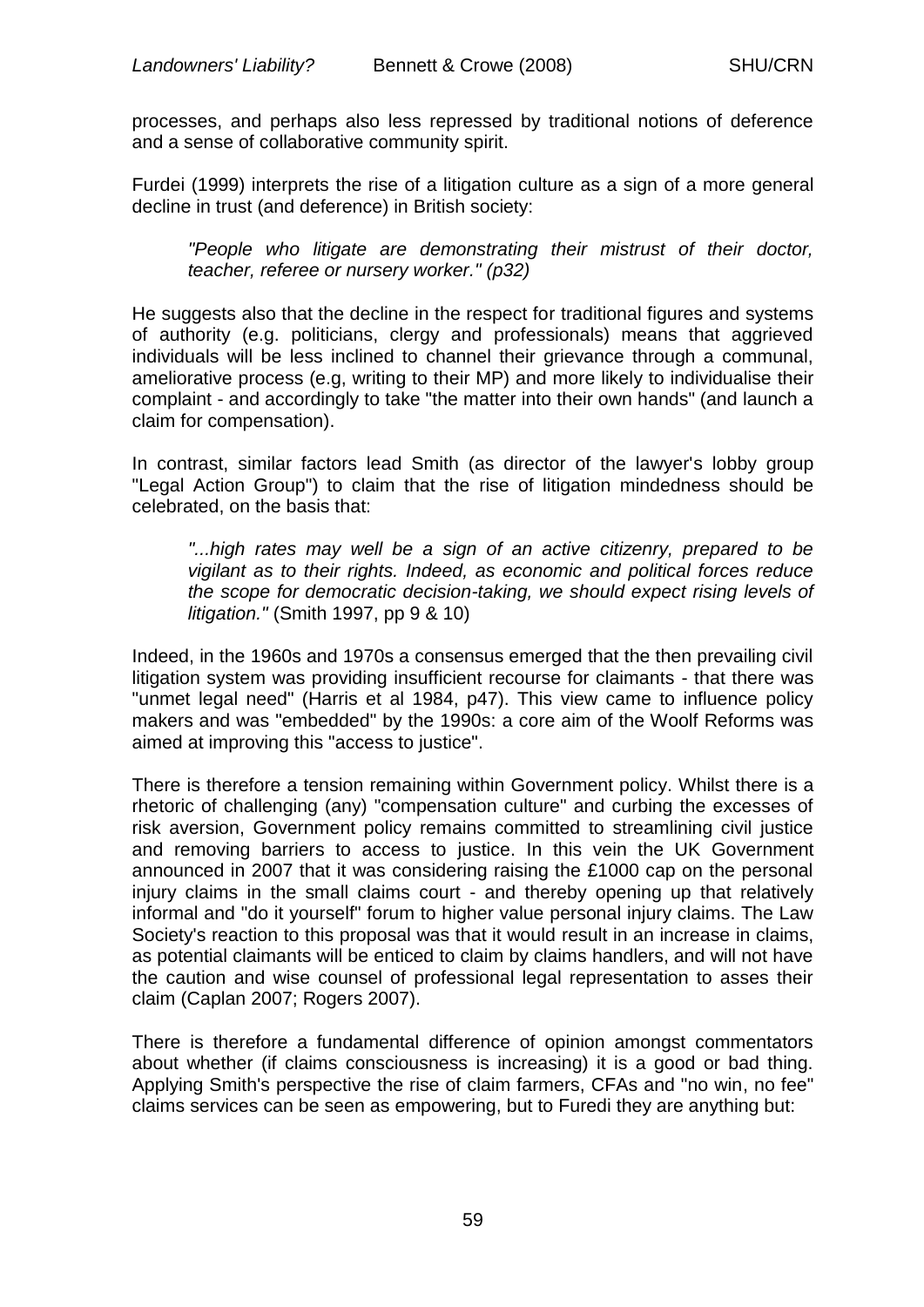processes, and perhaps also less repressed by traditional notions of deference and a sense of collaborative community spirit.

Furdei (1999) interprets the rise of a litigation culture as a sign of a more general decline in trust (and deference) in British society:

> *"People who litigate are demonstrating their mistrust of their doctor, teacher, referee or nursery worker." (p32)*

He suggests also that the decline in the respect for traditional figures and systems of authority (e.g. politicians, clergy and professionals) means that aggrieved individuals will be less inclined to channel their grievance through a communal, ameliorative process (e.g, writing to their MP) and more likely to individualise their complaint - and accordingly to take "the matter into their own hands" (and launch a claim for compensation).

In contrast, similar factors lead Smith (as director of the lawyer's lobby group "Legal Action Group") to claim that the rise of litigation mindedness should be celebrated, on the basis that:

> *"...high rates may well be a sign of an active citizenry, prepared to be vigilant as to their rights. Indeed, as economic and political forces reduce the scope for democratic decision-taking, we should expect rising levels of litigation."* (Smith 1997, pp 9 & 10)

Indeed, in the 1960s and 1970s a consensus emerged that the then prevailing civil litigation system was providing insufficient recourse for claimants - that there was "unmet legal need" (Harris et al 1984, p47). This view came to influence policy makers and was "embedded" by the 1990s: a core aim of the Woolf Reforms was aimed at improving this "access to justice".

There is therefore a tension remaining within Government policy. Whilst there is a rhetoric of challenging (any) "compensation culture" and curbing the excesses of risk aversion, Government policy remains committed to streamlining civil justice and removing barriers to access to justice. In this vein the UK Government announced in 2007 that it was considering raising the £1000 cap on the personal injury claims in the small claims court - and thereby opening up that relatively informal and "do it yourself" forum to higher value personal injury claims. The Law Society's reaction to this proposal was that it would result in an increase in claims, as potential claimants will be enticed to claim by claims handlers, and will not have the caution and wise counsel of professional legal representation to asses their claim (Caplan 2007; Rogers 2007).

There is therefore a fundamental difference of opinion amongst commentators about whether (if claims consciousness is increasing) it is a good or bad thing. Applying Smith's perspective the rise of claim farmers, CFAs and "no win, no fee" claims services can be seen as empowering, but to Furedi they are anything but: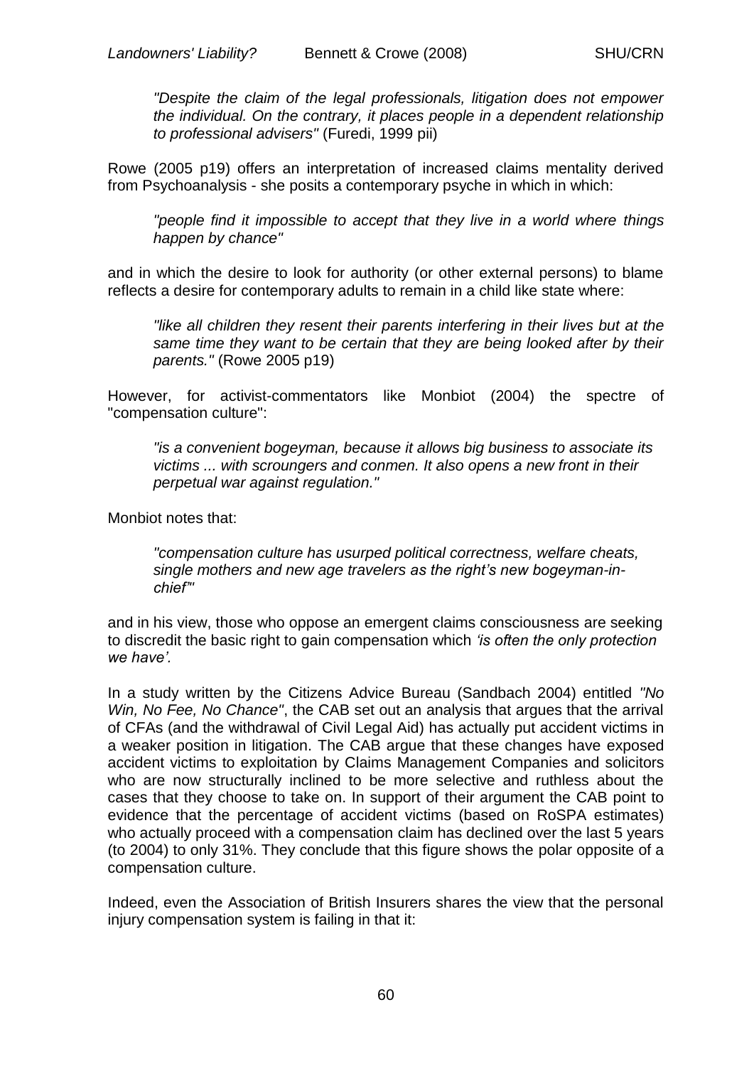> *"Despite the claim of the legal professionals, litigation does not empower the individual. On the contrary, it places people in a dependent relationship to professional advisers"* (Furedi, 1999 pii)

Rowe (2005 p19) offers an interpretation of increased claims mentality derived from Psychoanalysis - she posits a contemporary psyche in which in which:

> *"people find it impossible to accept that they live in a world where things happen by chance"*

and in which the desire to look for authority (or other external persons) to blame reflects a desire for contemporary adults to remain in a child like state where:

> *"like all children they resent their parents interfering in their lives but at the same time they want to be certain that they are being looked after by their parents."* (Rowe 2005 p19)

However, for activist-commentators like Monbiot (2004) the spectre of "compensation culture":

> *"is a convenient bogeyman, because it allows big business to associate its victims ... with scroungers and conmen. It also opens a new front in their perpetual war against regulation."*

Monbiot notes that:

> *"compensation culture has usurped political correctness, welfare cheats, single mothers and new age travelers as the right's new bogeyman-in-chief"'*

and in his view, those who oppose an emergent claims consciousness are seeking to discredit the basic right to gain compensation which *'is often the only protection we have'.*

In a study written by the Citizens Advice Bureau (Sandbach 2004) entitled *"No Win, No Fee, No Chance"*, the CAB set out an analysis that argues that the arrival of CFAs (and the withdrawal of Civil Legal Aid) has actually put accident victims in a weaker position in litigation. The CAB argue that these changes have exposed accident victims to exploitation by Claims Management Companies and solicitors who are now structurally inclined to be more selective and ruthless about the cases that they choose to take on. In support of their argument the CAB point to evidence that the percentage of accident victims (based on RoSPA estimates) who actually proceed with a compensation claim has declined over the last 5 years (to 2004) to only 31%. They conclude that this figure shows the polar opposite of a compensation culture.

Indeed, even the Association of British Insurers shares the view that the personal injury compensation system is failing in that it: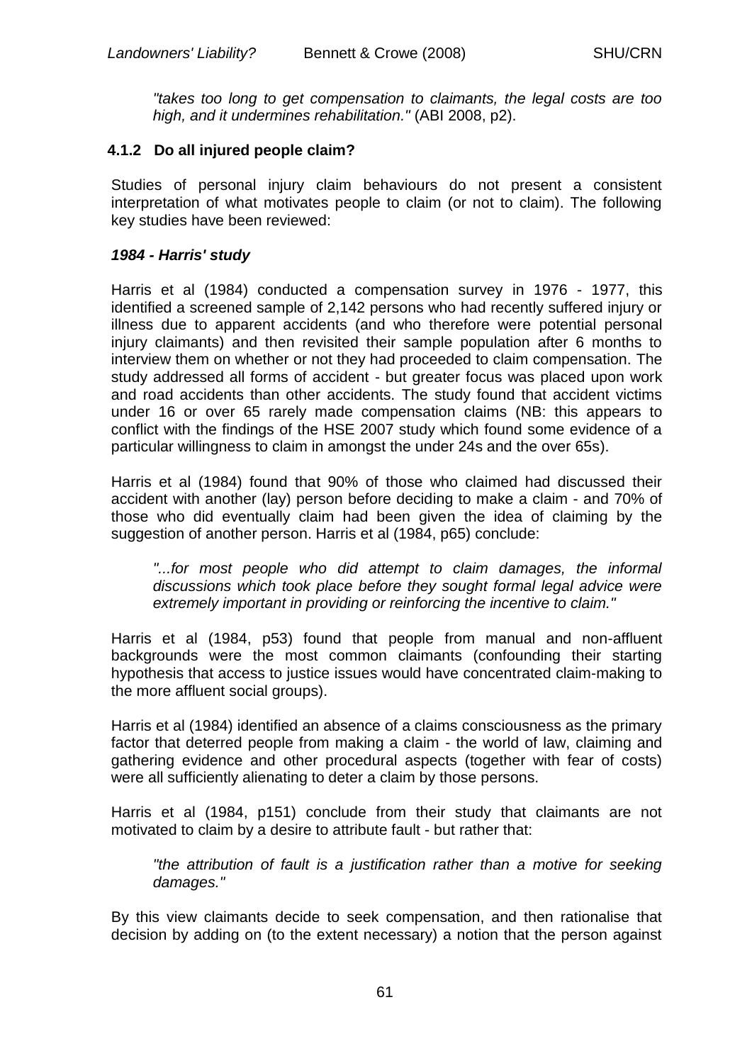*"takes too long to get compensation to claimants, the legal costs are too high, and it undermines rehabilitation."* (ABI 2008, p2).

### 4.1.2 Do all injured people claim?

Studies of personal injury claim behaviours do not present a consistent interpretation of what motivates people to claim (or not to claim). The following key studies have been reviewed:

***1984 - Harris' study***

Harris et al (1984) conducted a compensation survey in 1976 - 1977, this identified a screened sample of 2,142 persons who had recently suffered injury or illness due to apparent accidents (and who therefore were potential personal injury claimants) and then revisited their sample population after 6 months to interview them on whether or not they had proceeded to claim compensation. The study addressed all forms of accident - but greater focus was placed upon work and road accidents than other accidents. The study found that accident victims under 16 or over 65 rarely made compensation claims (NB: this appears to conflict with the findings of the HSE 2007 study which found some evidence of a particular willingness to claim in amongst the under 24s and the over 65s).

Harris et al (1984) found that 90% of those who claimed had discussed their accident with another (lay) person before deciding to make a claim - and 70% of those who did eventually claim had been given the idea of claiming by the suggestion of another person. Harris et al (1984, p65) conclude:

> *"...for most people who did attempt to claim damages, the informal discussions which took place before they sought formal legal advice were extremely important in providing or reinforcing the incentive to claim."*

Harris et al (1984, p53) found that people from manual and non-affluent backgrounds were the most common claimants (confounding their starting hypothesis that access to justice issues would have concentrated claim-making to the more affluent social groups).

Harris et al (1984) identified an absence of a claims consciousness as the primary factor that deterred people from making a claim - the world of law, claiming and gathering evidence and other procedural aspects (together with fear of costs) were all sufficiently alienating to deter a claim by those persons.

Harris et al (1984, p151) conclude from their study that claimants are not motivated to claim by a desire to attribute fault - but rather that:

> *"the attribution of fault is a justification rather than a motive for seeking damages."*

By this view claimants decide to seek compensation, and then rationalise that decision by adding on (to the extent necessary) a notion that the person against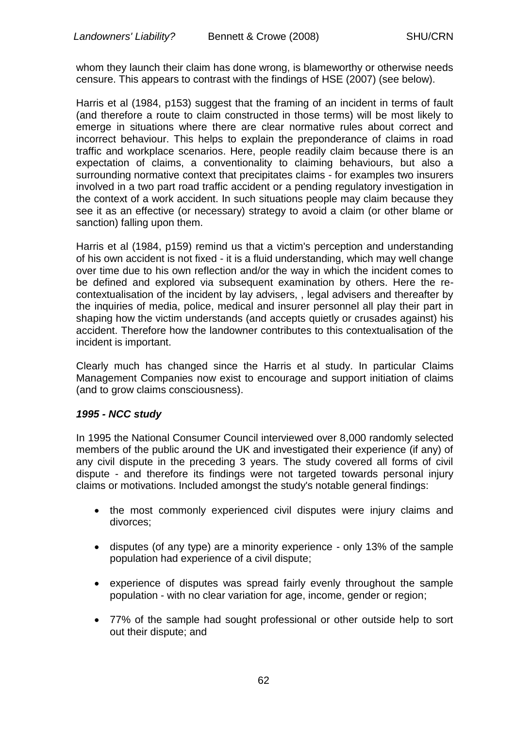whom they launch their claim has done wrong, is blameworthy or otherwise needs censure. This appears to contrast with the findings of HSE (2007) (see below).

Harris et al (1984, p153) suggest that the framing of an incident in terms of fault (and therefore a route to claim constructed in those terms) will be most likely to emerge in situations where there are clear normative rules about correct and incorrect behaviour. This helps to explain the preponderance of claims in road traffic and workplace scenarios. Here, people readily claim because there is an expectation of claims, a conventionality to claiming behaviours, but also a surrounding normative context that precipitates claims - for examples two insurers involved in a two part road traffic accident or a pending regulatory investigation in the context of a work accident. In such situations people may claim because they see it as an effective (or necessary) strategy to avoid a claim (or other blame or sanction) falling upon them.

Harris et al (1984, p159) remind us that a victim's perception and understanding of his own accident is not fixed - it is a fluid understanding, which may well change over time due to his own reflection and/or the way in which the incident comes to be defined and explored via subsequent examination by others. Here the re-contextualisation of the incident by lay advisers, , legal advisers and thereafter by the inquiries of media, police, medical and insurer personnel all play their part in shaping how the victim understands (and accepts quietly or crusades against) his accident. Therefore how the landowner contributes to this contextualisation of the incident is important.

Clearly much has changed since the Harris et al study. In particular Claims Management Companies now exist to encourage and support initiation of claims (and to grow claims consciousness).

***1995 - NCC study***

In 1995 the National Consumer Council interviewed over 8,000 randomly selected members of the public around the UK and investigated their experience (if any) of any civil dispute in the preceding 3 years. The study covered all forms of civil dispute - and therefore its findings were not targeted towards personal injury claims or motivations. Included amongst the study's notable general findings:

- the most commonly experienced civil disputes were injury claims and divorces;
- disputes (of any type) are a minority experience - only 13% of the sample population had experience of a civil dispute;
- experience of disputes was spread fairly evenly throughout the sample population - with no clear variation for age, income, gender or region;
- 77% of the sample had sought professional or other outside help to sort out their dispute; and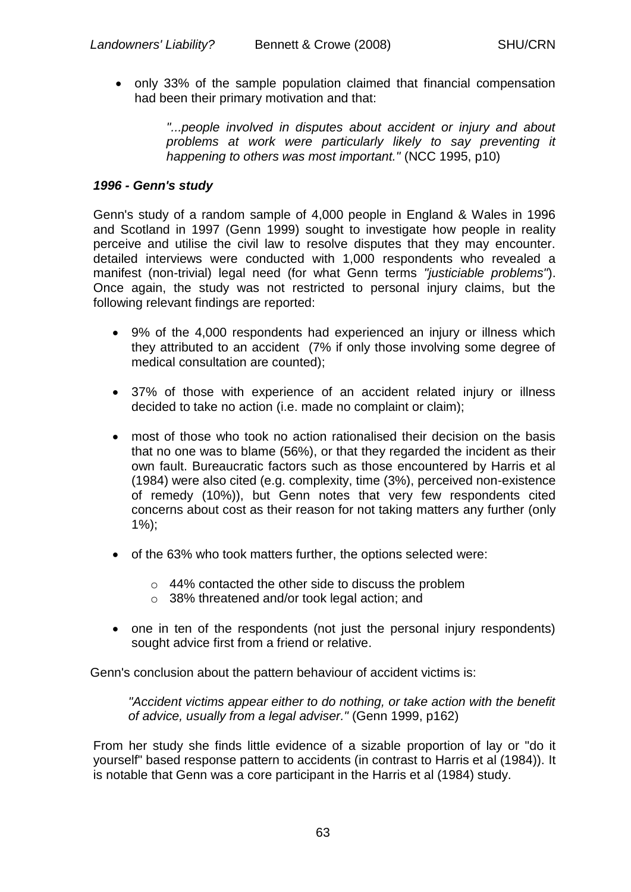- only 33% of the sample population claimed that financial compensation had been their primary motivation and that:

  > *"...people involved in disputes about accident or injury and about problems at work were particularly likely to say preventing it happening to others was most important."* (NCC 1995, p10)

### *1996 - Genn's study*

Genn's study of a random sample of 4,000 people in England & Wales in 1996 and Scotland in 1997 (Genn 1999) sought to investigate how people in reality perceive and utilise the civil law to resolve disputes that they may encounter. detailed interviews were conducted with 1,000 respondents who revealed a manifest (non-trivial) legal need (for what Genn terms *"justiciable problems"*). Once again, the study was not restricted to personal injury claims, but the following relevant findings are reported:

- 9% of the 4,000 respondents had experienced an injury or illness which they attributed to an accident (7% if only those involving some degree of medical consultation are counted);
- 37% of those with experience of an accident related injury or illness decided to take no action (i.e. made no complaint or claim);
- most of those who took no action rationalised their decision on the basis that no one was to blame (56%), or that they regarded the incident as their own fault. Bureaucratic factors such as those encountered by Harris et al (1984) were also cited (e.g. complexity, time (3%), perceived non-existence of remedy (10%)), but Genn notes that very few respondents cited concerns about cost as their reason for not taking matters any further (only 1%);
- of the 63% who took matters further, the options selected were:
  - 44% contacted the other side to discuss the problem
  - 38% threatened and/or took legal action; and
- one in ten of the respondents (not just the personal injury respondents) sought advice first from a friend or relative.

Genn's conclusion about the pattern behaviour of accident victims is:

> *"Accident victims appear either to do nothing, or take action with the benefit of advice, usually from a legal adviser."* (Genn 1999, p162)

From her study she finds little evidence of a sizable proportion of lay or "do it yourself" based response pattern to accidents (in contrast to Harris et al (1984)). It is notable that Genn was a core participant in the Harris et al (1984) study.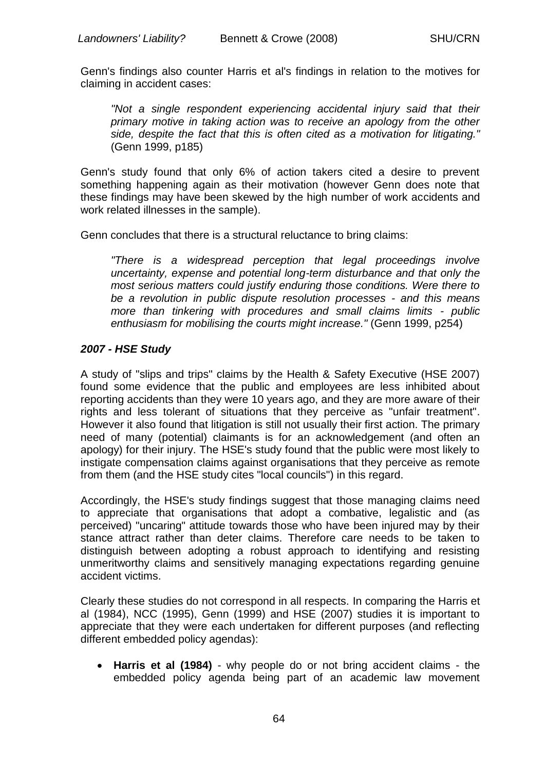Genn's findings also counter Harris et al's findings in relation to the motives for claiming in accident cases:

> *"Not a single respondent experiencing accidental injury said that their primary motive in taking action was to receive an apology from the other side, despite the fact that this is often cited as a motivation for litigating."* (Genn 1999, p185)

Genn's study found that only 6% of action takers cited a desire to prevent something happening again as their motivation (however Genn does note that these findings may have been skewed by the high number of work accidents and work related illnesses in the sample).

Genn concludes that there is a structural reluctance to bring claims:

> *"There is a widespread perception that legal proceedings involve uncertainty, expense and potential long-term disturbance and that only the most serious matters could justify enduring those conditions. Were there to be a revolution in public dispute resolution processes - and this means more than tinkering with procedures and small claims limits - public enthusiasm for mobilising the courts might increase."* (Genn 1999, p254)

### *2007 - HSE Study*

A study of "slips and trips" claims by the Health & Safety Executive (HSE 2007) found some evidence that the public and employees are less inhibited about reporting accidents than they were 10 years ago, and they are more aware of their rights and less tolerant of situations that they perceive as "unfair treatment". However it also found that litigation is still not usually their first action. The primary need of many (potential) claimants is for an acknowledgement (and often an apology) for their injury. The HSE's study found that the public were most likely to instigate compensation claims against organisations that they perceive as remote from them (and the HSE study cites "local councils") in this regard.

Accordingly, the HSE's study findings suggest that those managing claims need to appreciate that organisations that adopt a combative, legalistic and (as perceived) "uncaring" attitude towards those who have been injured may by their stance attract rather than deter claims. Therefore care needs to be taken to distinguish between adopting a robust approach to identifying and resisting unmeritworthy claims and sensitively managing expectations regarding genuine accident victims.

Clearly these studies do not correspond in all respects. In comparing the Harris et al (1984), NCC (1995), Genn (1999) and HSE (2007) studies it is important to appreciate that they were each undertaken for different purposes (and reflecting different embedded policy agendas):

- **Harris et al (1984)** - why people do or not bring accident claims - the embedded policy agenda being part of an academic law movement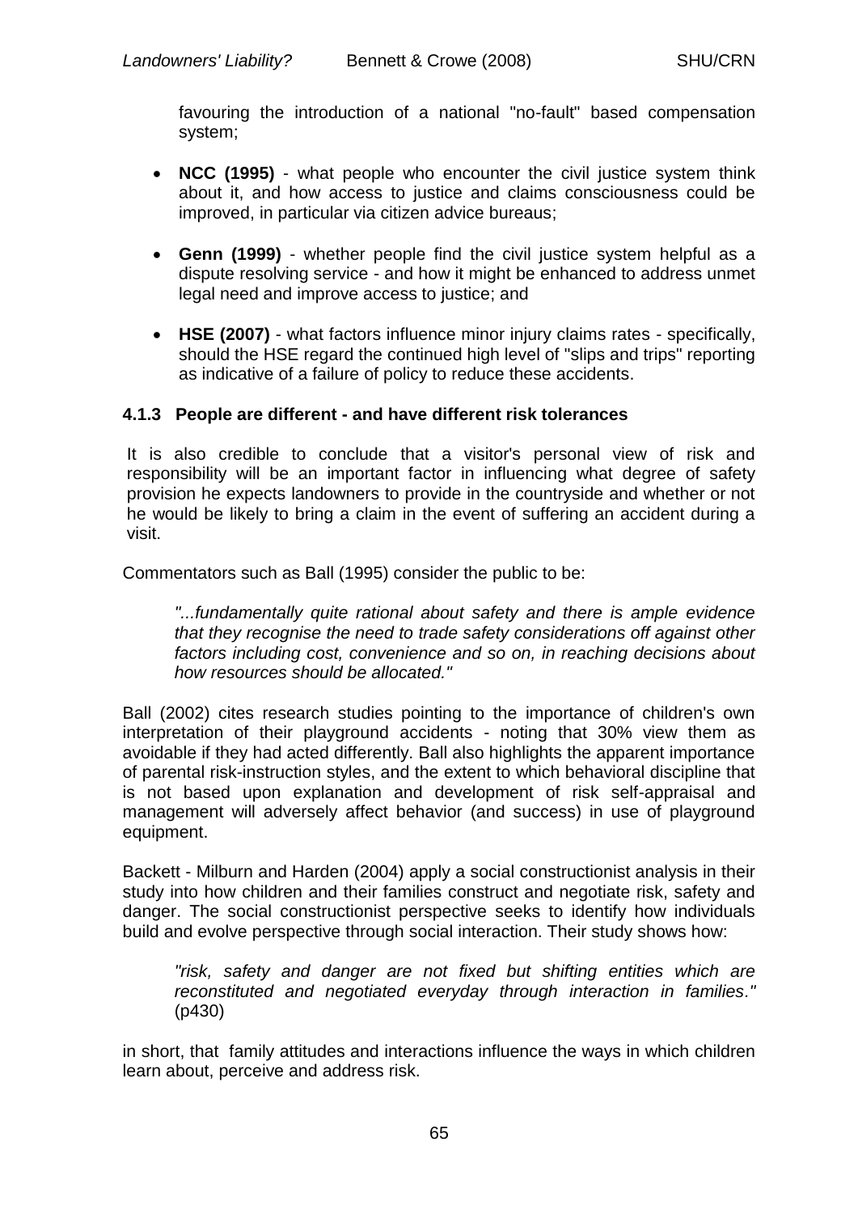favouring the introduction of a national "no-fault" based compensation system;

- **NCC (1995)** - what people who encounter the civil justice system think about it, and how access to justice and claims consciousness could be improved, in particular via citizen advice bureaus;

- **Genn (1999)** - whether people find the civil justice system helpful as a dispute resolving service - and how it might be enhanced to address unmet legal need and improve access to justice; and

- **HSE (2007)** - what factors influence minor injury claims rates - specifically, should the HSE regard the continued high level of "slips and trips" reporting as indicative of a failure of policy to reduce these accidents.

### 4.1.3 People are different - and have different risk tolerances

It is also credible to conclude that a visitor's personal view of risk and responsibility will be an important factor in influencing what degree of safety provision he expects landowners to provide in the countryside and whether or not he would be likely to bring a claim in the event of suffering an accident during a visit.

Commentators such as Ball (1995) consider the public to be:

> *"...fundamentally quite rational about safety and there is ample evidence that they recognise the need to trade safety considerations off against other factors including cost, convenience and so on, in reaching decisions about how resources should be allocated."*

Ball (2002) cites research studies pointing to the importance of children's own interpretation of their playground accidents - noting that 30% view them as avoidable if they had acted differently. Ball also highlights the apparent importance of parental risk-instruction styles, and the extent to which behavioral discipline that is not based upon explanation and development of risk self-appraisal and management will adversely affect behavior (and success) in use of playground equipment.

Backett - Milburn and Harden (2004) apply a social constructionist analysis in their study into how children and their families construct and negotiate risk, safety and danger. The social constructionist perspective seeks to identify how individuals build and evolve perspective through social interaction. Their study shows how:

> *"risk, safety and danger are not fixed but shifting entities which are reconstituted and negotiated everyday through interaction in families."* (p430)

in short, that family attitudes and interactions influence the ways in which children learn about, perceive and address risk.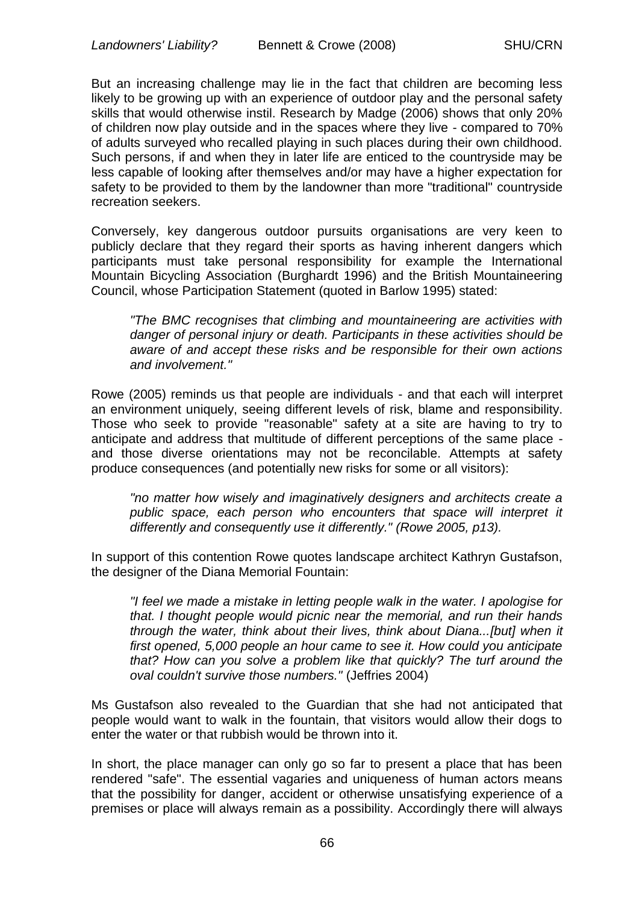But an increasing challenge may lie in the fact that children are becoming less likely to be growing up with an experience of outdoor play and the personal safety skills that would otherwise instil. Research by Madge (2006) shows that only 20% of children now play outside and in the spaces where they live - compared to 70% of adults surveyed who recalled playing in such places during their own childhood. Such persons, if and when they in later life are enticed to the countryside may be less capable of looking after themselves and/or may have a higher expectation for safety to be provided to them by the landowner than more "traditional" countryside recreation seekers.

Conversely, key dangerous outdoor pursuits organisations are very keen to publicly declare that they regard their sports as having inherent dangers which participants must take personal responsibility for example the International Mountain Bicycling Association (Burghardt 1996) and the British Mountaineering Council, whose Participation Statement (quoted in Barlow 1995) stated:

> *"The BMC recognises that climbing and mountaineering are activities with danger of personal injury or death. Participants in these activities should be aware of and accept these risks and be responsible for their own actions and involvement."*

Rowe (2005) reminds us that people are individuals - and that each will interpret an environment uniquely, seeing different levels of risk, blame and responsibility. Those who seek to provide "reasonable" safety at a site are having to try to anticipate and address that multitude of different perceptions of the same place - and those diverse orientations may not be reconcilable. Attempts at safety produce consequences (and potentially new risks for some or all visitors):

> *"no matter how wisely and imaginatively designers and architects create a public space, each person who encounters that space will interpret it differently and consequently use it differently." (Rowe 2005, p13).*

In support of this contention Rowe quotes landscape architect Kathryn Gustafson, the designer of the Diana Memorial Fountain:

> *"I feel we made a mistake in letting people walk in the water. I apologise for that. I thought people would picnic near the memorial, and run their hands through the water, think about their lives, think about Diana...[but] when it first opened, 5,000 people an hour came to see it. How could you anticipate that? How can you solve a problem like that quickly? The turf around the oval couldn't survive those numbers."* (Jeffries 2004)

Ms Gustafson also revealed to the Guardian that she had not anticipated that people would want to walk in the fountain, that visitors would allow their dogs to enter the water or that rubbish would be thrown into it.

In short, the place manager can only go so far to present a place that has been rendered "safe". The essential vagaries and uniqueness of human actors means that the possibility for danger, accident or otherwise unsatisfying experience of a premises or place will always remain as a possibility. Accordingly there will always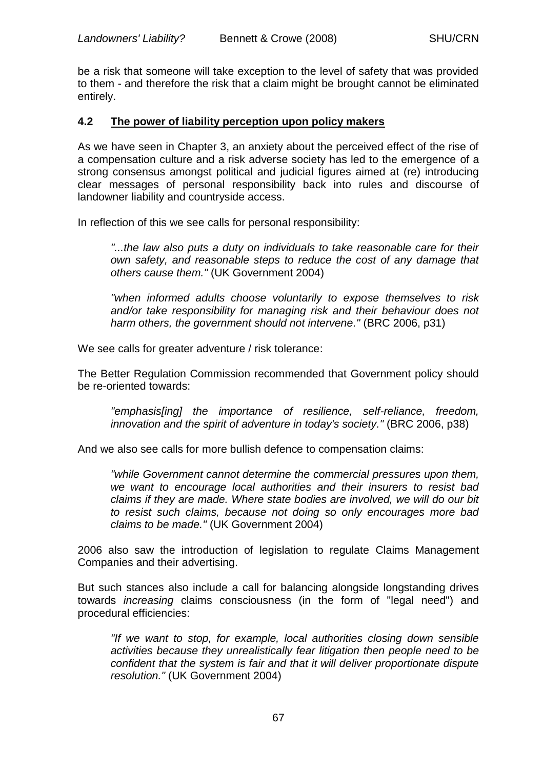be a risk that someone will take exception to the level of safety that was provided to them - and therefore the risk that a claim might be brought cannot be eliminated entirely.

### 4.2 The power of liability perception upon policy makers

As we have seen in Chapter 3, an anxiety about the perceived effect of the rise of a compensation culture and a risk adverse society has led to the emergence of a strong consensus amongst political and judicial figures aimed at (re) introducing clear messages of personal responsibility back into rules and discourse of landowner liability and countryside access.

In reflection of this we see calls for personal responsibility:

> *"...the law also puts a duty on individuals to take reasonable care for their own safety, and reasonable steps to reduce the cost of any damage that others cause them."* (UK Government 2004)

> *"when informed adults choose voluntarily to expose themselves to risk and/or take responsibility for managing risk and their behaviour does not harm others, the government should not intervene."* (BRC 2006, p31)

We see calls for greater adventure / risk tolerance:

The Better Regulation Commission recommended that Government policy should be re-oriented towards:

> *"emphasis[ing] the importance of resilience, self-reliance, freedom, innovation and the spirit of adventure in today's society."* (BRC 2006, p38)

And we also see calls for more bullish defence to compensation claims:

> *"while Government cannot determine the commercial pressures upon them, we want to encourage local authorities and their insurers to resist bad claims if they are made. Where state bodies are involved, we will do our bit to resist such claims, because not doing so only encourages more bad claims to be made."* (UK Government 2004)

2006 also saw the introduction of legislation to regulate Claims Management Companies and their advertising.

But such stances also include a call for balancing alongside longstanding drives towards *increasing* claims consciousness (in the form of "legal need") and procedural efficiencies:

> *"If we want to stop, for example, local authorities closing down sensible activities because they unrealistically fear litigation then people need to be confident that the system is fair and that it will deliver proportionate dispute resolution."* (UK Government 2004)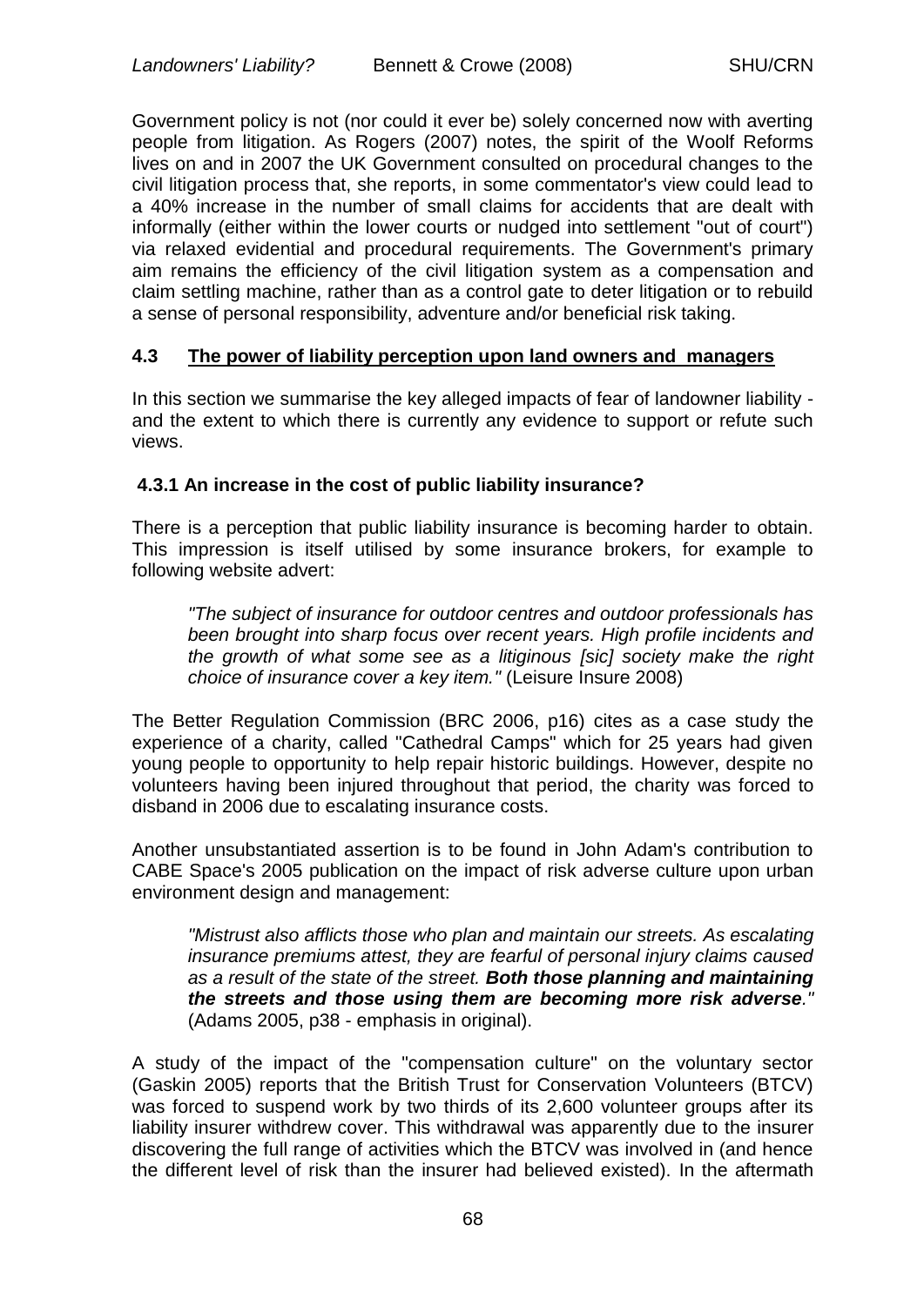Government policy is not (nor could it ever be) solely concerned now with averting people from litigation. As Rogers (2007) notes, the spirit of the Woolf Reforms lives on and in 2007 the UK Government consulted on procedural changes to the civil litigation process that, she reports, in some commentator's view could lead to a 40% increase in the number of small claims for accidents that are dealt with informally (either within the lower courts or nudged into settlement "out of court") via relaxed evidential and procedural requirements. The Government's primary aim remains the efficiency of the civil litigation system as a compensation and claim settling machine, rather than as a control gate to deter litigation or to rebuild a sense of personal responsibility, adventure and/or beneficial risk taking.

## 4.3 The power of liability perception upon land owners and managers

In this section we summarise the key alleged impacts of fear of landowner liability - and the extent to which there is currently any evidence to support or refute such views.

### 4.3.1 An increase in the cost of public liability insurance?

There is a perception that public liability insurance is becoming harder to obtain. This impression is itself utilised by some insurance brokers, for example to following website advert:

> *"The subject of insurance for outdoor centres and outdoor professionals has been brought into sharp focus over recent years. High profile incidents and the growth of what some see as a litiginous [sic] society make the right choice of insurance cover a key item."* (Leisure Insure 2008)

The Better Regulation Commission (BRC 2006, p16) cites as a case study the experience of a charity, called "Cathedral Camps" which for 25 years had given young people to opportunity to help repair historic buildings. However, despite no volunteers having been injured throughout that period, the charity was forced to disband in 2006 due to escalating insurance costs.

Another unsubstantiated assertion is to be found in John Adam's contribution to CABE Space's 2005 publication on the impact of risk adverse culture upon urban environment design and management:

> *"Mistrust also afflicts those who plan and maintain our streets. As escalating insurance premiums attest, they are fearful of personal injury claims caused as a result of the state of the street. **Both those planning and maintaining the streets and those using them are becoming more risk adverse**."* (Adams 2005, p38 - emphasis in original).

A study of the impact of the "compensation culture" on the voluntary sector (Gaskin 2005) reports that the British Trust for Conservation Volunteers (BTCV) was forced to suspend work by two thirds of its 2,600 volunteer groups after its liability insurer withdrew cover. This withdrawal was apparently due to the insurer discovering the full range of activities which the BTCV was involved in (and hence the different level of risk than the insurer had believed existed). In the aftermath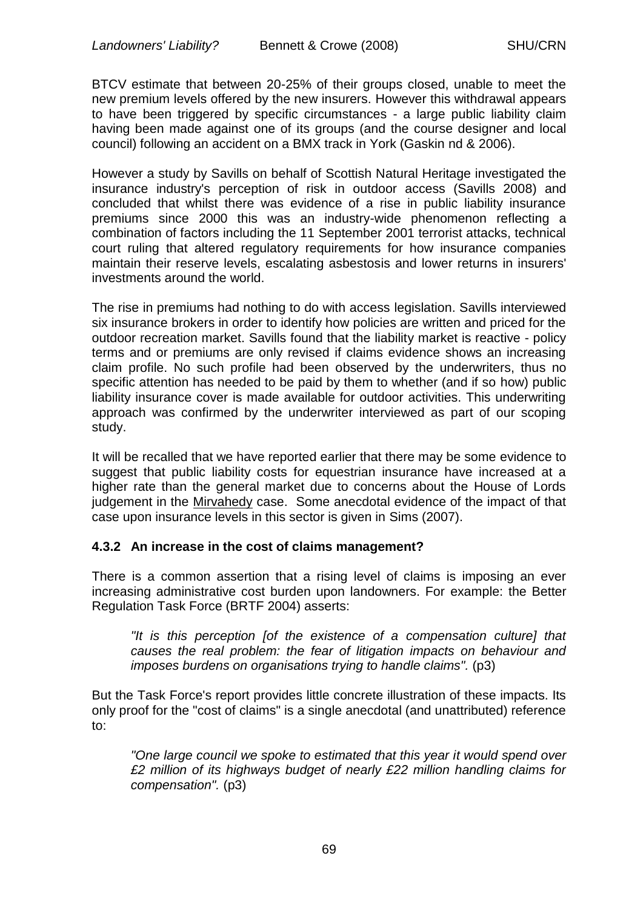BTCV estimate that between 20-25% of their groups closed, unable to meet the new premium levels offered by the new insurers. However this withdrawal appears to have been triggered by specific circumstances - a large public liability claim having been made against one of its groups (and the course designer and local council) following an accident on a BMX track in York (Gaskin nd & 2006).

However a study by Savills on behalf of Scottish Natural Heritage investigated the insurance industry's perception of risk in outdoor access (Savills 2008) and concluded that whilst there was evidence of a rise in public liability insurance premiums since 2000 this was an industry-wide phenomenon reflecting a combination of factors including the 11 September 2001 terrorist attacks, technical court ruling that altered regulatory requirements for how insurance companies maintain their reserve levels, escalating asbestosis and lower returns in insurers' investments around the world.

The rise in premiums had nothing to do with access legislation. Savills interviewed six insurance brokers in order to identify how policies are written and priced for the outdoor recreation market. Savills found that the liability market is reactive - policy terms and or premiums are only revised if claims evidence shows an increasing claim profile. No such profile had been observed by the underwriters, thus no specific attention has needed to be paid by them to whether (and if so how) public liability insurance cover is made available for outdoor activities. This underwriting approach was confirmed by the underwriter interviewed as part of our scoping study.

It will be recalled that we have reported earlier that there may be some evidence to suggest that public liability costs for equestrian insurance have increased at a higher rate than the general market due to concerns about the House of Lords judgement in the Mirvahedy case. Some anecdotal evidence of the impact of that case upon insurance levels in this sector is given in Sims (2007).

### 4.3.2 An increase in the cost of claims management?

There is a common assertion that a rising level of claims is imposing an ever increasing administrative cost burden upon landowners. For example: the Better Regulation Task Force (BRTF 2004) asserts:

> *"It is this perception [of the existence of a compensation culture] that causes the real problem: the fear of litigation impacts on behaviour and imposes burdens on organisations trying to handle claims".* (p3)

But the Task Force's report provides little concrete illustration of these impacts. Its only proof for the "cost of claims" is a single anecdotal (and unattributed) reference to:

> *"One large council we spoke to estimated that this year it would spend over £2 million of its highways budget of nearly £22 million handling claims for compensation".* (p3)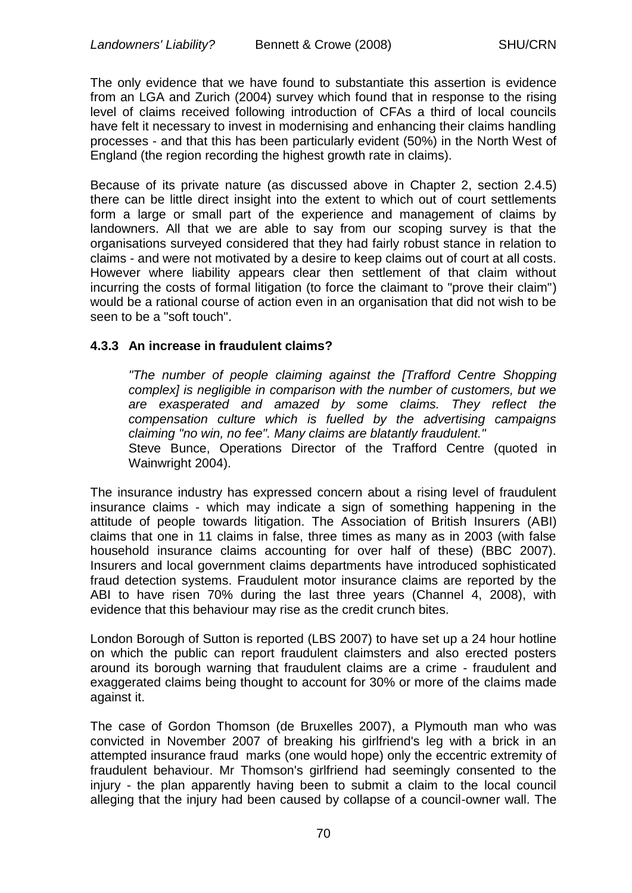The only evidence that we have found to substantiate this assertion is evidence from an LGA and Zurich (2004) survey which found that in response to the rising level of claims received following introduction of CFAs a third of local councils have felt it necessary to invest in modernising and enhancing their claims handling processes - and that this has been particularly evident (50%) in the North West of England (the region recording the highest growth rate in claims).

Because of its private nature (as discussed above in Chapter 2, section 2.4.5) there can be little direct insight into the extent to which out of court settlements form a large or small part of the experience and management of claims by landowners. All that we are able to say from our scoping survey is that the organisations surveyed considered that they had fairly robust stance in relation to claims - and were not motivated by a desire to keep claims out of court at all costs. However where liability appears clear then settlement of that claim without incurring the costs of formal litigation (to force the claimant to "prove their claim") would be a rational course of action even in an organisation that did not wish to be seen to be a "soft touch".

### 4.3.3 An increase in fraudulent claims?

> *"The number of people claiming against the [Trafford Centre Shopping complex] is negligible in comparison with the number of customers, but we are exasperated and amazed by some claims. They reflect the compensation culture which is fuelled by the advertising campaigns claiming "no win, no fee". Many claims are blatantly fraudulent."*
> Steve Bunce, Operations Director of the Trafford Centre (quoted in Wainwright 2004).

The insurance industry has expressed concern about a rising level of fraudulent insurance claims - which may indicate a sign of something happening in the attitude of people towards litigation. The Association of British Insurers (ABI) claims that one in 11 claims in false, three times as many as in 2003 (with false household insurance claims accounting for over half of these) (BBC 2007). Insurers and local government claims departments have introduced sophisticated fraud detection systems. Fraudulent motor insurance claims are reported by the ABI to have risen 70% during the last three years (Channel 4, 2008), with evidence that this behaviour may rise as the credit crunch bites.

London Borough of Sutton is reported (LBS 2007) to have set up a 24 hour hotline on which the public can report fraudulent claimsters and also erected posters around its borough warning that fraudulent claims are a crime - fraudulent and exaggerated claims being thought to account for 30% or more of the claims made against it.

The case of Gordon Thomson (de Bruxelles 2007), a Plymouth man who was convicted in November 2007 of breaking his girlfriend's leg with a brick in an attempted insurance fraud marks (one would hope) only the eccentric extremity of fraudulent behaviour. Mr Thomson's girlfriend had seemingly consented to the injury - the plan apparently having been to submit a claim to the local council alleging that the injury had been caused by collapse of a council-owner wall. The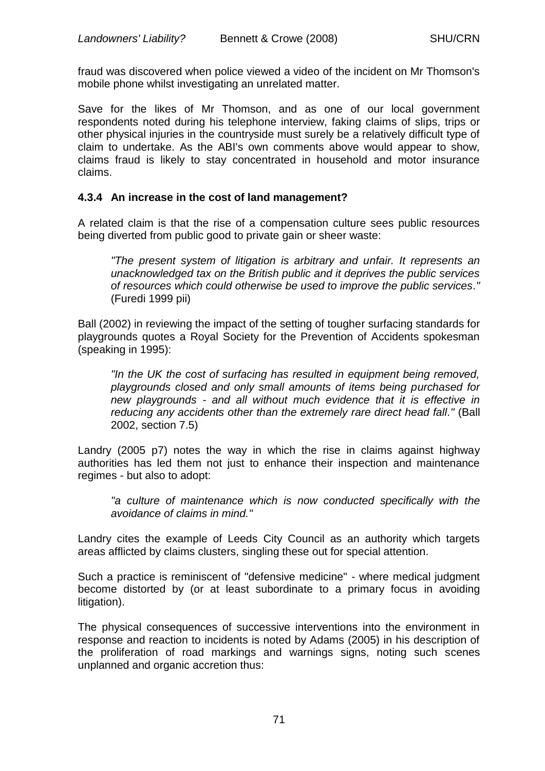fraud was discovered when police viewed a video of the incident on Mr Thomson's mobile phone whilst investigating an unrelated matter.

Save for the likes of Mr Thomson, and as one of our local government respondents noted during his telephone interview, faking claims of slips, trips or other physical injuries in the countryside must surely be a relatively difficult type of claim to undertake. As the ABI's own comments above would appear to show, claims fraud is likely to stay concentrated in household and motor insurance claims.

### 4.3.4 An increase in the cost of land management?

A related claim is that the rise of a compensation culture sees public resources being diverted from public good to private gain or sheer waste:

> *"The present system of litigation is arbitrary and unfair. It represents an unacknowledged tax on the British public and it deprives the public services of resources which could otherwise be used to improve the public services."* (Furedi 1999 pii)

Ball (2002) in reviewing the impact of the setting of tougher surfacing standards for playgrounds quotes a Royal Society for the Prevention of Accidents spokesman (speaking in 1995):

> *"In the UK the cost of surfacing has resulted in equipment being removed, playgrounds closed and only small amounts of items being purchased for new playgrounds - and all without much evidence that it is effective in reducing any accidents other than the extremely rare direct head fall."* (Ball 2002, section 7.5)

Landry (2005 p7) notes the way in which the rise in claims against highway authorities has led them not just to enhance their inspection and maintenance regimes - but also to adopt:

> *"a culture of maintenance which is now conducted specifically with the avoidance of claims in mind."*

Landry cites the example of Leeds City Council as an authority which targets areas afflicted by claims clusters, singling these out for special attention.

Such a practice is reminiscent of "defensive medicine" - where medical judgment become distorted by (or at least subordinate to a primary focus in avoiding litigation).

The physical consequences of successive interventions into the environment in response and reaction to incidents is noted by Adams (2005) in his description of the proliferation of road markings and warnings signs, noting such scenes unplanned and organic accretion thus: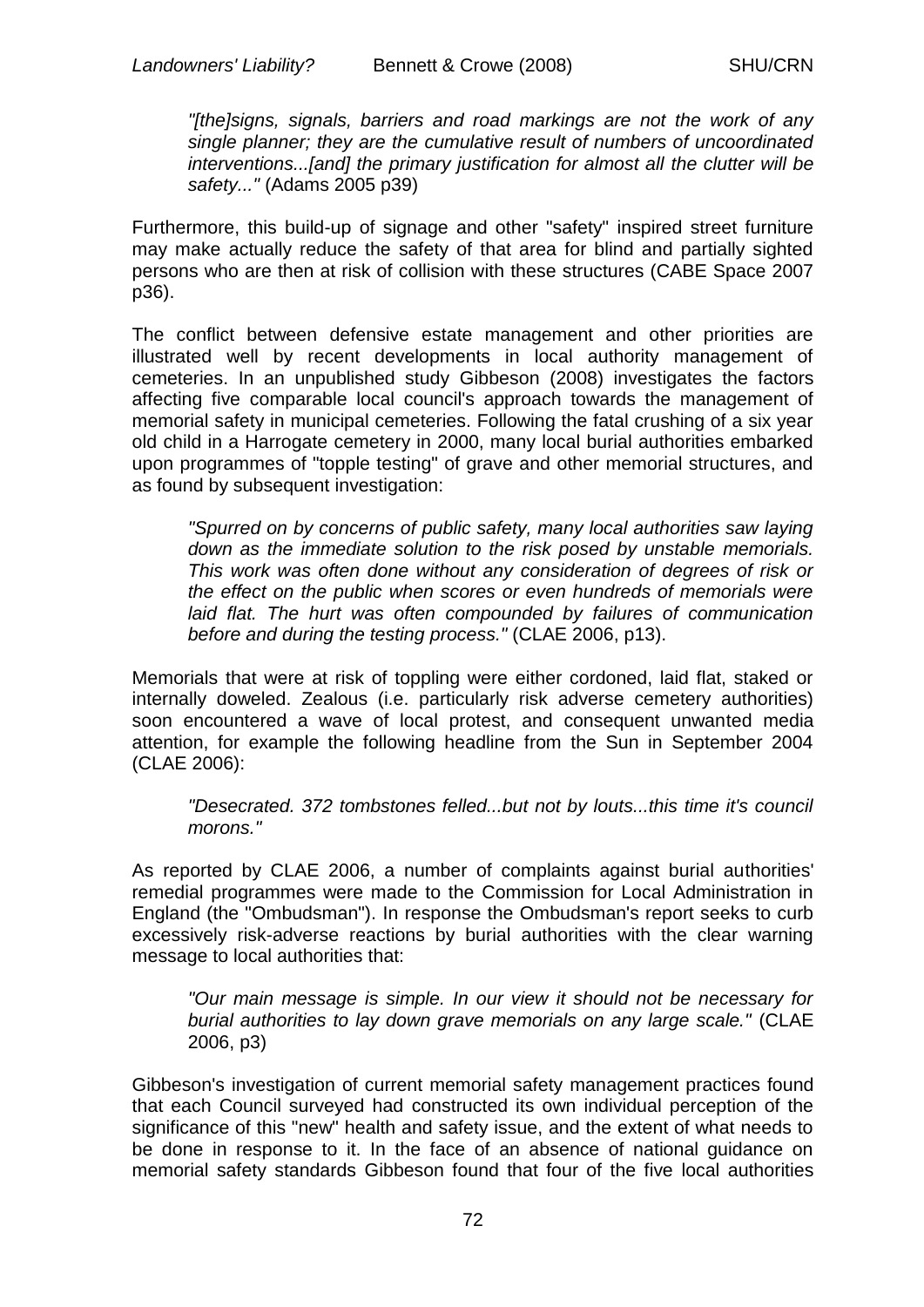*"[the]signs, signals, barriers and road markings are not the work of any single planner; they are the cumulative result of numbers of uncoordinated interventions...[and] the primary justification for almost all the clutter will be safety..."* (Adams 2005 p39)

Furthermore, this build-up of signage and other "safety" inspired street furniture may make actually reduce the safety of that area for blind and partially sighted persons who are then at risk of collision with these structures (CABE Space 2007 p36).

The conflict between defensive estate management and other priorities are illustrated well by recent developments in local authority management of cemeteries. In an unpublished study Gibbeson (2008) investigates the factors affecting five comparable local council's approach towards the management of memorial safety in municipal cemeteries. Following the fatal crushing of a six year old child in a Harrogate cemetery in 2000, many local burial authorities embarked upon programmes of "topple testing" of grave and other memorial structures, and as found by subsequent investigation:

*"Spurred on by concerns of public safety, many local authorities saw laying down as the immediate solution to the risk posed by unstable memorials. This work was often done without any consideration of degrees of risk or the effect on the public when scores or even hundreds of memorials were laid flat. The hurt was often compounded by failures of communication before and during the testing process."* (CLAE 2006, p13).

Memorials that were at risk of toppling were either cordoned, laid flat, staked or internally doweled. Zealous (i.e. particularly risk adverse cemetery authorities) soon encountered a wave of local protest, and consequent unwanted media attention, for example the following headline from the Sun in September 2004 (CLAE 2006):

*"Desecrated. 372 tombstones felled...but not by louts...this time it's council morons."*

As reported by CLAE 2006, a number of complaints against burial authorities' remedial programmes were made to the Commission for Local Administration in England (the "Ombudsman"). In response the Ombudsman's report seeks to curb excessively risk-adverse reactions by burial authorities with the clear warning message to local authorities that:

*"Our main message is simple. In our view it should not be necessary for burial authorities to lay down grave memorials on any large scale."* (CLAE 2006, p3)

Gibbeson's investigation of current memorial safety management practices found that each Council surveyed had constructed its own individual perception of the significance of this "new" health and safety issue, and the extent of what needs to be done in response to it. In the face of an absence of national guidance on memorial safety standards Gibbeson found that four of the five local authorities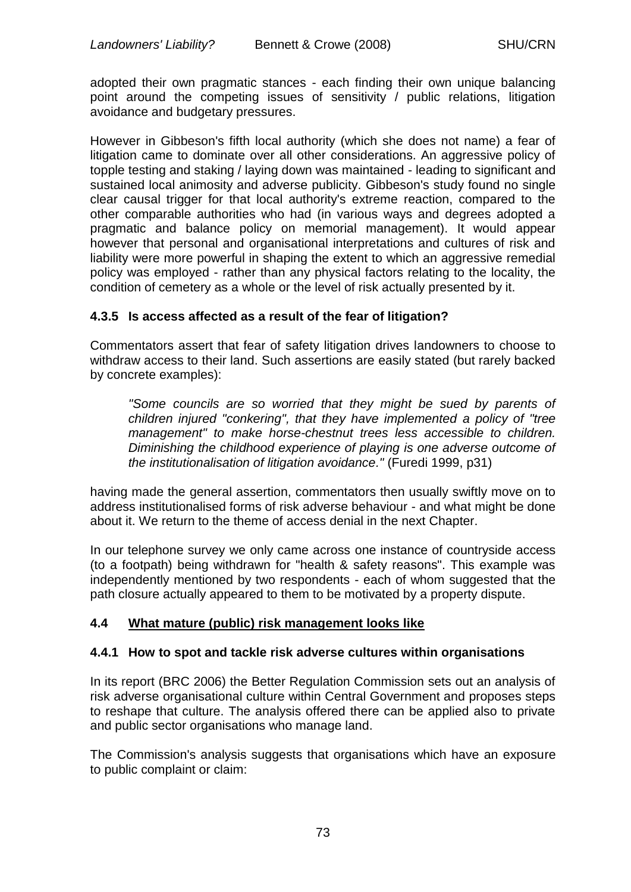adopted their own pragmatic stances - each finding their own unique balancing point around the competing issues of sensitivity / public relations, litigation avoidance and budgetary pressures.

However in Gibbeson's fifth local authority (which she does not name) a fear of litigation came to dominate over all other considerations. An aggressive policy of topple testing and staking / laying down was maintained - leading to significant and sustained local animosity and adverse publicity. Gibbeson's study found no single clear causal trigger for that local authority's extreme reaction, compared to the other comparable authorities who had (in various ways and degrees adopted a pragmatic and balance policy on memorial management). It would appear however that personal and organisational interpretations and cultures of risk and liability were more powerful in shaping the extent to which an aggressive remedial policy was employed - rather than any physical factors relating to the locality, the condition of cemetery as a whole or the level of risk actually presented by it.

### 4.3.5 Is access affected as a result of the fear of litigation?

Commentators assert that fear of safety litigation drives landowners to choose to withdraw access to their land. Such assertions are easily stated (but rarely backed by concrete examples):

> *"Some councils are so worried that they might be sued by parents of children injured "conkering", that they have implemented a policy of "tree management" to make horse-chestnut trees less accessible to children. Diminishing the childhood experience of playing is one adverse outcome of the institutionalisation of litigation avoidance."* (Furedi 1999, p31)

having made the general assertion, commentators then usually swiftly move on to address institutionalised forms of risk adverse behaviour - and what might be done about it. We return to the theme of access denial in the next Chapter.

In our telephone survey we only came across one instance of countryside access (to a footpath) being withdrawn for "health & safety reasons". This example was independently mentioned by two respondents - each of whom suggested that the path closure actually appeared to them to be motivated by a property dispute.

## 4.4 What mature (public) risk management looks like

### 4.4.1 How to spot and tackle risk adverse cultures within organisations

In its report (BRC 2006) the Better Regulation Commission sets out an analysis of risk adverse organisational culture within Central Government and proposes steps to reshape that culture. The analysis offered there can be applied also to private and public sector organisations who manage land.

The Commission's analysis suggests that organisations which have an exposure to public complaint or claim: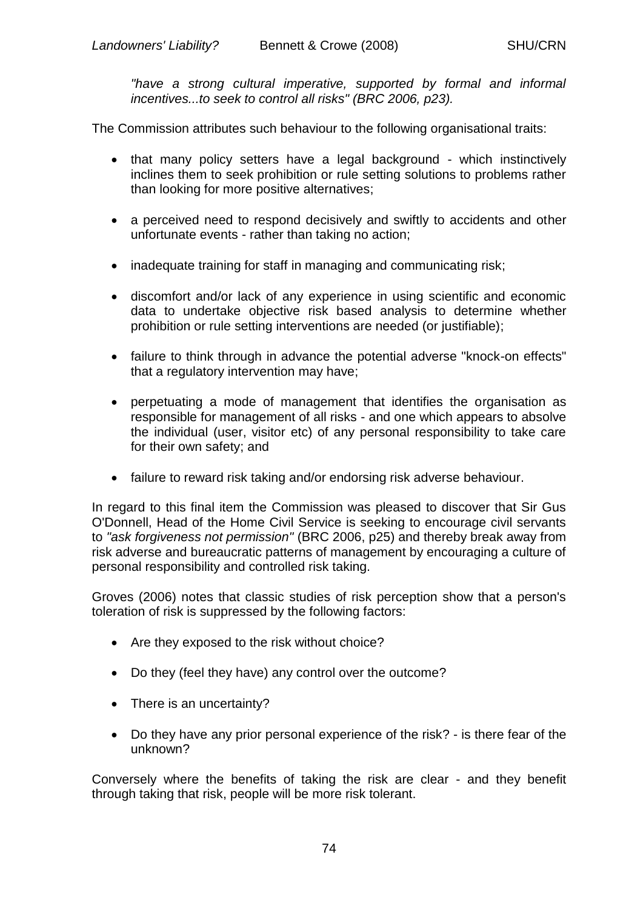*"have a strong cultural imperative, supported by formal and informal incentives...to seek to control all risks" (BRC 2006, p23).*

The Commission attributes such behaviour to the following organisational traits:

- that many policy setters have a legal background - which instinctively inclines them to seek prohibition or rule setting solutions to problems rather than looking for more positive alternatives;
- a perceived need to respond decisively and swiftly to accidents and other unfortunate events - rather than taking no action;
- inadequate training for staff in managing and communicating risk;
- discomfort and/or lack of any experience in using scientific and economic data to undertake objective risk based analysis to determine whether prohibition or rule setting interventions are needed (or justifiable);
- failure to think through in advance the potential adverse "knock-on effects" that a regulatory intervention may have;
- perpetuating a mode of management that identifies the organisation as responsible for management of all risks - and one which appears to absolve the individual (user, visitor etc) of any personal responsibility to take care for their own safety; and
- failure to reward risk taking and/or endorsing risk adverse behaviour.

In regard to this final item the Commission was pleased to discover that Sir Gus O'Donnell, Head of the Home Civil Service is seeking to encourage civil servants to *"ask forgiveness not permission"* (BRC 2006, p25) and thereby break away from risk adverse and bureaucratic patterns of management by encouraging a culture of personal responsibility and controlled risk taking.

Groves (2006) notes that classic studies of risk perception show that a person's toleration of risk is suppressed by the following factors:

- Are they exposed to the risk without choice?
- Do they (feel they have) any control over the outcome?
- There is an uncertainty?
- Do they have any prior personal experience of the risk? - is there fear of the unknown?

Conversely where the benefits of taking the risk are clear - and they benefit through taking that risk, people will be more risk tolerant.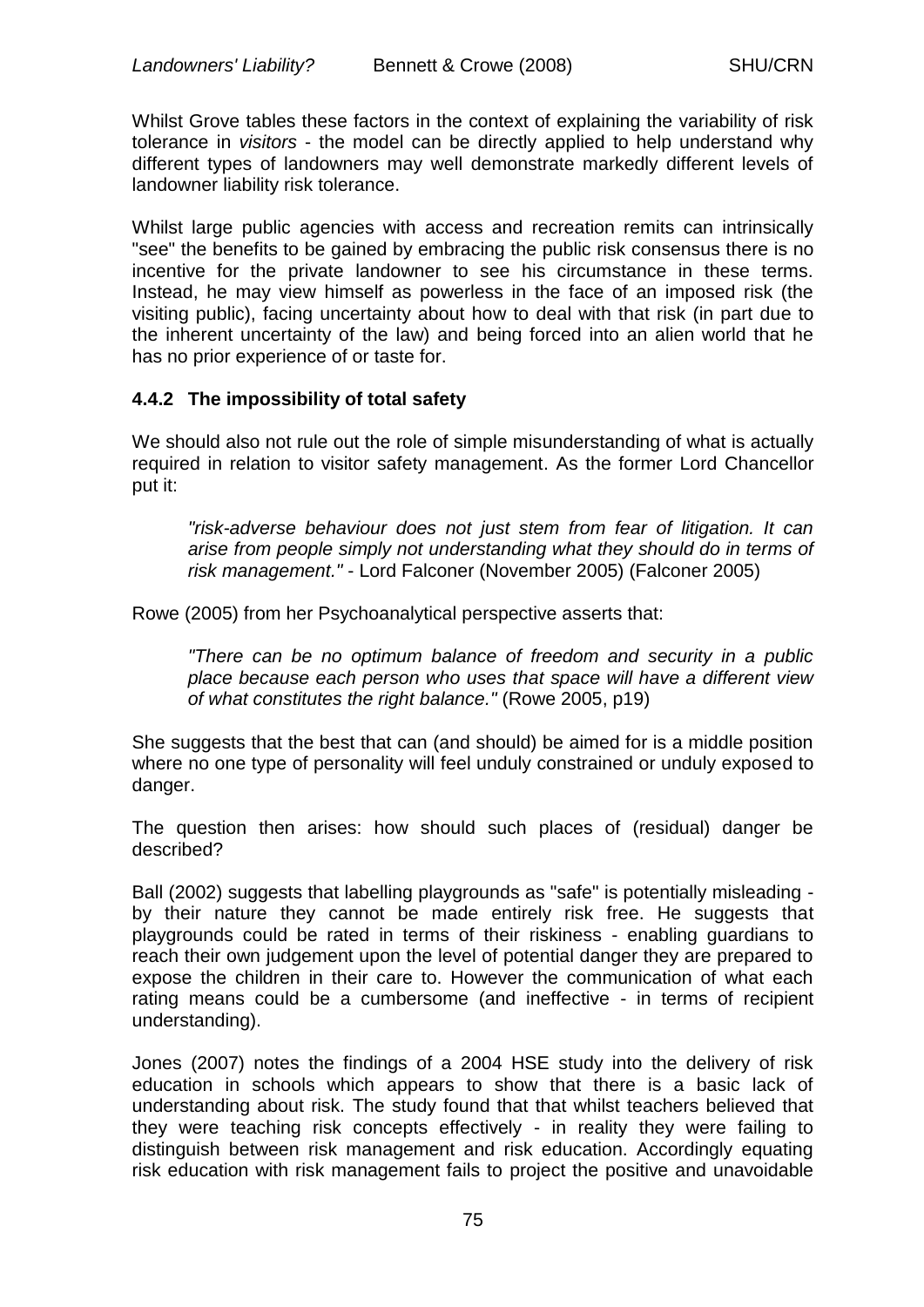Whilst Grove tables these factors in the context of explaining the variability of risk tolerance in *visitors* - the model can be directly applied to help understand why different types of landowners may well demonstrate markedly different levels of landowner liability risk tolerance.

Whilst large public agencies with access and recreation remits can intrinsically "see" the benefits to be gained by embracing the public risk consensus there is no incentive for the private landowner to see his circumstance in these terms. Instead, he may view himself as powerless in the face of an imposed risk (the visiting public), facing uncertainty about how to deal with that risk (in part due to the inherent uncertainty of the law) and being forced into an alien world that he has no prior experience of or taste for.

### 4.4.2 The impossibility of total safety

We should also not rule out the role of simple misunderstanding of what is actually required in relation to visitor safety management. As the former Lord Chancellor put it:

> *"risk-adverse behaviour does not just stem from fear of litigation. It can arise from people simply not understanding what they should do in terms of risk management."* - Lord Falconer (November 2005) (Falconer 2005)

Rowe (2005) from her Psychoanalytical perspective asserts that:

> *"There can be no optimum balance of freedom and security in a public place because each person who uses that space will have a different view of what constitutes the right balance."* (Rowe 2005, p19)

She suggests that the best that can (and should) be aimed for is a middle position where no one type of personality will feel unduly constrained or unduly exposed to danger.

The question then arises: how should such places of (residual) danger be described?

Ball (2002) suggests that labelling playgrounds as "safe" is potentially misleading - by their nature they cannot be made entirely risk free. He suggests that playgrounds could be rated in terms of their riskiness - enabling guardians to reach their own judgement upon the level of potential danger they are prepared to expose the children in their care to. However the communication of what each rating means could be a cumbersome (and ineffective - in terms of recipient understanding).

Jones (2007) notes the findings of a 2004 HSE study into the delivery of risk education in schools which appears to show that there is a basic lack of understanding about risk. The study found that that whilst teachers believed that they were teaching risk concepts effectively - in reality they were failing to distinguish between risk management and risk education. Accordingly equating risk education with risk management fails to project the positive and unavoidable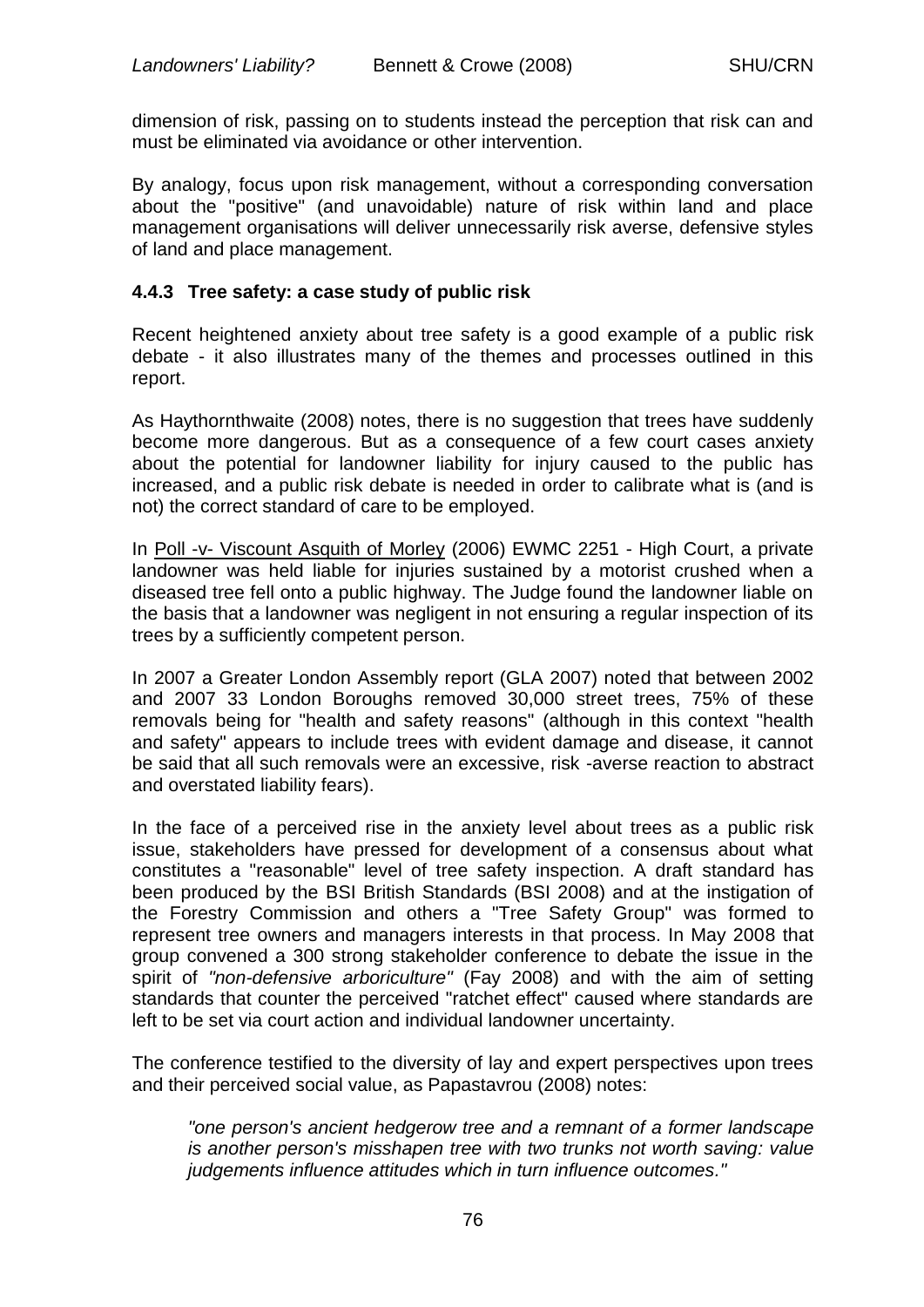dimension of risk, passing on to students instead the perception that risk can and must be eliminated via avoidance or other intervention.

By analogy, focus upon risk management, without a corresponding conversation about the "positive" (and unavoidable) nature of risk within land and place management organisations will deliver unnecessarily risk averse, defensive styles of land and place management.

### 4.4.3 Tree safety: a case study of public risk

Recent heightened anxiety about tree safety is a good example of a public risk debate - it also illustrates many of the themes and processes outlined in this report.

As Haythornthwaite (2008) notes, there is no suggestion that trees have suddenly become more dangerous. But as a consequence of a few court cases anxiety about the potential for landowner liability for injury caused to the public has increased, and a public risk debate is needed in order to calibrate what is (and is not) the correct standard of care to be employed.

In Poll -v- Viscount Asquith of Morley (2006) EWMC 2251 - High Court, a private landowner was held liable for injuries sustained by a motorist crushed when a diseased tree fell onto a public highway. The Judge found the landowner liable on the basis that a landowner was negligent in not ensuring a regular inspection of its trees by a sufficiently competent person.

In 2007 a Greater London Assembly report (GLA 2007) noted that between 2002 and 2007 33 London Boroughs removed 30,000 street trees, 75% of these removals being for "health and safety reasons" (although in this context "health and safety" appears to include trees with evident damage and disease, it cannot be said that all such removals were an excessive, risk -averse reaction to abstract and overstated liability fears).

In the face of a perceived rise in the anxiety level about trees as a public risk issue, stakeholders have pressed for development of a consensus about what constitutes a "reasonable" level of tree safety inspection. A draft standard has been produced by the BSI British Standards (BSI 2008) and at the instigation of the Forestry Commission and others a "Tree Safety Group" was formed to represent tree owners and managers interests in that process. In May 2008 that group convened a 300 strong stakeholder conference to debate the issue in the spirit of *"non-defensive arboriculture"* (Fay 2008) and with the aim of setting standards that counter the perceived "ratchet effect" caused where standards are left to be set via court action and individual landowner uncertainty.

The conference testified to the diversity of lay and expert perspectives upon trees and their perceived social value, as Papastavrou (2008) notes:

> *"one person's ancient hedgerow tree and a remnant of a former landscape is another person's misshapen tree with two trunks not worth saving: value judgements influence attitudes which in turn influence outcomes."*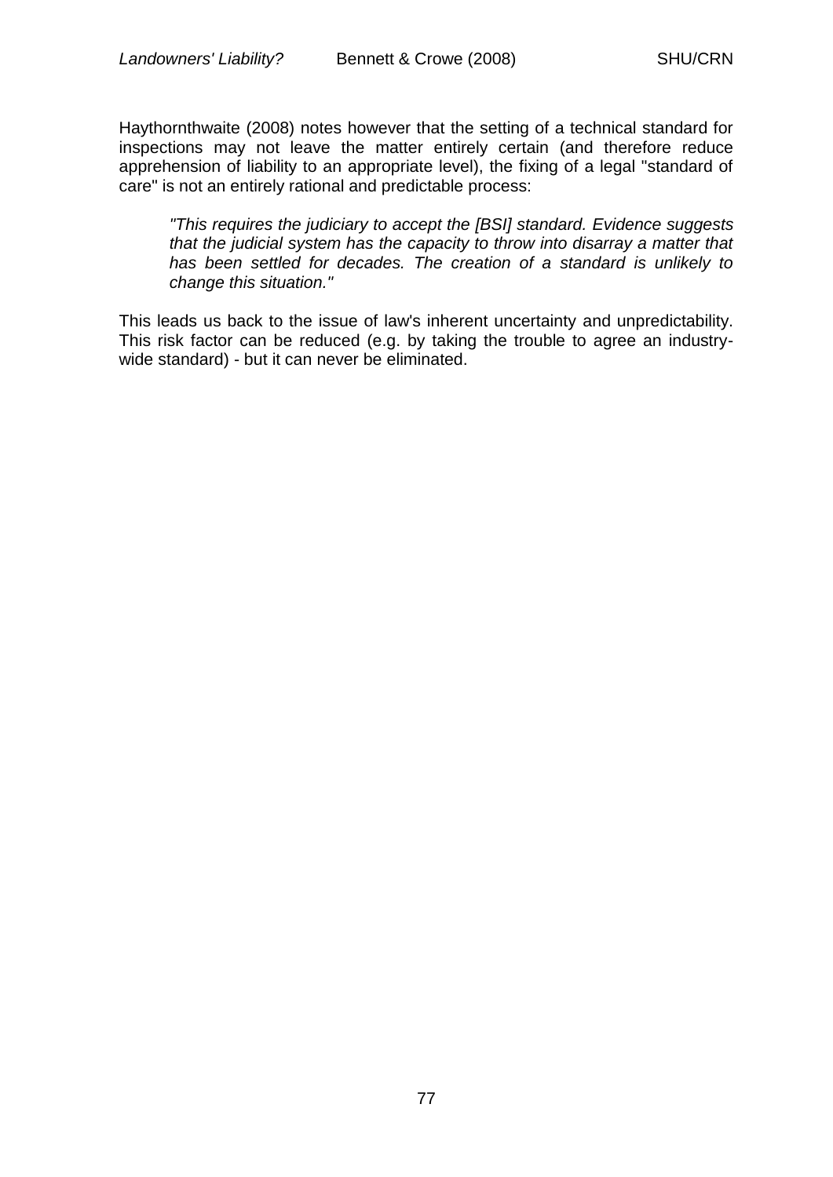Haythornthwaite (2008) notes however that the setting of a technical standard for inspections may not leave the matter entirely certain (and therefore reduce apprehension of liability to an appropriate level), the fixing of a legal "standard of care" is not an entirely rational and predictable process:

> *"This requires the judiciary to accept the [BSI] standard. Evidence suggests that the judicial system has the capacity to throw into disarray a matter that has been settled for decades. The creation of a standard is unlikely to change this situation."*

This leads us back to the issue of law's inherent uncertainty and unpredictability. This risk factor can be reduced (e.g. by taking the trouble to agree an industry-wide standard) - but it can never be eliminated.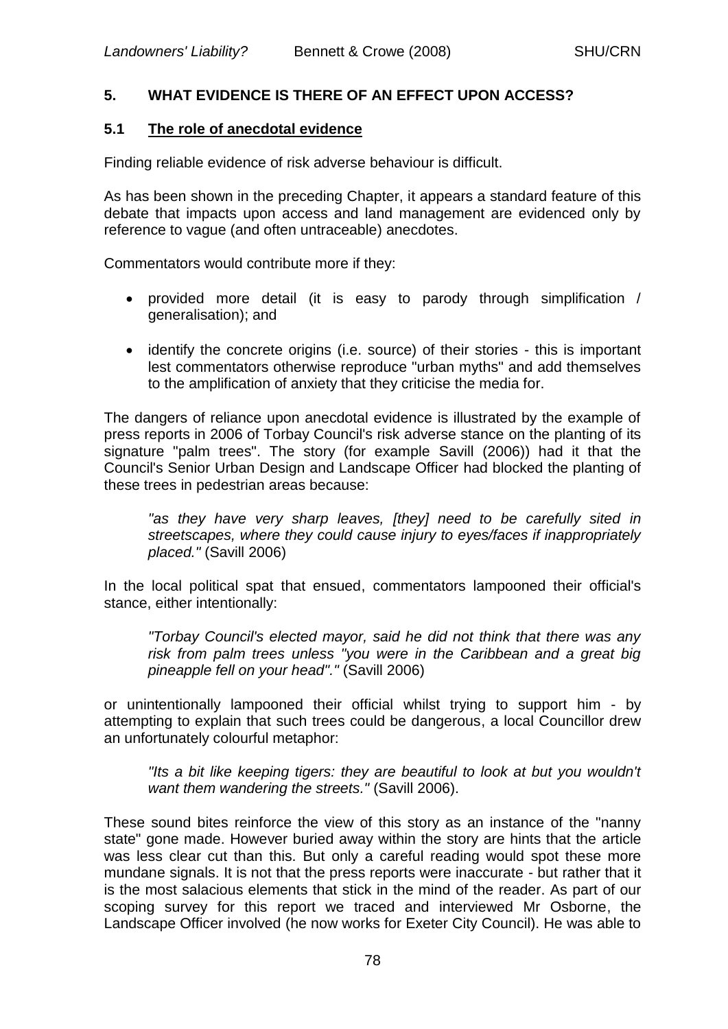## 5. WHAT EVIDENCE IS THERE OF AN EFFECT UPON ACCESS?

### 5.1 The role of anecdotal evidence

Finding reliable evidence of risk adverse behaviour is difficult.

As has been shown in the preceding Chapter, it appears a standard feature of this debate that impacts upon access and land management are evidenced only by reference to vague (and often untraceable) anecdotes.

Commentators would contribute more if they:

- provided more detail (it is easy to parody through simplification / generalisation); and
- identify the concrete origins (i.e. source) of their stories - this is important lest commentators otherwise reproduce "urban myths" and add themselves to the amplification of anxiety that they criticise the media for.

The dangers of reliance upon anecdotal evidence is illustrated by the example of press reports in 2006 of Torbay Council's risk adverse stance on the planting of its signature "palm trees". The story (for example Savill (2006)) had it that the Council's Senior Urban Design and Landscape Officer had blocked the planting of these trees in pedestrian areas because:

> *"as they have very sharp leaves, [they] need to be carefully sited in streetscapes, where they could cause injury to eyes/faces if inappropriately placed."* (Savill 2006)

In the local political spat that ensued, commentators lampooned their official's stance, either intentionally:

> *"Torbay Council's elected mayor, said he did not think that there was any risk from palm trees unless "you were in the Caribbean and a great big pineapple fell on your head"."* (Savill 2006)

or unintentionally lampooned their official whilst trying to support him - by attempting to explain that such trees could be dangerous, a local Councillor drew an unfortunately colourful metaphor:

> *"Its a bit like keeping tigers: they are beautiful to look at but you wouldn't want them wandering the streets."* (Savill 2006).

These sound bites reinforce the view of this story as an instance of the "nanny state" gone made. However buried away within the story are hints that the article was less clear cut than this. But only a careful reading would spot these more mundane signals. It is not that the press reports were inaccurate - but rather that it is the most salacious elements that stick in the mind of the reader. As part of our scoping survey for this report we traced and interviewed Mr Osborne, the Landscape Officer involved (he now works for Exeter City Council). He was able to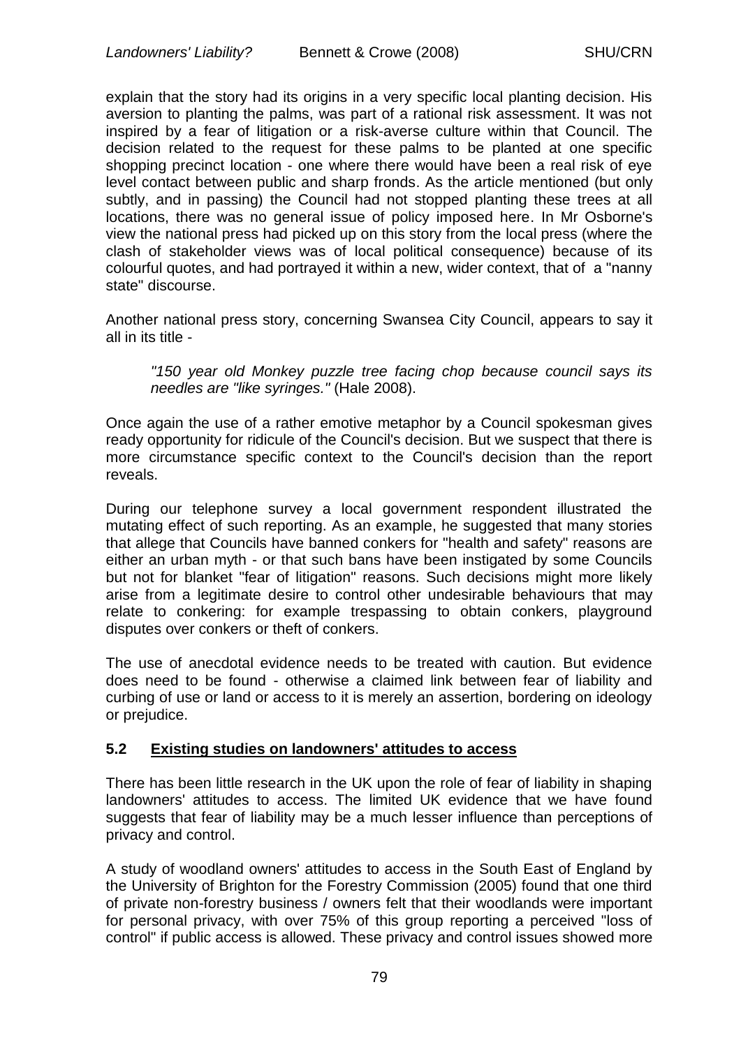explain that the story had its origins in a very specific local planting decision. His aversion to planting the palms, was part of a rational risk assessment. It was not inspired by a fear of litigation or a risk-averse culture within that Council. The decision related to the request for these palms to be planted at one specific shopping precinct location - one where there would have been a real risk of eye level contact between public and sharp fronds. As the article mentioned (but only subtly, and in passing) the Council had not stopped planting these trees at all locations, there was no general issue of policy imposed here. In Mr Osborne's view the national press had picked up on this story from the local press (where the clash of stakeholder views was of local political consequence) because of its colourful quotes, and had portrayed it within a new, wider context, that of a "nanny state" discourse.

Another national press story, concerning Swansea City Council, appears to say it all in its title -

> *"150 year old Monkey puzzle tree facing chop because council says its needles are "like syringes."* (Hale 2008).

Once again the use of a rather emotive metaphor by a Council spokesman gives ready opportunity for ridicule of the Council's decision. But we suspect that there is more circumstance specific context to the Council's decision than the report reveals.

During our telephone survey a local government respondent illustrated the mutating effect of such reporting. As an example, he suggested that many stories that allege that Councils have banned conkers for "health and safety" reasons are either an urban myth - or that such bans have been instigated by some Councils but not for blanket "fear of litigation" reasons. Such decisions might more likely arise from a legitimate desire to control other undesirable behaviours that may relate to conkering: for example trespassing to obtain conkers, playground disputes over conkers or theft of conkers.

The use of anecdotal evidence needs to be treated with caution. But evidence does need to be found - otherwise a claimed link between fear of liability and curbing of use or land or access to it is merely an assertion, bordering on ideology or prejudice.

### 5.2 Existing studies on landowners' attitudes to access

There has been little research in the UK upon the role of fear of liability in shaping landowners' attitudes to access. The limited UK evidence that we have found suggests that fear of liability may be a much lesser influence than perceptions of privacy and control.

A study of woodland owners' attitudes to access in the South East of England by the University of Brighton for the Forestry Commission (2005) found that one third of private non-forestry business / owners felt that their woodlands were important for personal privacy, with over 75% of this group reporting a perceived "loss of control" if public access is allowed. These privacy and control issues showed more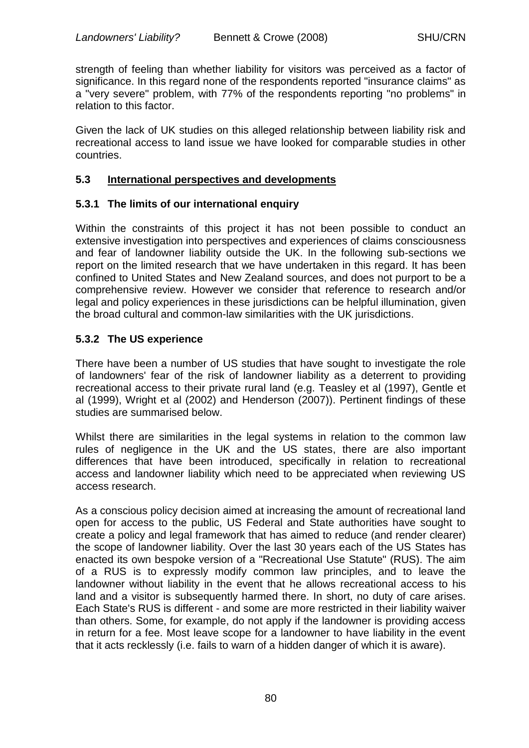strength of feeling than whether liability for visitors was perceived as a factor of significance. In this regard none of the respondents reported "insurance claims" as a "very severe" problem, with 77% of the respondents reporting "no problems" in relation to this factor.

Given the lack of UK studies on this alleged relationship between liability risk and recreational access to land issue we have looked for comparable studies in other countries.

## 5.3 International perspectives and developments

### 5.3.1 The limits of our international enquiry

Within the constraints of this project it has not been possible to conduct an extensive investigation into perspectives and experiences of claims consciousness and fear of landowner liability outside the UK. In the following sub-sections we report on the limited research that we have undertaken in this regard. It has been confined to United States and New Zealand sources, and does not purport to be a comprehensive review. However we consider that reference to research and/or legal and policy experiences in these jurisdictions can be helpful illumination, given the broad cultural and common-law similarities with the UK jurisdictions.

### 5.3.2 The US experience

There have been a number of US studies that have sought to investigate the role of landowners' fear of the risk of landowner liability as a deterrent to providing recreational access to their private rural land (e.g. Teasley et al (1997), Gentle et al (1999), Wright et al (2002) and Henderson (2007)). Pertinent findings of these studies are summarised below.

Whilst there are similarities in the legal systems in relation to the common law rules of negligence in the UK and the US states, there are also important differences that have been introduced, specifically in relation to recreational access and landowner liability which need to be appreciated when reviewing US access research.

As a conscious policy decision aimed at increasing the amount of recreational land open for access to the public, US Federal and State authorities have sought to create a policy and legal framework that has aimed to reduce (and render clearer) the scope of landowner liability. Over the last 30 years each of the US States has enacted its own bespoke version of a "Recreational Use Statute" (RUS). The aim of a RUS is to expressly modify common law principles, and to leave the landowner without liability in the event that he allows recreational access to his land and a visitor is subsequently harmed there. In short, no duty of care arises. Each State's RUS is different - and some are more restricted in their liability waiver than others. Some, for example, do not apply if the landowner is providing access in return for a fee. Most leave scope for a landowner to have liability in the event that it acts recklessly (i.e. fails to warn of a hidden danger of which it is aware).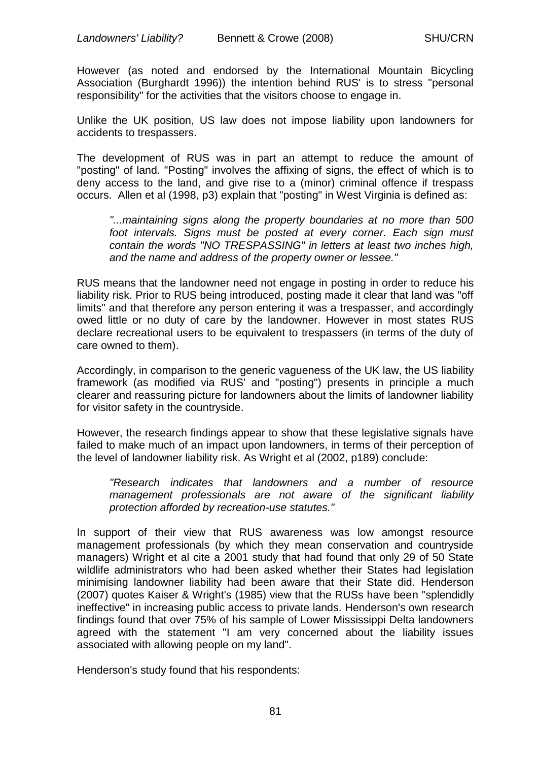However (as noted and endorsed by the International Mountain Bicycling Association (Burghardt 1996)) the intention behind RUS' is to stress "personal responsibility" for the activities that the visitors choose to engage in.

Unlike the UK position, US law does not impose liability upon landowners for accidents to trespassers.

The development of RUS was in part an attempt to reduce the amount of "posting" of land. "Posting" involves the affixing of signs, the effect of which is to deny access to the land, and give rise to a (minor) criminal offence if trespass occurs. Allen et al (1998, p3) explain that "posting" in West Virginia is defined as:

> *"...maintaining signs along the property boundaries at no more than 500 foot intervals. Signs must be posted at every corner. Each sign must contain the words "NO TRESPASSING" in letters at least two inches high, and the name and address of the property owner or lessee."*

RUS means that the landowner need not engage in posting in order to reduce his liability risk. Prior to RUS being introduced, posting made it clear that land was "off limits" and that therefore any person entering it was a trespasser, and accordingly owed little or no duty of care by the landowner. However in most states RUS declare recreational users to be equivalent to trespassers (in terms of the duty of care owned to them).

Accordingly, in comparison to the generic vagueness of the UK law, the US liability framework (as modified via RUS' and "posting") presents in principle a much clearer and reassuring picture for landowners about the limits of landowner liability for visitor safety in the countryside.

However, the research findings appear to show that these legislative signals have failed to make much of an impact upon landowners, in terms of their perception of the level of landowner liability risk. As Wright et al (2002, p189) conclude:

> *"Research indicates that landowners and a number of resource management professionals are not aware of the significant liability protection afforded by recreation-use statutes."*

In support of their view that RUS awareness was low amongst resource management professionals (by which they mean conservation and countryside managers) Wright et al cite a 2001 study that had found that only 29 of 50 State wildlife administrators who had been asked whether their States had legislation minimising landowner liability had been aware that their State did. Henderson (2007) quotes Kaiser & Wright's (1985) view that the RUSs have been "splendidly ineffective" in increasing public access to private lands. Henderson's own research findings found that over 75% of his sample of Lower Mississippi Delta landowners agreed with the statement "I am very concerned about the liability issues associated with allowing people on my land".

Henderson's study found that his respondents: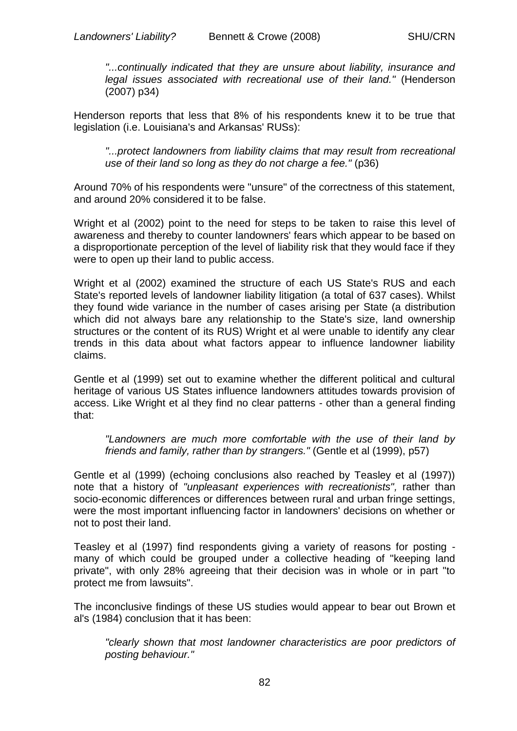*"...continually indicated that they are unsure about liability, insurance and legal issues associated with recreational use of their land."* (Henderson (2007) p34)

Henderson reports that less that 8% of his respondents knew it to be true that legislation (i.e. Louisiana's and Arkansas' RUSs):

*"...protect landowners from liability claims that may result from recreational use of their land so long as they do not charge a fee."* (p36)

Around 70% of his respondents were "unsure" of the correctness of this statement, and around 20% considered it to be false.

Wright et al (2002) point to the need for steps to be taken to raise this level of awareness and thereby to counter landowners' fears which appear to be based on a disproportionate perception of the level of liability risk that they would face if they were to open up their land to public access.

Wright et al (2002) examined the structure of each US State's RUS and each State's reported levels of landowner liability litigation (a total of 637 cases). Whilst they found wide variance in the number of cases arising per State (a distribution which did not always bare any relationship to the State's size, land ownership structures or the content of its RUS) Wright et al were unable to identify any clear trends in this data about what factors appear to influence landowner liability claims.

Gentle et al (1999) set out to examine whether the different political and cultural heritage of various US States influence landowners attitudes towards provision of access. Like Wright et al they find no clear patterns - other than a general finding that:

*"Landowners are much more comfortable with the use of their land by friends and family, rather than by strangers."* (Gentle et al (1999), p57)

Gentle et al (1999) (echoing conclusions also reached by Teasley et al (1997)) note that a history of *"unpleasant experiences with recreationists",* rather than socio-economic differences or differences between rural and urban fringe settings, were the most important influencing factor in landowners' decisions on whether or not to post their land.

Teasley et al (1997) find respondents giving a variety of reasons for posting - many of which could be grouped under a collective heading of "keeping land private", with only 28% agreeing that their decision was in whole or in part "to protect me from lawsuits".

The inconclusive findings of these US studies would appear to bear out Brown et al's (1984) conclusion that it has been:

*"clearly shown that most landowner characteristics are poor predictors of posting behaviour."*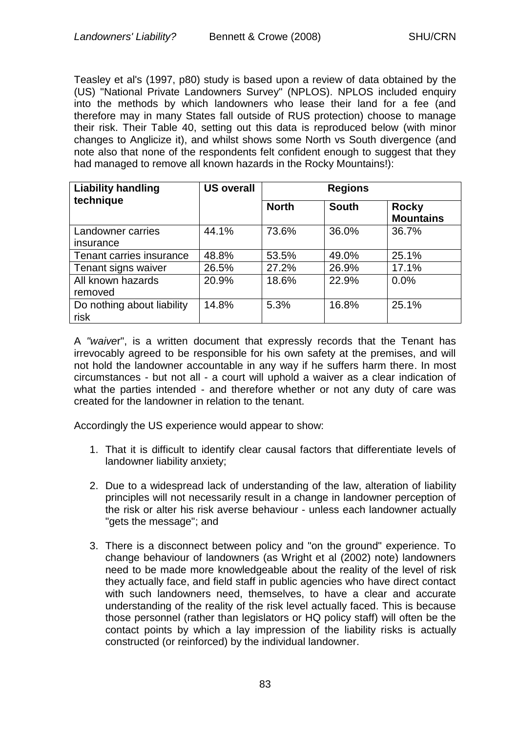Teasley et al's (1997, p80) study is based upon a review of data obtained by the (US) "National Private Landowners Survey" (NPLOS). NPLOS included enquiry into the methods by which landowners who lease their land for a fee (and therefore may in many States fall outside of RUS protection) choose to manage their risk. Their Table 40, setting out this data is reproduced below (with minor changes to Anglicize it), and whilst shows some North vs South divergence (and note also that none of the respondents felt confident enough to suggest that they had managed to remove all known hazards in the Rocky Mountains!):

| **Liability handling technique** | **US overall** | **Regions** | | |
|---|---|---|---|---|
| | | **North** | **South** | **Rocky Mountains** |
| Landowner carries insurance | 44.1% | 73.6% | 36.0% | 36.7% |
| Tenant carries insurance | 48.8% | 53.5% | 49.0% | 25.1% |
| Tenant signs waiver | 26.5% | 27.2% | 26.9% | 17.1% |
| All known hazards removed | 20.9% | 18.6% | 22.9% | 0.0% |
| Do nothing about liability risk | 14.8% | 5.3% | 16.8% | 25.1% |

A *"waive*r", is a written document that expressly records that the Tenant has irrevocably agreed to be responsible for his own safety at the premises, and will not hold the landowner accountable in any way if he suffers harm there. In most circumstances - but not all - a court will uphold a waiver as a clear indication of what the parties intended - and therefore whether or not any duty of care was created for the landowner in relation to the tenant.

Accordingly the US experience would appear to show:

1. That it is difficult to identify clear causal factors that differentiate levels of landowner liability anxiety;

2. Due to a widespread lack of understanding of the law, alteration of liability principles will not necessarily result in a change in landowner perception of the risk or alter his risk averse behaviour - unless each landowner actually "gets the message"; and

3. There is a disconnect between policy and "on the ground" experience. To change behaviour of landowners (as Wright et al (2002) note) landowners need to be made more knowledgeable about the reality of the level of risk they actually face, and field staff in public agencies who have direct contact with such landowners need, themselves, to have a clear and accurate understanding of the reality of the risk level actually faced. This is because those personnel (rather than legislators or HQ policy staff) will often be the contact points by which a lay impression of the liability risks is actually constructed (or reinforced) by the individual landowner.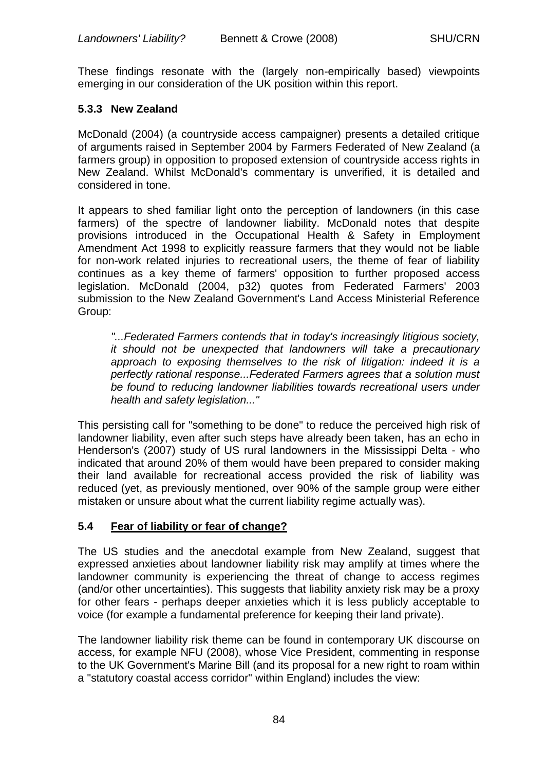These findings resonate with the (largely non-empirically based) viewpoints emerging in our consideration of the UK position within this report.

### 5.3.3 New Zealand

McDonald (2004) (a countryside access campaigner) presents a detailed critique of arguments raised in September 2004 by Farmers Federated of New Zealand (a farmers group) in opposition to proposed extension of countryside access rights in New Zealand. Whilst McDonald's commentary is unverified, it is detailed and considered in tone.

It appears to shed familiar light onto the perception of landowners (in this case farmers) of the spectre of landowner liability. McDonald notes that despite provisions introduced in the Occupational Health & Safety in Employment Amendment Act 1998 to explicitly reassure farmers that they would not be liable for non-work related injuries to recreational users, the theme of fear of liability continues as a key theme of farmers' opposition to further proposed access legislation. McDonald (2004, p32) quotes from Federated Farmers' 2003 submission to the New Zealand Government's Land Access Ministerial Reference Group:

> *"...Federated Farmers contends that in today's increasingly litigious society, it should not be unexpected that landowners will take a precautionary approach to exposing themselves to the risk of litigation: indeed it is a perfectly rational response...Federated Farmers agrees that a solution must be found to reducing landowner liabilities towards recreational users under health and safety legislation..."*

This persisting call for "something to be done" to reduce the perceived high risk of landowner liability, even after such steps have already been taken, has an echo in Henderson's (2007) study of US rural landowners in the Mississippi Delta - who indicated that around 20% of them would have been prepared to consider making their land available for recreational access provided the risk of liability was reduced (yet, as previously mentioned, over 90% of the sample group were either mistaken or unsure about what the current liability regime actually was).

## 5.4 Fear of liability or fear of change?

The US studies and the anecdotal example from New Zealand, suggest that expressed anxieties about landowner liability risk may amplify at times where the landowner community is experiencing the threat of change to access regimes (and/or other uncertainties). This suggests that liability anxiety risk may be a proxy for other fears - perhaps deeper anxieties which it is less publicly acceptable to voice (for example a fundamental preference for keeping their land private).

The landowner liability risk theme can be found in contemporary UK discourse on access, for example NFU (2008), whose Vice President, commenting in response to the UK Government's Marine Bill (and its proposal for a new right to roam within a "statutory coastal access corridor" within England) includes the view: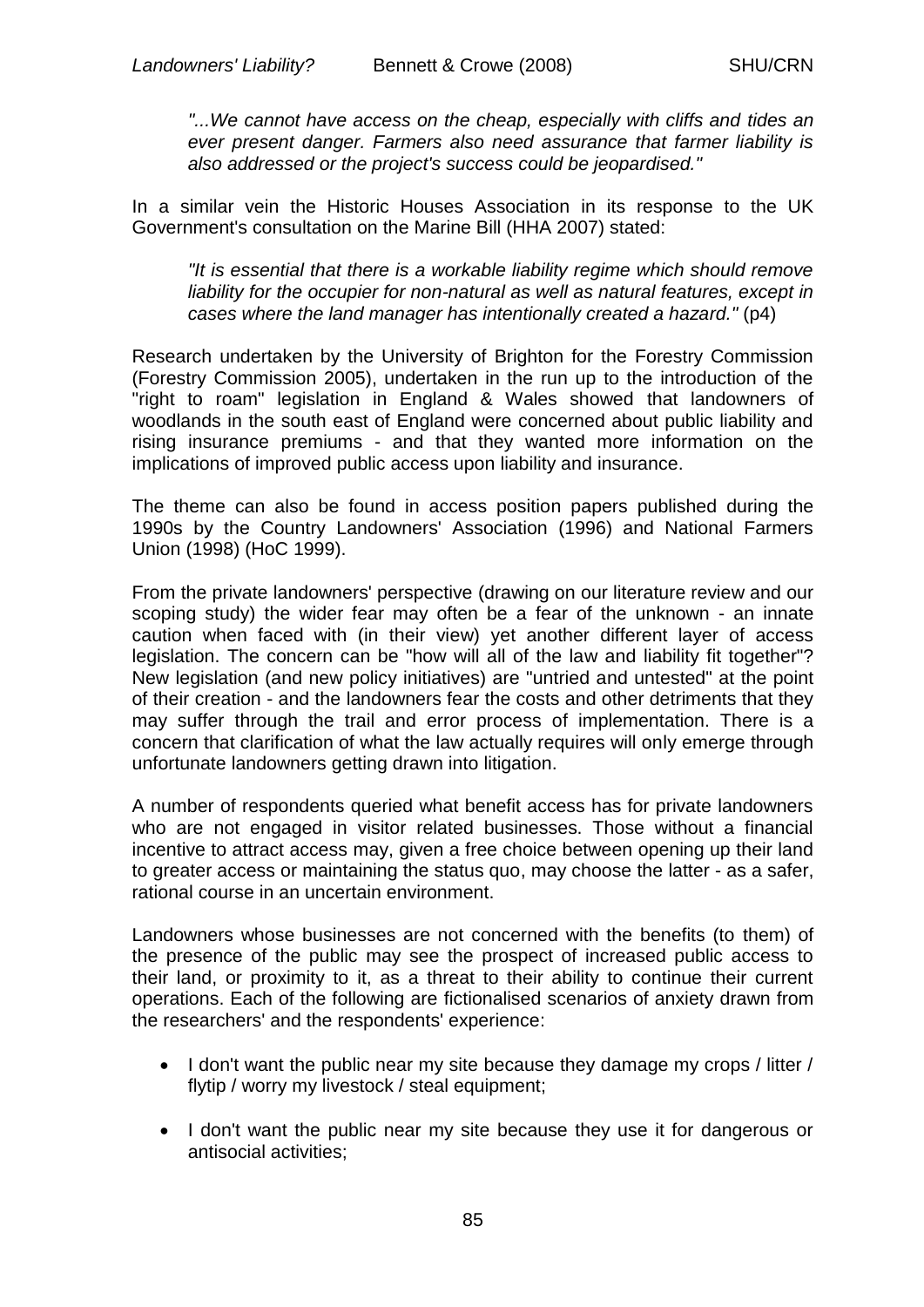*"...We cannot have access on the cheap, especially with cliffs and tides an ever present danger. Farmers also need assurance that farmer liability is also addressed or the project's success could be jeopardised."*

In a similar vein the Historic Houses Association in its response to the UK Government's consultation on the Marine Bill (HHA 2007) stated:

*"It is essential that there is a workable liability regime which should remove liability for the occupier for non-natural as well as natural features, except in cases where the land manager has intentionally created a hazard."* (p4)

Research undertaken by the University of Brighton for the Forestry Commission (Forestry Commission 2005), undertaken in the run up to the introduction of the "right to roam" legislation in England & Wales showed that landowners of woodlands in the south east of England were concerned about public liability and rising insurance premiums - and that they wanted more information on the implications of improved public access upon liability and insurance.

The theme can also be found in access position papers published during the 1990s by the Country Landowners' Association (1996) and National Farmers Union (1998) (HoC 1999).

From the private landowners' perspective (drawing on our literature review and our scoping study) the wider fear may often be a fear of the unknown - an innate caution when faced with (in their view) yet another different layer of access legislation. The concern can be "how will all of the law and liability fit together"? New legislation (and new policy initiatives) are "untried and untested" at the point of their creation - and the landowners fear the costs and other detriments that they may suffer through the trail and error process of implementation. There is a concern that clarification of what the law actually requires will only emerge through unfortunate landowners getting drawn into litigation.

A number of respondents queried what benefit access has for private landowners who are not engaged in visitor related businesses. Those without a financial incentive to attract access may, given a free choice between opening up their land to greater access or maintaining the status quo, may choose the latter - as a safer, rational course in an uncertain environment.

Landowners whose businesses are not concerned with the benefits (to them) of the presence of the public may see the prospect of increased public access to their land, or proximity to it, as a threat to their ability to continue their current operations. Each of the following are fictionalised scenarios of anxiety drawn from the researchers' and the respondents' experience:

- I don't want the public near my site because they damage my crops / litter / flytip / worry my livestock / steal equipment;
- I don't want the public near my site because they use it for dangerous or antisocial activities;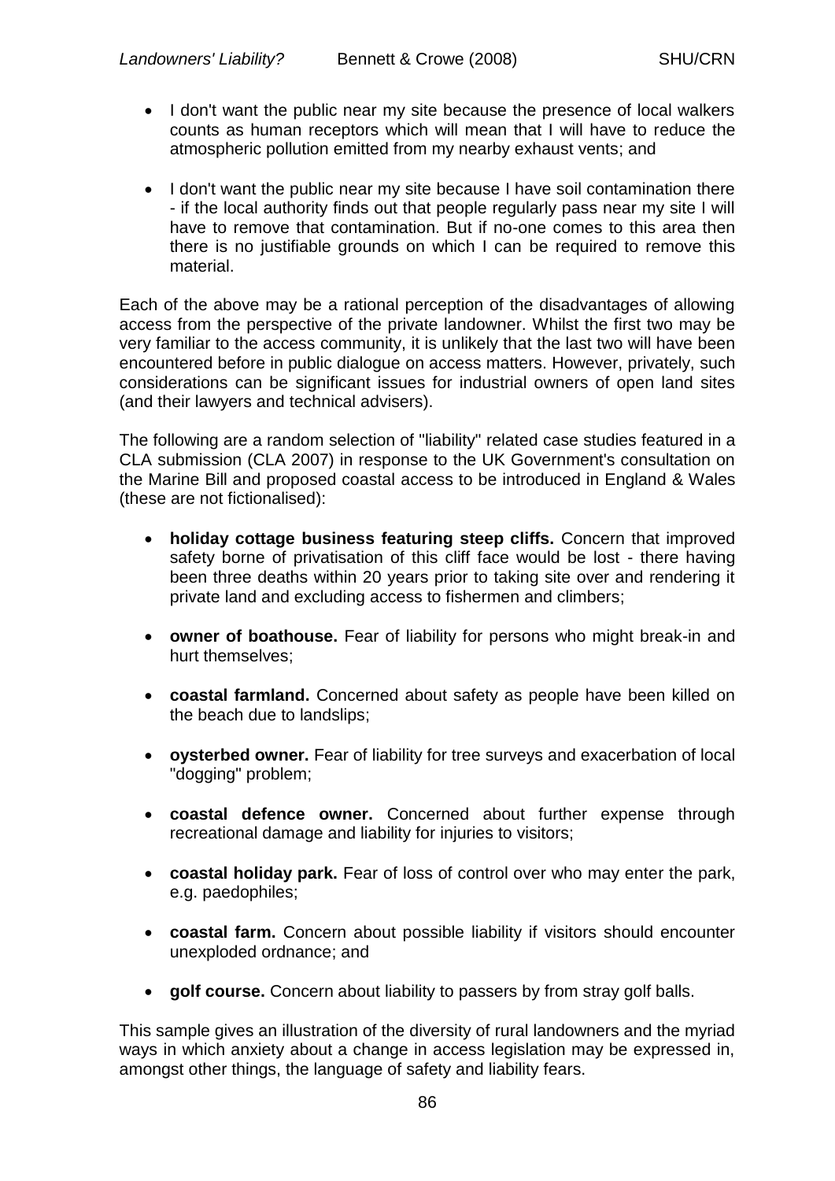- I don't want the public near my site because the presence of local walkers counts as human receptors which will mean that I will have to reduce the atmospheric pollution emitted from my nearby exhaust vents; and

- I don't want the public near my site because I have soil contamination there - if the local authority finds out that people regularly pass near my site I will have to remove that contamination. But if no-one comes to this area then there is no justifiable grounds on which I can be required to remove this material.

Each of the above may be a rational perception of the disadvantages of allowing access from the perspective of the private landowner. Whilst the first two may be very familiar to the access community, it is unlikely that the last two will have been encountered before in public dialogue on access matters. However, privately, such considerations can be significant issues for industrial owners of open land sites (and their lawyers and technical advisers).

The following are a random selection of "liability" related case studies featured in a CLA submission (CLA 2007) in response to the UK Government's consultation on the Marine Bill and proposed coastal access to be introduced in England & Wales (these are not fictionalised):

- **holiday cottage business featuring steep cliffs.** Concern that improved safety borne of privatisation of this cliff face would be lost - there having been three deaths within 20 years prior to taking site over and rendering it private land and excluding access to fishermen and climbers;

- **owner of boathouse.** Fear of liability for persons who might break-in and hurt themselves;

- **coastal farmland.** Concerned about safety as people have been killed on the beach due to landslips;

- **oysterbed owner.** Fear of liability for tree surveys and exacerbation of local "dogging" problem;

- **coastal defence owner.** Concerned about further expense through recreational damage and liability for injuries to visitors;

- **coastal holiday park.** Fear of loss of control over who may enter the park, e.g. paedophiles;

- **coastal farm.** Concern about possible liability if visitors should encounter unexploded ordnance; and

- **golf course.** Concern about liability to passers by from stray golf balls.

This sample gives an illustration of the diversity of rural landowners and the myriad ways in which anxiety about a change in access legislation may be expressed in, amongst other things, the language of safety and liability fears.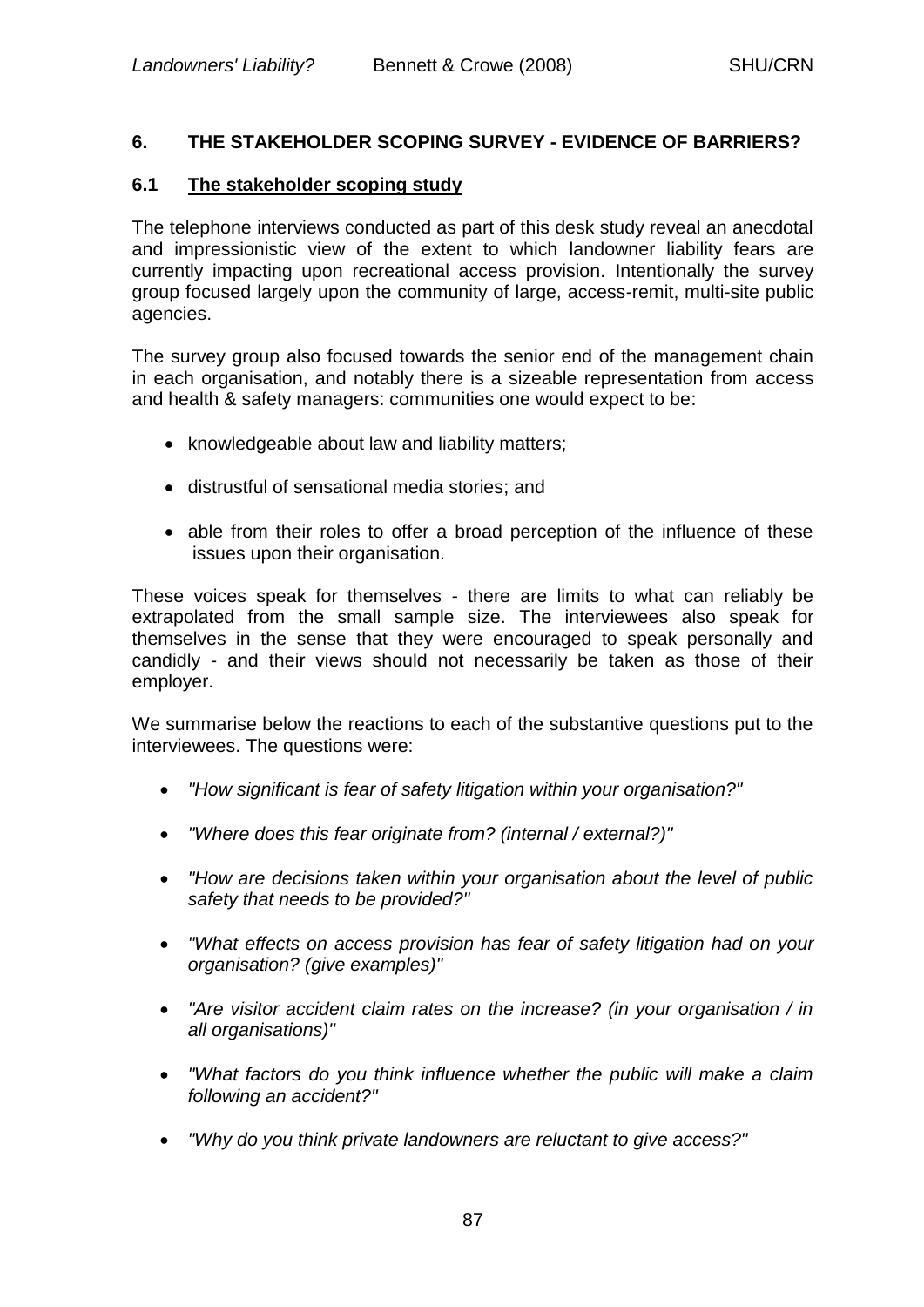## 6. THE STAKEHOLDER SCOPING SURVEY - EVIDENCE OF BARRIERS?

### 6.1 The stakeholder scoping study

The telephone interviews conducted as part of this desk study reveal an anecdotal and impressionistic view of the extent to which landowner liability fears are currently impacting upon recreational access provision. Intentionally the survey group focused largely upon the community of large, access-remit, multi-site public agencies.

The survey group also focused towards the senior end of the management chain in each organisation, and notably there is a sizeable representation from access and health & safety managers: communities one would expect to be:

- knowledgeable about law and liability matters;
- distrustful of sensational media stories; and
- able from their roles to offer a broad perception of the influence of these issues upon their organisation.

These voices speak for themselves - there are limits to what can reliably be extrapolated from the small sample size. The interviewees also speak for themselves in the sense that they were encouraged to speak personally and candidly - and their views should not necessarily be taken as those of their employer.

We summarise below the reactions to each of the substantive questions put to the interviewees. The questions were:

- *"How significant is fear of safety litigation within your organisation?"*
- *"Where does this fear originate from? (internal / external?)"*
- *"How are decisions taken within your organisation about the level of public safety that needs to be provided?"*
- *"What effects on access provision has fear of safety litigation had on your organisation? (give examples)"*
- *"Are visitor accident claim rates on the increase? (in your organisation / in all organisations)"*
- *"What factors do you think influence whether the public will make a claim following an accident?"*
- *"Why do you think private landowners are reluctant to give access?"*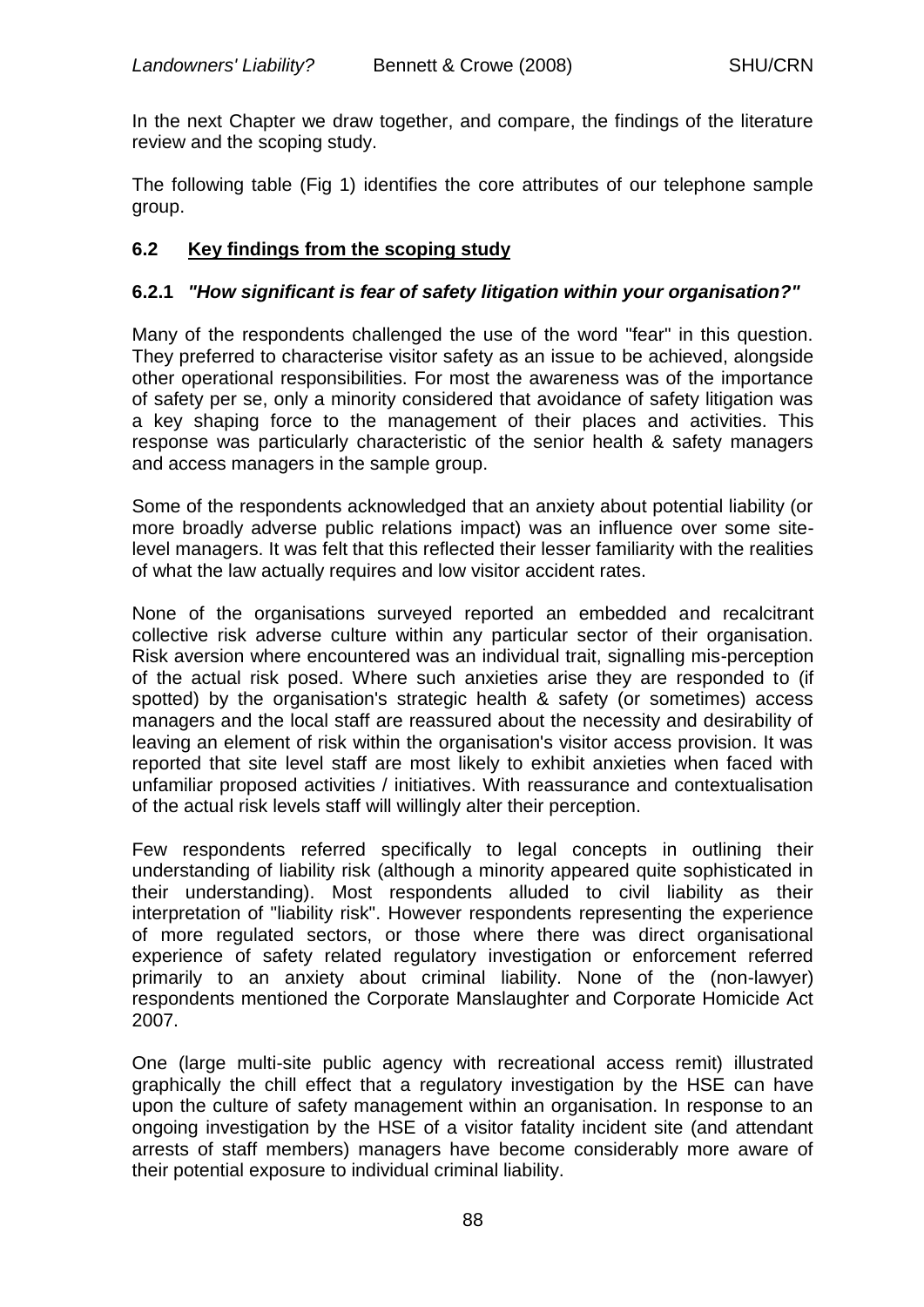In the next Chapter we draw together, and compare, the findings of the literature review and the scoping study.

The following table (Fig 1) identifies the core attributes of our telephone sample group.

### 6.2 Key findings from the scoping study

#### 6.2.1 *"How significant is fear of safety litigation within your organisation?"*

Many of the respondents challenged the use of the word "fear" in this question. They preferred to characterise visitor safety as an issue to be achieved, alongside other operational responsibilities. For most the awareness was of the importance of safety per se, only a minority considered that avoidance of safety litigation was a key shaping force to the management of their places and activities. This response was particularly characteristic of the senior health & safety managers and access managers in the sample group.

Some of the respondents acknowledged that an anxiety about potential liability (or more broadly adverse public relations impact) was an influence over some site-level managers. It was felt that this reflected their lesser familiarity with the realities of what the law actually requires and low visitor accident rates.

None of the organisations surveyed reported an embedded and recalcitrant collective risk adverse culture within any particular sector of their organisation. Risk aversion where encountered was an individual trait, signalling mis-perception of the actual risk posed. Where such anxieties arise they are responded to (if spotted) by the organisation's strategic health & safety (or sometimes) access managers and the local staff are reassured about the necessity and desirability of leaving an element of risk within the organisation's visitor access provision. It was reported that site level staff are most likely to exhibit anxieties when faced with unfamiliar proposed activities / initiatives. With reassurance and contextualisation of the actual risk levels staff will willingly alter their perception.

Few respondents referred specifically to legal concepts in outlining their understanding of liability risk (although a minority appeared quite sophisticated in their understanding). Most respondents alluded to civil liability as their interpretation of "liability risk". However respondents representing the experience of more regulated sectors, or those where there was direct organisational experience of safety related regulatory investigation or enforcement referred primarily to an anxiety about criminal liability. None of the (non-lawyer) respondents mentioned the Corporate Manslaughter and Corporate Homicide Act 2007.

One (large multi-site public agency with recreational access remit) illustrated graphically the chill effect that a regulatory investigation by the HSE can have upon the culture of safety management within an organisation. In response to an ongoing investigation by the HSE of a visitor fatality incident site (and attendant arrests of staff members) managers have become considerably more aware of their potential exposure to individual criminal liability.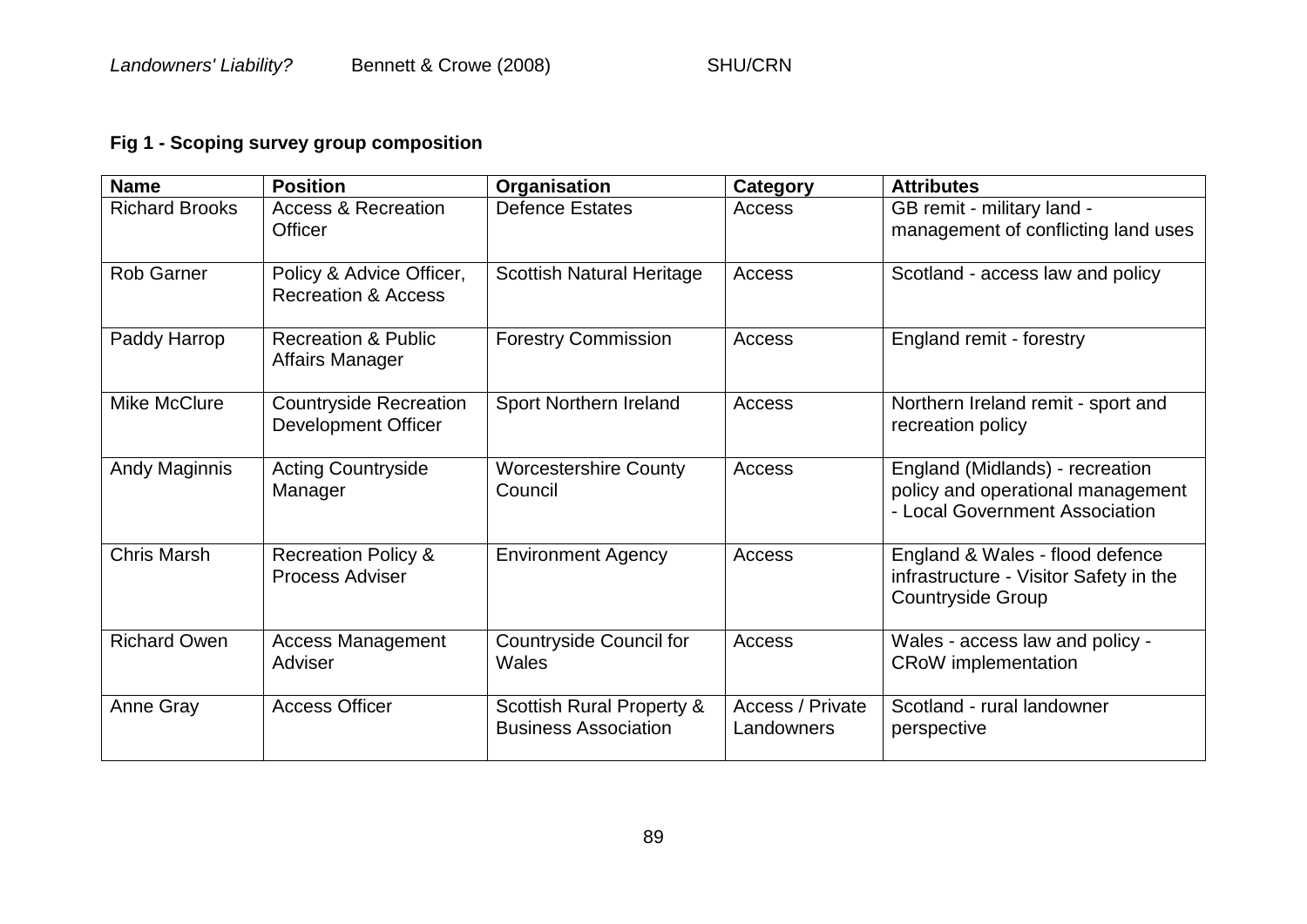**Fig 1 - Scoping survey group composition**

| Name | Position | Organisation | Category | Attributes |
|---|---|---|---|---|
| Richard Brooks | Access & Recreation Officer | Defence Estates | Access | GB remit - military land - management of conflicting land uses |
| Rob Garner | Policy & Advice Officer, Recreation & Access | Scottish Natural Heritage | Access | Scotland - access law and policy |
| Paddy Harrop | Recreation & Public Affairs Manager | Forestry Commission | Access | England remit - forestry |
| Mike McClure | Countryside Recreation Development Officer | Sport Northern Ireland | Access | Northern Ireland remit - sport and recreation policy |
| Andy Maginnis | Acting Countryside Manager | Worcestershire County Council | Access | England (Midlands) - recreation policy and operational management - Local Government Association |
| Chris Marsh | Recreation Policy & Process Adviser | Environment Agency | Access | England & Wales - flood defence infrastructure - Visitor Safety in the Countryside Group |
| Richard Owen | Access Management Adviser | Countryside Council for Wales | Access | Wales - access law and policy - CRoW implementation |
| Anne Gray | Access Officer | Scottish Rural Property & Business Association | Access / Private Landowners | Scotland - rural landowner perspective |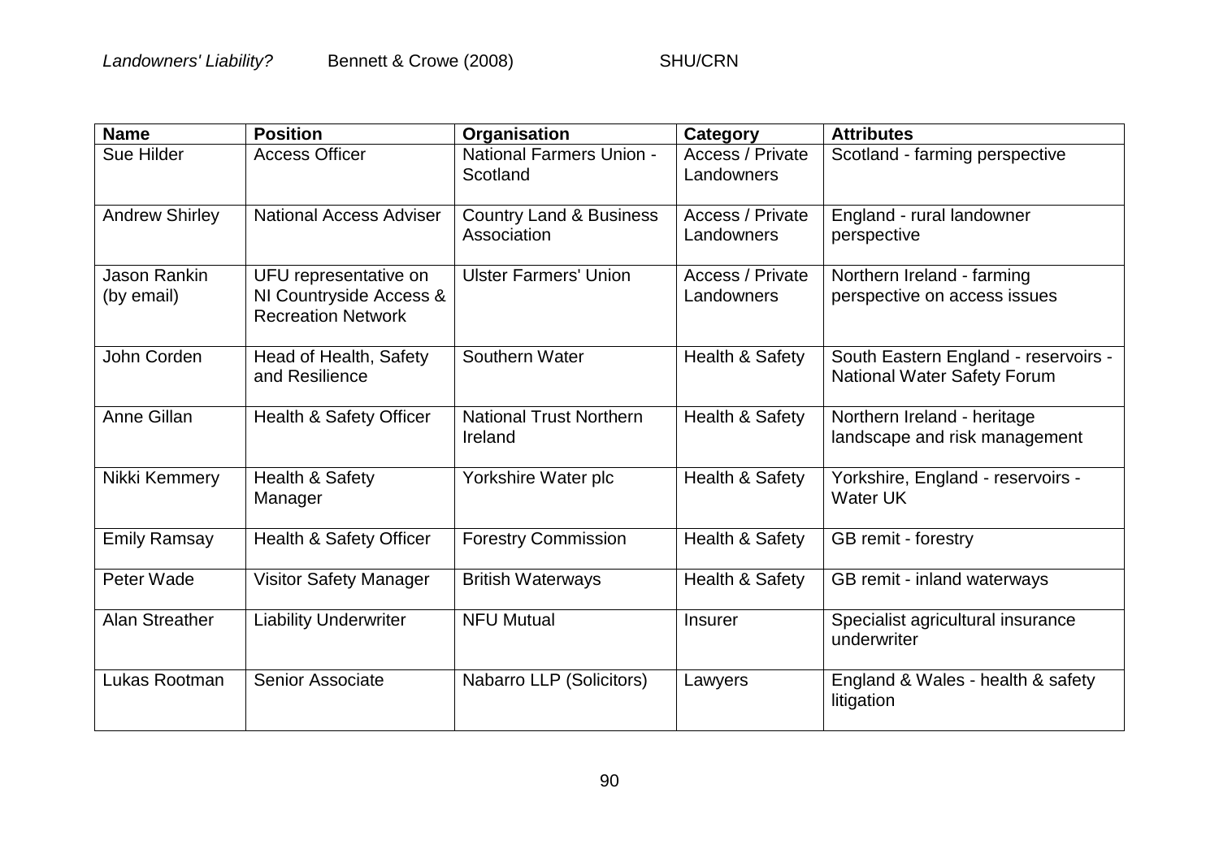| Name | Position | Organisation | Category | Attributes |
|---|---|---|---|---|
| Sue Hilder | Access Officer | National Farmers Union - Scotland | Access / Private Landowners | Scotland - farming perspective |
| Andrew Shirley | National Access Adviser | Country Land & Business Association | Access / Private Landowners | England - rural landowner perspective |
| Jason Rankin (by email) | UFU representative on NI Countryside Access & Recreation Network | Ulster Farmers' Union | Access / Private Landowners | Northern Ireland - farming perspective on access issues |
| John Corden | Head of Health, Safety and Resilience | Southern Water | Health & Safety | South Eastern England - reservoirs - National Water Safety Forum |
| Anne Gillan | Health & Safety Officer | National Trust Northern Ireland | Health & Safety | Northern Ireland - heritage landscape and risk management |
| Nikki Kemmery | Health & Safety Manager | Yorkshire Water plc | Health & Safety | Yorkshire, England - reservoirs - Water UK |
| Emily Ramsay | Health & Safety Officer | Forestry Commission | Health & Safety | GB remit - forestry |
| Peter Wade | Visitor Safety Manager | British Waterways | Health & Safety | GB remit - inland waterways |
| Alan Streather | Liability Underwriter | NFU Mutual | Insurer | Specialist agricultural insurance underwriter |
| Lukas Rootman | Senior Associate | Nabarro LLP (Solicitors) | Lawyers | England & Wales - health & safety litigation |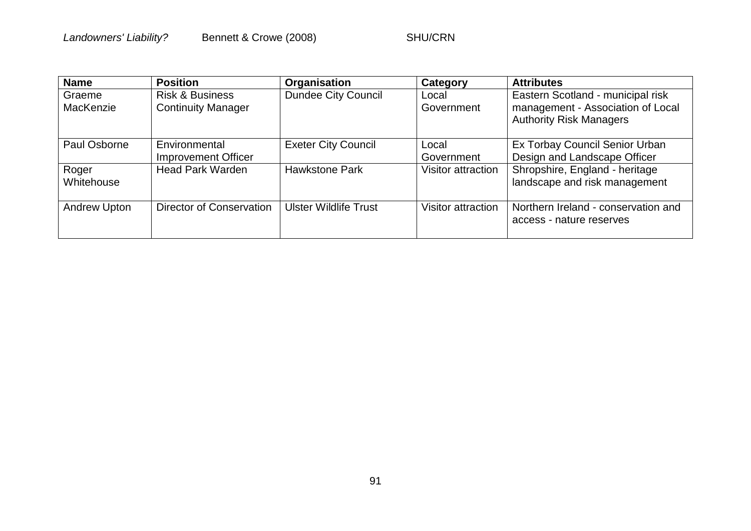| Name | Position | Organisation | Category | Attributes |
|---|---|---|---|---|
| Graeme MacKenzie | Risk & Business Continuity Manager | Dundee City Council | Local Government | Eastern Scotland - municipal risk management - Association of Local Authority Risk Managers |
| Paul Osborne | Environmental Improvement Officer | Exeter City Council | Local Government | Ex Torbay Council Senior Urban Design and Landscape Officer |
| Roger Whitehouse | Head Park Warden | Hawkstone Park | Visitor attraction | Shropshire, England - heritage landscape and risk management |
| Andrew Upton | Director of Conservation | Ulster Wildlife Trust | Visitor attraction | Northern Ireland - conservation and access - nature reserves |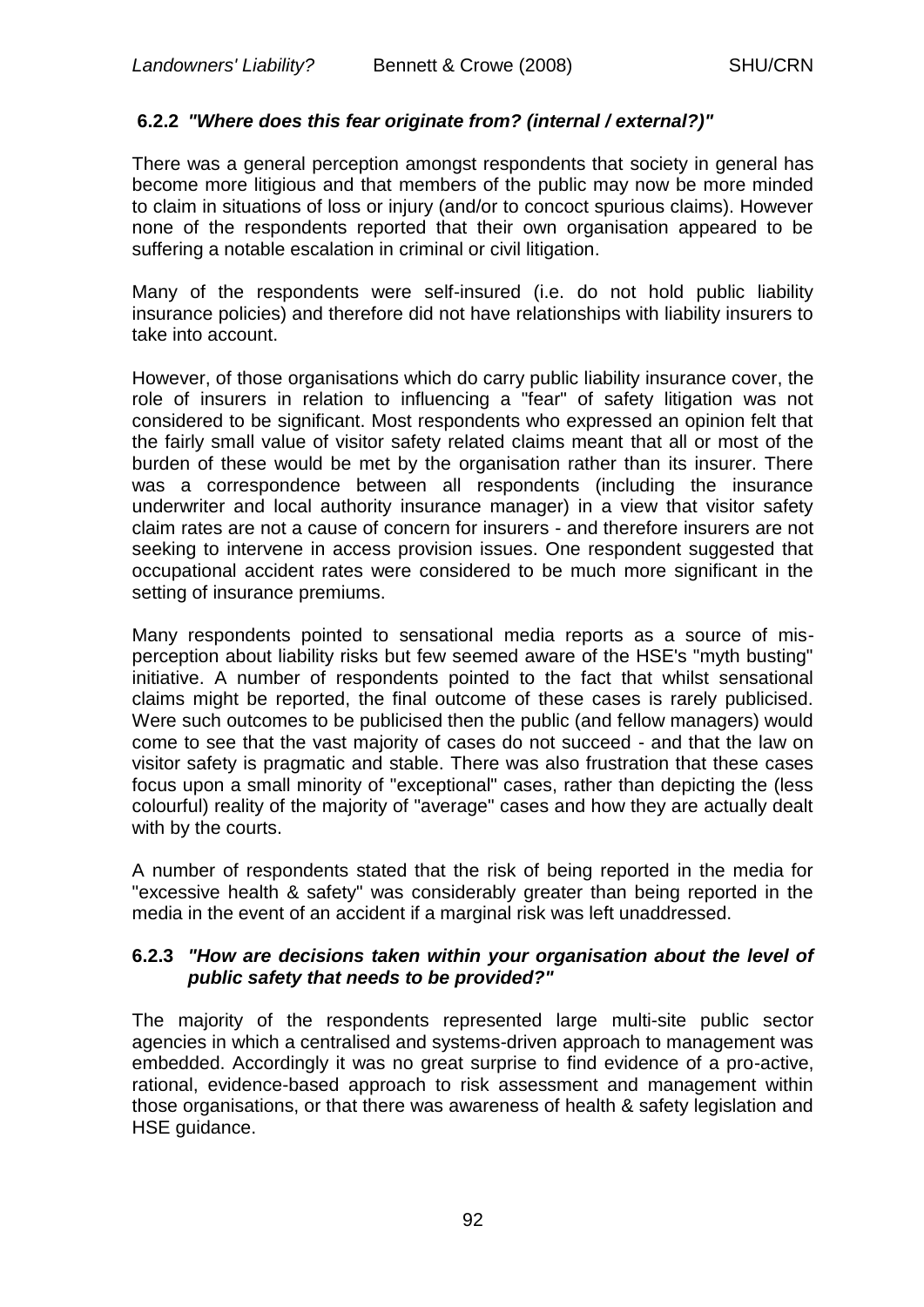### 6.2.2 *"Where does this fear originate from? (internal / external?)"*

There was a general perception amongst respondents that society in general has become more litigious and that members of the public may now be more minded to claim in situations of loss or injury (and/or to concoct spurious claims). However none of the respondents reported that their own organisation appeared to be suffering a notable escalation in criminal or civil litigation.

Many of the respondents were self-insured (i.e. do not hold public liability insurance policies) and therefore did not have relationships with liability insurers to take into account.

However, of those organisations which do carry public liability insurance cover, the role of insurers in relation to influencing a "fear" of safety litigation was not considered to be significant. Most respondents who expressed an opinion felt that the fairly small value of visitor safety related claims meant that all or most of the burden of these would be met by the organisation rather than its insurer. There was a correspondence between all respondents (including the insurance underwriter and local authority insurance manager) in a view that visitor safety claim rates are not a cause of concern for insurers - and therefore insurers are not seeking to intervene in access provision issues. One respondent suggested that occupational accident rates were considered to be much more significant in the setting of insurance premiums.

Many respondents pointed to sensational media reports as a source of mis-perception about liability risks but few seemed aware of the HSE's "myth busting" initiative. A number of respondents pointed to the fact that whilst sensational claims might be reported, the final outcome of these cases is rarely publicised. Were such outcomes to be publicised then the public (and fellow managers) would come to see that the vast majority of cases do not succeed - and that the law on visitor safety is pragmatic and stable. There was also frustration that these cases focus upon a small minority of "exceptional" cases, rather than depicting the (less colourful) reality of the majority of "average" cases and how they are actually dealt with by the courts.

A number of respondents stated that the risk of being reported in the media for "excessive health & safety" was considerably greater than being reported in the media in the event of an accident if a marginal risk was left unaddressed.

### 6.2.3 *"How are decisions taken within your organisation about the level of public safety that needs to be provided?"*

The majority of the respondents represented large multi-site public sector agencies in which a centralised and systems-driven approach to management was embedded. Accordingly it was no great surprise to find evidence of a pro-active, rational, evidence-based approach to risk assessment and management within those organisations, or that there was awareness of health & safety legislation and HSE guidance.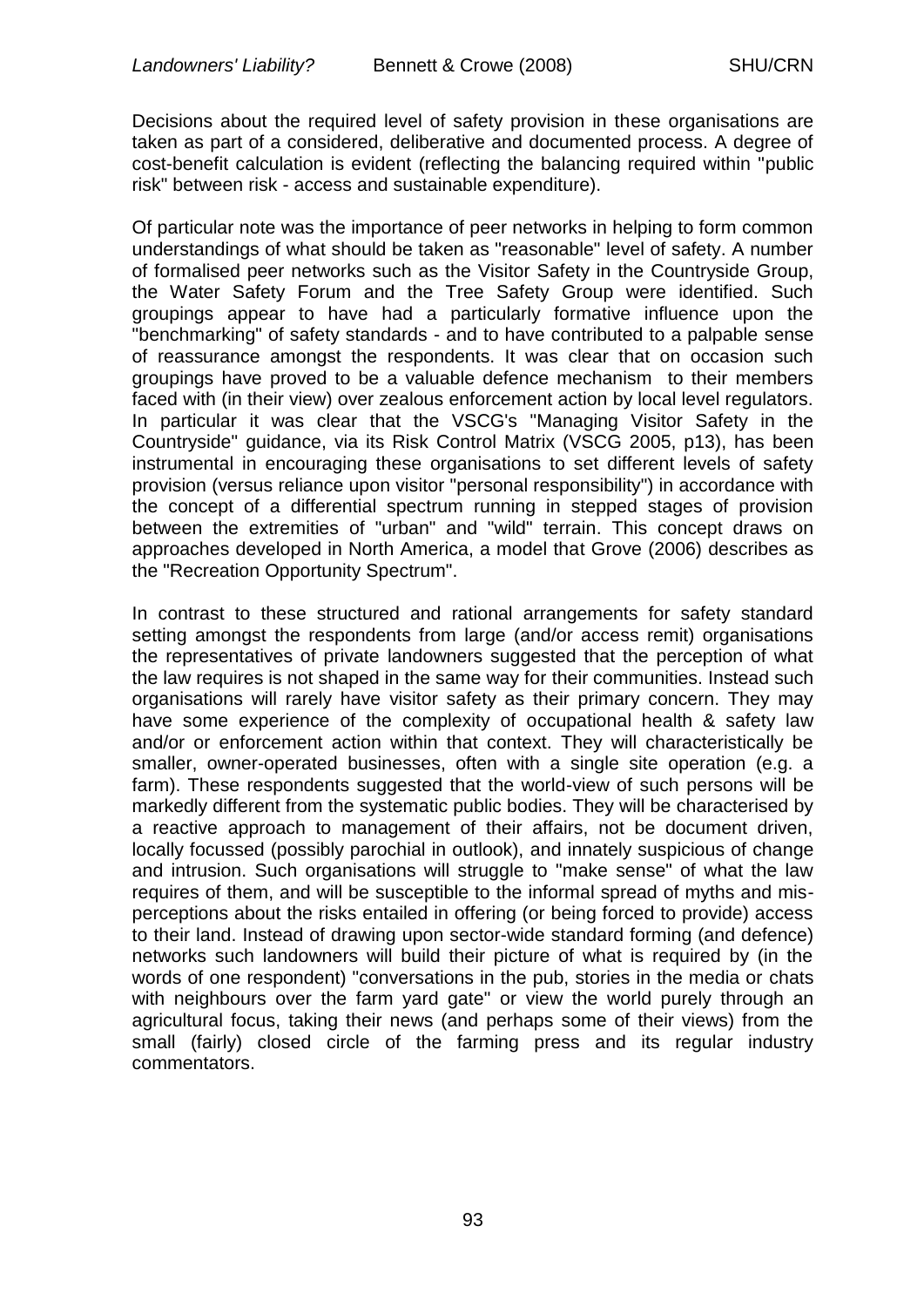Decisions about the required level of safety provision in these organisations are taken as part of a considered, deliberative and documented process. A degree of cost-benefit calculation is evident (reflecting the balancing required within "public risk" between risk - access and sustainable expenditure).

Of particular note was the importance of peer networks in helping to form common understandings of what should be taken as "reasonable" level of safety. A number of formalised peer networks such as the Visitor Safety in the Countryside Group, the Water Safety Forum and the Tree Safety Group were identified. Such groupings appear to have had a particularly formative influence upon the "benchmarking" of safety standards - and to have contributed to a palpable sense of reassurance amongst the respondents. It was clear that on occasion such groupings have proved to be a valuable defence mechanism to their members faced with (in their view) over zealous enforcement action by local level regulators. In particular it was clear that the VSCG's "Managing Visitor Safety in the Countryside" guidance, via its Risk Control Matrix (VSCG 2005, p13), has been instrumental in encouraging these organisations to set different levels of safety provision (versus reliance upon visitor "personal responsibility") in accordance with the concept of a differential spectrum running in stepped stages of provision between the extremities of "urban" and "wild" terrain. This concept draws on approaches developed in North America, a model that Grove (2006) describes as the "Recreation Opportunity Spectrum".

In contrast to these structured and rational arrangements for safety standard setting amongst the respondents from large (and/or access remit) organisations the representatives of private landowners suggested that the perception of what the law requires is not shaped in the same way for their communities. Instead such organisations will rarely have visitor safety as their primary concern. They may have some experience of the complexity of occupational health & safety law and/or or enforcement action within that context. They will characteristically be smaller, owner-operated businesses, often with a single site operation (e.g. a farm). These respondents suggested that the world-view of such persons will be markedly different from the systematic public bodies. They will be characterised by a reactive approach to management of their affairs, not be document driven, locally focussed (possibly parochial in outlook), and innately suspicious of change and intrusion. Such organisations will struggle to "make sense" of what the law requires of them, and will be susceptible to the informal spread of myths and mis-perceptions about the risks entailed in offering (or being forced to provide) access to their land. Instead of drawing upon sector-wide standard forming (and defence) networks such landowners will build their picture of what is required by (in the words of one respondent) "conversations in the pub, stories in the media or chats with neighbours over the farm yard gate" or view the world purely through an agricultural focus, taking their news (and perhaps some of their views) from the small (fairly) closed circle of the farming press and its regular industry commentators.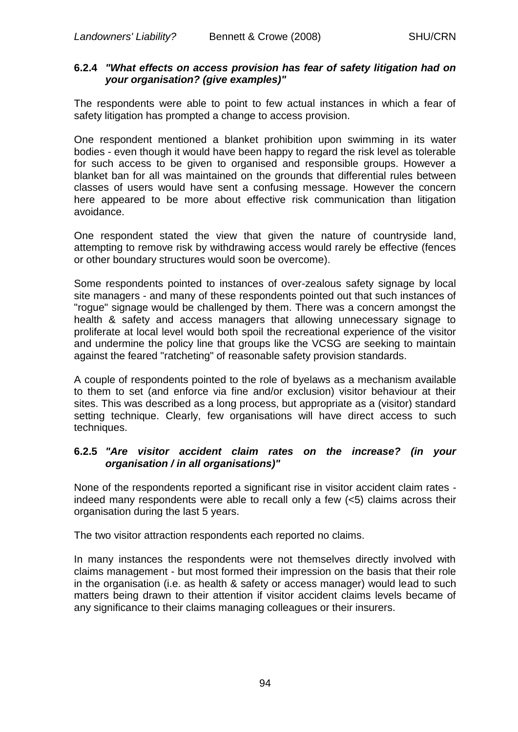#### 6.2.4 *"What effects on access provision has fear of safety litigation had on your organisation? (give examples)"*

The respondents were able to point to few actual instances in which a fear of safety litigation has prompted a change to access provision.

One respondent mentioned a blanket prohibition upon swimming in its water bodies - even though it would have been happy to regard the risk level as tolerable for such access to be given to organised and responsible groups. However a blanket ban for all was maintained on the grounds that differential rules between classes of users would have sent a confusing message. However the concern here appeared to be more about effective risk communication than litigation avoidance.

One respondent stated the view that given the nature of countryside land, attempting to remove risk by withdrawing access would rarely be effective (fences or other boundary structures would soon be overcome).

Some respondents pointed to instances of over-zealous safety signage by local site managers - and many of these respondents pointed out that such instances of "rogue" signage would be challenged by them. There was a concern amongst the health & safety and access managers that allowing unnecessary signage to proliferate at local level would both spoil the recreational experience of the visitor and undermine the policy line that groups like the VCSG are seeking to maintain against the feared "ratcheting" of reasonable safety provision standards.

A couple of respondents pointed to the role of byelaws as a mechanism available to them to set (and enforce via fine and/or exclusion) visitor behaviour at their sites. This was described as a long process, but appropriate as a (visitor) standard setting technique. Clearly, few organisations will have direct access to such techniques.

#### 6.2.5 *"Are visitor accident claim rates on the increase? (in your organisation / in all organisations)"*

None of the respondents reported a significant rise in visitor accident claim rates - indeed many respondents were able to recall only a few (<5) claims across their organisation during the last 5 years.

The two visitor attraction respondents each reported no claims.

In many instances the respondents were not themselves directly involved with claims management - but most formed their impression on the basis that their role in the organisation (i.e. as health & safety or access manager) would lead to such matters being drawn to their attention if visitor accident claims levels became of any significance to their claims managing colleagues or their insurers.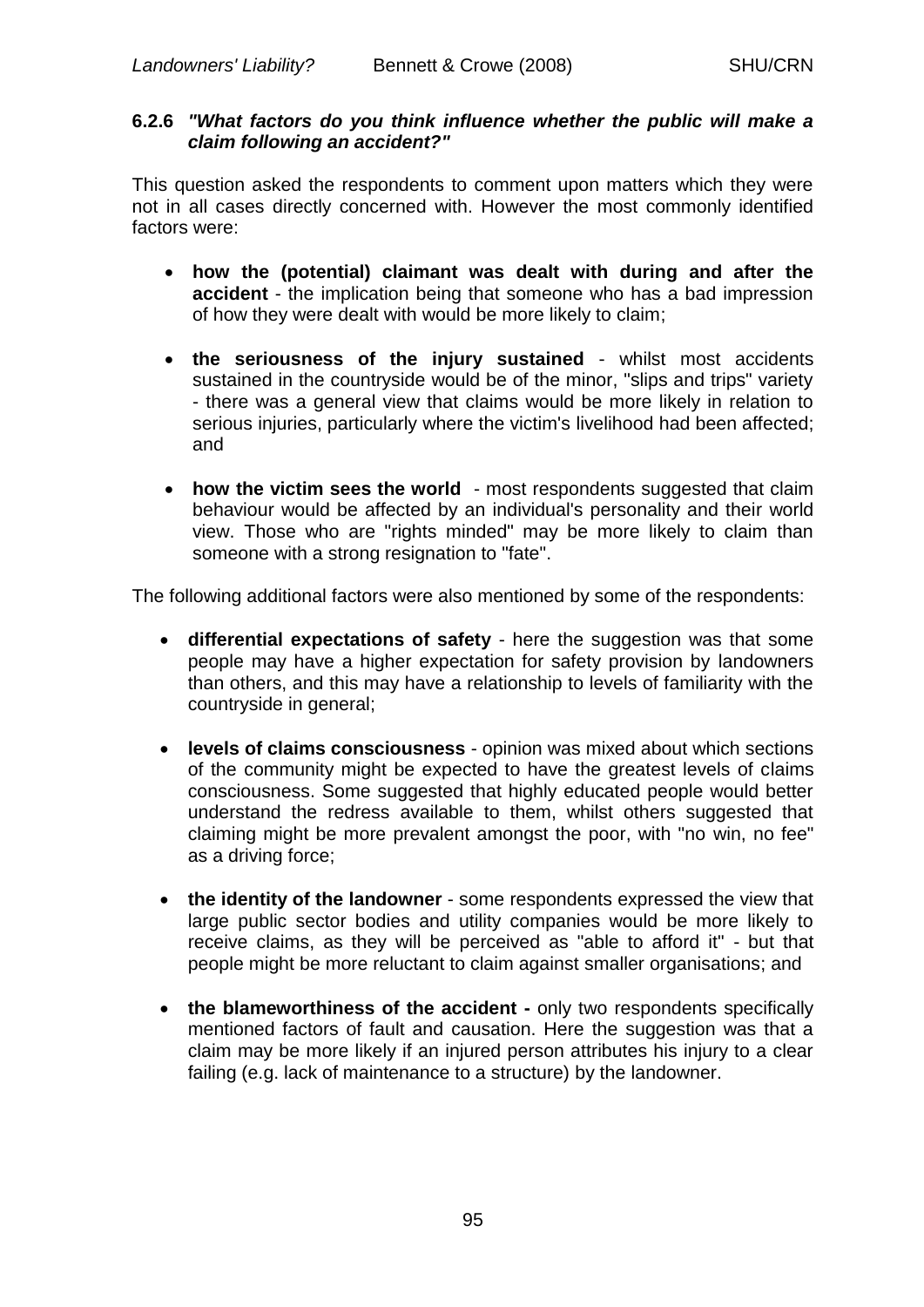#### 6.2.6 *"What factors do you think influence whether the public will make a claim following an accident?"*

This question asked the respondents to comment upon matters which they were not in all cases directly concerned with. However the most commonly identified factors were:

- **how the (potential) claimant was dealt with during and after the accident** - the implication being that someone who has a bad impression of how they were dealt with would be more likely to claim;

- **the seriousness of the injury sustained** - whilst most accidents sustained in the countryside would be of the minor, "slips and trips" variety - there was a general view that claims would be more likely in relation to serious injuries, particularly where the victim's livelihood had been affected; and

- **how the victim sees the world** - most respondents suggested that claim behaviour would be affected by an individual's personality and their world view. Those who are "rights minded" may be more likely to claim than someone with a strong resignation to "fate".

The following additional factors were also mentioned by some of the respondents:

- **differential expectations of safety** - here the suggestion was that some people may have a higher expectation for safety provision by landowners than others, and this may have a relationship to levels of familiarity with the countryside in general;

- **levels of claims consciousness** - opinion was mixed about which sections of the community might be expected to have the greatest levels of claims consciousness. Some suggested that highly educated people would better understand the redress available to them, whilst others suggested that claiming might be more prevalent amongst the poor, with "no win, no fee" as a driving force;

- **the identity of the landowner** - some respondents expressed the view that large public sector bodies and utility companies would be more likely to receive claims, as they will be perceived as "able to afford it" - but that people might be more reluctant to claim against smaller organisations; and

- **the blameworthiness of the accident -** only two respondents specifically mentioned factors of fault and causation. Here the suggestion was that a claim may be more likely if an injured person attributes his injury to a clear failing (e.g. lack of maintenance to a structure) by the landowner.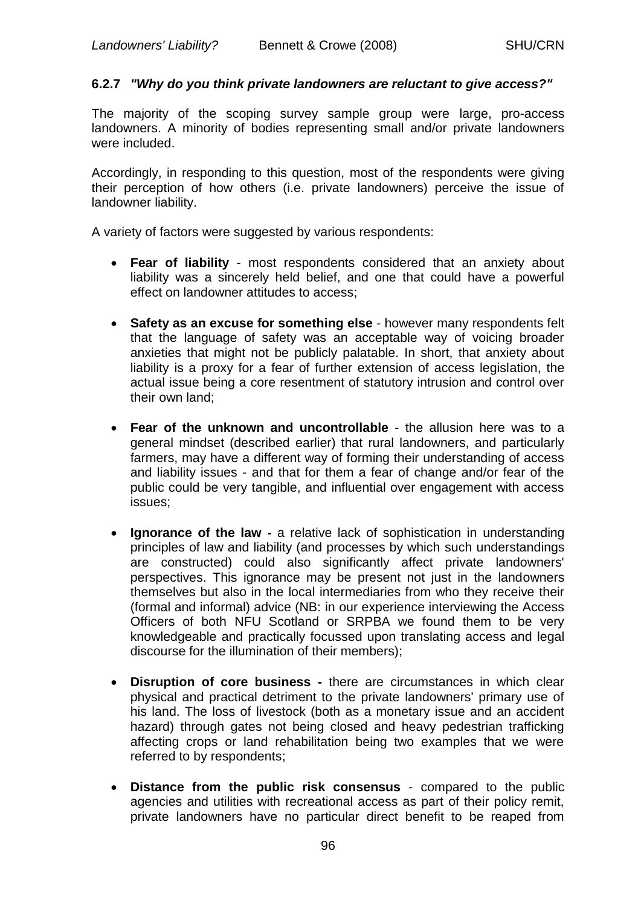#### 6.2.7 *"Why do you think private landowners are reluctant to give access?"*

The majority of the scoping survey sample group were large, pro-access landowners. A minority of bodies representing small and/or private landowners were included.

Accordingly, in responding to this question, most of the respondents were giving their perception of how others (i.e. private landowners) perceive the issue of landowner liability.

A variety of factors were suggested by various respondents:

- **Fear of liability** - most respondents considered that an anxiety about liability was a sincerely held belief, and one that could have a powerful effect on landowner attitudes to access;

- **Safety as an excuse for something else** - however many respondents felt that the language of safety was an acceptable way of voicing broader anxieties that might not be publicly palatable. In short, that anxiety about liability is a proxy for a fear of further extension of access legislation, the actual issue being a core resentment of statutory intrusion and control over their own land;

- **Fear of the unknown and uncontrollable** - the allusion here was to a general mindset (described earlier) that rural landowners, and particularly farmers, may have a different way of forming their understanding of access and liability issues - and that for them a fear of change and/or fear of the public could be very tangible, and influential over engagement with access issues;

- **Ignorance of the law -** a relative lack of sophistication in understanding principles of law and liability (and processes by which such understandings are constructed) could also significantly affect private landowners' perspectives. This ignorance may be present not just in the landowners themselves but also in the local intermediaries from who they receive their (formal and informal) advice (NB: in our experience interviewing the Access Officers of both NFU Scotland or SRPBA we found them to be very knowledgeable and practically focussed upon translating access and legal discourse for the illumination of their members);

- **Disruption of core business -** there are circumstances in which clear physical and practical detriment to the private landowners' primary use of his land. The loss of livestock (both as a monetary issue and an accident hazard) through gates not being closed and heavy pedestrian trafficking affecting crops or land rehabilitation being two examples that we were referred to by respondents;

- **Distance from the public risk consensus** - compared to the public agencies and utilities with recreational access as part of their policy remit, private landowners have no particular direct benefit to be reaped from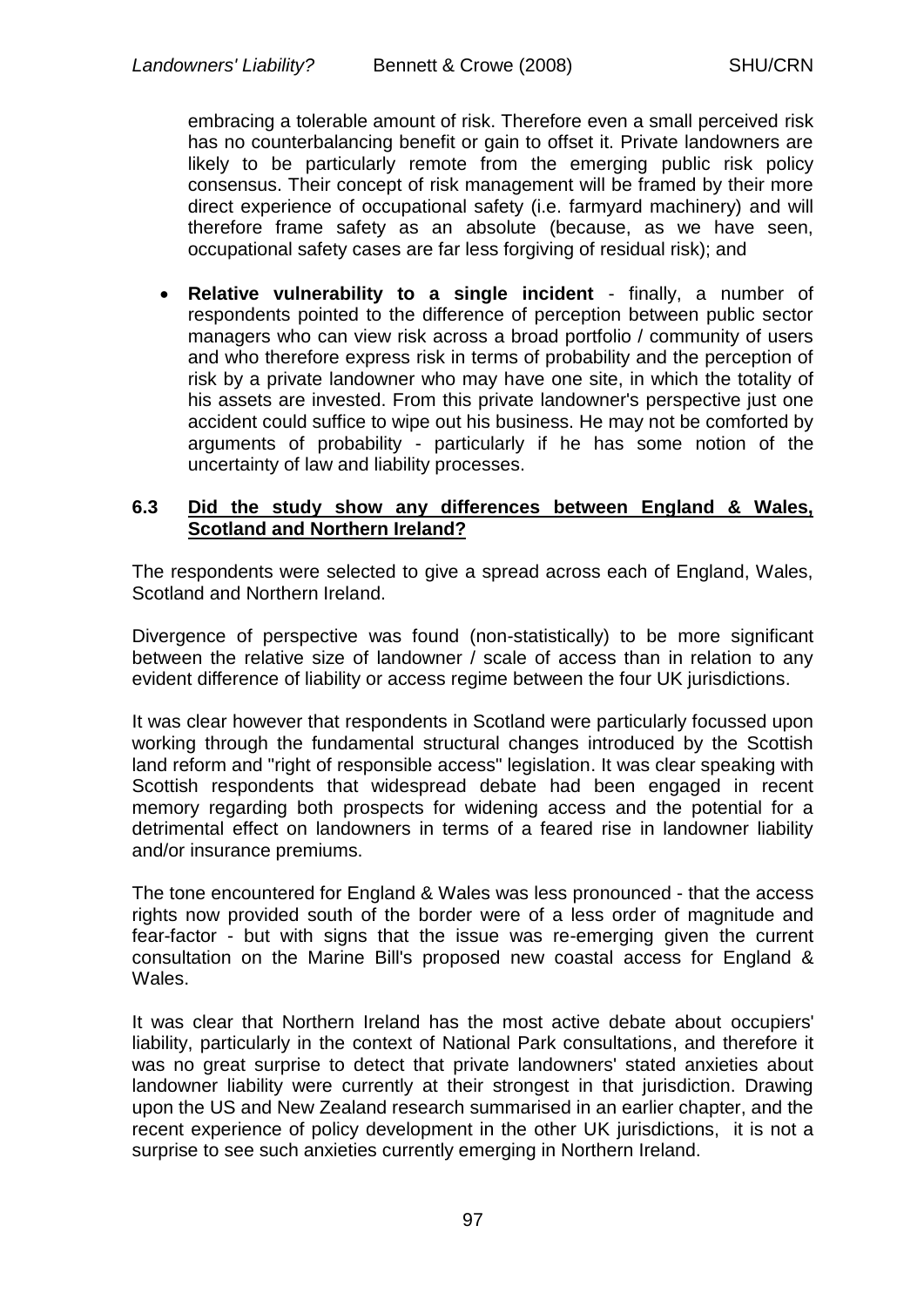embracing a tolerable amount of risk. Therefore even a small perceived risk has no counterbalancing benefit or gain to offset it. Private landowners are likely to be particularly remote from the emerging public risk policy consensus. Their concept of risk management will be framed by their more direct experience of occupational safety (i.e. farmyard machinery) and will therefore frame safety as an absolute (because, as we have seen, occupational safety cases are far less forgiving of residual risk); and

- **Relative vulnerability to a single incident** - finally, a number of respondents pointed to the difference of perception between public sector managers who can view risk across a broad portfolio / community of users and who therefore express risk in terms of probability and the perception of risk by a private landowner who may have one site, in which the totality of his assets are invested. From this private landowner's perspective just one accident could suffice to wipe out his business. He may not be comforted by arguments of probability - particularly if he has some notion of the uncertainty of law and liability processes.

### 6.3 Did the study show any differences between England & Wales, Scotland and Northern Ireland?

The respondents were selected to give a spread across each of England, Wales, Scotland and Northern Ireland.

Divergence of perspective was found (non-statistically) to be more significant between the relative size of landowner / scale of access than in relation to any evident difference of liability or access regime between the four UK jurisdictions.

It was clear however that respondents in Scotland were particularly focussed upon working through the fundamental structural changes introduced by the Scottish land reform and "right of responsible access" legislation. It was clear speaking with Scottish respondents that widespread debate had been engaged in recent memory regarding both prospects for widening access and the potential for a detrimental effect on landowners in terms of a feared rise in landowner liability and/or insurance premiums.

The tone encountered for England & Wales was less pronounced - that the access rights now provided south of the border were of a less order of magnitude and fear-factor - but with signs that the issue was re-emerging given the current consultation on the Marine Bill's proposed new coastal access for England & Wales.

It was clear that Northern Ireland has the most active debate about occupiers' liability, particularly in the context of National Park consultations, and therefore it was no great surprise to detect that private landowners' stated anxieties about landowner liability were currently at their strongest in that jurisdiction. Drawing upon the US and New Zealand research summarised in an earlier chapter, and the recent experience of policy development in the other UK jurisdictions, it is not a surprise to see such anxieties currently emerging in Northern Ireland.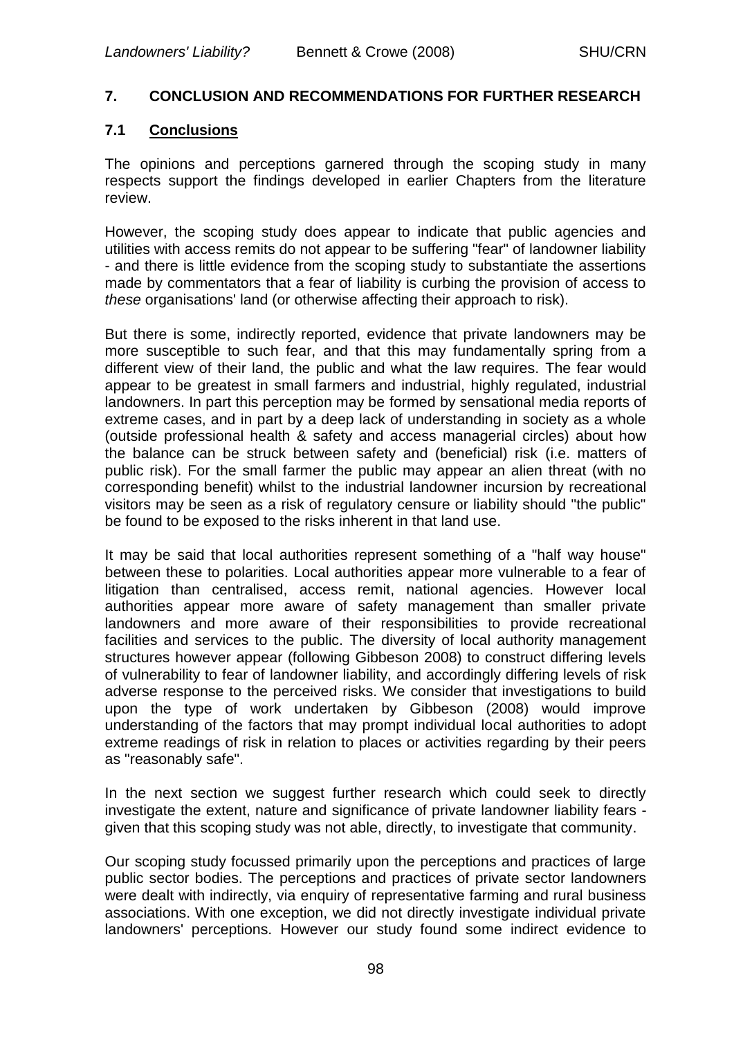## 7. CONCLUSION AND RECOMMENDATIONS FOR FURTHER RESEARCH

### 7.1 Conclusions

The opinions and perceptions garnered through the scoping study in many respects support the findings developed in earlier Chapters from the literature review.

However, the scoping study does appear to indicate that public agencies and utilities with access remits do not appear to be suffering "fear" of landowner liability - and there is little evidence from the scoping study to substantiate the assertions made by commentators that a fear of liability is curbing the provision of access to *these* organisations' land (or otherwise affecting their approach to risk).

But there is some, indirectly reported, evidence that private landowners may be more susceptible to such fear, and that this may fundamentally spring from a different view of their land, the public and what the law requires. The fear would appear to be greatest in small farmers and industrial, highly regulated, industrial landowners. In part this perception may be formed by sensational media reports of extreme cases, and in part by a deep lack of understanding in society as a whole (outside professional health & safety and access managerial circles) about how the balance can be struck between safety and (beneficial) risk (i.e. matters of public risk). For the small farmer the public may appear an alien threat (with no corresponding benefit) whilst to the industrial landowner incursion by recreational visitors may be seen as a risk of regulatory censure or liability should "the public" be found to be exposed to the risks inherent in that land use.

It may be said that local authorities represent something of a "half way house" between these to polarities. Local authorities appear more vulnerable to a fear of litigation than centralised, access remit, national agencies. However local authorities appear more aware of safety management than smaller private landowners and more aware of their responsibilities to provide recreational facilities and services to the public. The diversity of local authority management structures however appear (following Gibbeson 2008) to construct differing levels of vulnerability to fear of landowner liability, and accordingly differing levels of risk adverse response to the perceived risks. We consider that investigations to build upon the type of work undertaken by Gibbeson (2008) would improve understanding of the factors that may prompt individual local authorities to adopt extreme readings of risk in relation to places or activities regarding by their peers as "reasonably safe".

In the next section we suggest further research which could seek to directly investigate the extent, nature and significance of private landowner liability fears - given that this scoping study was not able, directly, to investigate that community.

Our scoping study focussed primarily upon the perceptions and practices of large public sector bodies. The perceptions and practices of private sector landowners were dealt with indirectly, via enquiry of representative farming and rural business associations. With one exception, we did not directly investigate individual private landowners' perceptions. However our study found some indirect evidence to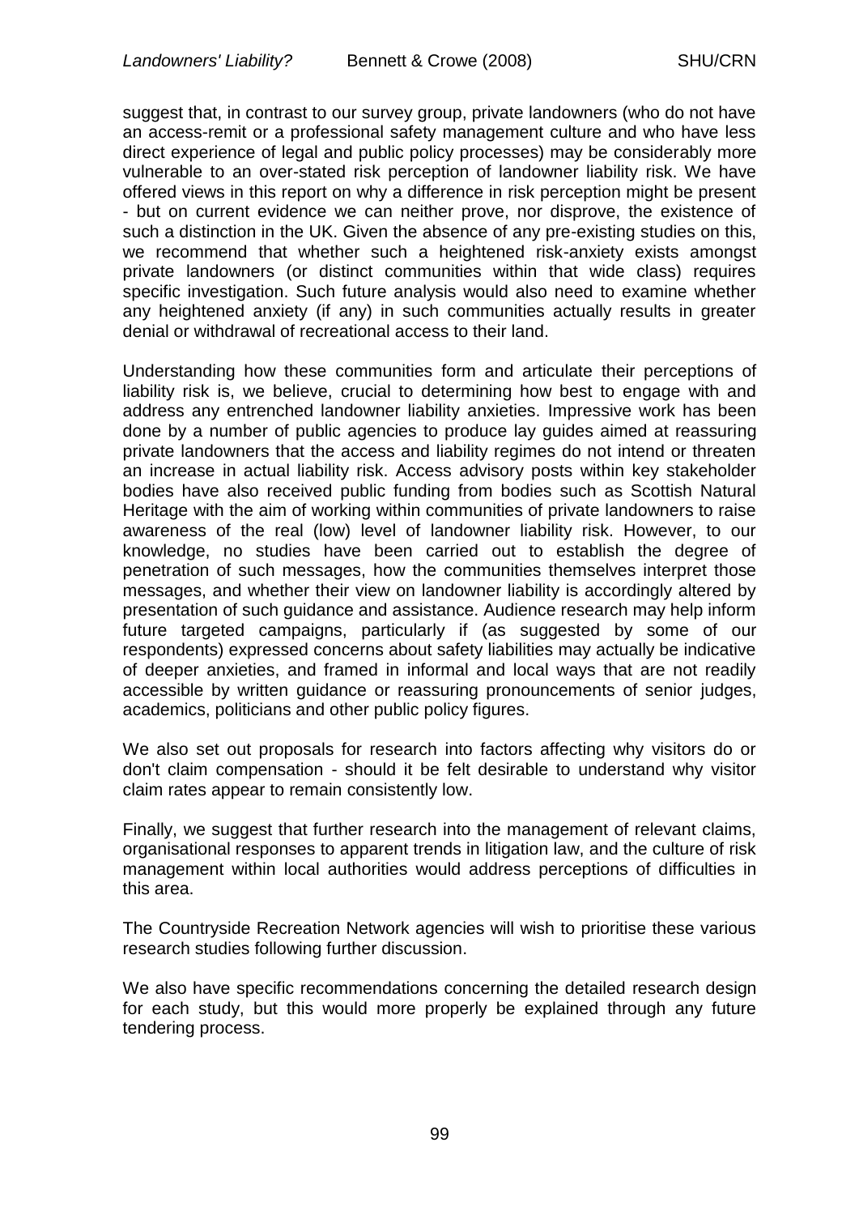suggest that, in contrast to our survey group, private landowners (who do not have an access-remit or a professional safety management culture and who have less direct experience of legal and public policy processes) may be considerably more vulnerable to an over-stated risk perception of landowner liability risk. We have offered views in this report on why a difference in risk perception might be present - but on current evidence we can neither prove, nor disprove, the existence of such a distinction in the UK. Given the absence of any pre-existing studies on this, we recommend that whether such a heightened risk-anxiety exists amongst private landowners (or distinct communities within that wide class) requires specific investigation. Such future analysis would also need to examine whether any heightened anxiety (if any) in such communities actually results in greater denial or withdrawal of recreational access to their land.

Understanding how these communities form and articulate their perceptions of liability risk is, we believe, crucial to determining how best to engage with and address any entrenched landowner liability anxieties. Impressive work has been done by a number of public agencies to produce lay guides aimed at reassuring private landowners that the access and liability regimes do not intend or threaten an increase in actual liability risk. Access advisory posts within key stakeholder bodies have also received public funding from bodies such as Scottish Natural Heritage with the aim of working within communities of private landowners to raise awareness of the real (low) level of landowner liability risk. However, to our knowledge, no studies have been carried out to establish the degree of penetration of such messages, how the communities themselves interpret those messages, and whether their view on landowner liability is accordingly altered by presentation of such guidance and assistance. Audience research may help inform future targeted campaigns, particularly if (as suggested by some of our respondents) expressed concerns about safety liabilities may actually be indicative of deeper anxieties, and framed in informal and local ways that are not readily accessible by written guidance or reassuring pronouncements of senior judges, academics, politicians and other public policy figures.

We also set out proposals for research into factors affecting why visitors do or don't claim compensation - should it be felt desirable to understand why visitor claim rates appear to remain consistently low.

Finally, we suggest that further research into the management of relevant claims, organisational responses to apparent trends in litigation law, and the culture of risk management within local authorities would address perceptions of difficulties in this area.

The Countryside Recreation Network agencies will wish to prioritise these various research studies following further discussion.

We also have specific recommendations concerning the detailed research design for each study, but this would more properly be explained through any future tendering process.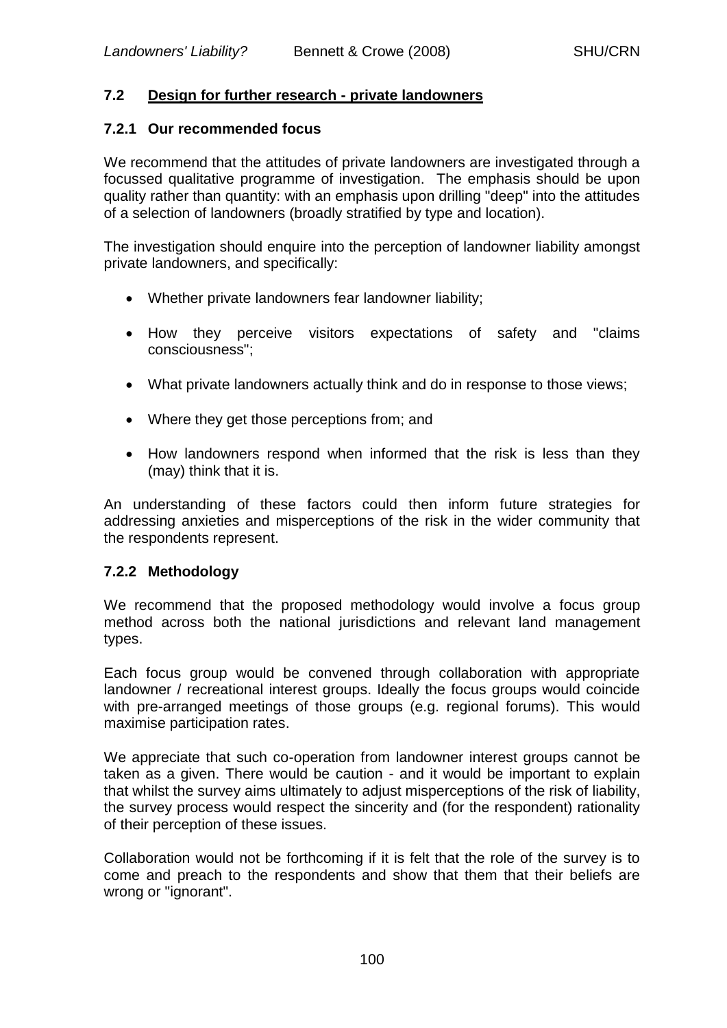## 7.2 Design for further research - private landowners

### 7.2.1 Our recommended focus

We recommend that the attitudes of private landowners are investigated through a focussed qualitative programme of investigation. The emphasis should be upon quality rather than quantity: with an emphasis upon drilling "deep" into the attitudes of a selection of landowners (broadly stratified by type and location).

The investigation should enquire into the perception of landowner liability amongst private landowners, and specifically:

- Whether private landowners fear landowner liability;
- How they perceive visitors expectations of safety and "claims consciousness";
- What private landowners actually think and do in response to those views;
- Where they get those perceptions from; and
- How landowners respond when informed that the risk is less than they (may) think that it is.

An understanding of these factors could then inform future strategies for addressing anxieties and misperceptions of the risk in the wider community that the respondents represent.

### 7.2.2 Methodology

We recommend that the proposed methodology would involve a focus group method across both the national jurisdictions and relevant land management types.

Each focus group would be convened through collaboration with appropriate landowner / recreational interest groups. Ideally the focus groups would coincide with pre-arranged meetings of those groups (e.g. regional forums). This would maximise participation rates.

We appreciate that such co-operation from landowner interest groups cannot be taken as a given. There would be caution - and it would be important to explain that whilst the survey aims ultimately to adjust misperceptions of the risk of liability, the survey process would respect the sincerity and (for the respondent) rationality of their perception of these issues.

Collaboration would not be forthcoming if it is felt that the role of the survey is to come and preach to the respondents and show that them that their beliefs are wrong or "ignorant".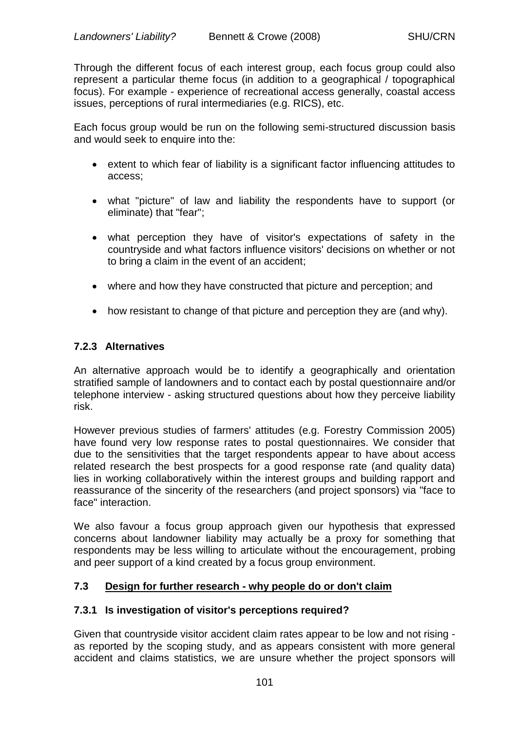Through the different focus of each interest group, each focus group could also represent a particular theme focus (in addition to a geographical / topographical focus). For example - experience of recreational access generally, coastal access issues, perceptions of rural intermediaries (e.g. RICS), etc.

Each focus group would be run on the following semi-structured discussion basis and would seek to enquire into the:

- extent to which fear of liability is a significant factor influencing attitudes to access;
- what "picture" of law and liability the respondents have to support (or eliminate) that "fear";
- what perception they have of visitor's expectations of safety in the countryside and what factors influence visitors' decisions on whether or not to bring a claim in the event of an accident;
- where and how they have constructed that picture and perception; and
- how resistant to change of that picture and perception they are (and why).

### 7.2.3 Alternatives

An alternative approach would be to identify a geographically and orientation stratified sample of landowners and to contact each by postal questionnaire and/or telephone interview - asking structured questions about how they perceive liability risk.

However previous studies of farmers' attitudes (e.g. Forestry Commission 2005) have found very low response rates to postal questionnaires. We consider that due to the sensitivities that the target respondents appear to have about access related research the best prospects for a good response rate (and quality data) lies in working collaboratively within the interest groups and building rapport and reassurance of the sincerity of the researchers (and project sponsors) via "face to face" interaction.

We also favour a focus group approach given our hypothesis that expressed concerns about landowner liability may actually be a proxy for something that respondents may be less willing to articulate without the encouragement, probing and peer support of a kind created by a focus group environment.

## 7.3 Design for further research - why people do or don't claim

### 7.3.1 Is investigation of visitor's perceptions required?

Given that countryside visitor accident claim rates appear to be low and not rising - as reported by the scoping study, and as appears consistent with more general accident and claims statistics, we are unsure whether the project sponsors will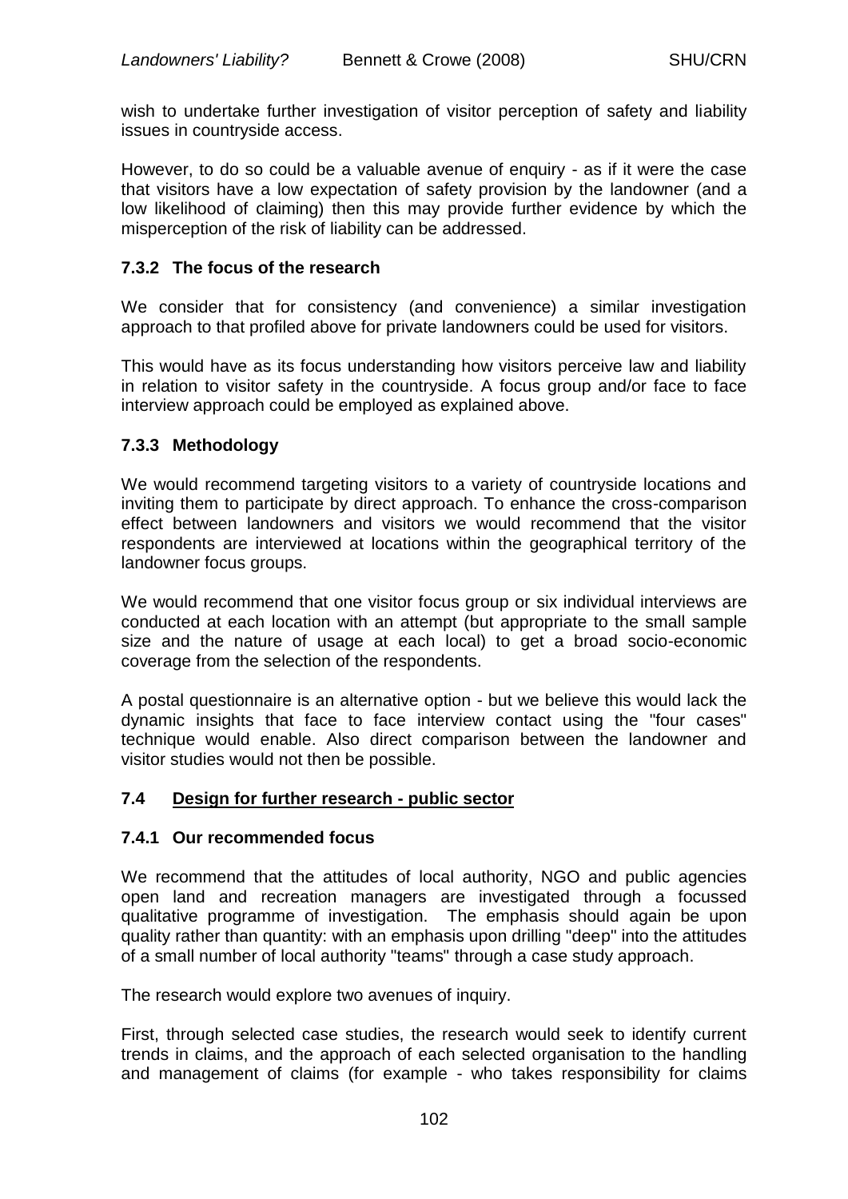wish to undertake further investigation of visitor perception of safety and liability issues in countryside access.

However, to do so could be a valuable avenue of enquiry - as if it were the case that visitors have a low expectation of safety provision by the landowner (and a low likelihood of claiming) then this may provide further evidence by which the misperception of the risk of liability can be addressed.

### 7.3.2 The focus of the research

We consider that for consistency (and convenience) a similar investigation approach to that profiled above for private landowners could be used for visitors.

This would have as its focus understanding how visitors perceive law and liability in relation to visitor safety in the countryside. A focus group and/or face to face interview approach could be employed as explained above.

### 7.3.3 Methodology

We would recommend targeting visitors to a variety of countryside locations and inviting them to participate by direct approach. To enhance the cross-comparison effect between landowners and visitors we would recommend that the visitor respondents are interviewed at locations within the geographical territory of the landowner focus groups.

We would recommend that one visitor focus group or six individual interviews are conducted at each location with an attempt (but appropriate to the small sample size and the nature of usage at each local) to get a broad socio-economic coverage from the selection of the respondents.

A postal questionnaire is an alternative option - but we believe this would lack the dynamic insights that face to face interview contact using the "four cases" technique would enable. Also direct comparison between the landowner and visitor studies would not then be possible.

## 7.4 Design for further research - public sector

### 7.4.1 Our recommended focus

We recommend that the attitudes of local authority, NGO and public agencies open land and recreation managers are investigated through a focussed qualitative programme of investigation. The emphasis should again be upon quality rather than quantity: with an emphasis upon drilling "deep" into the attitudes of a small number of local authority "teams" through a case study approach.

The research would explore two avenues of inquiry.

First, through selected case studies, the research would seek to identify current trends in claims, and the approach of each selected organisation to the handling and management of claims (for example - who takes responsibility for claims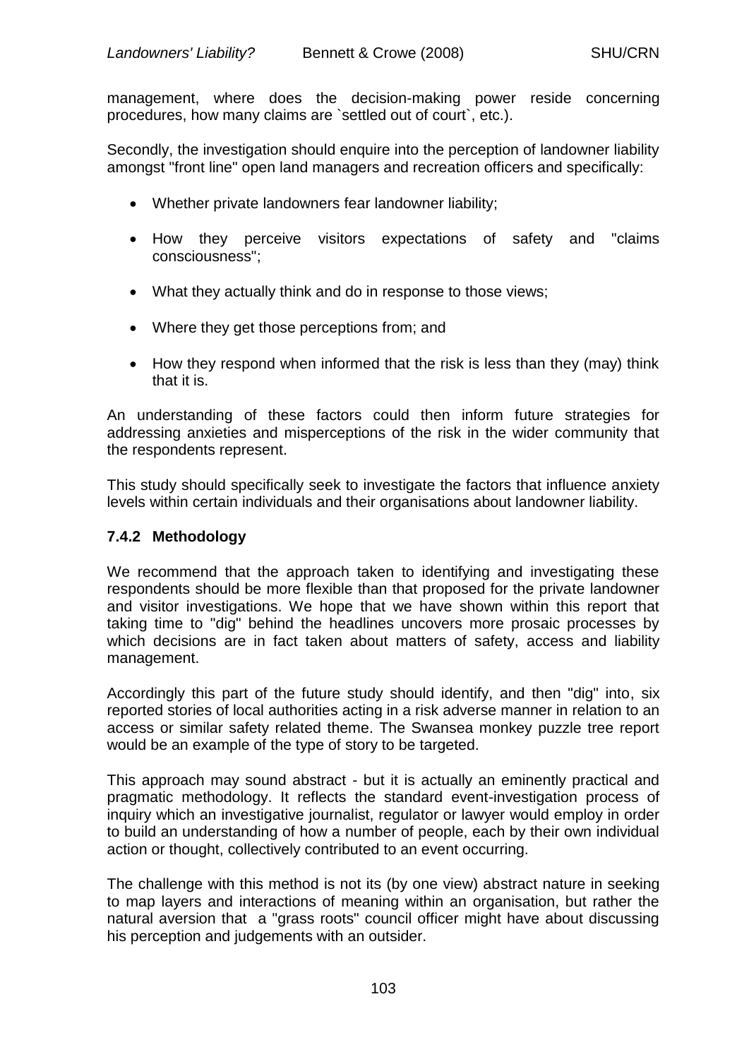management, where does the decision-making power reside concerning procedures, how many claims are `settled out of court`, etc.).

Secondly, the investigation should enquire into the perception of landowner liability amongst "front line" open land managers and recreation officers and specifically:

- Whether private landowners fear landowner liability;
- How they perceive visitors expectations of safety and "claims consciousness";
- What they actually think and do in response to those views;
- Where they get those perceptions from; and
- How they respond when informed that the risk is less than they (may) think that it is.

An understanding of these factors could then inform future strategies for addressing anxieties and misperceptions of the risk in the wider community that the respondents represent.

This study should specifically seek to investigate the factors that influence anxiety levels within certain individuals and their organisations about landowner liability.

### 7.4.2 Methodology

We recommend that the approach taken to identifying and investigating these respondents should be more flexible than that proposed for the private landowner and visitor investigations. We hope that we have shown within this report that taking time to "dig" behind the headlines uncovers more prosaic processes by which decisions are in fact taken about matters of safety, access and liability management.

Accordingly this part of the future study should identify, and then "dig" into, six reported stories of local authorities acting in a risk adverse manner in relation to an access or similar safety related theme. The Swansea monkey puzzle tree report would be an example of the type of story to be targeted.

This approach may sound abstract - but it is actually an eminently practical and pragmatic methodology. It reflects the standard event-investigation process of inquiry which an investigative journalist, regulator or lawyer would employ in order to build an understanding of how a number of people, each by their own individual action or thought, collectively contributed to an event occurring.

The challenge with this method is not its (by one view) abstract nature in seeking to map layers and interactions of meaning within an organisation, but rather the natural aversion that a "grass roots" council officer might have about discussing his perception and judgements with an outsider.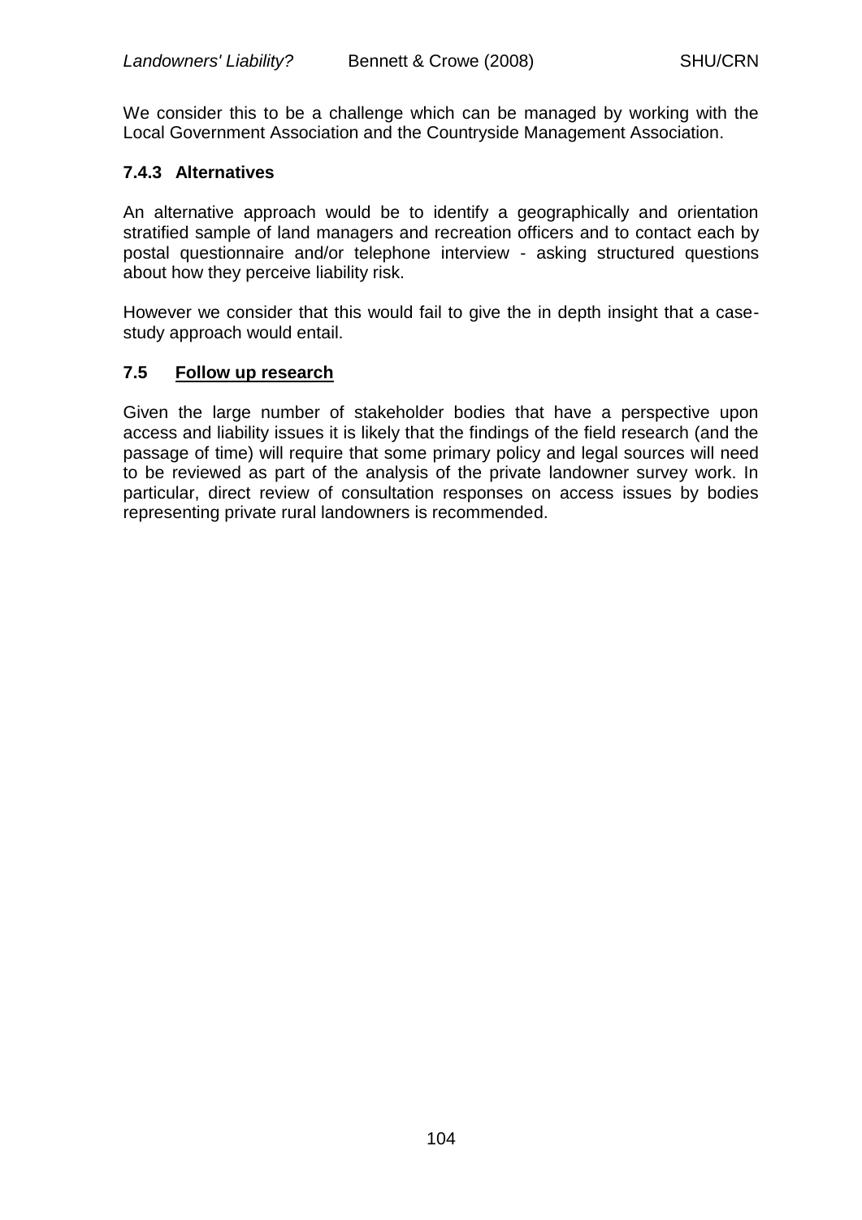We consider this to be a challenge which can be managed by working with the Local Government Association and the Countryside Management Association.

#### 7.4.3 Alternatives

An alternative approach would be to identify a geographically and orientation stratified sample of land managers and recreation officers and to contact each by postal questionnaire and/or telephone interview - asking structured questions about how they perceive liability risk.

However we consider that this would fail to give the in depth insight that a case-study approach would entail.

### 7.5 Follow up research

Given the large number of stakeholder bodies that have a perspective upon access and liability issues it is likely that the findings of the field research (and the passage of time) will require that some primary policy and legal sources will need to be reviewed as part of the analysis of the private landowner survey work. In particular, direct review of consultation responses on access issues by bodies representing private rural landowners is recommended.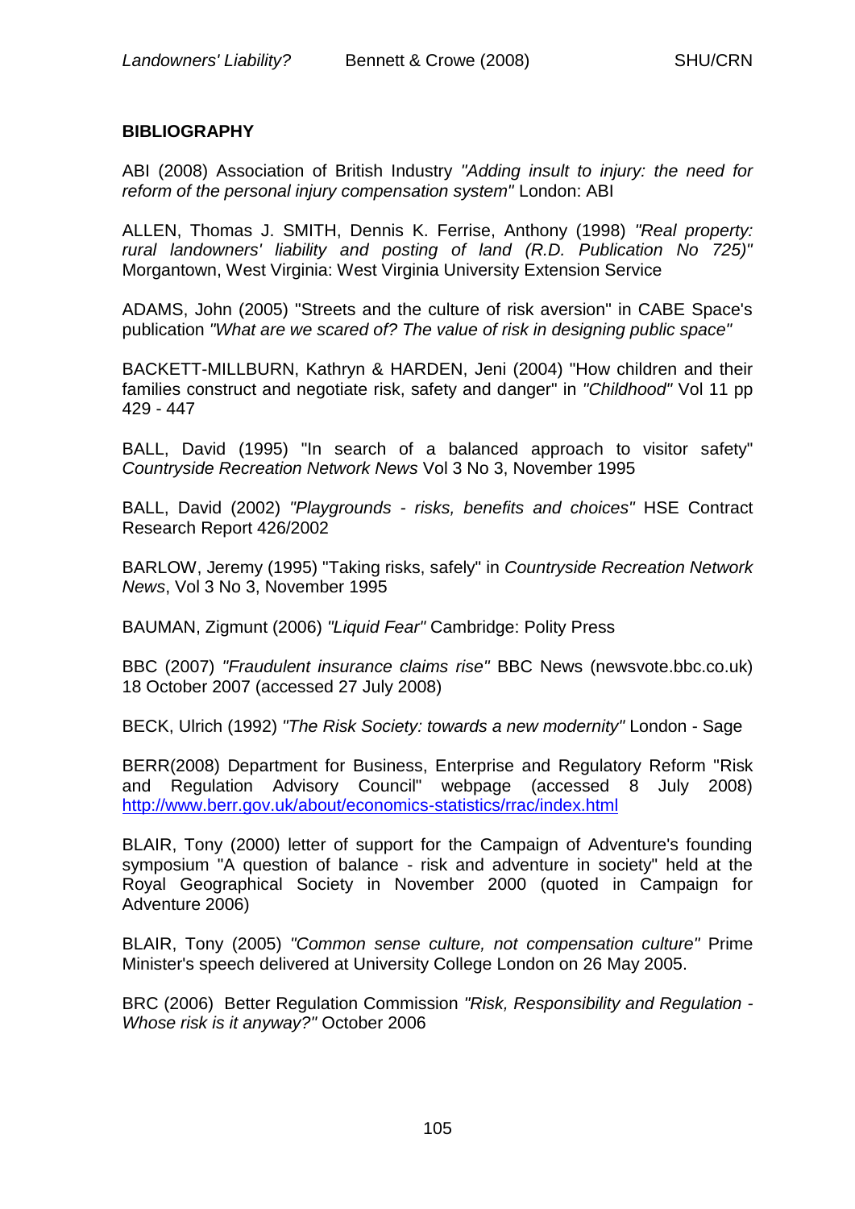**BIBLIOGRAPHY**

ABI (2008) Association of British Industry *"Adding insult to injury: the need for reform of the personal injury compensation system"* London: ABI

ALLEN, Thomas J. SMITH, Dennis K. Ferrise, Anthony (1998) *"Real property: rural landowners' liability and posting of land (R.D. Publication No 725)"* Morgantown, West Virginia: West Virginia University Extension Service

ADAMS, John (2005) "Streets and the culture of risk aversion" in CABE Space's publication *"What are we scared of? The value of risk in designing public space"*

BACKETT-MILLBURN, Kathryn & HARDEN, Jeni (2004) "How children and their families construct and negotiate risk, safety and danger" in *"Childhood"* Vol 11 pp 429 - 447

BALL, David (1995) "In search of a balanced approach to visitor safety" *Countryside Recreation Network News* Vol 3 No 3, November 1995

BALL, David (2002) *"Playgrounds - risks, benefits and choices"* HSE Contract Research Report 426/2002

BARLOW, Jeremy (1995) "Taking risks, safely" in *Countryside Recreation Network News*, Vol 3 No 3, November 1995

BAUMAN, Zigmunt (2006) *"Liquid Fear"* Cambridge: Polity Press

BBC (2007) *"Fraudulent insurance claims rise"* BBC News (newsvote.bbc.co.uk) 18 October 2007 (accessed 27 July 2008)

BECK, Ulrich (1992) *"The Risk Society: towards a new modernity"* London - Sage

BERR(2008) Department for Business, Enterprise and Regulatory Reform "Risk and Regulation Advisory Council" webpage (accessed 8 July 2008) http://www.berr.gov.uk/about/economics-statistics/rrac/index.html

BLAIR, Tony (2000) letter of support for the Campaign of Adventure's founding symposium "A question of balance - risk and adventure in society" held at the Royal Geographical Society in November 2000 (quoted in Campaign for Adventure 2006)

BLAIR, Tony (2005) *"Common sense culture, not compensation culture"* Prime Minister's speech delivered at University College London on 26 May 2005.

BRC (2006) Better Regulation Commission *"Risk, Responsibility and Regulation - Whose risk is it anyway?"* October 2006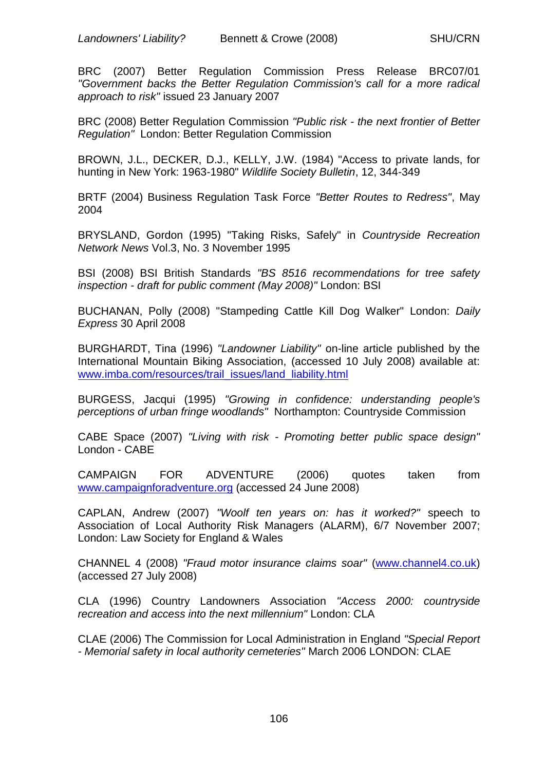BRC (2007) Better Regulation Commission Press Release BRC07/01 *"Government backs the Better Regulation Commission's call for a more radical approach to risk"* issued 23 January 2007

BRC (2008) Better Regulation Commission *"Public risk - the next frontier of Better Regulation"* London: Better Regulation Commission

BROWN, J.L., DECKER, D.J., KELLY, J.W. (1984) "Access to private lands, for hunting in New York: 1963-1980" *Wildlife Society Bulletin*, 12, 344-349

BRTF (2004) Business Regulation Task Force *"Better Routes to Redress"*, May 2004

BRYSLAND, Gordon (1995) "Taking Risks, Safely" in *Countryside Recreation Network News* Vol.3, No. 3 November 1995

BSI (2008) BSI British Standards *"BS 8516 recommendations for tree safety inspection - draft for public comment (May 2008)"* London: BSI

BUCHANAN, Polly (2008) "Stampeding Cattle Kill Dog Walker" London: *Daily Express* 30 April 2008

BURGHARDT, Tina (1996) *"Landowner Liability"* on-line article published by the International Mountain Biking Association, (accessed 10 July 2008) available at: www.imba.com/resources/trail_issues/land_liability.html

BURGESS, Jacqui (1995) *"Growing in confidence: understanding people's perceptions of urban fringe woodlands"* Northampton: Countryside Commission

CABE Space (2007) *"Living with risk - Promoting better public space design"* London - CABE

CAMPAIGN FOR ADVENTURE (2006) quotes taken from www.campaignforadventure.org (accessed 24 June 2008)

CAPLAN, Andrew (2007) *"Woolf ten years on: has it worked?"* speech to Association of Local Authority Risk Managers (ALARM), 6/7 November 2007; London: Law Society for England & Wales

CHANNEL 4 (2008) *"Fraud motor insurance claims soar"* (www.channel4.co.uk) (accessed 27 July 2008)

CLA (1996) Country Landowners Association *"Access 2000: countryside recreation and access into the next millennium"* London: CLA

CLAE (2006) The Commission for Local Administration in England *"Special Report - Memorial safety in local authority cemeteries"* March 2006 LONDON: CLAE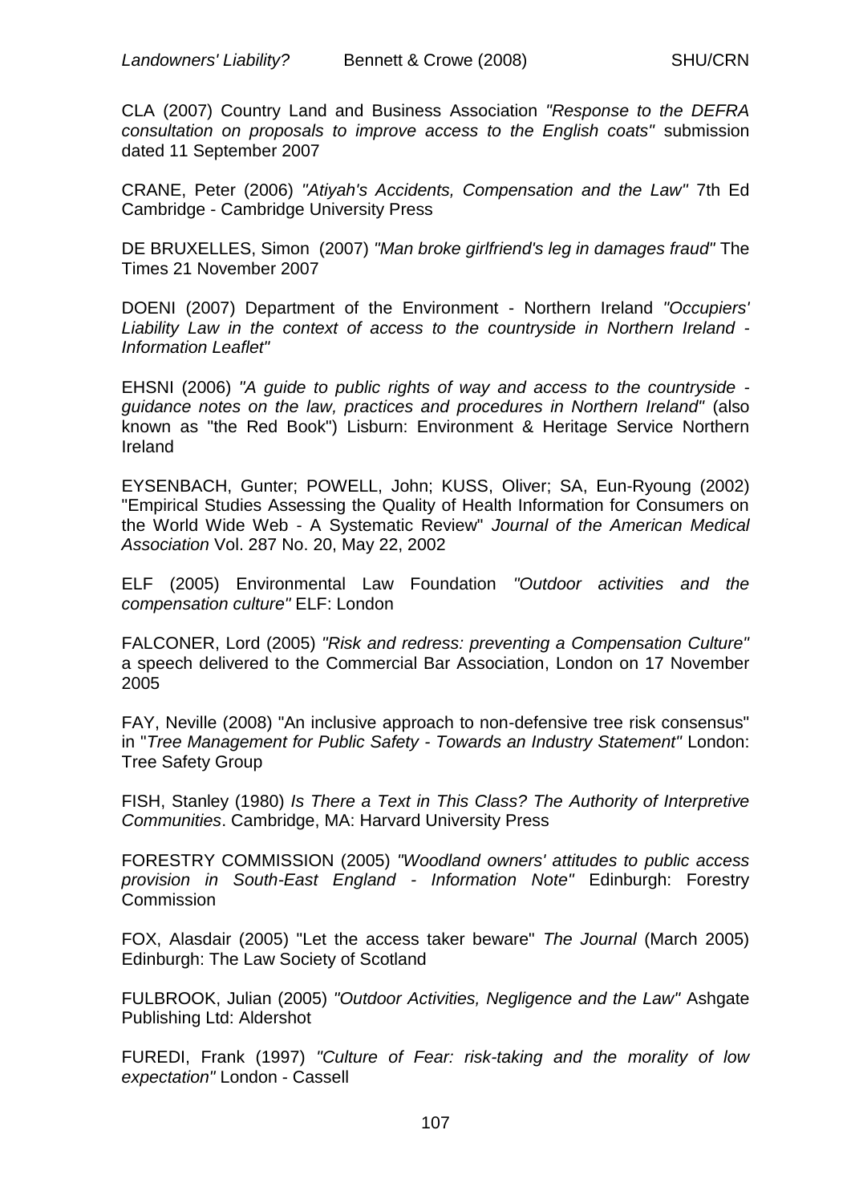CLA (2007) Country Land and Business Association *"Response to the DEFRA consultation on proposals to improve access to the English coats"* submission dated 11 September 2007

CRANE, Peter (2006) *"Atiyah's Accidents, Compensation and the Law"* 7th Ed Cambridge - Cambridge University Press

DE BRUXELLES, Simon (2007) *"Man broke girlfriend's leg in damages fraud"* The Times 21 November 2007

DOENI (2007) Department of the Environment - Northern Ireland *"Occupiers' Liability Law in the context of access to the countryside in Northern Ireland - Information Leaflet"*

EHSNI (2006) *"A guide to public rights of way and access to the countryside - guidance notes on the law, practices and procedures in Northern Ireland"* (also known as "the Red Book") Lisburn: Environment & Heritage Service Northern Ireland

EYSENBACH, Gunter; POWELL, John; KUSS, Oliver; SA, Eun-Ryoung (2002) "Empirical Studies Assessing the Quality of Health Information for Consumers on the World Wide Web - A Systematic Review" *Journal of the American Medical Association* Vol. 287 No. 20, May 22, 2002

ELF (2005) Environmental Law Foundation *"Outdoor activities and the compensation culture"* ELF: London

FALCONER, Lord (2005) *"Risk and redress: preventing a Compensation Culture"* a speech delivered to the Commercial Bar Association, London on 17 November 2005

FAY, Neville (2008) "An inclusive approach to non-defensive tree risk consensus" in "*Tree Management for Public Safety - Towards an Industry Statement"* London: Tree Safety Group

FISH, Stanley (1980) *Is There a Text in This Class? The Authority of Interpretive Communities*. Cambridge, MA: Harvard University Press

FORESTRY COMMISSION (2005) *"Woodland owners' attitudes to public access provision in South-East England - Information Note"* Edinburgh: Forestry Commission

FOX, Alasdair (2005) "Let the access taker beware" *The Journal* (March 2005) Edinburgh: The Law Society of Scotland

FULBROOK, Julian (2005) *"Outdoor Activities, Negligence and the Law"* Ashgate Publishing Ltd: Aldershot

FUREDI, Frank (1997) *"Culture of Fear: risk-taking and the morality of low expectation"* London - Cassell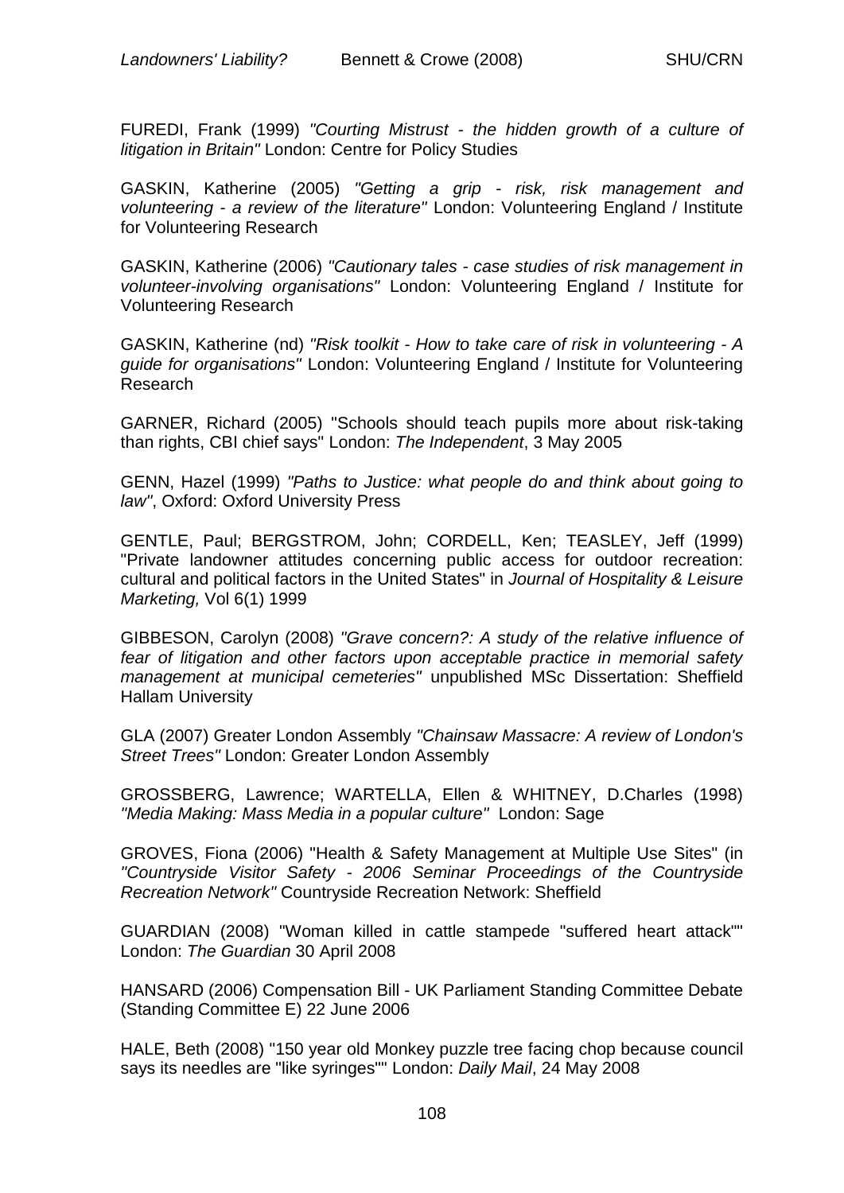FUREDI, Frank (1999) *"Courting Mistrust - the hidden growth of a culture of litigation in Britain"* London: Centre for Policy Studies

GASKIN, Katherine (2005) *"Getting a grip - risk, risk management and volunteering - a review of the literature"* London: Volunteering England / Institute for Volunteering Research

GASKIN, Katherine (2006) *"Cautionary tales - case studies of risk management in volunteer-involving organisations"* London: Volunteering England / Institute for Volunteering Research

GASKIN, Katherine (nd) *"Risk toolkit - How to take care of risk in volunteering - A guide for organisations"* London: Volunteering England / Institute for Volunteering Research

GARNER, Richard (2005) "Schools should teach pupils more about risk-taking than rights, CBI chief says" London: *The Independent*, 3 May 2005

GENN, Hazel (1999) *"Paths to Justice: what people do and think about going to law"*, Oxford: Oxford University Press

GENTLE, Paul; BERGSTROM, John; CORDELL, Ken; TEASLEY, Jeff (1999) "Private landowner attitudes concerning public access for outdoor recreation: cultural and political factors in the United States" in *Journal of Hospitality & Leisure Marketing,* Vol 6(1) 1999

GIBBESON, Carolyn (2008) *"Grave concern?: A study of the relative influence of fear of litigation and other factors upon acceptable practice in memorial safety management at municipal cemeteries"* unpublished MSc Dissertation: Sheffield Hallam University

GLA (2007) Greater London Assembly *"Chainsaw Massacre: A review of London's Street Trees"* London: Greater London Assembly

GROSSBERG, Lawrence; WARTELLA, Ellen & WHITNEY, D.Charles (1998) *"Media Making: Mass Media in a popular culture"* London: Sage

GROVES, Fiona (2006) "Health & Safety Management at Multiple Use Sites" (in *"Countryside Visitor Safety - 2006 Seminar Proceedings of the Countryside Recreation Network"* Countryside Recreation Network: Sheffield

GUARDIAN (2008) "Woman killed in cattle stampede "suffered heart attack"" London: *The Guardian* 30 April 2008

HANSARD (2006) Compensation Bill - UK Parliament Standing Committee Debate (Standing Committee E) 22 June 2006

HALE, Beth (2008) "150 year old Monkey puzzle tree facing chop because council says its needles are "like syringes"" London: *Daily Mail*, 24 May 2008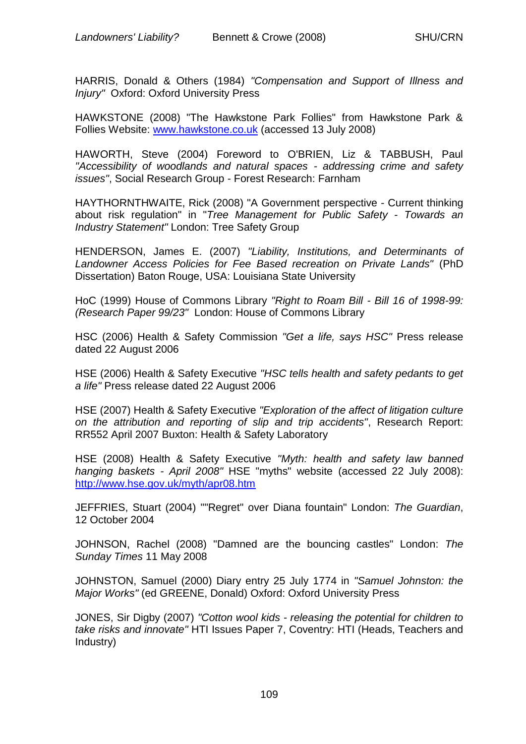HARRIS, Donald & Others (1984) *"Compensation and Support of Illness and Injury"* Oxford: Oxford University Press

HAWKSTONE (2008) "The Hawkstone Park Follies" from Hawkstone Park & Follies Website: [www.hawkstone.co.uk](http://www.hawkstone.co.uk) (accessed 13 July 2008)

HAWORTH, Steve (2004) Foreword to O'BRIEN, Liz & TABBUSH, Paul *"Accessibility of woodlands and natural spaces - addressing crime and safety issues"*, Social Research Group - Forest Research: Farnham

HAYTHORNTHWAITE, Rick (2008) "A Government perspective - Current thinking about risk regulation" in "*Tree Management for Public Safety - Towards an Industry Statement"* London: Tree Safety Group

HENDERSON, James E. (2007) *"Liability, Institutions, and Determinants of Landowner Access Policies for Fee Based recreation on Private Lands"* (PhD Dissertation) Baton Rouge, USA: Louisiana State University

HoC (1999) House of Commons Library *"Right to Roam Bill - Bill 16 of 1998-99: (Research Paper 99/23"* London: House of Commons Library

HSC (2006) Health & Safety Commission *"Get a life, says HSC"* Press release dated 22 August 2006

HSE (2006) Health & Safety Executive *"HSC tells health and safety pedants to get a life"* Press release dated 22 August 2006

HSE (2007) Health & Safety Executive *"Exploration of the affect of litigation culture on the attribution and reporting of slip and trip accidents"*, Research Report: RR552 April 2007 Buxton: Health & Safety Laboratory

HSE (2008) Health & Safety Executive *"Myth: health and safety law banned hanging baskets - April 2008"* HSE "myths" website (accessed 22 July 2008): [http://www.hse.gov.uk/myth/apr08.htm](http://www.hse.gov.uk/myth/apr08.htm)

JEFFRIES, Stuart (2004) ""Regret" over Diana fountain" London: *The Guardian*, 12 October 2004

JOHNSON, Rachel (2008) "Damned are the bouncing castles" London: *The Sunday Times* 11 May 2008

JOHNSTON, Samuel (2000) Diary entry 25 July 1774 in *"Samuel Johnston: the Major Works"* (ed GREENE, Donald) Oxford: Oxford University Press

JONES, Sir Digby (2007) *"Cotton wool kids - releasing the potential for children to take risks and innovate"* HTI Issues Paper 7, Coventry: HTI (Heads, Teachers and Industry)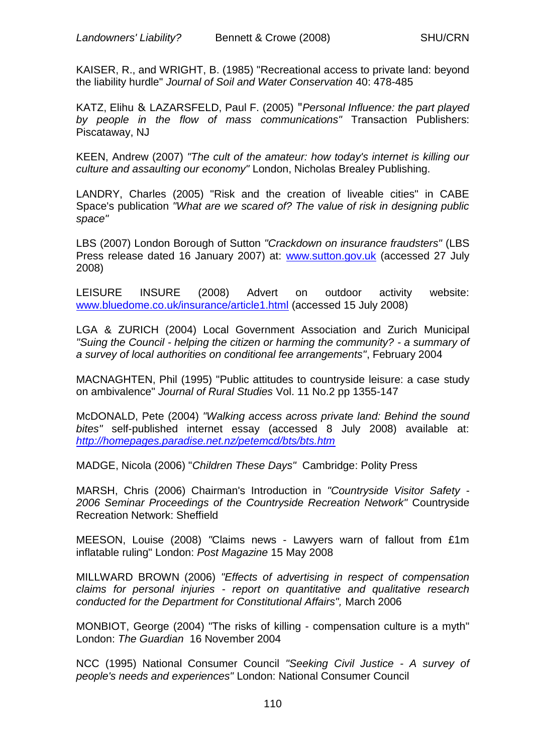KAISER, R., and WRIGHT, B. (1985) "Recreational access to private land: beyond the liability hurdle" *Journal of Soil and Water Conservation* 40: 478-485

KATZ, Elihu & LAZARSFELD, Paul F. (2005) "*Personal Influence: the part played by people in the flow of mass communications"* Transaction Publishers: Piscataway, NJ

KEEN, Andrew (2007) *"The cult of the amateur: how today's internet is killing our culture and assaulting our economy"* London, Nicholas Brealey Publishing.

LANDRY, Charles (2005) "Risk and the creation of liveable cities" in CABE Space's publication *"What are we scared of? The value of risk in designing public space"*

LBS (2007) London Borough of Sutton *"Crackdown on insurance fraudsters"* (LBS Press release dated 16 January 2007) at: www.sutton.gov.uk (accessed 27 July 2008)

LEISURE INSURE (2008) Advert on outdoor activity website: www.bluedome.co.uk/insurance/article1.html (accessed 15 July 2008)

LGA & ZURICH (2004) Local Government Association and Zurich Municipal *"Suing the Council - helping the citizen or harming the community? - a summary of a survey of local authorities on conditional fee arrangements"*, February 2004

MACNAGHTEN, Phil (1995) "Public attitudes to countryside leisure: a case study on ambivalence" *Journal of Rural Studies* Vol. 11 No.2 pp 1355-147

McDONALD, Pete (2004) *"Walking access across private land: Behind the sound bites"* self-published internet essay (accessed 8 July 2008) available at: *http://homepages.paradise.net.nz/petemcd/bts/bts.htm*

MADGE, Nicola (2006) "*Children These Days"* Cambridge: Polity Press

MARSH, Chris (2006) Chairman's Introduction in *"Countryside Visitor Safety - 2006 Seminar Proceedings of the Countryside Recreation Network"* Countryside Recreation Network: Sheffield

MEESON, Louise (2008) *"*Claims news - Lawyers warn of fallout from £1m inflatable ruling" London: *Post Magazine* 15 May 2008

MILLWARD BROWN (2006) *"Effects of advertising in respect of compensation claims for personal injuries - report on quantitative and qualitative research conducted for the Department for Constitutional Affairs",* March 2006

MONBIOT, George (2004) "The risks of killing - compensation culture is a myth" London: *The Guardian* 16 November 2004

NCC (1995) National Consumer Council *"Seeking Civil Justice - A survey of people's needs and experiences"* London: National Consumer Council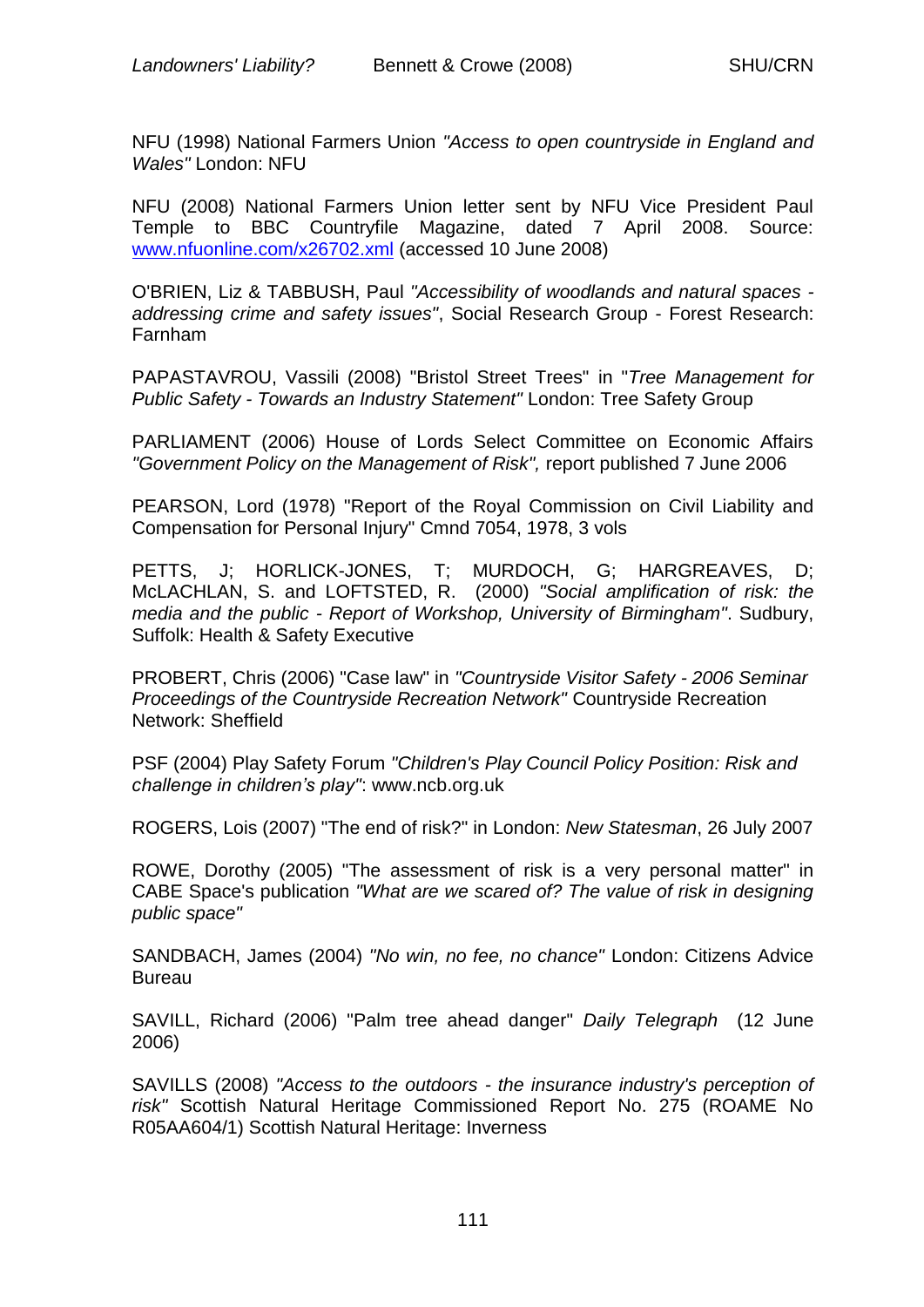NFU (1998) National Farmers Union *"Access to open countryside in England and Wales"* London: NFU

NFU (2008) National Farmers Union letter sent by NFU Vice President Paul Temple to BBC Countryfile Magazine, dated 7 April 2008. Source: [www.nfuonline.com/x26702.xml](www.nfuonline.com/x26702.xml) (accessed 10 June 2008)

O'BRIEN, Liz & TABBUSH, Paul *"Accessibility of woodlands and natural spaces - addressing crime and safety issues"*, Social Research Group - Forest Research: Farnham

PAPASTAVROU, Vassili (2008) "Bristol Street Trees" in "*Tree Management for Public Safety - Towards an Industry Statement"* London: Tree Safety Group

PARLIAMENT (2006) House of Lords Select Committee on Economic Affairs *"Government Policy on the Management of Risk",* report published 7 June 2006

PEARSON, Lord (1978) "Report of the Royal Commission on Civil Liability and Compensation for Personal Injury" Cmnd 7054, 1978, 3 vols

PETTS, J; HORLICK-JONES, T; MURDOCH, G; HARGREAVES, D; McLACHLAN, S. and LOFTSTED, R. (2000) *"Social amplification of risk: the media and the public - Report of Workshop, University of Birmingham"*. Sudbury, Suffolk: Health & Safety Executive

PROBERT, Chris (2006) "Case law" in *"Countryside Visitor Safety - 2006 Seminar Proceedings of the Countryside Recreation Network"* Countryside Recreation Network: Sheffield

PSF (2004) Play Safety Forum *"Children's Play Council Policy Position: Risk and challenge in children's play"*: www.ncb.org.uk

ROGERS, Lois (2007) "The end of risk?" in London: *New Statesman*, 26 July 2007

ROWE, Dorothy (2005) "The assessment of risk is a very personal matter" in CABE Space's publication *"What are we scared of? The value of risk in designing public space"*

SANDBACH, James (2004) *"No win, no fee, no chance"* London: Citizens Advice Bureau

SAVILL, Richard (2006) "Palm tree ahead danger" *Daily Telegraph* (12 June 2006)

SAVILLS (2008) *"Access to the outdoors - the insurance industry's perception of risk"* Scottish Natural Heritage Commissioned Report No. 275 (ROAME No R05AA604/1) Scottish Natural Heritage: Inverness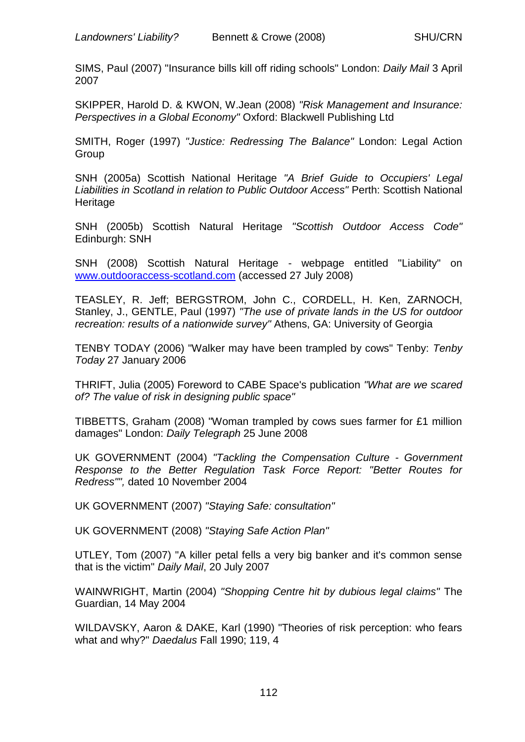SIMS, Paul (2007) "Insurance bills kill off riding schools" London: *Daily Mail* 3 April 2007

SKIPPER, Harold D. & KWON, W.Jean (2008) *"Risk Management and Insurance: Perspectives in a Global Economy"* Oxford: Blackwell Publishing Ltd

SMITH, Roger (1997) *"Justice: Redressing The Balance"* London: Legal Action Group

SNH (2005a) Scottish National Heritage *"A Brief Guide to Occupiers' Legal Liabilities in Scotland in relation to Public Outdoor Access"* Perth: Scottish National Heritage

SNH (2005b) Scottish Natural Heritage *"Scottish Outdoor Access Code"* Edinburgh: SNH

SNH (2008) Scottish Natural Heritage - webpage entitled "Liability" on www.outdooraccess-scotland.com (accessed 27 July 2008)

TEASLEY, R. Jeff; BERGSTROM, John C., CORDELL, H. Ken, ZARNOCH, Stanley, J., GENTLE, Paul (1997) *"The use of private lands in the US for outdoor recreation: results of a nationwide survey"* Athens, GA: University of Georgia

TENBY TODAY (2006) "Walker may have been trampled by cows" Tenby: *Tenby Today* 27 January 2006

THRIFT, Julia (2005) Foreword to CABE Space's publication *"What are we scared of? The value of risk in designing public space"*

TIBBETTS, Graham (2008) "Woman trampled by cows sues farmer for £1 million damages" London: *Daily Telegraph* 25 June 2008

UK GOVERNMENT (2004) *"Tackling the Compensation Culture - Government Response to the Better Regulation Task Force Report: "Better Routes for Redress"",* dated 10 November 2004

UK GOVERNMENT (2007) *"Staying Safe: consultation"*

UK GOVERNMENT (2008) *"Staying Safe Action Plan"*

UTLEY, Tom (2007) "A killer petal fells a very big banker and it's common sense that is the victim" *Daily Mail*, 20 July 2007

WAINWRIGHT, Martin (2004) *"Shopping Centre hit by dubious legal claims"* The Guardian, 14 May 2004

WILDAVSKY, Aaron & DAKE, Karl (1990) "Theories of risk perception: who fears what and why?" *Daedalus* Fall 1990; 119, 4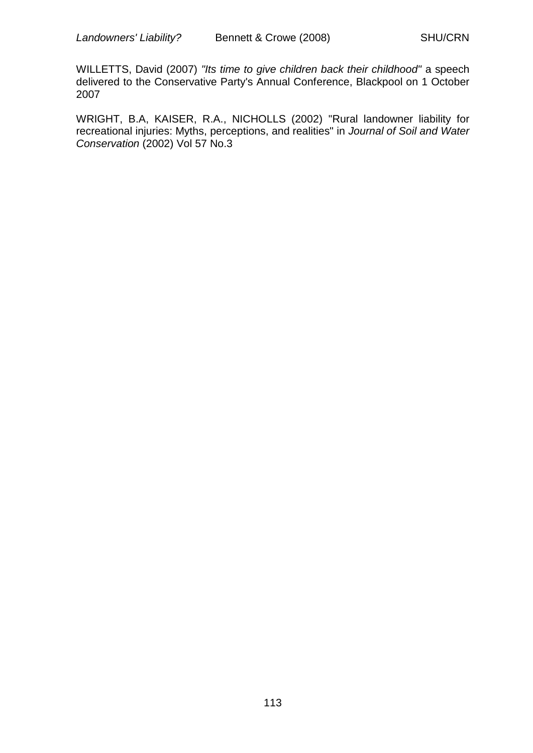WILLETTS, David (2007) *"Its time to give children back their childhood"* a speech delivered to the Conservative Party's Annual Conference, Blackpool on 1 October 2007

WRIGHT, B.A, KAISER, R.A., NICHOLLS (2002) "Rural landowner liability for recreational injuries: Myths, perceptions, and realities" in *Journal of Soil and Water Conservation* (2002) Vol 57 No.3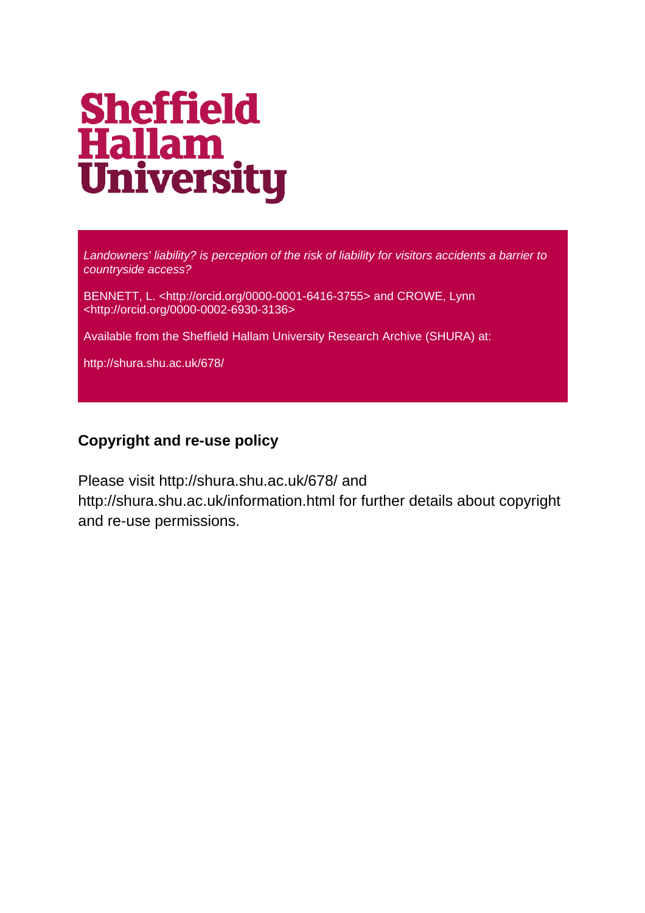# Sheffield Hallam University

*Landowners' liability? is perception of the risk of liability for visitors accidents a barrier to countryside access?*

BENNETT, L. <http://orcid.org/0000-0001-6416-3755> and CROWE, Lynn <http://orcid.org/0000-0002-6930-3136>

Available from the Sheffield Hallam University Research Archive (SHURA) at:

http://shura.shu.ac.uk/678/

## Copyright and re-use policy

Please visit http://shura.shu.ac.uk/678/ and http://shura.shu.ac.uk/information.html for further details about copyright and re-use permissions.